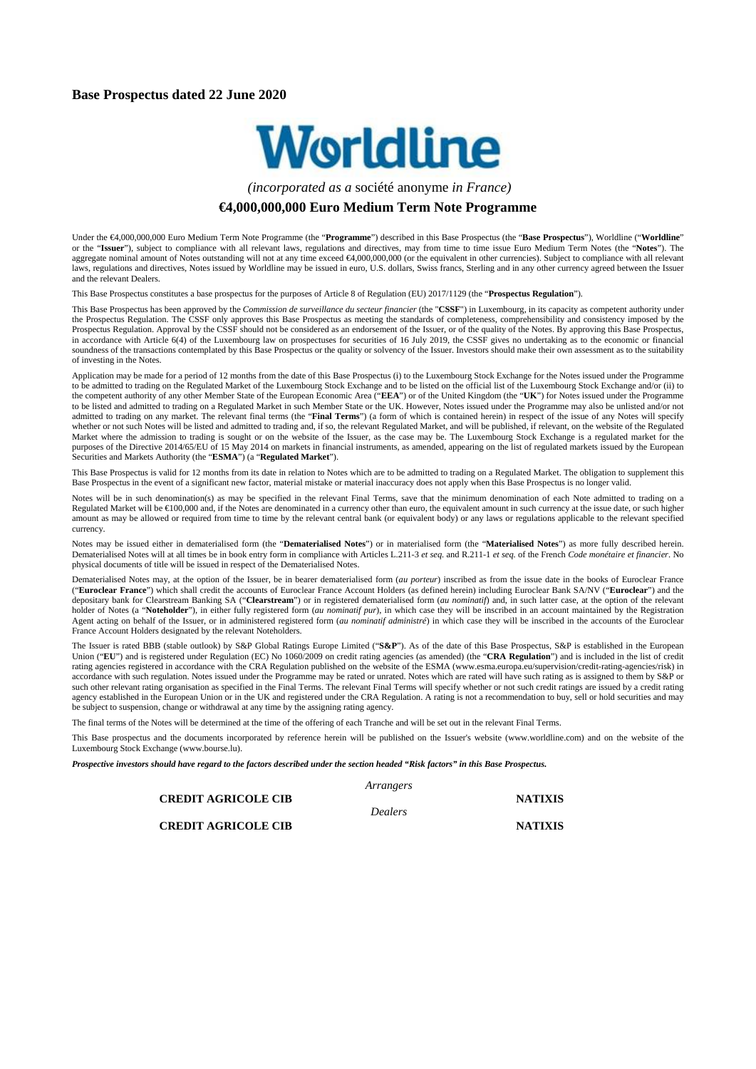**Base Prospectus dated 22 June 2020**

# Worldline

*(incorporated as a* société anonyme *in France)*

## €4,000,000,000 Euro Medium Term Note Programme

Under the €4,000,000,000 Euro Medium Term Note Programme (the "**Programme**") described in this Base Prospectus (the "**Base Prospectus**"), Worldline ("**Worldline**" or the "**Issuer**"), subject to compliance with all relevant laws, regulations and directives, may from time to time issue Euro Medium Term Notes (the "**Notes**"). The aggregate nominal amount of Notes outstanding will not at any time exceed €4,000,000,000 (or the equivalent in other currencies). Subject to compliance with all relevant laws, regulations and directives, Notes issued by Worldline may be issued in euro, U.S. dollars, Swiss francs, Sterling and in any other currency agreed between the Issuer and the relevant Dealers.

This Base Prospectus constitutes a base prospectus for the purposes of Article 8 of Regulation (EU) 2017/1129 (the "**Prospectus Regulation**").

This Base Prospectus has been approved by the *Commission de surveillance du secteur financier* (the "**CSSF**") in Luxembourg, in its capacity as competent authority under the Prospectus Regulation. The CSSF only approves this Base Prospectus as meeting the standards of completeness, comprehensibility and consistency imposed by the Prospectus Regulation. Approval by the CSSF should not be considered as an endorsement of the Issuer, or of the quality of the Notes. By approving this Base Prospectus, in accordance with Article 6(4) of the Luxembourg law on prospectuses for securities of 16 July 2019, the CSSF gives no undertaking as to the economic or financial soundness of the transactions contemplated by this Base Prospectus or the quality or solvency of the Issuer. Investors should make their own assessment as to the suitability of investing in the Notes.

Application may be made for a period of 12 months from the date of this Base Prospectus (i) to the Luxembourg Stock Exchange for the Notes issued under the Programme to be admitted to trading on the Regulated Market of the Luxembourg Stock Exchange and to be listed on the official list of the Luxembourg Stock Exchange and/or (ii) to the competent authority of any other Member State of the European Economic Area ("**EEA**") or of the United Kingdom (the "**UK**") for Notes issued under the Programme to be listed and admitted to trading on a Regulated Market in such Member State or the UK. However, Notes issued under the Programme may also be unlisted and/or not admitted to trading on any market. The relevant final terms (the "**Final Terms**") (a form of which is contained herein) in respect of the issue of any Notes will specify whether or not such Notes will be listed and admitted to trading and, if so, the relevant Regulated Market, and will be published, if relevant, on the website of the Regulated Market where the admission to trading is sought or on the website of the Issuer, as the case may be. The Luxembourg Stock Exchange is a regulated market for the purposes of the Directive 2014/65/EU of 15 May 2014 on markets in financial instruments, as amended, appearing on the list of regulated markets issued by the European Securities and Markets Authority (the "**ESMA**") (a "**Regulated Market**").

This Base Prospectus is valid for 12 months from its date in relation to Notes which are to be admitted to trading on a Regulated Market. The obligation to supplement this Base Prospectus in the event of a significant new factor, material mistake or material inaccuracy does not apply when this Base Prospectus is no longer valid.

Notes will be in such denomination(s) as may be specified in the relevant Final Terms, save that the minimum denomination of each Note admitted to trading on a Regulated Market will be €100,000 and, if the Notes are denominated in a currency other than euro, the equivalent amount in such currency at the issue date, or such higher amount as may be allowed or required from time to time by the relevant central bank (or equivalent body) or any laws or regulations applicable to the relevant specified currency.

Notes may be issued either in dematerialised form (the "**Dematerialised Notes**") or in materialised form (the "**Materialised Notes**") as more fully described herein. Dematerialised Notes will at all times be in book entry form in compliance with Articles L.211-3 *et seq.* and R.211-1 *et seq.* of the French *Code monétaire et financier*. No physical documents of title will be issued in respect of the Dematerialised Notes.

Dematerialised Notes may, at the option of the Issuer, be in bearer dematerialised form (*au porteur*) inscribed as from the issue date in the books of Euroclear France ("**Euroclear France**") which shall credit the accounts of Euroclear France Account Holders (as defined herein) including Euroclear Bank SA/NV ("**Euroclear**") and the depositary bank for Clearstream Banking SA ("**Clearstream**") or in registered dematerialised form (*au nominatif*) and, in such latter case, at the option of the relevant holder of Notes (a "**Noteholder**"), in either fully registered form (*au nominatif pur*), in which case they will be inscribed in an account maintained by the Registration Agent acting on behalf of the Issuer, or in administered registered form (*au nominatif administré*) in which case they will be inscribed in the accounts of the Euroclear France Account Holders designated by the relevant Noteholders.

The Issuer is rated BBB (stable outlook) by S&P Global Ratings Europe Limited ("**S&P**"). As of the date of this Base Prospectus, S&P is established in the European Union ("**EU**") and is registered under Regulation (EC) No 1060/2009 on credit rating agencies (as amended) (the "**CRA Regulation**") and is included in the list of credit rating agencies registered in accordance with the CRA Regulation published on the website of the ESMA (www.esma.europa.eu/supervision/credit-rating-agencies/risk) in accordance with such regulation. Notes issued under the Programme may be rated or unrated. Notes which are rated will have such rating as is assigned to them by S&P or such other relevant rating organisation as specified in the Final Terms. The relevant Final Terms will specify whether or not such credit ratings are issued by a credit rating agency established in the European Union or in the UK and registered under the CRA Regulation. A rating is not a recommendation to buy, sell or hold securities and may be subject to suspension, change or withdrawal at any time by the assigning rating agency.

The final terms of the Notes will be determined at the time of the offering of each Tranche and will be set out in the relevant Final Terms.

This Base prospectus and the documents incorporated by reference herein will be published on the Issuer's website (www.worldline.com) and on the website of the Luxembourg Stock Exchange (www.bourse.lu).

***Prospective investors should have regard to the factors described under the section headed "Risk factors" in this Base Prospectus.***

*Arrangers*

**CREDIT AGRICOLE CIB** | **NATIXIS**

*Dealers*

**CREDIT AGRICOLE CIB** | **NATIXIS**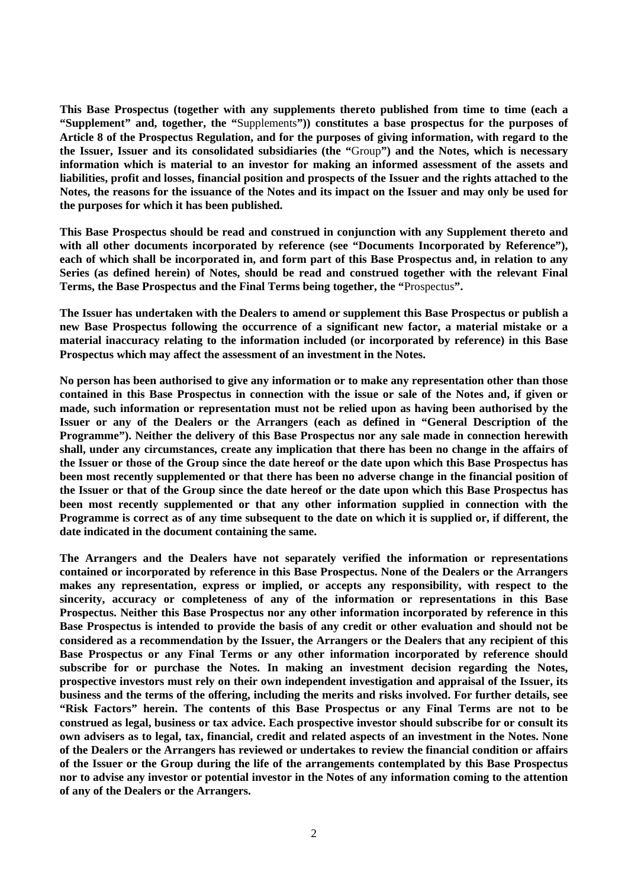**This Base Prospectus (together with any supplements thereto published from time to time (each a "Supplement" and, together, the "**Supplements**")) constitutes a base prospectus for the purposes of Article 8 of the Prospectus Regulation, and for the purposes of giving information, with regard to the the Issuer, Issuer and its consolidated subsidiaries (the "**Group**") and the Notes, which is necessary information which is material to an investor for making an informed assessment of the assets and liabilities, profit and losses, financial position and prospects of the Issuer and the rights attached to the Notes, the reasons for the issuance of the Notes and its impact on the Issuer and may only be used for the purposes for which it has been published.**

**This Base Prospectus should be read and construed in conjunction with any Supplement thereto and with all other documents incorporated by reference (see "Documents Incorporated by Reference"), each of which shall be incorporated in, and form part of this Base Prospectus and, in relation to any Series (as defined herein) of Notes, should be read and construed together with the relevant Final Terms, the Base Prospectus and the Final Terms being together, the "**Prospectus**".**

**The Issuer has undertaken with the Dealers to amend or supplement this Base Prospectus or publish a new Base Prospectus following the occurrence of a significant new factor, a material mistake or a material inaccuracy relating to the information included (or incorporated by reference) in this Base Prospectus which may affect the assessment of an investment in the Notes.**

**No person has been authorised to give any information or to make any representation other than those contained in this Base Prospectus in connection with the issue or sale of the Notes and, if given or made, such information or representation must not be relied upon as having been authorised by the Issuer or any of the Dealers or the Arrangers (each as defined in "General Description of the Programme"). Neither the delivery of this Base Prospectus nor any sale made in connection herewith shall, under any circumstances, create any implication that there has been no change in the affairs of the Issuer or those of the Group since the date hereof or the date upon which this Base Prospectus has been most recently supplemented or that there has been no adverse change in the financial position of the Issuer or that of the Group since the date hereof or the date upon which this Base Prospectus has been most recently supplemented or that any other information supplied in connection with the Programme is correct as of any time subsequent to the date on which it is supplied or, if different, the date indicated in the document containing the same.**

**The Arrangers and the Dealers have not separately verified the information or representations contained or incorporated by reference in this Base Prospectus. None of the Dealers or the Arrangers makes any representation, express or implied, or accepts any responsibility, with respect to the sincerity, accuracy or completeness of any of the information or representations in this Base Prospectus. Neither this Base Prospectus nor any other information incorporated by reference in this Base Prospectus is intended to provide the basis of any credit or other evaluation and should not be considered as a recommendation by the Issuer, the Arrangers or the Dealers that any recipient of this Base Prospectus or any Final Terms or any other information incorporated by reference should subscribe for or purchase the Notes. In making an investment decision regarding the Notes, prospective investors must rely on their own independent investigation and appraisal of the Issuer, its business and the terms of the offering, including the merits and risks involved. For further details, see "Risk Factors" herein. The contents of this Base Prospectus or any Final Terms are not to be construed as legal, business or tax advice. Each prospective investor should subscribe for or consult its own advisers as to legal, tax, financial, credit and related aspects of an investment in the Notes. None of the Dealers or the Arrangers has reviewed or undertakes to review the financial condition or affairs of the Issuer or the Group during the life of the arrangements contemplated by this Base Prospectus nor to advise any investor or potential investor in the Notes of any information coming to the attention of any of the Dealers or the Arrangers.**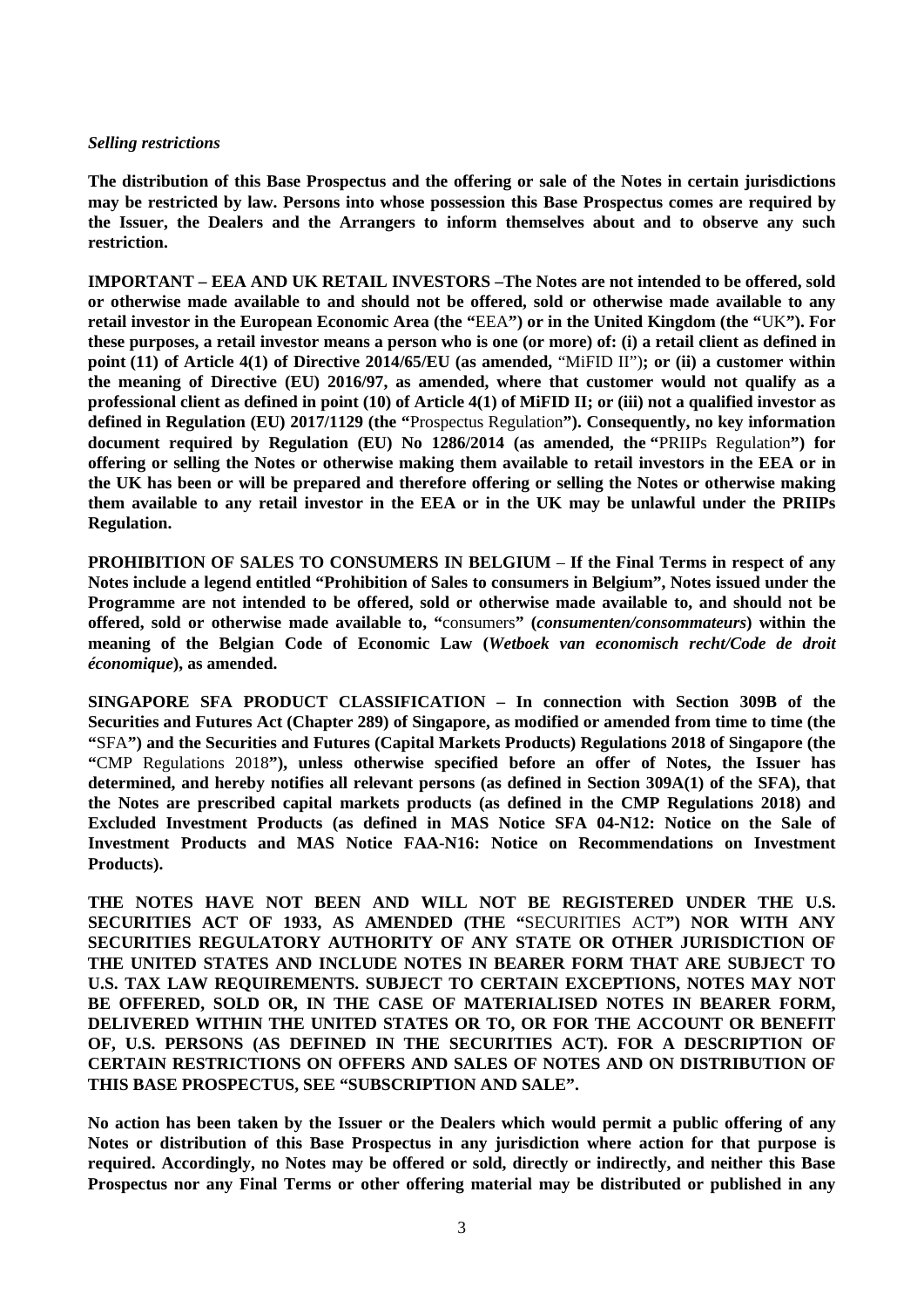*Selling restrictions*

**The distribution of this Base Prospectus and the offering or sale of the Notes in certain jurisdictions may be restricted by law. Persons into whose possession this Base Prospectus comes are required by the Issuer, the Dealers and the Arrangers to inform themselves about and to observe any such restriction.**

**IMPORTANT – EEA AND UK RETAIL INVESTORS –The Notes are not intended to be offered, sold or otherwise made available to and should not be offered, sold or otherwise made available to any retail investor in the European Economic Area (the "**EEA**") or in the United Kingdom (the "**UK**"). For these purposes, a retail investor means a person who is one (or more) of: (i) a retail client as defined in point (11) of Article 4(1) of Directive 2014/65/EU (as amended,** "MiFID II"**; or (ii) a customer within the meaning of Directive (EU) 2016/97, as amended, where that customer would not qualify as a professional client as defined in point (10) of Article 4(1) of MiFID II; or (iii) not a qualified investor as defined in Regulation (EU) 2017/1129 (the "**Prospectus Regulation**"). Consequently, no key information document required by Regulation (EU) No 1286/2014 (as amended, the "**PRIIPs Regulation**") for offering or selling the Notes or otherwise making them available to retail investors in the EEA or in the UK has been or will be prepared and therefore offering or selling the Notes or otherwise making them available to any retail investor in the EEA or in the UK may be unlawful under the PRIIPs Regulation.**

**PROHIBITION OF SALES TO CONSUMERS IN BELGIUM – If the Final Terms in respect of any Notes include a legend entitled "Prohibition of Sales to consumers in Belgium", Notes issued under the Programme are not intended to be offered, sold or otherwise made available to, and should not be offered, sold or otherwise made available to, "**consumers**" (*consumenten/consommateurs*) within the meaning of the Belgian Code of Economic Law (*Wetboek van economisch recht/Code de droit économique*), as amended.**

**SINGAPORE SFA PRODUCT CLASSIFICATION – In connection with Section 309B of the Securities and Futures Act (Chapter 289) of Singapore, as modified or amended from time to time (the "**SFA**") and the Securities and Futures (Capital Markets Products) Regulations 2018 of Singapore (the "**CMP Regulations 2018**"), unless otherwise specified before an offer of Notes, the Issuer has determined, and hereby notifies all relevant persons (as defined in Section 309A(1) of the SFA), that the Notes are prescribed capital markets products (as defined in the CMP Regulations 2018) and Excluded Investment Products (as defined in MAS Notice SFA 04-N12: Notice on the Sale of Investment Products and MAS Notice FAA-N16: Notice on Recommendations on Investment Products).**

**THE NOTES HAVE NOT BEEN AND WILL NOT BE REGISTERED UNDER THE U.S. SECURITIES ACT OF 1933, AS AMENDED (THE "**SECURITIES ACT**") NOR WITH ANY SECURITIES REGULATORY AUTHORITY OF ANY STATE OR OTHER JURISDICTION OF THE UNITED STATES AND INCLUDE NOTES IN BEARER FORM THAT ARE SUBJECT TO U.S. TAX LAW REQUIREMENTS. SUBJECT TO CERTAIN EXCEPTIONS, NOTES MAY NOT BE OFFERED, SOLD OR, IN THE CASE OF MATERIALISED NOTES IN BEARER FORM, DELIVERED WITHIN THE UNITED STATES OR TO, OR FOR THE ACCOUNT OR BENEFIT OF, U.S. PERSONS (AS DEFINED IN THE SECURITIES ACT). FOR A DESCRIPTION OF CERTAIN RESTRICTIONS ON OFFERS AND SALES OF NOTES AND ON DISTRIBUTION OF THIS BASE PROSPECTUS, SEE "SUBSCRIPTION AND SALE".**

**No action has been taken by the Issuer or the Dealers which would permit a public offering of any Notes or distribution of this Base Prospectus in any jurisdiction where action for that purpose is required. Accordingly, no Notes may be offered or sold, directly or indirectly, and neither this Base Prospectus nor any Final Terms or other offering material may be distributed or published in any**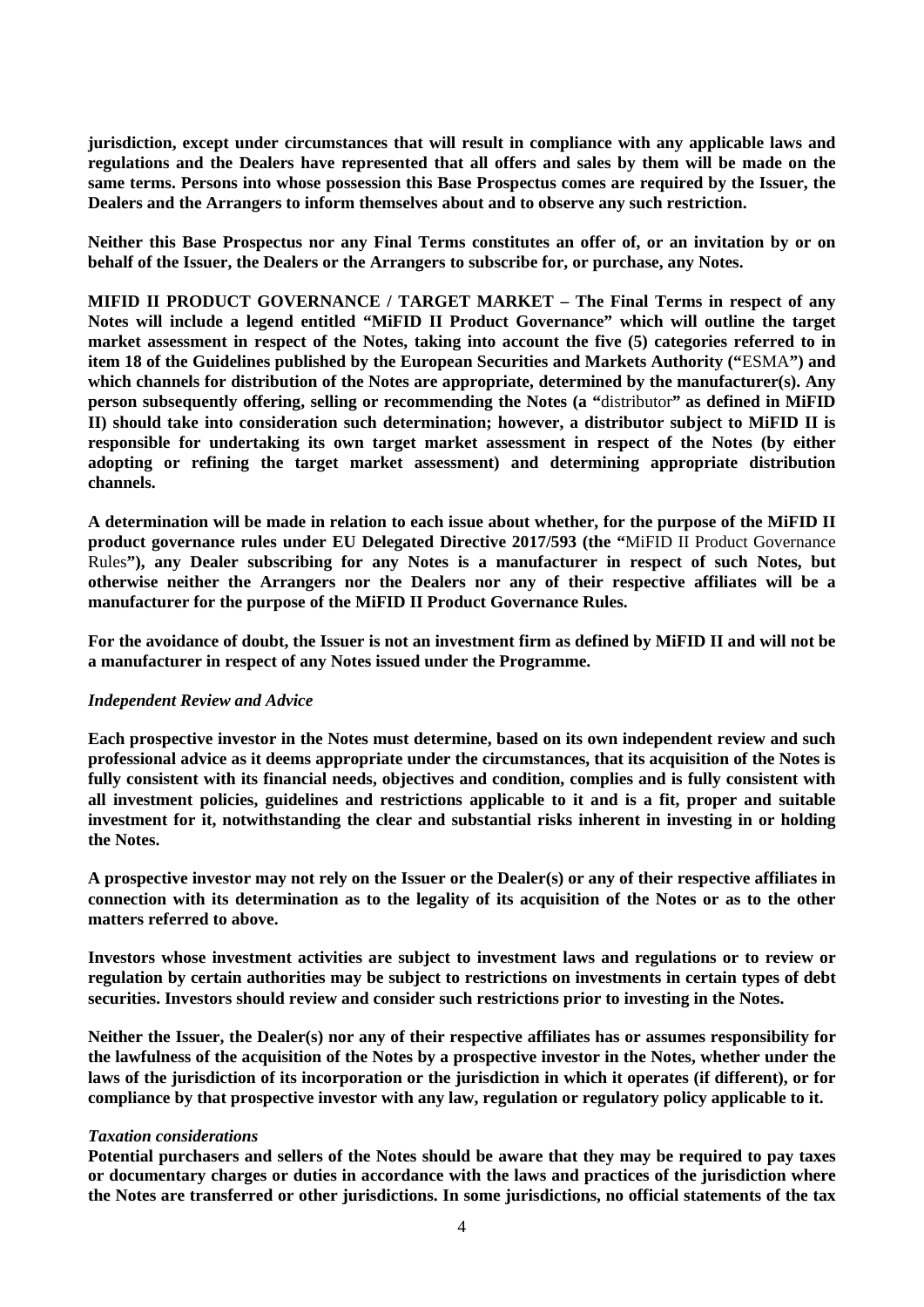**jurisdiction, except under circumstances that will result in compliance with any applicable laws and regulations and the Dealers have represented that all offers and sales by them will be made on the same terms. Persons into whose possession this Base Prospectus comes are required by the Issuer, the Dealers and the Arrangers to inform themselves about and to observe any such restriction.**

**Neither this Base Prospectus nor any Final Terms constitutes an offer of, or an invitation by or on behalf of the Issuer, the Dealers or the Arrangers to subscribe for, or purchase, any Notes.**

**MIFID II PRODUCT GOVERNANCE / TARGET MARKET – The Final Terms in respect of any Notes will include a legend entitled "MiFID II Product Governance" which will outline the target market assessment in respect of the Notes, taking into account the five (5) categories referred to in item 18 of the Guidelines published by the European Securities and Markets Authority ("**ESMA**") and which channels for distribution of the Notes are appropriate, determined by the manufacturer(s). Any person subsequently offering, selling or recommending the Notes (a "**distributor**" as defined in MiFID II) should take into consideration such determination; however, a distributor subject to MiFID II is responsible for undertaking its own target market assessment in respect of the Notes (by either adopting or refining the target market assessment) and determining appropriate distribution channels.**

**A determination will be made in relation to each issue about whether, for the purpose of the MiFID II product governance rules under EU Delegated Directive 2017/593 (the "**MiFID II Product Governance Rules**"), any Dealer subscribing for any Notes is a manufacturer in respect of such Notes, but otherwise neither the Arrangers nor the Dealers nor any of their respective affiliates will be a manufacturer for the purpose of the MiFID II Product Governance Rules.**

**For the avoidance of doubt, the Issuer is not an investment firm as defined by MiFID II and will not be a manufacturer in respect of any Notes issued under the Programme.**

*Independent Review and Advice*

**Each prospective investor in the Notes must determine, based on its own independent review and such professional advice as it deems appropriate under the circumstances, that its acquisition of the Notes is fully consistent with its financial needs, objectives and condition, complies and is fully consistent with all investment policies, guidelines and restrictions applicable to it and is a fit, proper and suitable investment for it, notwithstanding the clear and substantial risks inherent in investing in or holding the Notes.**

**A prospective investor may not rely on the Issuer or the Dealer(s) or any of their respective affiliates in connection with its determination as to the legality of its acquisition of the Notes or as to the other matters referred to above.**

**Investors whose investment activities are subject to investment laws and regulations or to review or regulation by certain authorities may be subject to restrictions on investments in certain types of debt securities. Investors should review and consider such restrictions prior to investing in the Notes.**

**Neither the Issuer, the Dealer(s) nor any of their respective affiliates has or assumes responsibility for the lawfulness of the acquisition of the Notes by a prospective investor in the Notes, whether under the laws of the jurisdiction of its incorporation or the jurisdiction in which it operates (if different), or for compliance by that prospective investor with any law, regulation or regulatory policy applicable to it.**

*Taxation considerations*

**Potential purchasers and sellers of the Notes should be aware that they may be required to pay taxes or documentary charges or duties in accordance with the laws and practices of the jurisdiction where the Notes are transferred or other jurisdictions. In some jurisdictions, no official statements of the tax**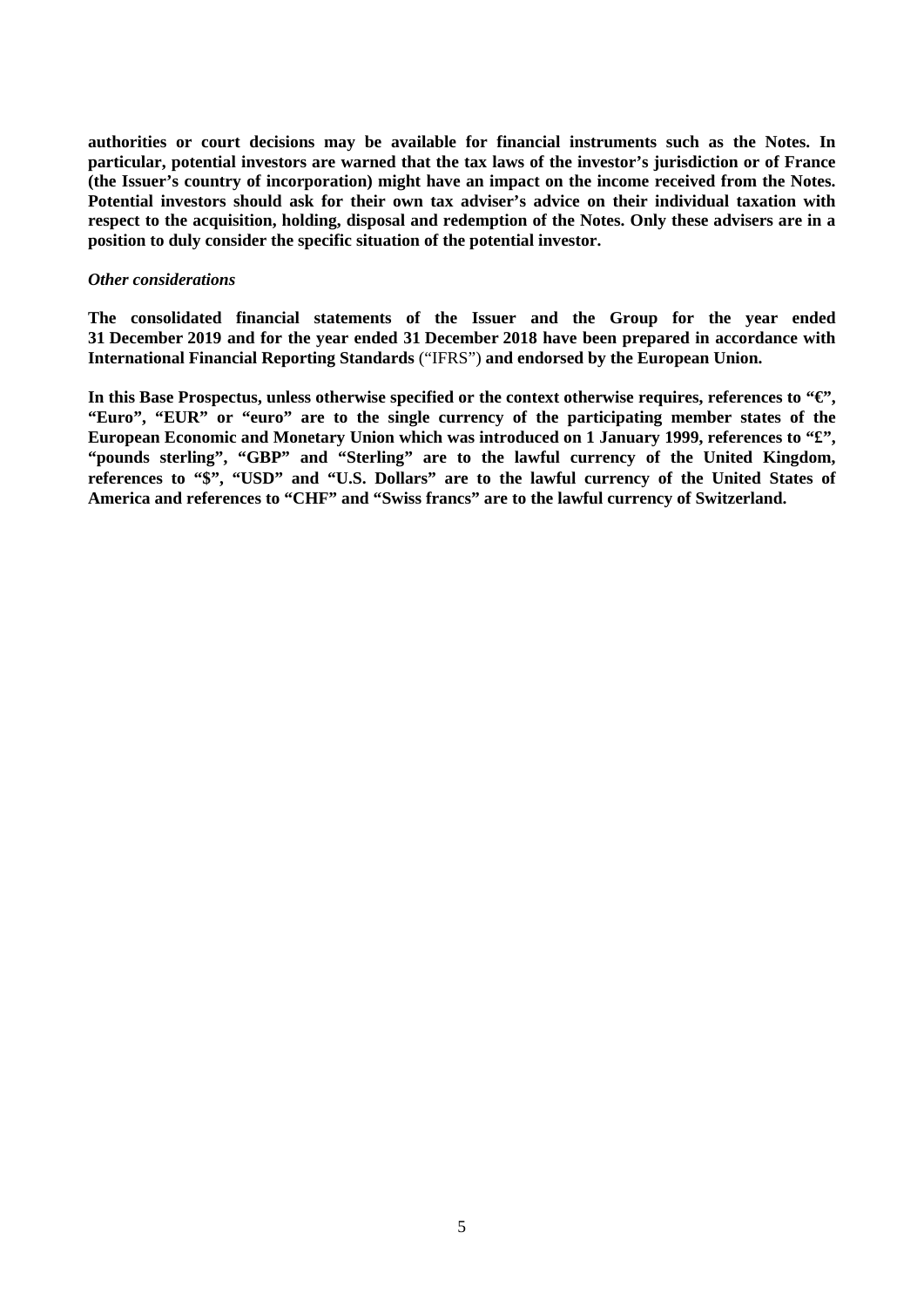**authorities or court decisions may be available for financial instruments such as the Notes. In particular, potential investors are warned that the tax laws of the investor's jurisdiction or of France (the Issuer's country of incorporation) might have an impact on the income received from the Notes. Potential investors should ask for their own tax adviser's advice on their individual taxation with respect to the acquisition, holding, disposal and redemption of the Notes. Only these advisers are in a position to duly consider the specific situation of the potential investor.**

*Other considerations*

**The consolidated financial statements of the Issuer and the Group for the year ended 31 December 2019 and for the year ended 31 December 2018 have been prepared in accordance with International Financial Reporting Standards** ("IFRS") **and endorsed by the European Union.**

**In this Base Prospectus, unless otherwise specified or the context otherwise requires, references to "€", "Euro", "EUR" or "euro" are to the single currency of the participating member states of the European Economic and Monetary Union which was introduced on 1 January 1999, references to "£", "pounds sterling", "GBP" and "Sterling" are to the lawful currency of the United Kingdom, references to "$", "USD" and "U.S. Dollars" are to the lawful currency of the United States of America and references to "CHF" and "Swiss francs" are to the lawful currency of Switzerland.**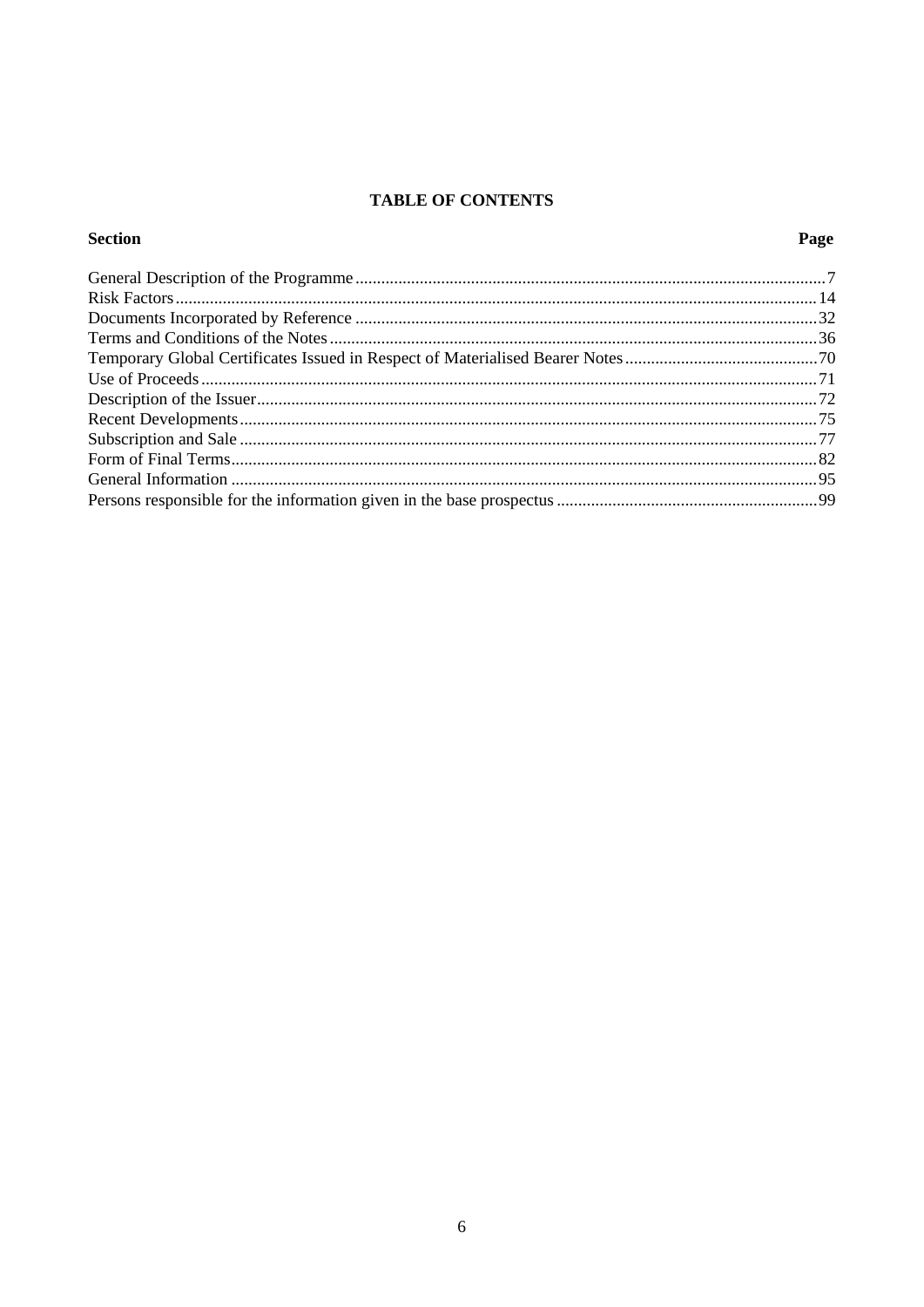# TABLE OF CONTENTS

| Section | Page |
|---|---|
| General Description of the Programme | 7 |
| Risk Factors | 14 |
| Documents Incorporated by Reference | 32 |
| Terms and Conditions of the Notes | 36 |
| Temporary Global Certificates Issued in Respect of Materialised Bearer Notes | 70 |
| Use of Proceeds | 71 |
| Description of the Issuer | 72 |
| Recent Developments | 75 |
| Subscription and Sale | 77 |
| Form of Final Terms | 82 |
| General Information | 95 |
| Persons responsible for the information given in the base prospectus | 99 |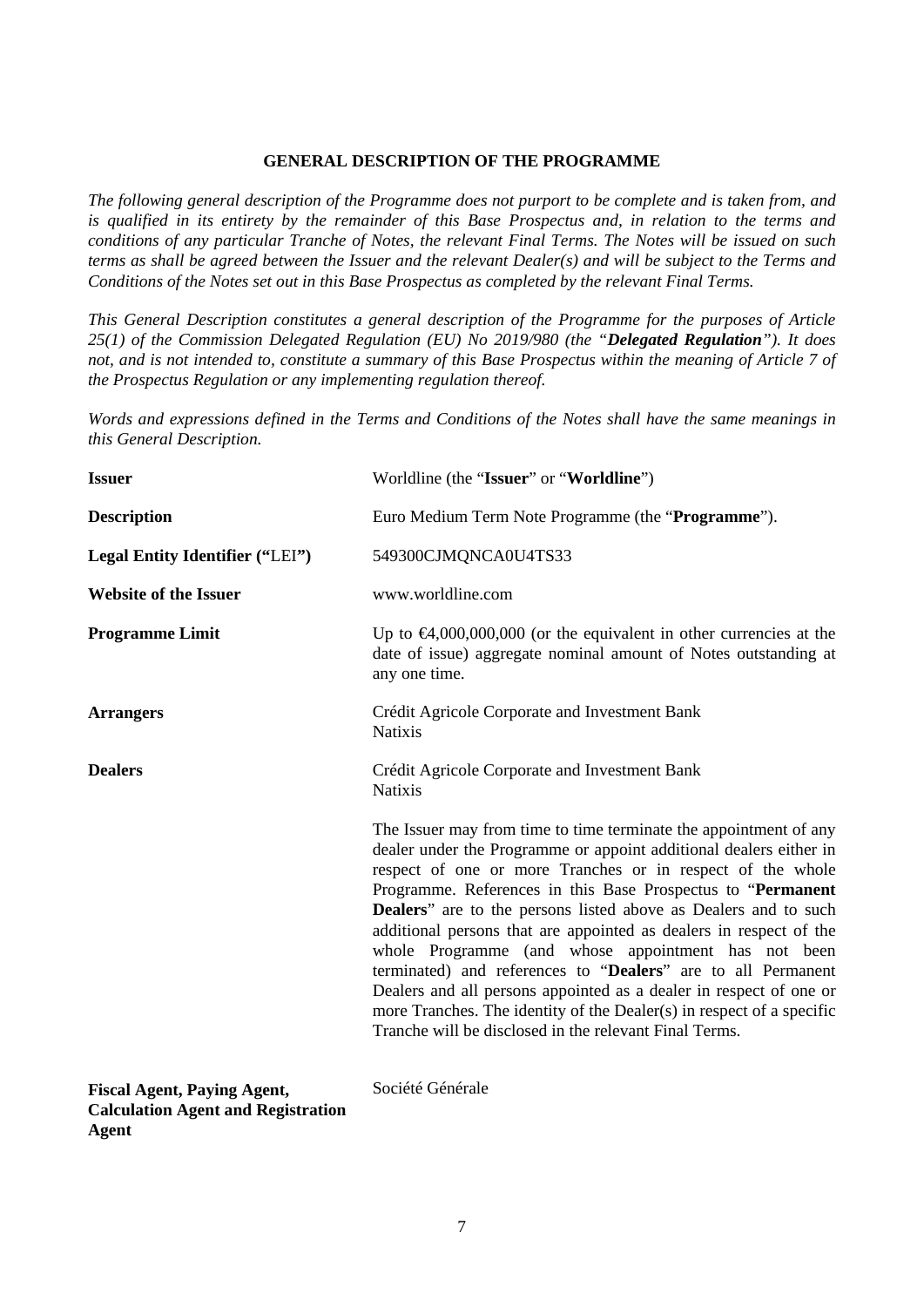## GENERAL DESCRIPTION OF THE PROGRAMME

*The following general description of the Programme does not purport to be complete and is taken from, and is qualified in its entirety by the remainder of this Base Prospectus and, in relation to the terms and conditions of any particular Tranche of Notes, the relevant Final Terms. The Notes will be issued on such terms as shall be agreed between the Issuer and the relevant Dealer(s) and will be subject to the Terms and Conditions of the Notes set out in this Base Prospectus as completed by the relevant Final Terms.*

*This General Description constitutes a general description of the Programme for the purposes of Article 25(1) of the Commission Delegated Regulation (EU) No 2019/980 (the "**Delegated Regulation**"). It does not, and is not intended to, constitute a summary of this Base Prospectus within the meaning of Article 7 of the Prospectus Regulation or any implementing regulation thereof.*

*Words and expressions defined in the Terms and Conditions of the Notes shall have the same meanings in this General Description.*

| | |
|---|---|
| **Issuer** | Worldline (the "**Issuer**" or "**Worldline**") |
| **Description** | Euro Medium Term Note Programme (the "**Programme**"). |
| **Legal Entity Identifier ("**LEI**")** | 549300CJMQNCA0U4TS33 |
| **Website of the Issuer** | www.worldline.com |
| **Programme Limit** | Up to €4,000,000,000 (or the equivalent in other currencies at the date of issue) aggregate nominal amount of Notes outstanding at any one time. |
| **Arrangers** | Crédit Agricole Corporate and Investment Bank<br>Natixis |
| **Dealers** | Crédit Agricole Corporate and Investment Bank<br>Natixis<br><br>The Issuer may from time to time terminate the appointment of any dealer under the Programme or appoint additional dealers either in respect of one or more Tranches or in respect of the whole Programme. References in this Base Prospectus to "**Permanent Dealers**" are to the persons listed above as Dealers and to such additional persons that are appointed as dealers in respect of the whole Programme (and whose appointment has not been terminated) and references to "**Dealers**" are to all Permanent Dealers and all persons appointed as a dealer in respect of one or more Tranches. The identity of the Dealer(s) in respect of a specific Tranche will be disclosed in the relevant Final Terms. |
| **Fiscal Agent, Paying Agent, Calculation Agent and Registration Agent** | Société Générale |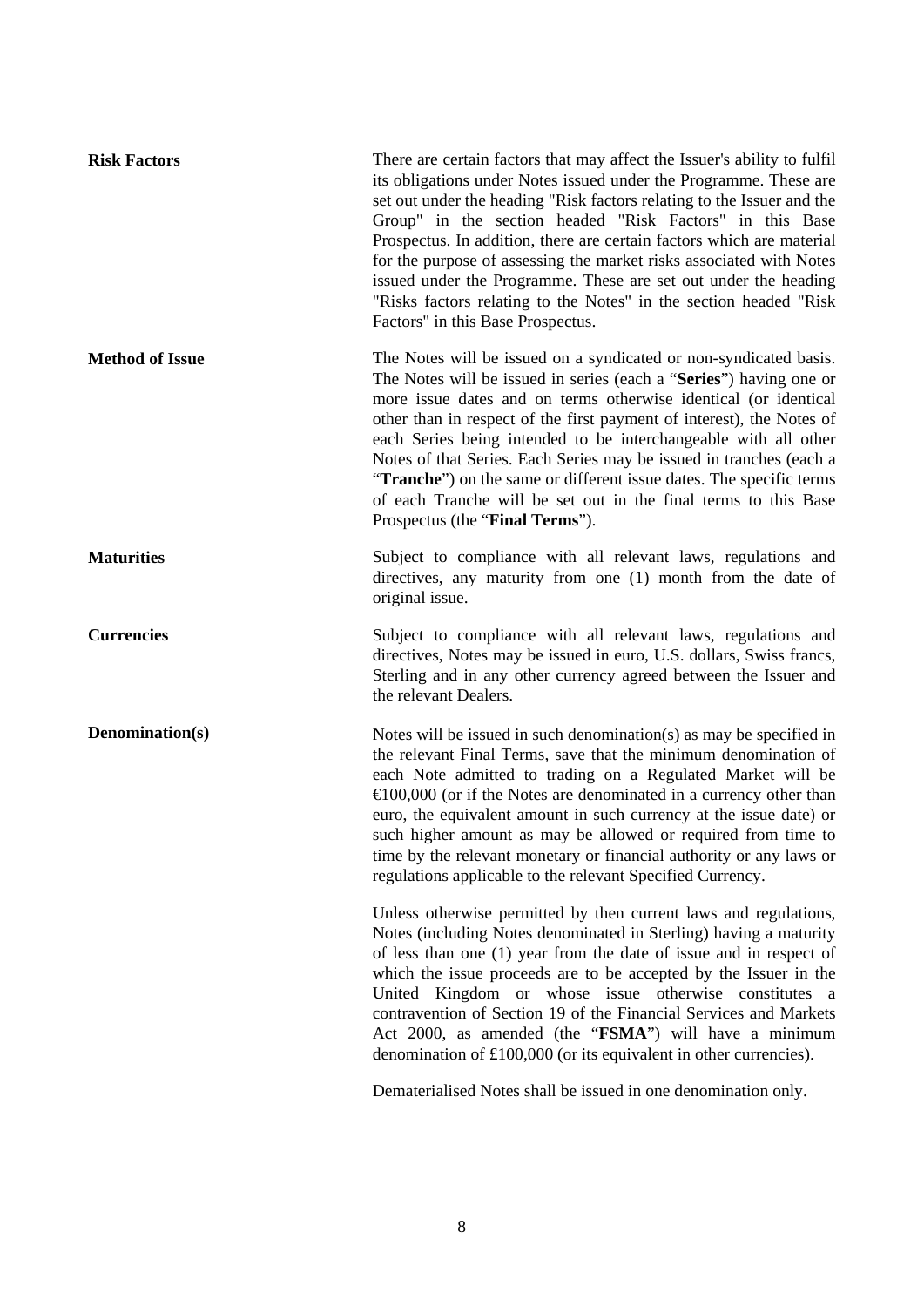| | |
|---|---|
| **Risk Factors** | There are certain factors that may affect the Issuer's ability to fulfil its obligations under Notes issued under the Programme. These are set out under the heading "Risk factors relating to the Issuer and the Group" in the section headed "Risk Factors" in this Base Prospectus. In addition, there are certain factors which are material for the purpose of assessing the market risks associated with Notes issued under the Programme. These are set out under the heading "Risks factors relating to the Notes" in the section headed "Risk Factors" in this Base Prospectus. |
| **Method of Issue** | The Notes will be issued on a syndicated or non-syndicated basis. The Notes will be issued in series (each a "**Series**") having one or more issue dates and on terms otherwise identical (or identical other than in respect of the first payment of interest), the Notes of each Series being intended to be interchangeable with all other Notes of that Series. Each Series may be issued in tranches (each a "**Tranche**") on the same or different issue dates. The specific terms of each Tranche will be set out in the final terms to this Base Prospectus (the "**Final Terms**"). |
| **Maturities** | Subject to compliance with all relevant laws, regulations and directives, any maturity from one (1) month from the date of original issue. |
| **Currencies** | Subject to compliance with all relevant laws, regulations and directives, Notes may be issued in euro, U.S. dollars, Swiss francs, Sterling and in any other currency agreed between the Issuer and the relevant Dealers. |
| **Denomination(s)** | Notes will be issued in such denomination(s) as may be specified in the relevant Final Terms, save that the minimum denomination of each Note admitted to trading on a Regulated Market will be €100,000 (or if the Notes are denominated in a currency other than euro, the equivalent amount in such currency at the issue date) or such higher amount as may be allowed or required from time to time by the relevant monetary or financial authority or any laws or regulations applicable to the relevant Specified Currency.<br><br>Unless otherwise permitted by then current laws and regulations, Notes (including Notes denominated in Sterling) having a maturity of less than one (1) year from the date of issue and in respect of which the issue proceeds are to be accepted by the Issuer in the United Kingdom or whose issue otherwise constitutes a contravention of Section 19 of the Financial Services and Markets Act 2000, as amended (the "**FSMA**") will have a minimum denomination of £100,000 (or its equivalent in other currencies).<br><br>Dematerialised Notes shall be issued in one denomination only. |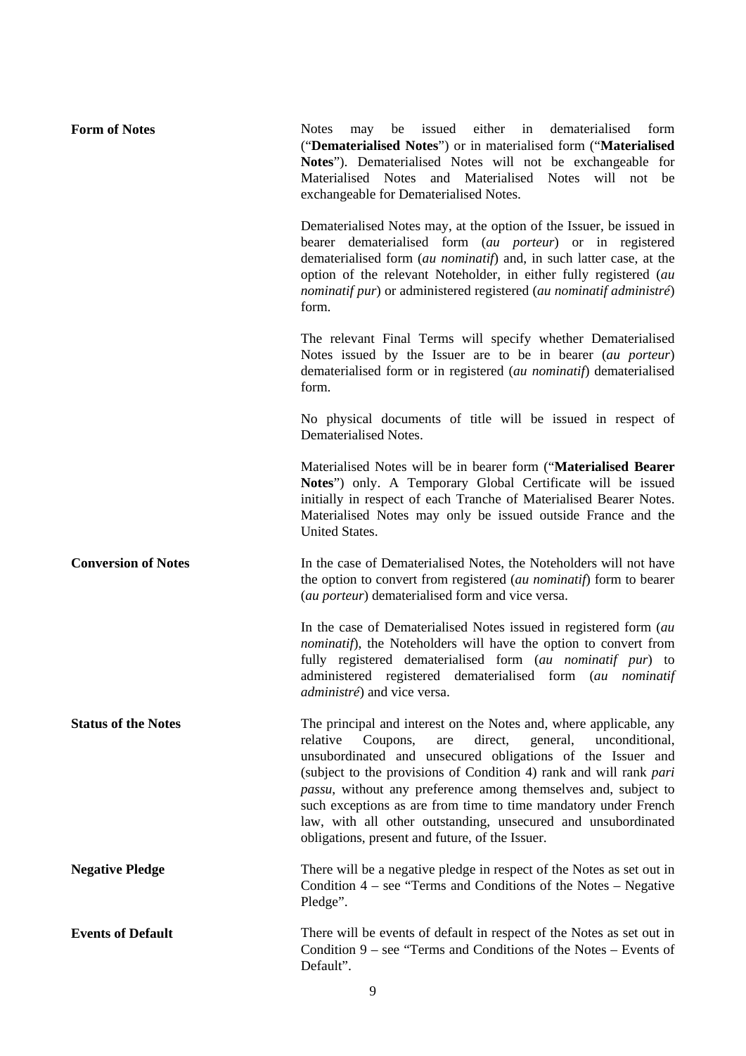**Form of Notes**

Notes may be issued either in dematerialised form ("**Dematerialised Notes**") or in materialised form ("**Materialised Notes**"). Dematerialised Notes will not be exchangeable for Materialised Notes and Materialised Notes will not be exchangeable for Dematerialised Notes.

Dematerialised Notes may, at the option of the Issuer, be issued in bearer dematerialised form (*au porteur*) or in registered dematerialised form (*au nominatif*) and, in such latter case, at the option of the relevant Noteholder, in either fully registered (*au nominatif pur*) or administered registered (*au nominatif administré*) form.

The relevant Final Terms will specify whether Dematerialised Notes issued by the Issuer are to be in bearer (*au porteur*) dematerialised form or in registered (*au nominatif*) dematerialised form.

No physical documents of title will be issued in respect of Dematerialised Notes.

Materialised Notes will be in bearer form ("**Materialised Bearer Notes**") only. A Temporary Global Certificate will be issued initially in respect of each Tranche of Materialised Bearer Notes. Materialised Notes may only be issued outside France and the United States.

**Conversion of Notes**

In the case of Dematerialised Notes, the Noteholders will not have the option to convert from registered (*au nominatif*) form to bearer (*au porteur*) dematerialised form and vice versa.

In the case of Dematerialised Notes issued in registered form (*au nominatif*), the Noteholders will have the option to convert from fully registered dematerialised form (*au nominatif pur*) to administered registered dematerialised form (*au nominatif administré*) and vice versa.

**Status of the Notes**

The principal and interest on the Notes and, where applicable, any relative Coupons, are direct, general, unconditional, unsubordinated and unsecured obligations of the Issuer and (subject to the provisions of Condition 4) rank and will rank *pari passu*, without any preference among themselves and, subject to such exceptions as are from time to time mandatory under French law, with all other outstanding, unsecured and unsubordinated obligations, present and future, of the Issuer.

**Negative Pledge**

There will be a negative pledge in respect of the Notes as set out in Condition 4 – see "Terms and Conditions of the Notes – Negative Pledge".

**Events of Default**

There will be events of default in respect of the Notes as set out in Condition 9 – see "Terms and Conditions of the Notes – Events of Default".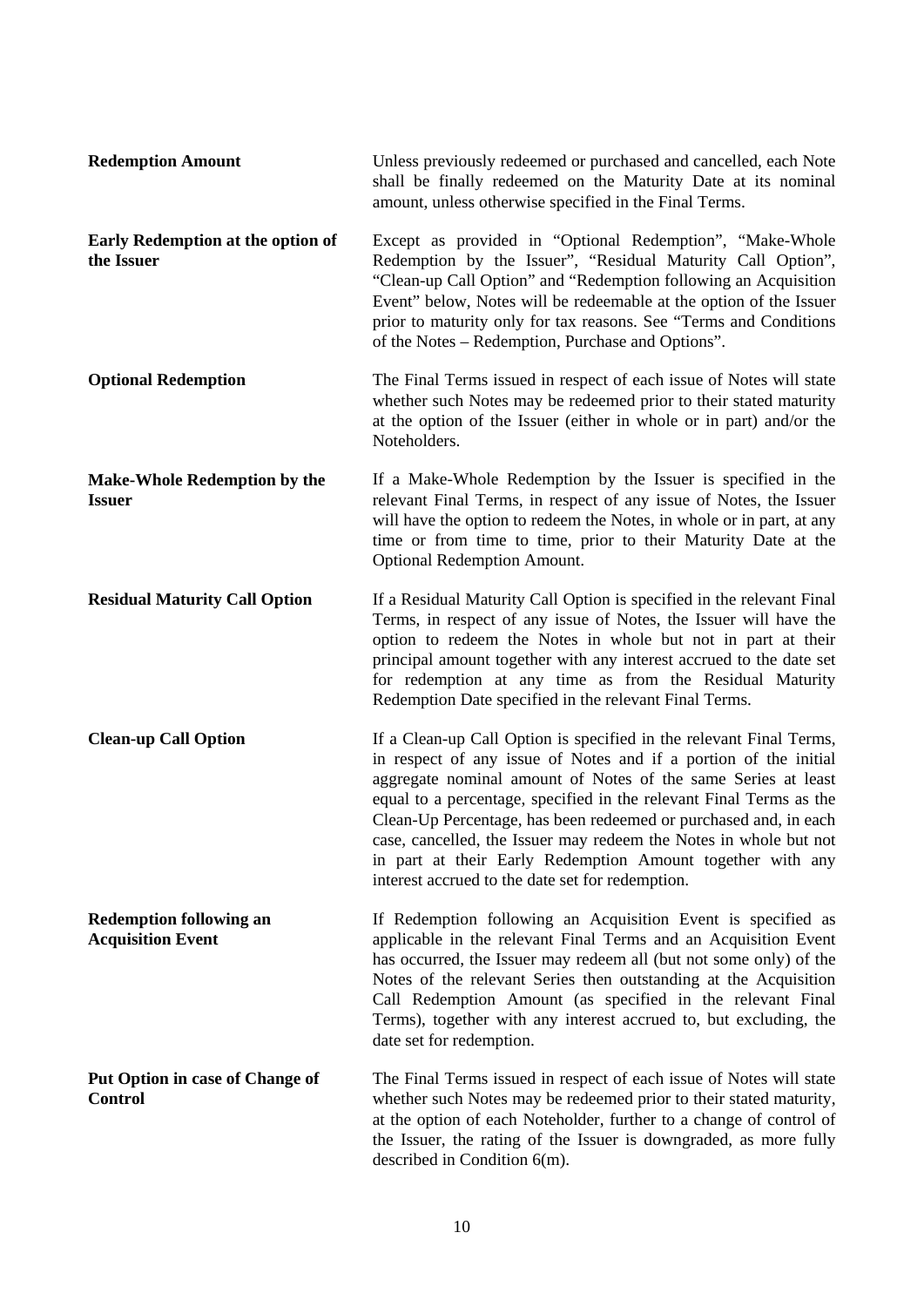| | |
|---|---|
| **Redemption Amount** | Unless previously redeemed or purchased and cancelled, each Note shall be finally redeemed on the Maturity Date at its nominal amount, unless otherwise specified in the Final Terms. |
| **Early Redemption at the option of the Issuer** | Except as provided in "Optional Redemption", "Make-Whole Redemption by the Issuer", "Residual Maturity Call Option", "Clean-up Call Option" and "Redemption following an Acquisition Event" below, Notes will be redeemable at the option of the Issuer prior to maturity only for tax reasons. See "Terms and Conditions of the Notes – Redemption, Purchase and Options". |
| **Optional Redemption** | The Final Terms issued in respect of each issue of Notes will state whether such Notes may be redeemed prior to their stated maturity at the option of the Issuer (either in whole or in part) and/or the Noteholders. |
| **Make-Whole Redemption by the Issuer** | If a Make-Whole Redemption by the Issuer is specified in the relevant Final Terms, in respect of any issue of Notes, the Issuer will have the option to redeem the Notes, in whole or in part, at any time or from time to time, prior to their Maturity Date at the Optional Redemption Amount. |
| **Residual Maturity Call Option** | If a Residual Maturity Call Option is specified in the relevant Final Terms, in respect of any issue of Notes, the Issuer will have the option to redeem the Notes in whole but not in part at their principal amount together with any interest accrued to the date set for redemption at any time as from the Residual Maturity Redemption Date specified in the relevant Final Terms. |
| **Clean-up Call Option** | If a Clean-up Call Option is specified in the relevant Final Terms, in respect of any issue of Notes and if a portion of the initial aggregate nominal amount of Notes of the same Series at least equal to a percentage, specified in the relevant Final Terms as the Clean-Up Percentage, has been redeemed or purchased and, in each case, cancelled, the Issuer may redeem the Notes in whole but not in part at their Early Redemption Amount together with any interest accrued to the date set for redemption. |
| **Redemption following an Acquisition Event** | If Redemption following an Acquisition Event is specified as applicable in the relevant Final Terms and an Acquisition Event has occurred, the Issuer may redeem all (but not some only) of the Notes of the relevant Series then outstanding at the Acquisition Call Redemption Amount (as specified in the relevant Final Terms), together with any interest accrued to, but excluding, the date set for redemption. |
| **Put Option in case of Change of Control** | The Final Terms issued in respect of each issue of Notes will state whether such Notes may be redeemed prior to their stated maturity, at the option of each Noteholder, further to a change of control of the Issuer, the rating of the Issuer is downgraded, as more fully described in Condition 6(m). |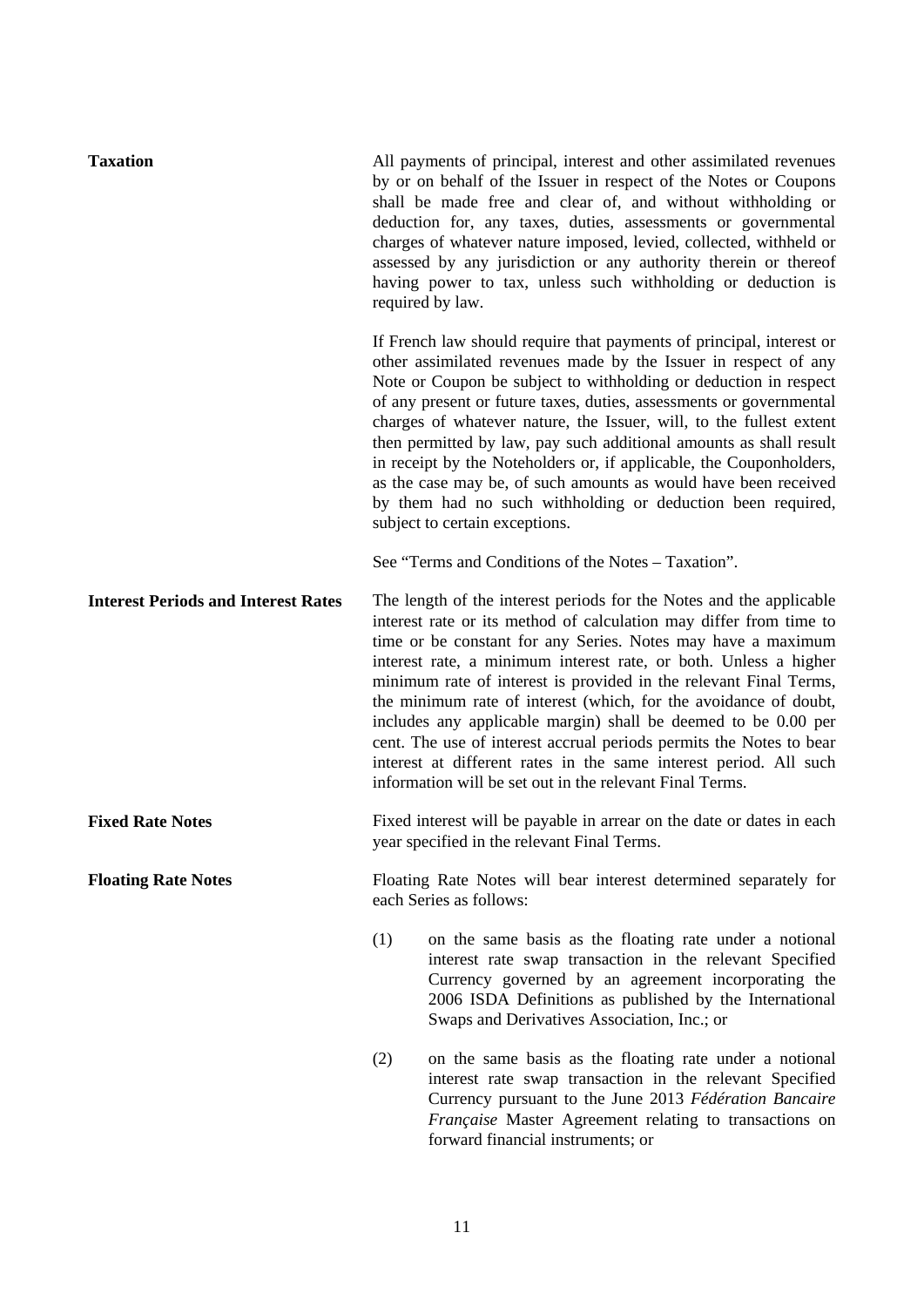**Taxation**

All payments of principal, interest and other assimilated revenues by or on behalf of the Issuer in respect of the Notes or Coupons shall be made free and clear of, and without withholding or deduction for, any taxes, duties, assessments or governmental charges of whatever nature imposed, levied, collected, withheld or assessed by any jurisdiction or any authority therein or thereof having power to tax, unless such withholding or deduction is required by law.

If French law should require that payments of principal, interest or other assimilated revenues made by the Issuer in respect of any Note or Coupon be subject to withholding or deduction in respect of any present or future taxes, duties, assessments or governmental charges of whatever nature, the Issuer, will, to the fullest extent then permitted by law, pay such additional amounts as shall result in receipt by the Noteholders or, if applicable, the Couponholders, as the case may be, of such amounts as would have been received by them had no such withholding or deduction been required, subject to certain exceptions.

See "Terms and Conditions of the Notes – Taxation".

**Interest Periods and Interest Rates**

The length of the interest periods for the Notes and the applicable interest rate or its method of calculation may differ from time to time or be constant for any Series. Notes may have a maximum interest rate, a minimum interest rate, or both. Unless a higher minimum rate of interest is provided in the relevant Final Terms, the minimum rate of interest (which, for the avoidance of doubt, includes any applicable margin) shall be deemed to be 0.00 per cent. The use of interest accrual periods permits the Notes to bear interest at different rates in the same interest period. All such information will be set out in the relevant Final Terms.

**Fixed Rate Notes**

Fixed interest will be payable in arrear on the date or dates in each year specified in the relevant Final Terms.

**Floating Rate Notes**

Floating Rate Notes will bear interest determined separately for each Series as follows:

(1) on the same basis as the floating rate under a notional interest rate swap transaction in the relevant Specified Currency governed by an agreement incorporating the 2006 ISDA Definitions as published by the International Swaps and Derivatives Association, Inc.; or

(2) on the same basis as the floating rate under a notional interest rate swap transaction in the relevant Specified Currency pursuant to the June 2013 *Fédération Bancaire Française* Master Agreement relating to transactions on forward financial instruments; or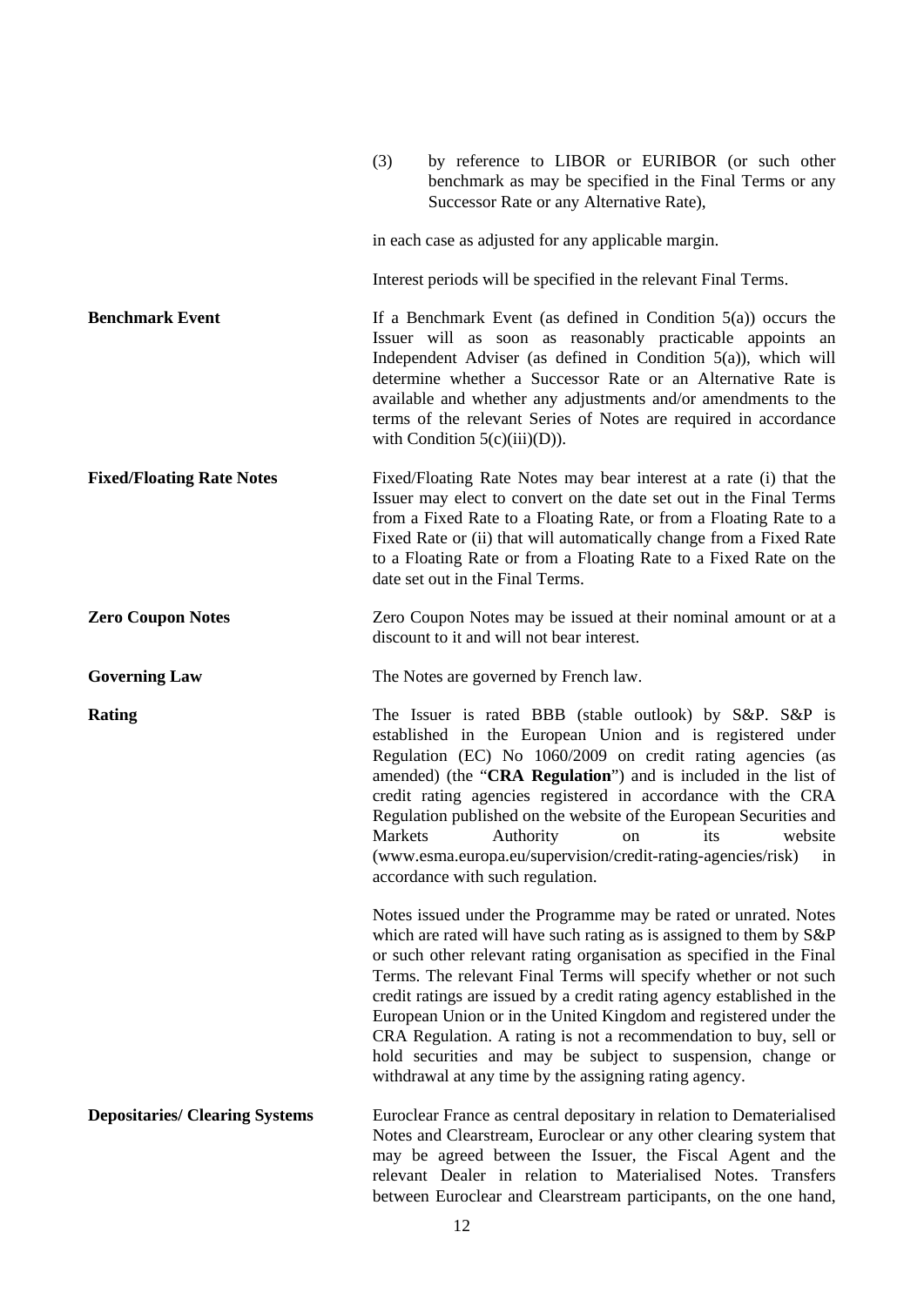| | |
|---|---|
| | (3) by reference to LIBOR or EURIBOR (or such other benchmark as may be specified in the Final Terms or any Successor Rate or any Alternative Rate),<br><br>in each case as adjusted for any applicable margin.<br><br>Interest periods will be specified in the relevant Final Terms. |
| **Benchmark Event** | If a Benchmark Event (as defined in Condition 5(a)) occurs the Issuer will as soon as reasonably practicable appoints an Independent Adviser (as defined in Condition 5(a)), which will determine whether a Successor Rate or an Alternative Rate is available and whether any adjustments and/or amendments to the terms of the relevant Series of Notes are required in accordance with Condition 5(c)(iii)(D)). |
| **Fixed/Floating Rate Notes** | Fixed/Floating Rate Notes may bear interest at a rate (i) that the Issuer may elect to convert on the date set out in the Final Terms from a Fixed Rate to a Floating Rate, or from a Floating Rate to a Fixed Rate or (ii) that will automatically change from a Fixed Rate to a Floating Rate or from a Floating Rate to a Fixed Rate on the date set out in the Final Terms. |
| **Zero Coupon Notes** | Zero Coupon Notes may be issued at their nominal amount or at a discount to it and will not bear interest. |
| **Governing Law** | The Notes are governed by French law. |
| **Rating** | The Issuer is rated BBB (stable outlook) by S&P. S&P is established in the European Union and is registered under Regulation (EC) No 1060/2009 on credit rating agencies (as amended) (the "**CRA Regulation**") and is included in the list of credit rating agencies registered in accordance with the CRA Regulation published on the website of the European Securities and Markets Authority on its website (www.esma.europa.eu/supervision/credit-rating-agencies/risk) in accordance with such regulation.<br><br>Notes issued under the Programme may be rated or unrated. Notes which are rated will have such rating as is assigned to them by S&P or such other relevant rating organisation as specified in the Final Terms. The relevant Final Terms will specify whether or not such credit ratings are issued by a credit rating agency established in the European Union or in the United Kingdom and registered under the CRA Regulation. A rating is not a recommendation to buy, sell or hold securities and may be subject to suspension, change or withdrawal at any time by the assigning rating agency. |
| **Depositaries/ Clearing Systems** | Euroclear France as central depositary in relation to Dematerialised Notes and Clearstream, Euroclear or any other clearing system that may be agreed between the Issuer, the Fiscal Agent and the relevant Dealer in relation to Materialised Notes. Transfers between Euroclear and Clearstream participants, on the one hand, |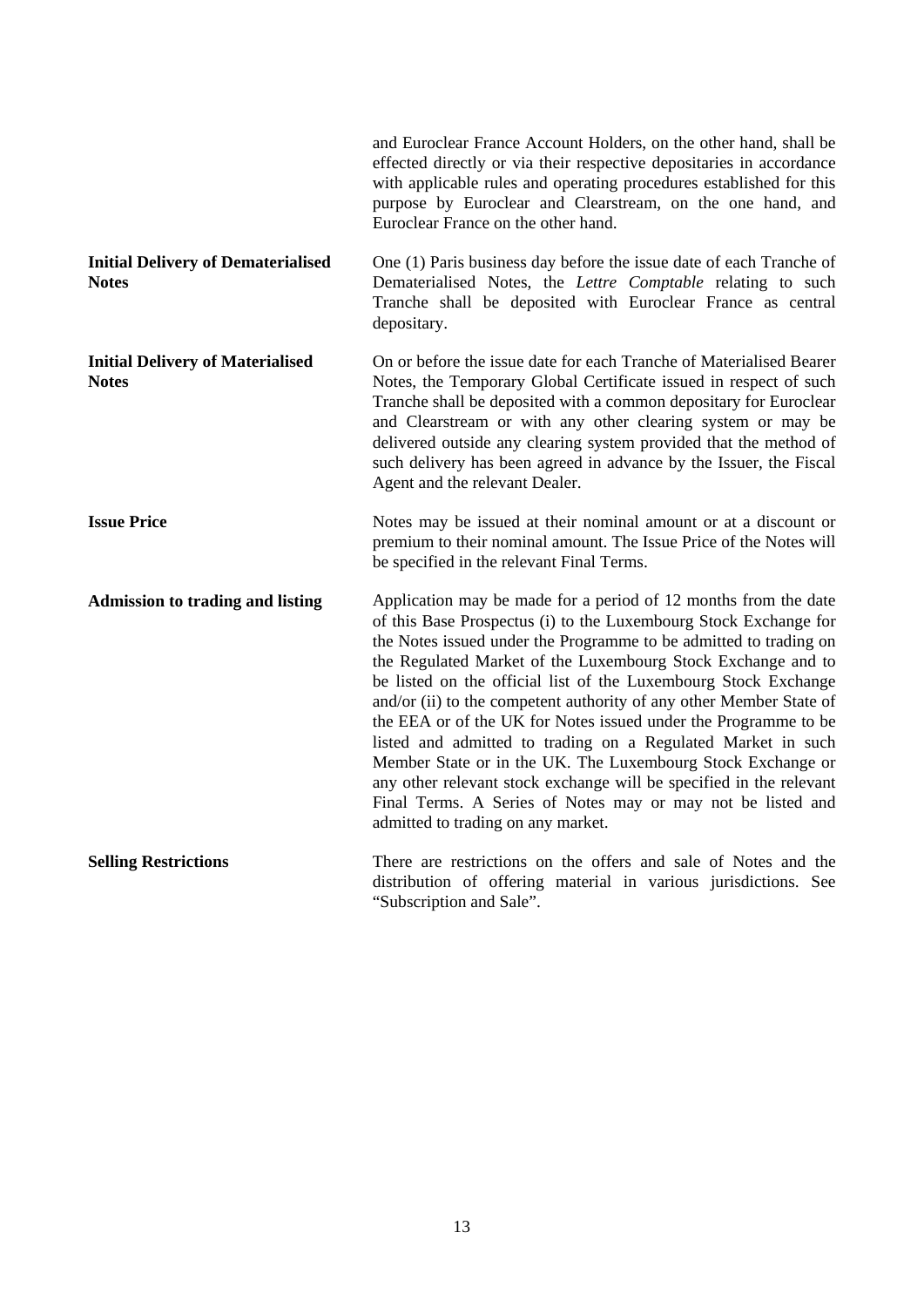and Euroclear France Account Holders, on the other hand, shall be effected directly or via their respective depositaries in accordance with applicable rules and operating procedures established for this purpose by Euroclear and Clearstream, on the one hand, and Euroclear France on the other hand.

**Initial Delivery of Dematerialised Notes**

One (1) Paris business day before the issue date of each Tranche of Dematerialised Notes, the *Lettre Comptable* relating to such Tranche shall be deposited with Euroclear France as central depositary.

**Initial Delivery of Materialised Notes**

On or before the issue date for each Tranche of Materialised Bearer Notes, the Temporary Global Certificate issued in respect of such Tranche shall be deposited with a common depositary for Euroclear and Clearstream or with any other clearing system or may be delivered outside any clearing system provided that the method of such delivery has been agreed in advance by the Issuer, the Fiscal Agent and the relevant Dealer.

**Issue Price**

Notes may be issued at their nominal amount or at a discount or premium to their nominal amount. The Issue Price of the Notes will be specified in the relevant Final Terms.

**Admission to trading and listing**

Application may be made for a period of 12 months from the date of this Base Prospectus (i) to the Luxembourg Stock Exchange for the Notes issued under the Programme to be admitted to trading on the Regulated Market of the Luxembourg Stock Exchange and to be listed on the official list of the Luxembourg Stock Exchange and/or (ii) to the competent authority of any other Member State of the EEA or of the UK for Notes issued under the Programme to be listed and admitted to trading on a Regulated Market in such Member State or in the UK. The Luxembourg Stock Exchange or any other relevant stock exchange will be specified in the relevant Final Terms. A Series of Notes may or may not be listed and admitted to trading on any market.

**Selling Restrictions**

There are restrictions on the offers and sale of Notes and the distribution of offering material in various jurisdictions. See "Subscription and Sale".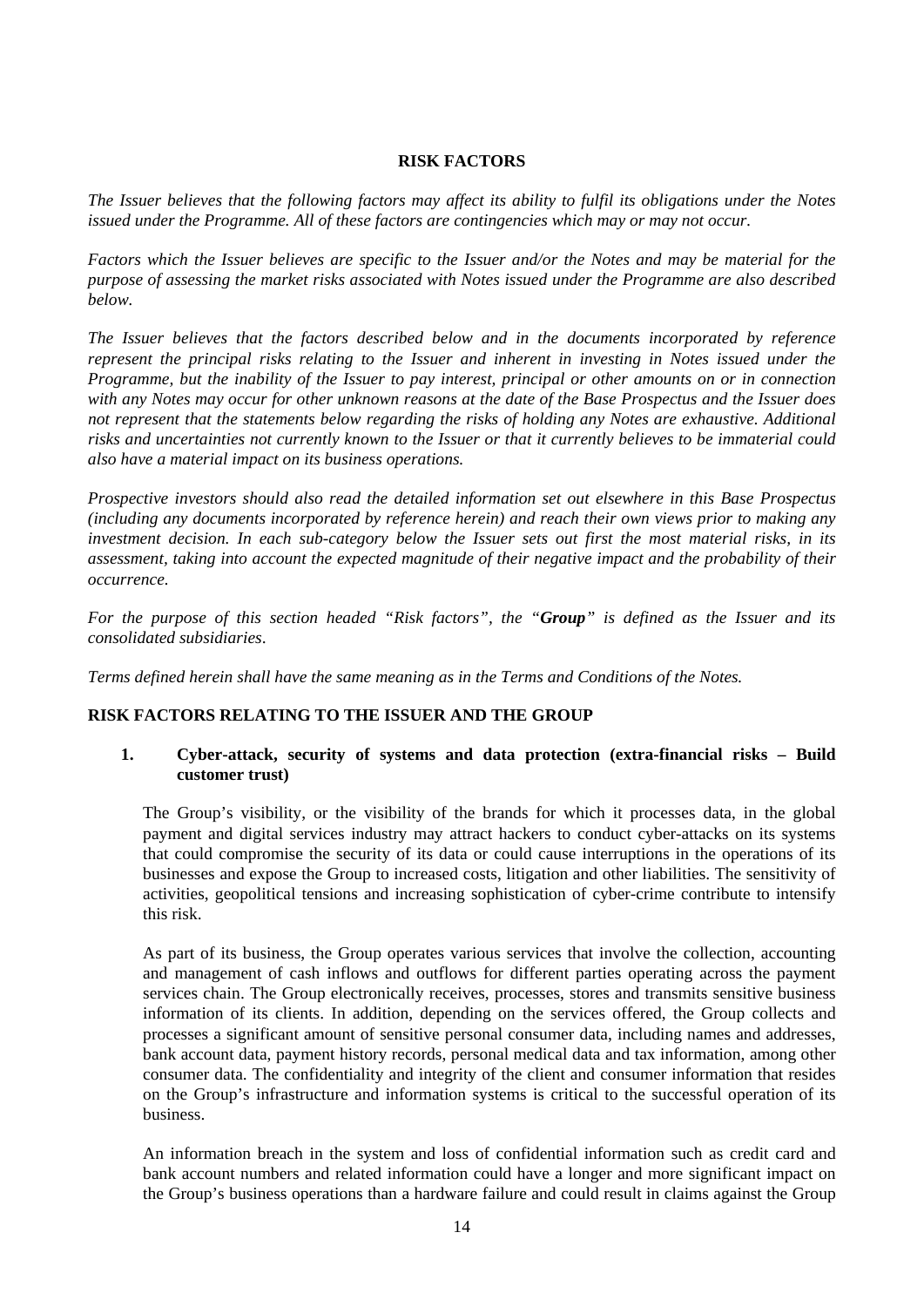# RISK FACTORS

*The Issuer believes that the following factors may affect its ability to fulfil its obligations under the Notes issued under the Programme. All of these factors are contingencies which may or may not occur.*

*Factors which the Issuer believes are specific to the Issuer and/or the Notes and may be material for the purpose of assessing the market risks associated with Notes issued under the Programme are also described below.*

*The Issuer believes that the factors described below and in the documents incorporated by reference represent the principal risks relating to the Issuer and inherent in investing in Notes issued under the Programme, but the inability of the Issuer to pay interest, principal or other amounts on or in connection with any Notes may occur for other unknown reasons at the date of the Base Prospectus and the Issuer does not represent that the statements below regarding the risks of holding any Notes are exhaustive. Additional risks and uncertainties not currently known to the Issuer or that it currently believes to be immaterial could also have a material impact on its business operations.*

*Prospective investors should also read the detailed information set out elsewhere in this Base Prospectus (including any documents incorporated by reference herein) and reach their own views prior to making any investment decision. In each sub-category below the Issuer sets out first the most material risks, in its assessment, taking into account the expected magnitude of their negative impact and the probability of their occurrence.*

*For the purpose of this section headed "Risk factors", the "**Group**" is defined as the Issuer and its consolidated subsidiaries.*

*Terms defined herein shall have the same meaning as in the Terms and Conditions of the Notes.*

## RISK FACTORS RELATING TO THE ISSUER AND THE GROUP

### 1. Cyber-attack, security of systems and data protection (extra-financial risks – Build customer trust)

The Group's visibility, or the visibility of the brands for which it processes data, in the global payment and digital services industry may attract hackers to conduct cyber-attacks on its systems that could compromise the security of its data or could cause interruptions in the operations of its businesses and expose the Group to increased costs, litigation and other liabilities. The sensitivity of activities, geopolitical tensions and increasing sophistication of cyber-crime contribute to intensify this risk.

As part of its business, the Group operates various services that involve the collection, accounting and management of cash inflows and outflows for different parties operating across the payment services chain. The Group electronically receives, processes, stores and transmits sensitive business information of its clients. In addition, depending on the services offered, the Group collects and processes a significant amount of sensitive personal consumer data, including names and addresses, bank account data, payment history records, personal medical data and tax information, among other consumer data. The confidentiality and integrity of the client and consumer information that resides on the Group's infrastructure and information systems is critical to the successful operation of its business.

An information breach in the system and loss of confidential information such as credit card and bank account numbers and related information could have a longer and more significant impact on the Group's business operations than a hardware failure and could result in claims against the Group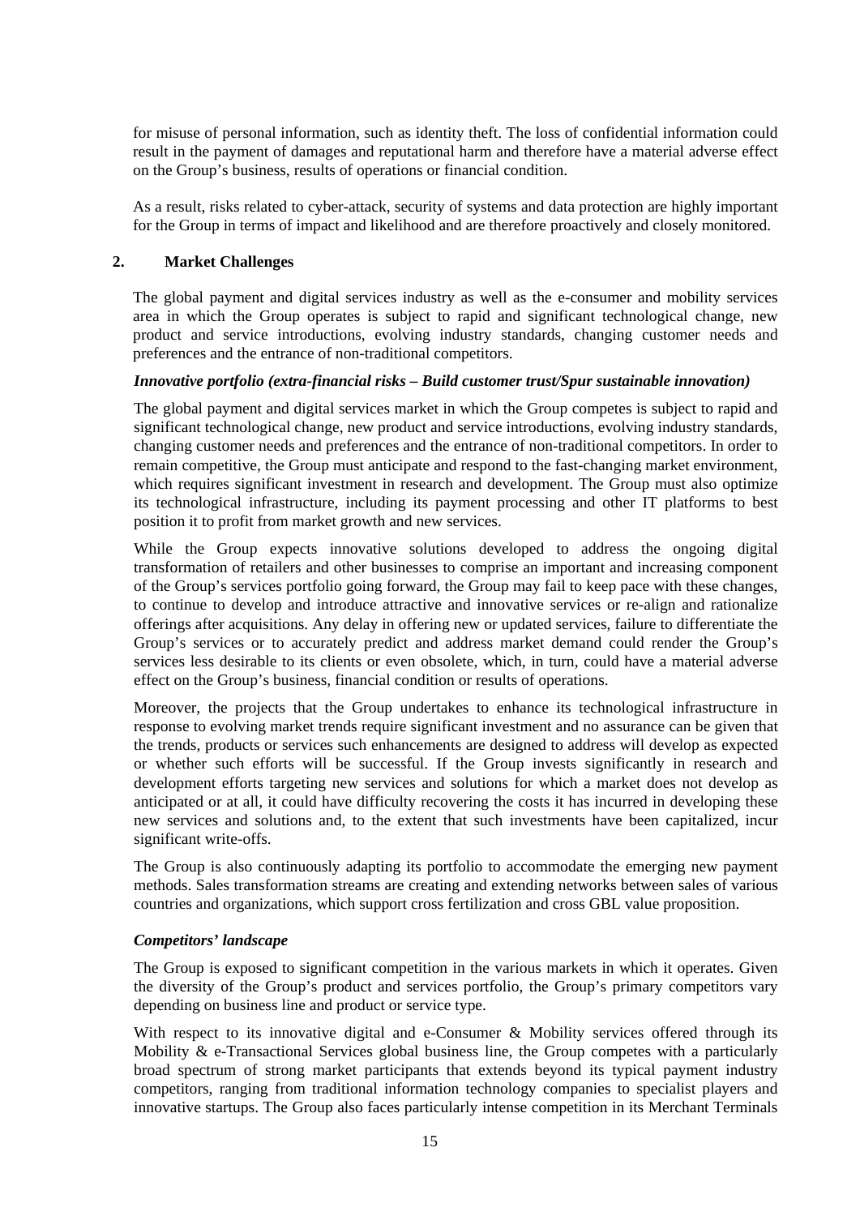for misuse of personal information, such as identity theft. The loss of confidential information could result in the payment of damages and reputational harm and therefore have a material adverse effect on the Group's business, results of operations or financial condition.

As a result, risks related to cyber-attack, security of systems and data protection are highly important for the Group in terms of impact and likelihood and are therefore proactively and closely monitored.

## 2. Market Challenges

The global payment and digital services industry as well as the e-consumer and mobility services area in which the Group operates is subject to rapid and significant technological change, new product and service introductions, evolving industry standards, changing customer needs and preferences and the entrance of non-traditional competitors.

### *Innovative portfolio (extra-financial risks – Build customer trust/Spur sustainable innovation)*

The global payment and digital services market in which the Group competes is subject to rapid and significant technological change, new product and service introductions, evolving industry standards, changing customer needs and preferences and the entrance of non-traditional competitors. In order to remain competitive, the Group must anticipate and respond to the fast-changing market environment, which requires significant investment in research and development. The Group must also optimize its technological infrastructure, including its payment processing and other IT platforms to best position it to profit from market growth and new services.

While the Group expects innovative solutions developed to address the ongoing digital transformation of retailers and other businesses to comprise an important and increasing component of the Group's services portfolio going forward, the Group may fail to keep pace with these changes, to continue to develop and introduce attractive and innovative services or re-align and rationalize offerings after acquisitions. Any delay in offering new or updated services, failure to differentiate the Group's services or to accurately predict and address market demand could render the Group's services less desirable to its clients or even obsolete, which, in turn, could have a material adverse effect on the Group's business, financial condition or results of operations.

Moreover, the projects that the Group undertakes to enhance its technological infrastructure in response to evolving market trends require significant investment and no assurance can be given that the trends, products or services such enhancements are designed to address will develop as expected or whether such efforts will be successful. If the Group invests significantly in research and development efforts targeting new services and solutions for which a market does not develop as anticipated or at all, it could have difficulty recovering the costs it has incurred in developing these new services and solutions and, to the extent that such investments have been capitalized, incur significant write-offs.

The Group is also continuously adapting its portfolio to accommodate the emerging new payment methods. Sales transformation streams are creating and extending networks between sales of various countries and organizations, which support cross fertilization and cross GBL value proposition.

### *Competitors' landscape*

The Group is exposed to significant competition in the various markets in which it operates. Given the diversity of the Group's product and services portfolio, the Group's primary competitors vary depending on business line and product or service type.

With respect to its innovative digital and e-Consumer & Mobility services offered through its Mobility & e-Transactional Services global business line, the Group competes with a particularly broad spectrum of strong market participants that extends beyond its typical payment industry competitors, ranging from traditional information technology companies to specialist players and innovative startups. The Group also faces particularly intense competition in its Merchant Terminals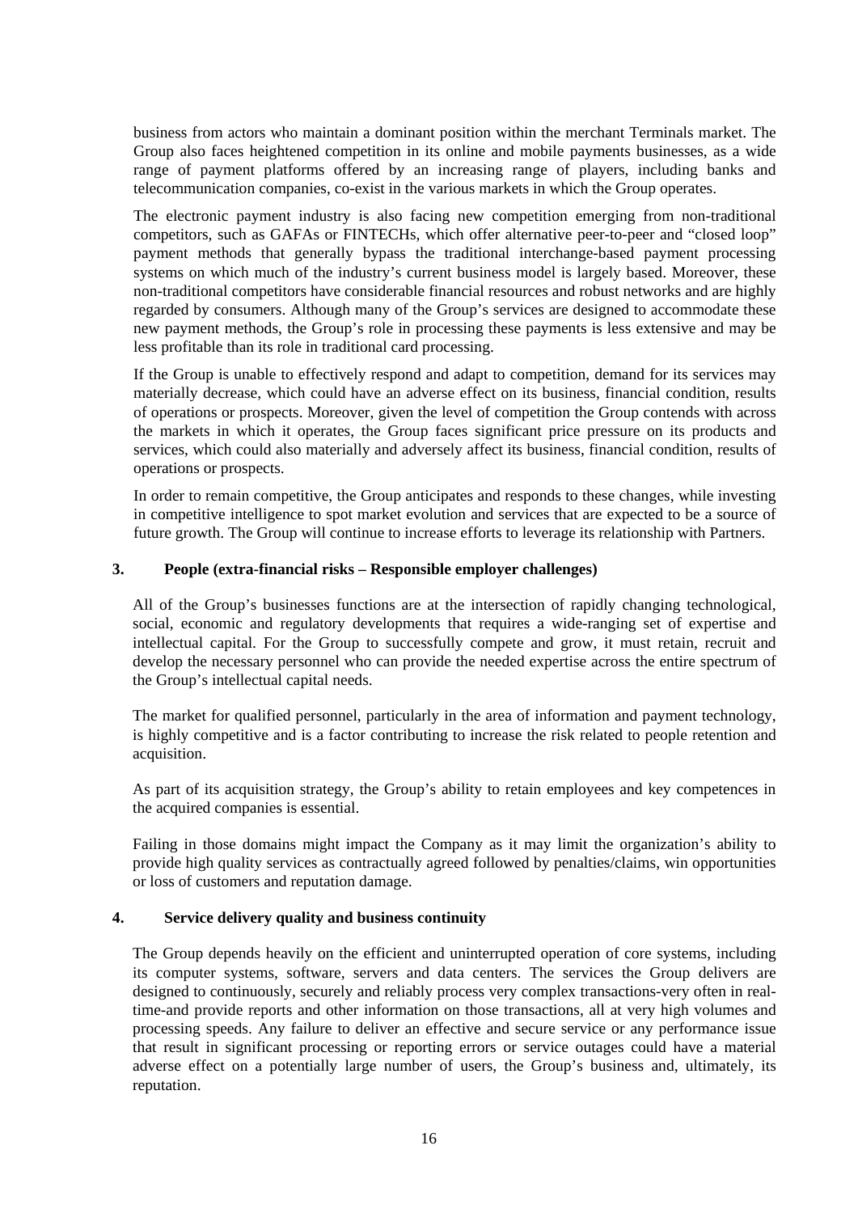business from actors who maintain a dominant position within the merchant Terminals market. The Group also faces heightened competition in its online and mobile payments businesses, as a wide range of payment platforms offered by an increasing range of players, including banks and telecommunication companies, co-exist in the various markets in which the Group operates.

The electronic payment industry is also facing new competition emerging from non-traditional competitors, such as GAFAs or FINTECHs, which offer alternative peer-to-peer and "closed loop" payment methods that generally bypass the traditional interchange-based payment processing systems on which much of the industry's current business model is largely based. Moreover, these non-traditional competitors have considerable financial resources and robust networks and are highly regarded by consumers. Although many of the Group's services are designed to accommodate these new payment methods, the Group's role in processing these payments is less extensive and may be less profitable than its role in traditional card processing.

If the Group is unable to effectively respond and adapt to competition, demand for its services may materially decrease, which could have an adverse effect on its business, financial condition, results of operations or prospects. Moreover, given the level of competition the Group contends with across the markets in which it operates, the Group faces significant price pressure on its products and services, which could also materially and adversely affect its business, financial condition, results of operations or prospects.

In order to remain competitive, the Group anticipates and responds to these changes, while investing in competitive intelligence to spot market evolution and services that are expected to be a source of future growth. The Group will continue to increase efforts to leverage its relationship with Partners.

### 3. People (extra-financial risks – Responsible employer challenges)

All of the Group's businesses functions are at the intersection of rapidly changing technological, social, economic and regulatory developments that requires a wide-ranging set of expertise and intellectual capital. For the Group to successfully compete and grow, it must retain, recruit and develop the necessary personnel who can provide the needed expertise across the entire spectrum of the Group's intellectual capital needs.

The market for qualified personnel, particularly in the area of information and payment technology, is highly competitive and is a factor contributing to increase the risk related to people retention and acquisition.

As part of its acquisition strategy, the Group's ability to retain employees and key competences in the acquired companies is essential.

Failing in those domains might impact the Company as it may limit the organization's ability to provide high quality services as contractually agreed followed by penalties/claims, win opportunities or loss of customers and reputation damage.

### 4. Service delivery quality and business continuity

The Group depends heavily on the efficient and uninterrupted operation of core systems, including its computer systems, software, servers and data centers. The services the Group delivers are designed to continuously, securely and reliably process very complex transactions-very often in real-time-and provide reports and other information on those transactions, all at very high volumes and processing speeds. Any failure to deliver an effective and secure service or any performance issue that result in significant processing or reporting errors or service outages could have a material adverse effect on a potentially large number of users, the Group's business and, ultimately, its reputation.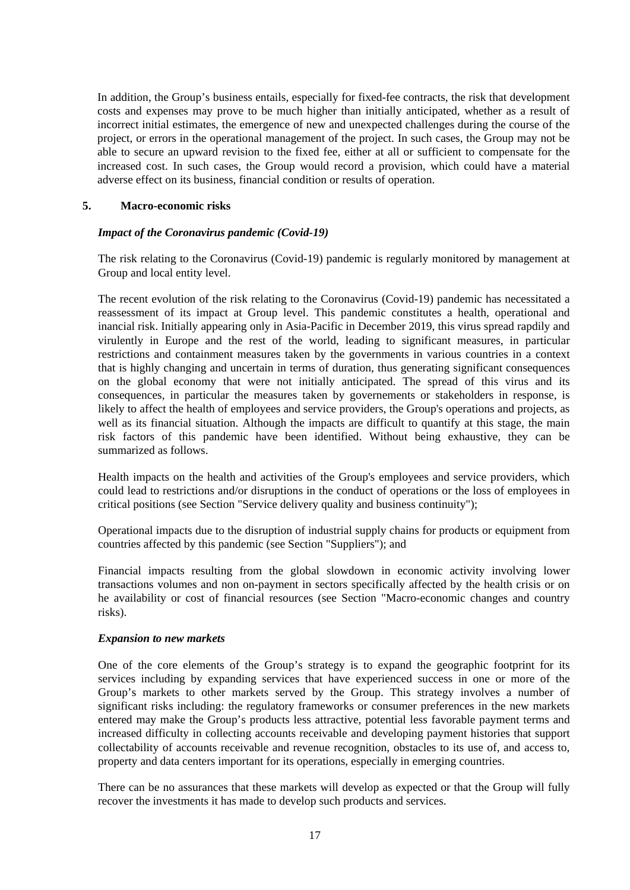In addition, the Group's business entails, especially for fixed-fee contracts, the risk that development costs and expenses may prove to be much higher than initially anticipated, whether as a result of incorrect initial estimates, the emergence of new and unexpected challenges during the course of the project, or errors in the operational management of the project. In such cases, the Group may not be able to secure an upward revision to the fixed fee, either at all or sufficient to compensate for the increased cost. In such cases, the Group would record a provision, which could have a material adverse effect on its business, financial condition or results of operation.

## 5. Macro-economic risks

### *Impact of the Coronavirus pandemic (Covid-19)*

The risk relating to the Coronavirus (Covid-19) pandemic is regularly monitored by management at Group and local entity level.

The recent evolution of the risk relating to the Coronavirus (Covid-19) pandemic has necessitated a reassessment of its impact at Group level. This pandemic constitutes a health, operational and inancial risk. Initially appearing only in Asia-Pacific in December 2019, this virus spread rapdily and virulently in Europe and the rest of the world, leading to significant measures, in particular restrictions and containment measures taken by the governments in various countries in a context that is highly changing and uncertain in terms of duration, thus generating significant consequences on the global economy that were not initially anticipated. The spread of this virus and its consequences, in particular the measures taken by governements or stakeholders in response, is likely to affect the health of employees and service providers, the Group's operations and projects, as well as its financial situation. Although the impacts are difficult to quantify at this stage, the main risk factors of this pandemic have been identified. Without being exhaustive, they can be summarized as follows.

Health impacts on the health and activities of the Group's employees and service providers, which could lead to restrictions and/or disruptions in the conduct of operations or the loss of employees in critical positions (see Section "Service delivery quality and business continuity");

Operational impacts due to the disruption of industrial supply chains for products or equipment from countries affected by this pandemic (see Section "Suppliers"); and

Financial impacts resulting from the global slowdown in economic activity involving lower transactions volumes and non on-payment in sectors specifically affected by the health crisis or on he availability or cost of financial resources (see Section "Macro-economic changes and country risks).

### *Expansion to new markets*

One of the core elements of the Group's strategy is to expand the geographic footprint for its services including by expanding services that have experienced success in one or more of the Group's markets to other markets served by the Group. This strategy involves a number of significant risks including: the regulatory frameworks or consumer preferences in the new markets entered may make the Group's products less attractive, potential less favorable payment terms and increased difficulty in collecting accounts receivable and developing payment histories that support collectability of accounts receivable and revenue recognition, obstacles to its use of, and access to, property and data centers important for its operations, especially in emerging countries.

There can be no assurances that these markets will develop as expected or that the Group will fully recover the investments it has made to develop such products and services.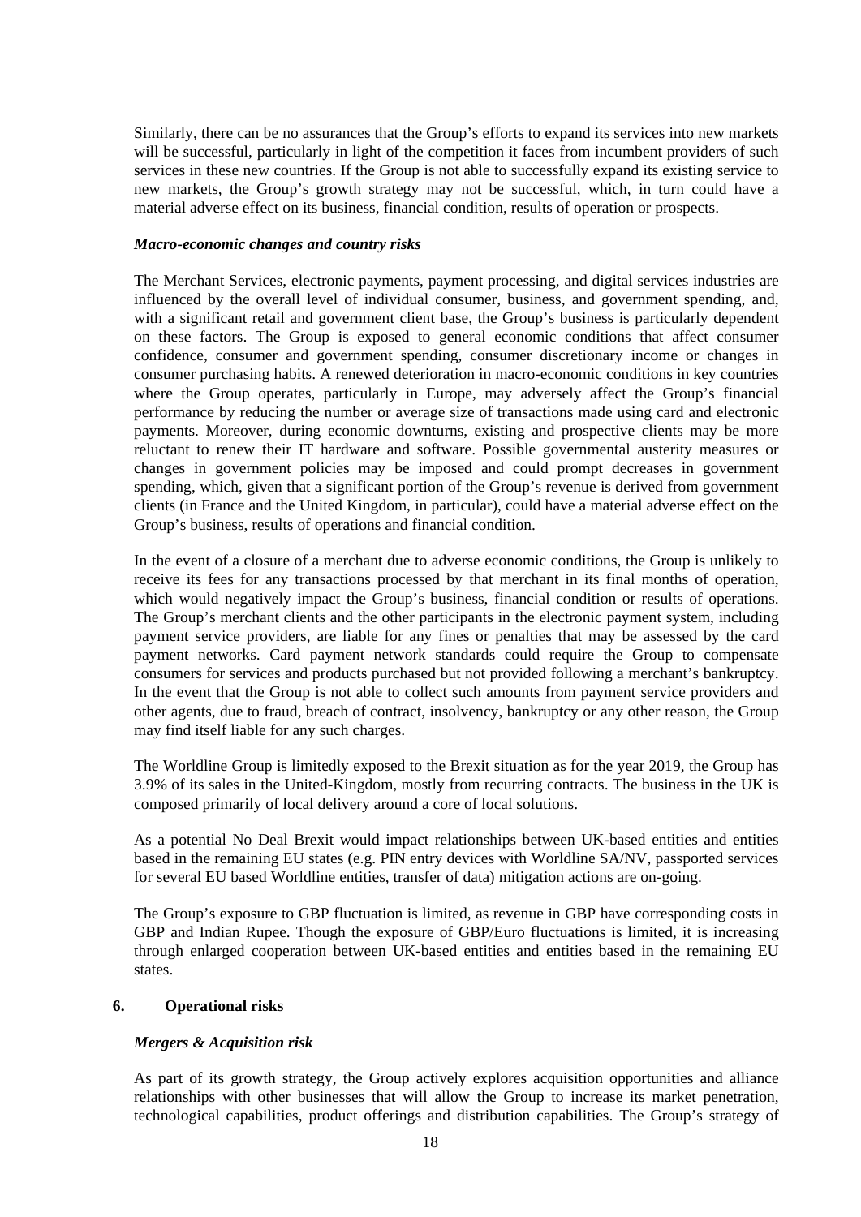Similarly, there can be no assurances that the Group's efforts to expand its services into new markets will be successful, particularly in light of the competition it faces from incumbent providers of such services in these new countries. If the Group is not able to successfully expand its existing service to new markets, the Group's growth strategy may not be successful, which, in turn could have a material adverse effect on its business, financial condition, results of operation or prospects.

***Macro-economic changes and country risks***

The Merchant Services, electronic payments, payment processing, and digital services industries are influenced by the overall level of individual consumer, business, and government spending, and, with a significant retail and government client base, the Group's business is particularly dependent on these factors. The Group is exposed to general economic conditions that affect consumer confidence, consumer and government spending, consumer discretionary income or changes in consumer purchasing habits. A renewed deterioration in macro-economic conditions in key countries where the Group operates, particularly in Europe, may adversely affect the Group's financial performance by reducing the number or average size of transactions made using card and electronic payments. Moreover, during economic downturns, existing and prospective clients may be more reluctant to renew their IT hardware and software. Possible governmental austerity measures or changes in government policies may be imposed and could prompt decreases in government spending, which, given that a significant portion of the Group's revenue is derived from government clients (in France and the United Kingdom, in particular), could have a material adverse effect on the Group's business, results of operations and financial condition.

In the event of a closure of a merchant due to adverse economic conditions, the Group is unlikely to receive its fees for any transactions processed by that merchant in its final months of operation, which would negatively impact the Group's business, financial condition or results of operations. The Group's merchant clients and the other participants in the electronic payment system, including payment service providers, are liable for any fines or penalties that may be assessed by the card payment networks. Card payment network standards could require the Group to compensate consumers for services and products purchased but not provided following a merchant's bankruptcy. In the event that the Group is not able to collect such amounts from payment service providers and other agents, due to fraud, breach of contract, insolvency, bankruptcy or any other reason, the Group may find itself liable for any such charges.

The Worldline Group is limitedly exposed to the Brexit situation as for the year 2019, the Group has 3.9% of its sales in the United-Kingdom, mostly from recurring contracts. The business in the UK is composed primarily of local delivery around a core of local solutions.

As a potential No Deal Brexit would impact relationships between UK-based entities and entities based in the remaining EU states (e.g. PIN entry devices with Worldline SA/NV, passported services for several EU based Worldline entities, transfer of data) mitigation actions are on-going.

The Group's exposure to GBP fluctuation is limited, as revenue in GBP have corresponding costs in GBP and Indian Rupee. Though the exposure of GBP/Euro fluctuations is limited, it is increasing through enlarged cooperation between UK-based entities and entities based in the remaining EU states.

## 6. Operational risks

***Mergers & Acquisition risk***

As part of its growth strategy, the Group actively explores acquisition opportunities and alliance relationships with other businesses that will allow the Group to increase its market penetration, technological capabilities, product offerings and distribution capabilities. The Group's strategy of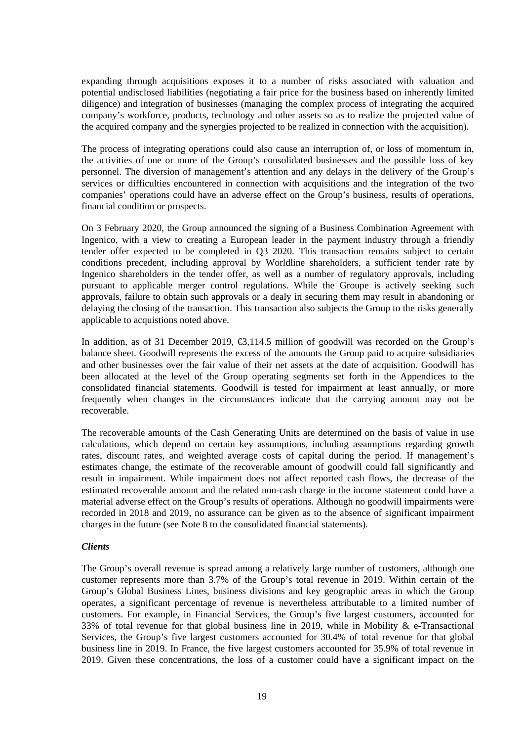expanding through acquisitions exposes it to a number of risks associated with valuation and potential undisclosed liabilities (negotiating a fair price for the business based on inherently limited diligence) and integration of businesses (managing the complex process of integrating the acquired company's workforce, products, technology and other assets so as to realize the projected value of the acquired company and the synergies projected to be realized in connection with the acquisition).

The process of integrating operations could also cause an interruption of, or loss of momentum in, the activities of one or more of the Group's consolidated businesses and the possible loss of key personnel. The diversion of management's attention and any delays in the delivery of the Group's services or difficulties encountered in connection with acquisitions and the integration of the two companies' operations could have an adverse effect on the Group's business, results of operations, financial condition or prospects.

On 3 February 2020, the Group announced the signing of a Business Combination Agreement with Ingenico, with a view to creating a European leader in the payment industry through a friendly tender offer expected to be completed in Q3 2020. This transaction remains subject to certain conditions precedent, including approval by Worldline shareholders, a sufficient tender rate by Ingenico shareholders in the tender offer, as well as a number of regulatory approvals, including pursuant to applicable merger control regulations. While the Groupe is actively seeking such approvals, failure to obtain such approvals or a dealy in securing them may result in abandoning or delaying the closing of the transaction. This transaction also subjects the Group to the risks generally applicable to acquistions noted above.

In addition, as of 31 December 2019, €3,114.5 million of goodwill was recorded on the Group's balance sheet. Goodwill represents the excess of the amounts the Group paid to acquire subsidiaries and other businesses over the fair value of their net assets at the date of acquisition. Goodwill has been allocated at the level of the Group operating segments set forth in the Appendices to the consolidated financial statements. Goodwill is tested for impairment at least annually, or more frequently when changes in the circumstances indicate that the carrying amount may not be recoverable.

The recoverable amounts of the Cash Generating Units are determined on the basis of value in use calculations, which depend on certain key assumptions, including assumptions regarding growth rates, discount rates, and weighted average costs of capital during the period. If management's estimates change, the estimate of the recoverable amount of goodwill could fall significantly and result in impairment. While impairment does not affect reported cash flows, the decrease of the estimated recoverable amount and the related non-cash charge in the income statement could have a material adverse effect on the Group's results of operations. Although no goodwill impairments were recorded in 2018 and 2019, no assurance can be given as to the absence of significant impairment charges in the future (see Note 8 to the consolidated financial statements).

***Clients***

The Group's overall revenue is spread among a relatively large number of customers, although one customer represents more than 3.7% of the Group's total revenue in 2019. Within certain of the Group's Global Business Lines, business divisions and key geographic areas in which the Group operates, a significant percentage of revenue is nevertheless attributable to a limited number of customers. For example, in Financial Services, the Group's five largest customers, accounted for 33% of total revenue for that global business line in 2019, while in Mobility & e-Transactional Services, the Group's five largest customers accounted for 30.4% of total revenue for that global business line in 2019. In France, the five largest customers accounted for 35.9% of total revenue in 2019. Given these concentrations, the loss of a customer could have a significant impact on the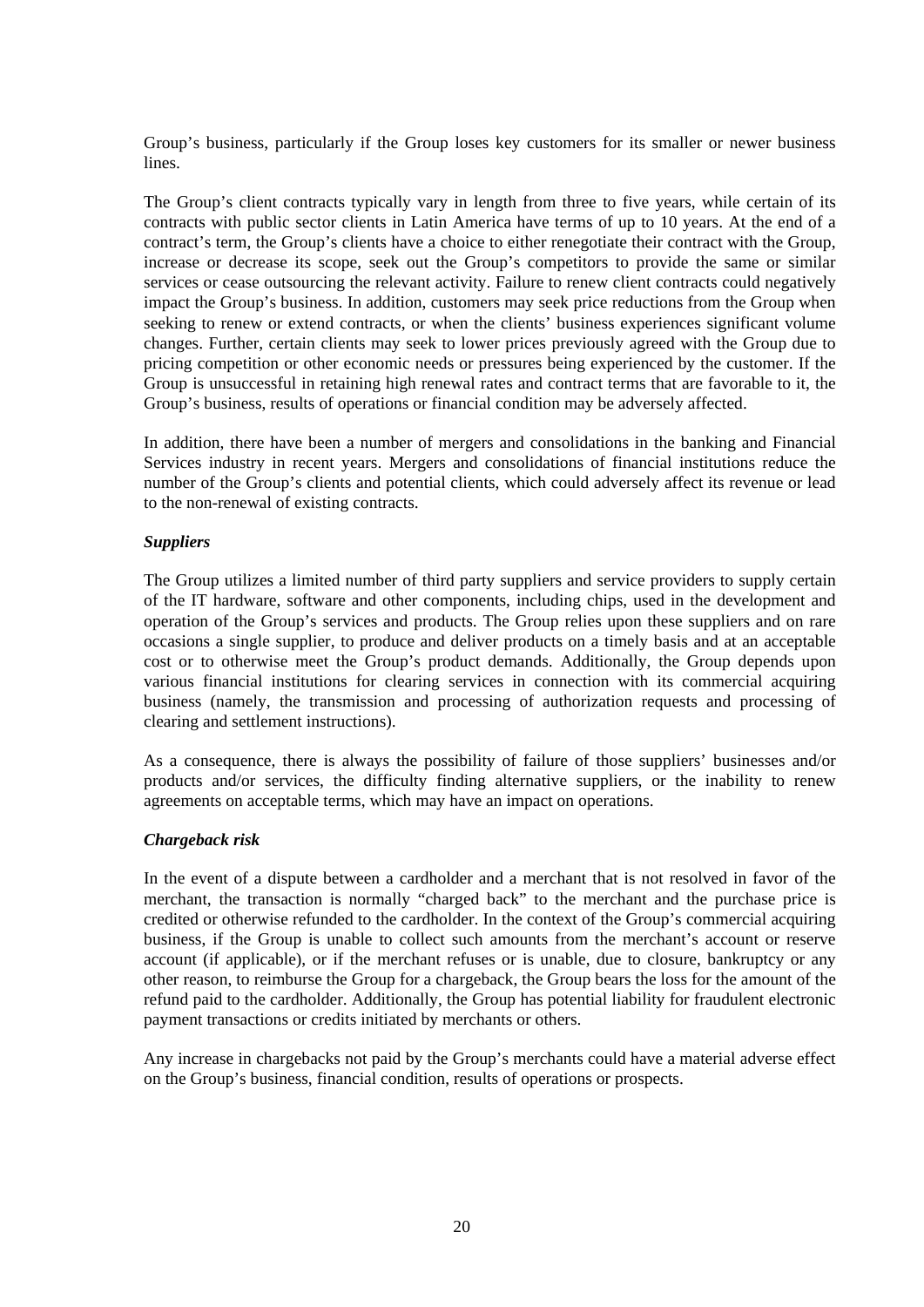Group's business, particularly if the Group loses key customers for its smaller or newer business lines.

The Group's client contracts typically vary in length from three to five years, while certain of its contracts with public sector clients in Latin America have terms of up to 10 years. At the end of a contract's term, the Group's clients have a choice to either renegotiate their contract with the Group, increase or decrease its scope, seek out the Group's competitors to provide the same or similar services or cease outsourcing the relevant activity. Failure to renew client contracts could negatively impact the Group's business. In addition, customers may seek price reductions from the Group when seeking to renew or extend contracts, or when the clients' business experiences significant volume changes. Further, certain clients may seek to lower prices previously agreed with the Group due to pricing competition or other economic needs or pressures being experienced by the customer. If the Group is unsuccessful in retaining high renewal rates and contract terms that are favorable to it, the Group's business, results of operations or financial condition may be adversely affected.

In addition, there have been a number of mergers and consolidations in the banking and Financial Services industry in recent years. Mergers and consolidations of financial institutions reduce the number of the Group's clients and potential clients, which could adversely affect its revenue or lead to the non-renewal of existing contracts.

***Suppliers***

The Group utilizes a limited number of third party suppliers and service providers to supply certain of the IT hardware, software and other components, including chips, used in the development and operation of the Group's services and products. The Group relies upon these suppliers and on rare occasions a single supplier, to produce and deliver products on a timely basis and at an acceptable cost or to otherwise meet the Group's product demands. Additionally, the Group depends upon various financial institutions for clearing services in connection with its commercial acquiring business (namely, the transmission and processing of authorization requests and processing of clearing and settlement instructions).

As a consequence, there is always the possibility of failure of those suppliers' businesses and/or products and/or services, the difficulty finding alternative suppliers, or the inability to renew agreements on acceptable terms, which may have an impact on operations.

***Chargeback risk***

In the event of a dispute between a cardholder and a merchant that is not resolved in favor of the merchant, the transaction is normally "charged back" to the merchant and the purchase price is credited or otherwise refunded to the cardholder. In the context of the Group's commercial acquiring business, if the Group is unable to collect such amounts from the merchant's account or reserve account (if applicable), or if the merchant refuses or is unable, due to closure, bankruptcy or any other reason, to reimburse the Group for a chargeback, the Group bears the loss for the amount of the refund paid to the cardholder. Additionally, the Group has potential liability for fraudulent electronic payment transactions or credits initiated by merchants or others.

Any increase in chargebacks not paid by the Group's merchants could have a material adverse effect on the Group's business, financial condition, results of operations or prospects.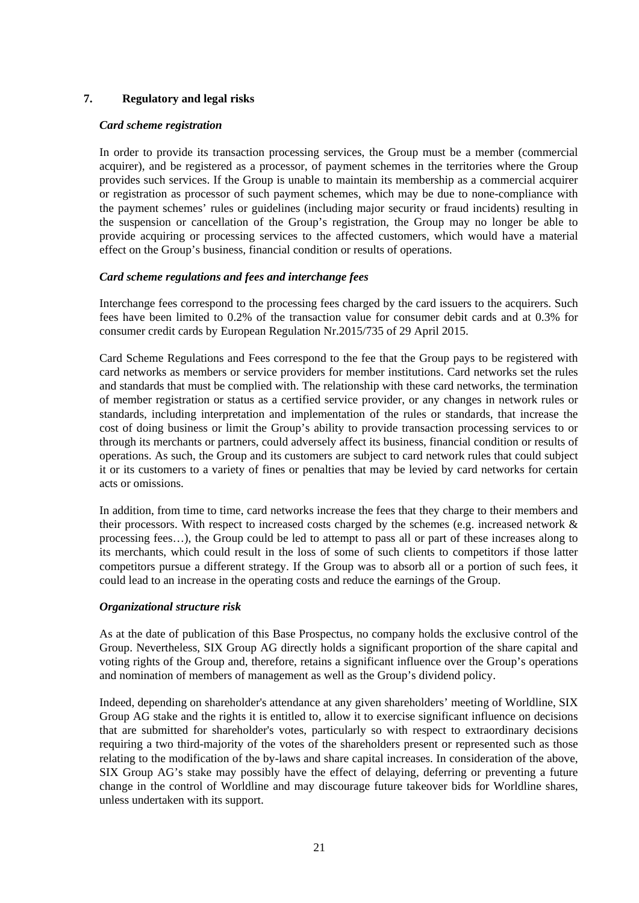## 7. Regulatory and legal risks

***Card scheme registration***

In order to provide its transaction processing services, the Group must be a member (commercial acquirer), and be registered as a processor, of payment schemes in the territories where the Group provides such services. If the Group is unable to maintain its membership as a commercial acquirer or registration as processor of such payment schemes, which may be due to none-compliance with the payment schemes' rules or guidelines (including major security or fraud incidents) resulting in the suspension or cancellation of the Group's registration, the Group may no longer be able to provide acquiring or processing services to the affected customers, which would have a material effect on the Group's business, financial condition or results of operations.

***Card scheme regulations and fees and interchange fees***

Interchange fees correspond to the processing fees charged by the card issuers to the acquirers. Such fees have been limited to 0.2% of the transaction value for consumer debit cards and at 0.3% for consumer credit cards by European Regulation Nr.2015/735 of 29 April 2015.

Card Scheme Regulations and Fees correspond to the fee that the Group pays to be registered with card networks as members or service providers for member institutions. Card networks set the rules and standards that must be complied with. The relationship with these card networks, the termination of member registration or status as a certified service provider, or any changes in network rules or standards, including interpretation and implementation of the rules or standards, that increase the cost of doing business or limit the Group's ability to provide transaction processing services to or through its merchants or partners, could adversely affect its business, financial condition or results of operations. As such, the Group and its customers are subject to card network rules that could subject it or its customers to a variety of fines or penalties that may be levied by card networks for certain acts or omissions.

In addition, from time to time, card networks increase the fees that they charge to their members and their processors. With respect to increased costs charged by the schemes (e.g. increased network & processing fees…), the Group could be led to attempt to pass all or part of these increases along to its merchants, which could result in the loss of some of such clients to competitors if those latter competitors pursue a different strategy. If the Group was to absorb all or a portion of such fees, it could lead to an increase in the operating costs and reduce the earnings of the Group.

***Organizational structure risk***

As at the date of publication of this Base Prospectus, no company holds the exclusive control of the Group. Nevertheless, SIX Group AG directly holds a significant proportion of the share capital and voting rights of the Group and, therefore, retains a significant influence over the Group's operations and nomination of members of management as well as the Group's dividend policy.

Indeed, depending on shareholder's attendance at any given shareholders' meeting of Worldline, SIX Group AG stake and the rights it is entitled to, allow it to exercise significant influence on decisions that are submitted for shareholder's votes, particularly so with respect to extraordinary decisions requiring a two third-majority of the votes of the shareholders present or represented such as those relating to the modification of the by-laws and share capital increases. In consideration of the above, SIX Group AG's stake may possibly have the effect of delaying, deferring or preventing a future change in the control of Worldline and may discourage future takeover bids for Worldline shares, unless undertaken with its support.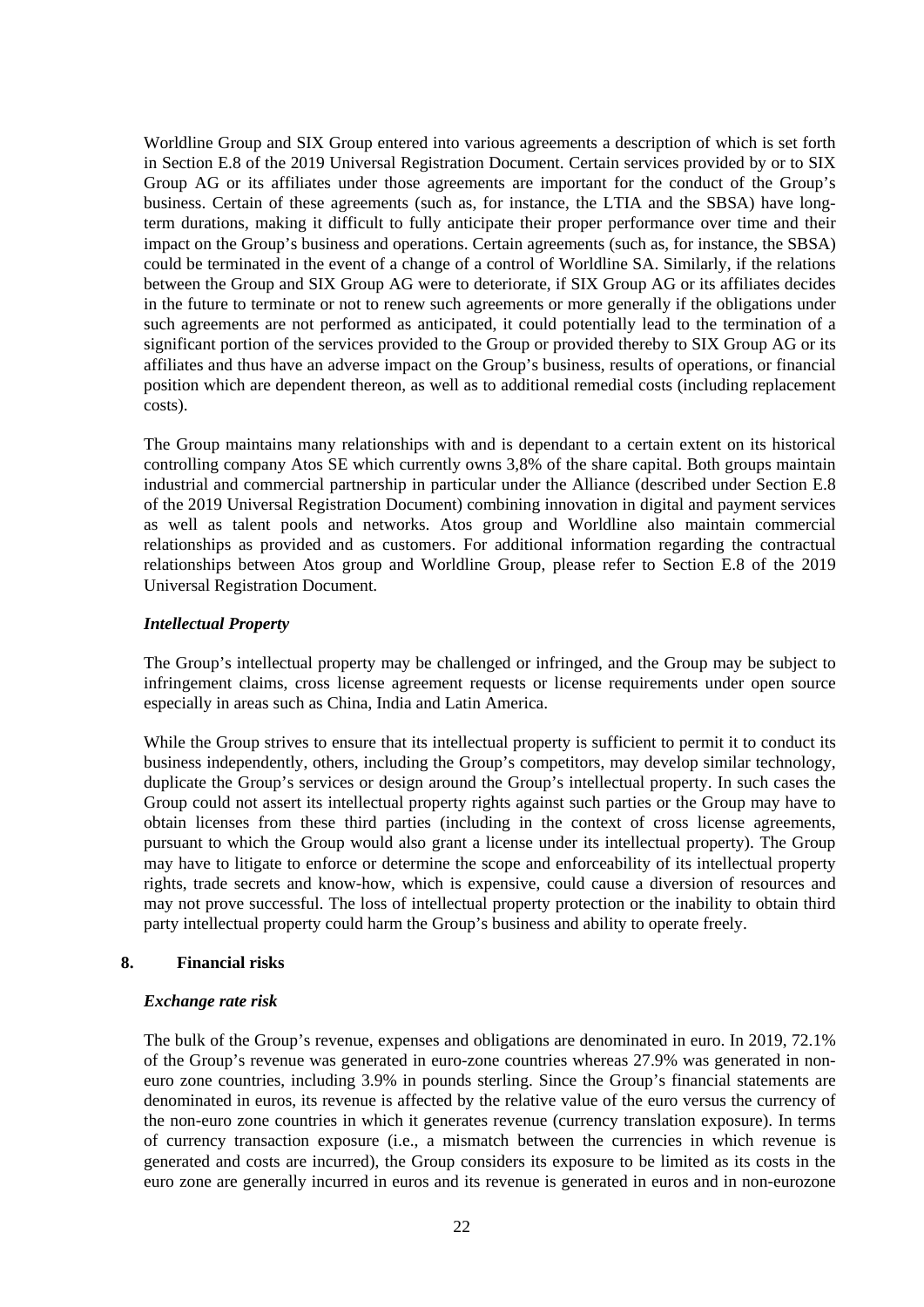Worldline Group and SIX Group entered into various agreements a description of which is set forth in Section E.8 of the 2019 Universal Registration Document. Certain services provided by or to SIX Group AG or its affiliates under those agreements are important for the conduct of the Group's business. Certain of these agreements (such as, for instance, the LTIA and the SBSA) have long-term durations, making it difficult to fully anticipate their proper performance over time and their impact on the Group's business and operations. Certain agreements (such as, for instance, the SBSA) could be terminated in the event of a change of a control of Worldline SA. Similarly, if the relations between the Group and SIX Group AG were to deteriorate, if SIX Group AG or its affiliates decides in the future to terminate or not to renew such agreements or more generally if the obligations under such agreements are not performed as anticipated, it could potentially lead to the termination of a significant portion of the services provided to the Group or provided thereby to SIX Group AG or its affiliates and thus have an adverse impact on the Group's business, results of operations, or financial position which are dependent thereon, as well as to additional remedial costs (including replacement costs).

The Group maintains many relationships with and is dependant to a certain extent on its historical controlling company Atos SE which currently owns 3,8% of the share capital. Both groups maintain industrial and commercial partnership in particular under the Alliance (described under Section E.8 of the 2019 Universal Registration Document) combining innovation in digital and payment services as well as talent pools and networks. Atos group and Worldline also maintain commercial relationships as provided and as customers. For additional information regarding the contractual relationships between Atos group and Worldline Group, please refer to Section E.8 of the 2019 Universal Registration Document.

***Intellectual Property***

The Group's intellectual property may be challenged or infringed, and the Group may be subject to infringement claims, cross license agreement requests or license requirements under open source especially in areas such as China, India and Latin America.

While the Group strives to ensure that its intellectual property is sufficient to permit it to conduct its business independently, others, including the Group's competitors, may develop similar technology, duplicate the Group's services or design around the Group's intellectual property. In such cases the Group could not assert its intellectual property rights against such parties or the Group may have to obtain licenses from these third parties (including in the context of cross license agreements, pursuant to which the Group would also grant a license under its intellectual property). The Group may have to litigate to enforce or determine the scope and enforceability of its intellectual property rights, trade secrets and know-how, which is expensive, could cause a diversion of resources and may not prove successful. The loss of intellectual property protection or the inability to obtain third party intellectual property could harm the Group's business and ability to operate freely.

## 8. Financial risks

***Exchange rate risk***

The bulk of the Group's revenue, expenses and obligations are denominated in euro. In 2019, 72.1% of the Group's revenue was generated in euro-zone countries whereas 27.9% was generated in non-euro zone countries, including 3.9% in pounds sterling. Since the Group's financial statements are denominated in euros, its revenue is affected by the relative value of the euro versus the currency of the non-euro zone countries in which it generates revenue (currency translation exposure). In terms of currency transaction exposure (i.e., a mismatch between the currencies in which revenue is generated and costs are incurred), the Group considers its exposure to be limited as its costs in the euro zone are generally incurred in euros and its revenue is generated in euros and in non-eurozone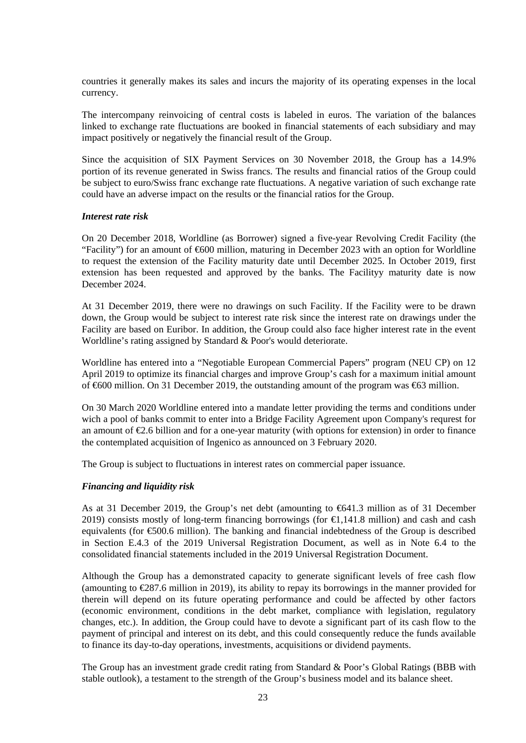countries it generally makes its sales and incurs the majority of its operating expenses in the local currency.

The intercompany reinvoicing of central costs is labeled in euros. The variation of the balances linked to exchange rate fluctuations are booked in financial statements of each subsidiary and may impact positively or negatively the financial result of the Group.

Since the acquisition of SIX Payment Services on 30 November 2018, the Group has a 14.9% portion of its revenue generated in Swiss francs. The results and financial ratios of the Group could be subject to euro/Swiss franc exchange rate fluctuations. A negative variation of such exchange rate could have an adverse impact on the results or the financial ratios for the Group.

***Interest rate risk***

On 20 December 2018, Worldline (as Borrower) signed a five-year Revolving Credit Facility (the "Facility") for an amount of €600 million, maturing in December 2023 with an option for Worldline to request the extension of the Facility maturity date until December 2025. In October 2019, first extension has been requested and approved by the banks. The Facilityy maturity date is now December 2024.

At 31 December 2019, there were no drawings on such Facility. If the Facility were to be drawn down, the Group would be subject to interest rate risk since the interest rate on drawings under the Facility are based on Euribor. In addition, the Group could also face higher interest rate in the event Worldline's rating assigned by Standard & Poor's would deteriorate.

Worldline has entered into a "Negotiable European Commercial Papers" program (NEU CP) on 12 April 2019 to optimize its financial charges and improve Group's cash for a maximum initial amount of €600 million. On 31 December 2019, the outstanding amount of the program was €63 million.

On 30 March 2020 Worldline entered into a mandate letter providing the terms and conditions under wich a pool of banks commit to enter into a Bridge Facility Agreement upon Company's requrest for an amount of €2.6 billion and for a one-year maturity (with options for extension) in order to finance the contemplated acquisition of Ingenico as announced on 3 February 2020.

The Group is subject to fluctuations in interest rates on commercial paper issuance.

***Financing and liquidity risk***

As at 31 December 2019, the Group's net debt (amounting to €641.3 million as of 31 December 2019) consists mostly of long-term financing borrowings (for €1,141.8 million) and cash and cash equivalents (for €500.6 million). The banking and financial indebtedness of the Group is described in Section E.4.3 of the 2019 Universal Registration Document, as well as in Note 6.4 to the consolidated financial statements included in the 2019 Universal Registration Document.

Although the Group has a demonstrated capacity to generate significant levels of free cash flow (amounting to €287.6 million in 2019), its ability to repay its borrowings in the manner provided for therein will depend on its future operating performance and could be affected by other factors (economic environment, conditions in the debt market, compliance with legislation, regulatory changes, etc.). In addition, the Group could have to devote a significant part of its cash flow to the payment of principal and interest on its debt, and this could consequently reduce the funds available to finance its day-to-day operations, investments, acquisitions or dividend payments.

The Group has an investment grade credit rating from Standard & Poor's Global Ratings (BBB with stable outlook), a testament to the strength of the Group's business model and its balance sheet.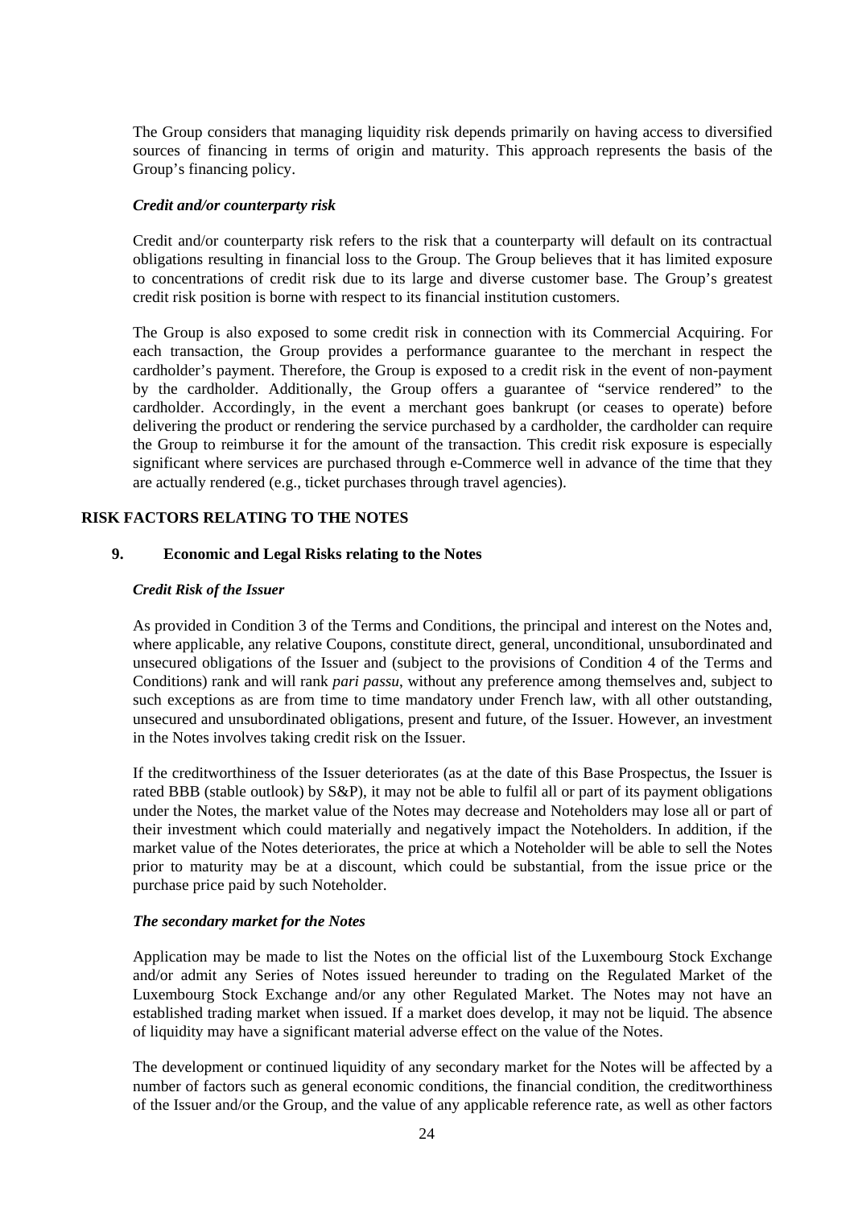The Group considers that managing liquidity risk depends primarily on having access to diversified sources of financing in terms of origin and maturity. This approach represents the basis of the Group's financing policy.

***Credit and/or counterparty risk***

Credit and/or counterparty risk refers to the risk that a counterparty will default on its contractual obligations resulting in financial loss to the Group. The Group believes that it has limited exposure to concentrations of credit risk due to its large and diverse customer base. The Group's greatest credit risk position is borne with respect to its financial institution customers.

The Group is also exposed to some credit risk in connection with its Commercial Acquiring. For each transaction, the Group provides a performance guarantee to the merchant in respect the cardholder's payment. Therefore, the Group is exposed to a credit risk in the event of non-payment by the cardholder. Additionally, the Group offers a guarantee of "service rendered" to the cardholder. Accordingly, in the event a merchant goes bankrupt (or ceases to operate) before delivering the product or rendering the service purchased by a cardholder, the cardholder can require the Group to reimburse it for the amount of the transaction. This credit risk exposure is especially significant where services are purchased through e-Commerce well in advance of the time that they are actually rendered (e.g., ticket purchases through travel agencies).

## RISK FACTORS RELATING TO THE NOTES

### 9. Economic and Legal Risks relating to the Notes

***Credit Risk of the Issuer***

As provided in Condition 3 of the Terms and Conditions, the principal and interest on the Notes and, where applicable, any relative Coupons, constitute direct, general, unconditional, unsubordinated and unsecured obligations of the Issuer and (subject to the provisions of Condition 4 of the Terms and Conditions) rank and will rank *pari passu*, without any preference among themselves and, subject to such exceptions as are from time to time mandatory under French law, with all other outstanding, unsecured and unsubordinated obligations, present and future, of the Issuer. However, an investment in the Notes involves taking credit risk on the Issuer.

If the creditworthiness of the Issuer deteriorates (as at the date of this Base Prospectus, the Issuer is rated BBB (stable outlook) by S&P), it may not be able to fulfil all or part of its payment obligations under the Notes, the market value of the Notes may decrease and Noteholders may lose all or part of their investment which could materially and negatively impact the Noteholders. In addition, if the market value of the Notes deteriorates, the price at which a Noteholder will be able to sell the Notes prior to maturity may be at a discount, which could be substantial, from the issue price or the purchase price paid by such Noteholder.

***The secondary market for the Notes***

Application may be made to list the Notes on the official list of the Luxembourg Stock Exchange and/or admit any Series of Notes issued hereunder to trading on the Regulated Market of the Luxembourg Stock Exchange and/or any other Regulated Market. The Notes may not have an established trading market when issued. If a market does develop, it may not be liquid. The absence of liquidity may have a significant material adverse effect on the value of the Notes.

The development or continued liquidity of any secondary market for the Notes will be affected by a number of factors such as general economic conditions, the financial condition, the creditworthiness of the Issuer and/or the Group, and the value of any applicable reference rate, as well as other factors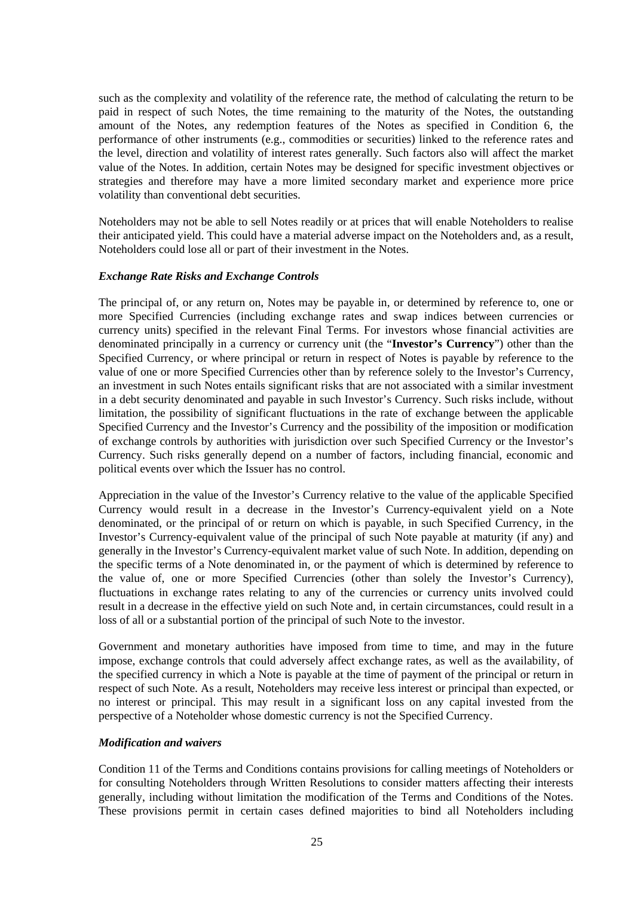such as the complexity and volatility of the reference rate, the method of calculating the return to be paid in respect of such Notes, the time remaining to the maturity of the Notes, the outstanding amount of the Notes, any redemption features of the Notes as specified in Condition 6, the performance of other instruments (e.g., commodities or securities) linked to the reference rates and the level, direction and volatility of interest rates generally. Such factors also will affect the market value of the Notes. In addition, certain Notes may be designed for specific investment objectives or strategies and therefore may have a more limited secondary market and experience more price volatility than conventional debt securities.

Noteholders may not be able to sell Notes readily or at prices that will enable Noteholders to realise their anticipated yield. This could have a material adverse impact on the Noteholders and, as a result, Noteholders could lose all or part of their investment in the Notes.

***Exchange Rate Risks and Exchange Controls***

The principal of, or any return on, Notes may be payable in, or determined by reference to, one or more Specified Currencies (including exchange rates and swap indices between currencies or currency units) specified in the relevant Final Terms. For investors whose financial activities are denominated principally in a currency or currency unit (the "**Investor's Currency**") other than the Specified Currency, or where principal or return in respect of Notes is payable by reference to the value of one or more Specified Currencies other than by reference solely to the Investor's Currency, an investment in such Notes entails significant risks that are not associated with a similar investment in a debt security denominated and payable in such Investor's Currency. Such risks include, without limitation, the possibility of significant fluctuations in the rate of exchange between the applicable Specified Currency and the Investor's Currency and the possibility of the imposition or modification of exchange controls by authorities with jurisdiction over such Specified Currency or the Investor's Currency. Such risks generally depend on a number of factors, including financial, economic and political events over which the Issuer has no control.

Appreciation in the value of the Investor's Currency relative to the value of the applicable Specified Currency would result in a decrease in the Investor's Currency-equivalent yield on a Note denominated, or the principal of or return on which is payable, in such Specified Currency, in the Investor's Currency-equivalent value of the principal of such Note payable at maturity (if any) and generally in the Investor's Currency-equivalent market value of such Note. In addition, depending on the specific terms of a Note denominated in, or the payment of which is determined by reference to the value of, one or more Specified Currencies (other than solely the Investor's Currency), fluctuations in exchange rates relating to any of the currencies or currency units involved could result in a decrease in the effective yield on such Note and, in certain circumstances, could result in a loss of all or a substantial portion of the principal of such Note to the investor.

Government and monetary authorities have imposed from time to time, and may in the future impose, exchange controls that could adversely affect exchange rates, as well as the availability, of the specified currency in which a Note is payable at the time of payment of the principal or return in respect of such Note. As a result, Noteholders may receive less interest or principal than expected, or no interest or principal. This may result in a significant loss on any capital invested from the perspective of a Noteholder whose domestic currency is not the Specified Currency.

***Modification and waivers***

Condition 11 of the Terms and Conditions contains provisions for calling meetings of Noteholders or for consulting Noteholders through Written Resolutions to consider matters affecting their interests generally, including without limitation the modification of the Terms and Conditions of the Notes. These provisions permit in certain cases defined majorities to bind all Noteholders including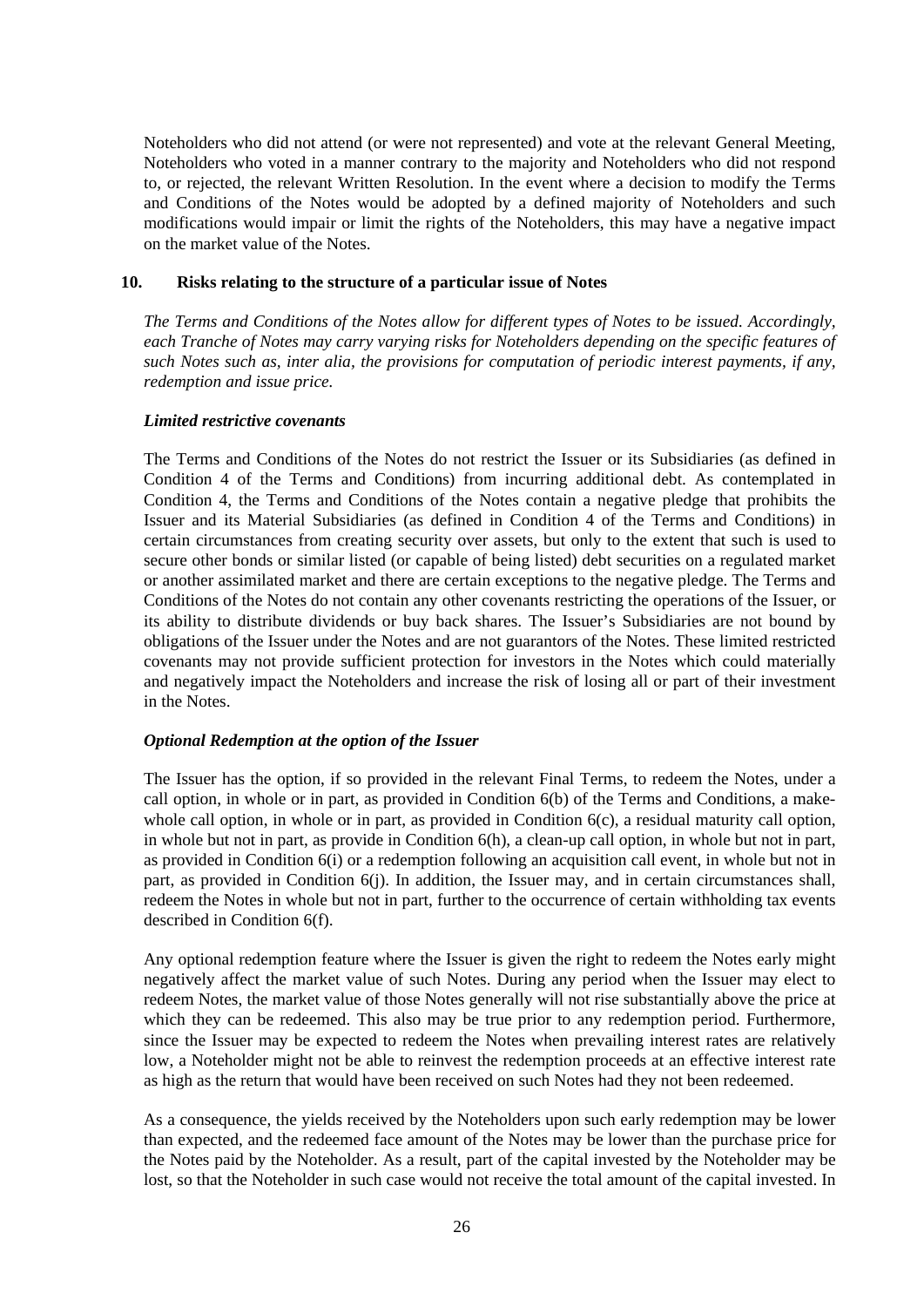Noteholders who did not attend (or were not represented) and vote at the relevant General Meeting, Noteholders who voted in a manner contrary to the majority and Noteholders who did not respond to, or rejected, the relevant Written Resolution. In the event where a decision to modify the Terms and Conditions of the Notes would be adopted by a defined majority of Noteholders and such modifications would impair or limit the rights of the Noteholders, this may have a negative impact on the market value of the Notes.

## 10. Risks relating to the structure of a particular issue of Notes

*The Terms and Conditions of the Notes allow for different types of Notes to be issued. Accordingly, each Tranche of Notes may carry varying risks for Noteholders depending on the specific features of such Notes such as, inter alia, the provisions for computation of periodic interest payments, if any, redemption and issue price.*

***Limited restrictive covenants***

The Terms and Conditions of the Notes do not restrict the Issuer or its Subsidiaries (as defined in Condition 4 of the Terms and Conditions) from incurring additional debt. As contemplated in Condition 4, the Terms and Conditions of the Notes contain a negative pledge that prohibits the Issuer and its Material Subsidiaries (as defined in Condition 4 of the Terms and Conditions) in certain circumstances from creating security over assets, but only to the extent that such is used to secure other bonds or similar listed (or capable of being listed) debt securities on a regulated market or another assimilated market and there are certain exceptions to the negative pledge. The Terms and Conditions of the Notes do not contain any other covenants restricting the operations of the Issuer, or its ability to distribute dividends or buy back shares. The Issuer's Subsidiaries are not bound by obligations of the Issuer under the Notes and are not guarantors of the Notes. These limited restricted covenants may not provide sufficient protection for investors in the Notes which could materially and negatively impact the Noteholders and increase the risk of losing all or part of their investment in the Notes.

***Optional Redemption at the option of the Issuer***

The Issuer has the option, if so provided in the relevant Final Terms, to redeem the Notes, under a call option, in whole or in part, as provided in Condition 6(b) of the Terms and Conditions, a make-whole call option, in whole or in part, as provided in Condition 6(c), a residual maturity call option, in whole but not in part, as provide in Condition 6(h), a clean-up call option, in whole but not in part, as provided in Condition 6(i) or a redemption following an acquisition call event, in whole but not in part, as provided in Condition 6(j). In addition, the Issuer may, and in certain circumstances shall, redeem the Notes in whole but not in part, further to the occurrence of certain withholding tax events described in Condition 6(f).

Any optional redemption feature where the Issuer is given the right to redeem the Notes early might negatively affect the market value of such Notes. During any period when the Issuer may elect to redeem Notes, the market value of those Notes generally will not rise substantially above the price at which they can be redeemed. This also may be true prior to any redemption period. Furthermore, since the Issuer may be expected to redeem the Notes when prevailing interest rates are relatively low, a Noteholder might not be able to reinvest the redemption proceeds at an effective interest rate as high as the return that would have been received on such Notes had they not been redeemed.

As a consequence, the yields received by the Noteholders upon such early redemption may be lower than expected, and the redeemed face amount of the Notes may be lower than the purchase price for the Notes paid by the Noteholder. As a result, part of the capital invested by the Noteholder may be lost, so that the Noteholder in such case would not receive the total amount of the capital invested. In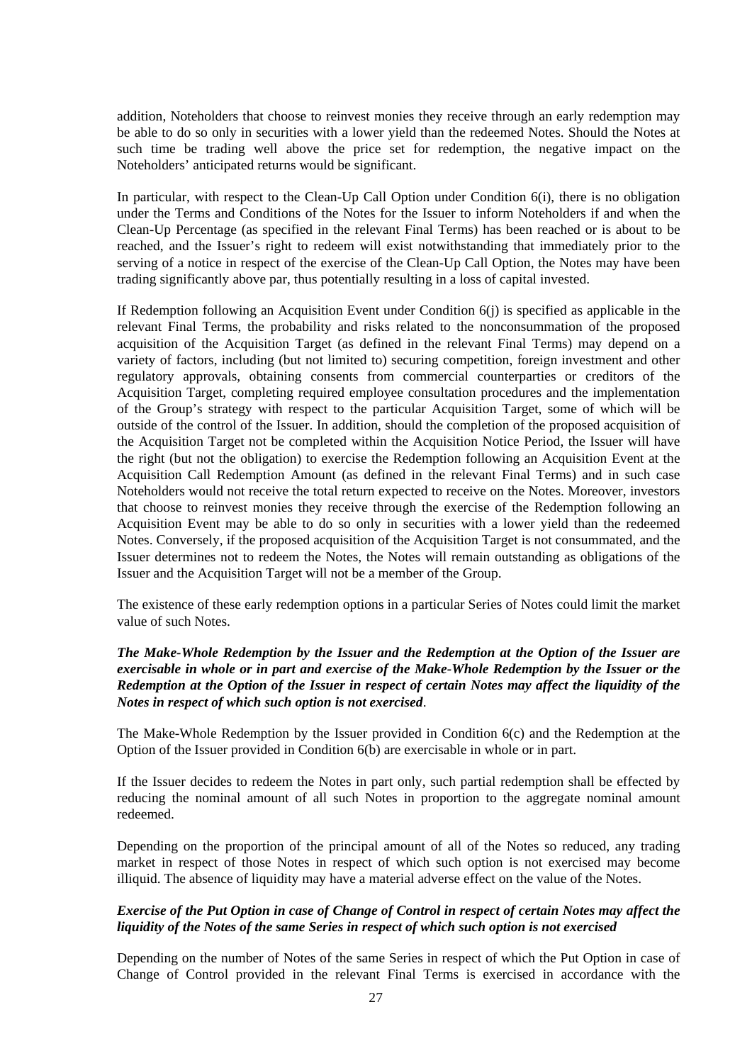addition, Noteholders that choose to reinvest monies they receive through an early redemption may be able to do so only in securities with a lower yield than the redeemed Notes. Should the Notes at such time be trading well above the price set for redemption, the negative impact on the Noteholders' anticipated returns would be significant.

In particular, with respect to the Clean-Up Call Option under Condition 6(i), there is no obligation under the Terms and Conditions of the Notes for the Issuer to inform Noteholders if and when the Clean-Up Percentage (as specified in the relevant Final Terms) has been reached or is about to be reached, and the Issuer's right to redeem will exist notwithstanding that immediately prior to the serving of a notice in respect of the exercise of the Clean-Up Call Option, the Notes may have been trading significantly above par, thus potentially resulting in a loss of capital invested.

If Redemption following an Acquisition Event under Condition 6(j) is specified as applicable in the relevant Final Terms, the probability and risks related to the nonconsummation of the proposed acquisition of the Acquisition Target (as defined in the relevant Final Terms) may depend on a variety of factors, including (but not limited to) securing competition, foreign investment and other regulatory approvals, obtaining consents from commercial counterparties or creditors of the Acquisition Target, completing required employee consultation procedures and the implementation of the Group's strategy with respect to the particular Acquisition Target, some of which will be outside of the control of the Issuer. In addition, should the completion of the proposed acquisition of the Acquisition Target not be completed within the Acquisition Notice Period, the Issuer will have the right (but not the obligation) to exercise the Redemption following an Acquisition Event at the Acquisition Call Redemption Amount (as defined in the relevant Final Terms) and in such case Noteholders would not receive the total return expected to receive on the Notes. Moreover, investors that choose to reinvest monies they receive through the exercise of the Redemption following an Acquisition Event may be able to do so only in securities with a lower yield than the redeemed Notes. Conversely, if the proposed acquisition of the Acquisition Target is not consummated, and the Issuer determines not to redeem the Notes, the Notes will remain outstanding as obligations of the Issuer and the Acquisition Target will not be a member of the Group.

The existence of these early redemption options in a particular Series of Notes could limit the market value of such Notes.

***The Make-Whole Redemption by the Issuer and the Redemption at the Option of the Issuer are exercisable in whole or in part and exercise of the Make-Whole Redemption by the Issuer or the Redemption at the Option of the Issuer in respect of certain Notes may affect the liquidity of the Notes in respect of which such option is not exercised***.

The Make-Whole Redemption by the Issuer provided in Condition 6(c) and the Redemption at the Option of the Issuer provided in Condition 6(b) are exercisable in whole or in part.

If the Issuer decides to redeem the Notes in part only, such partial redemption shall be effected by reducing the nominal amount of all such Notes in proportion to the aggregate nominal amount redeemed.

Depending on the proportion of the principal amount of all of the Notes so reduced, any trading market in respect of those Notes in respect of which such option is not exercised may become illiquid. The absence of liquidity may have a material adverse effect on the value of the Notes.

***Exercise of the Put Option in case of Change of Control in respect of certain Notes may affect the liquidity of the Notes of the same Series in respect of which such option is not exercised***

Depending on the number of Notes of the same Series in respect of which the Put Option in case of Change of Control provided in the relevant Final Terms is exercised in accordance with the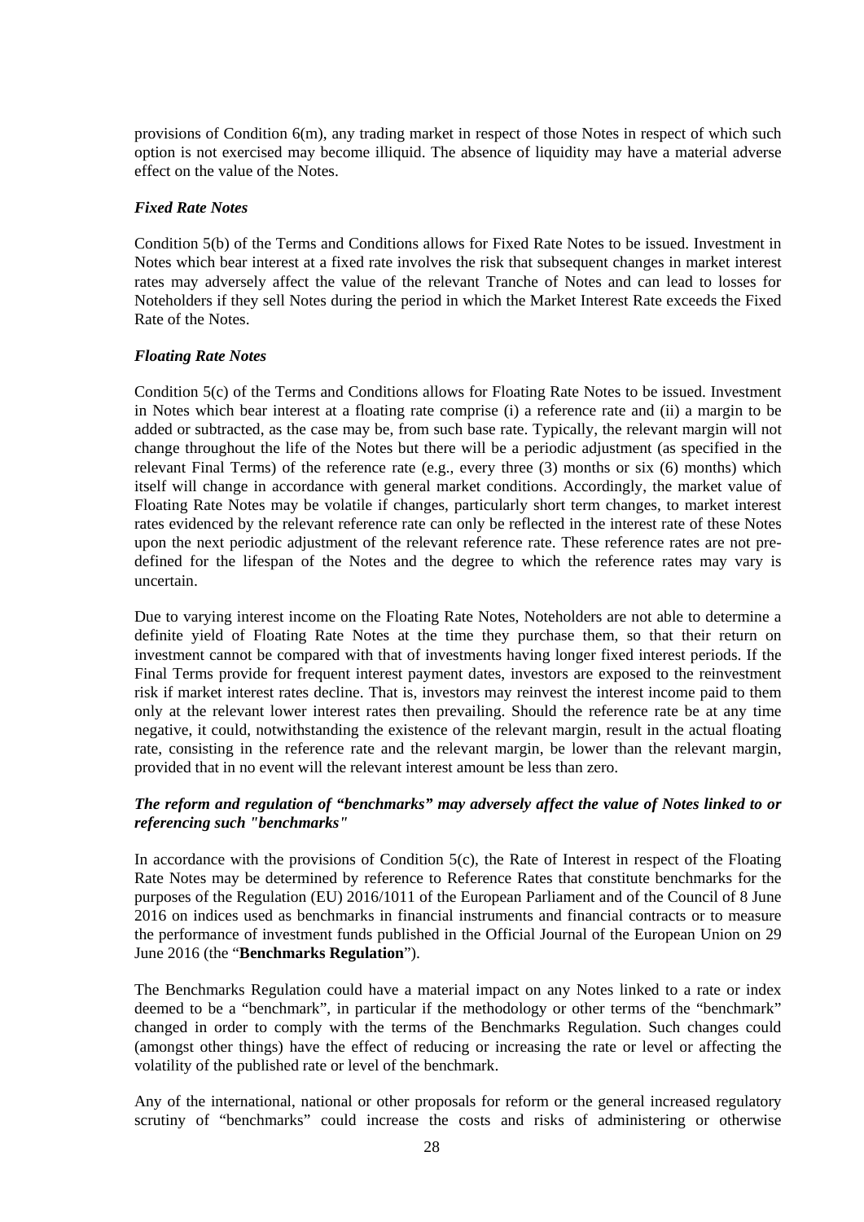provisions of Condition 6(m), any trading market in respect of those Notes in respect of which such option is not exercised may become illiquid. The absence of liquidity may have a material adverse effect on the value of the Notes.

***Fixed Rate Notes***

Condition 5(b) of the Terms and Conditions allows for Fixed Rate Notes to be issued. Investment in Notes which bear interest at a fixed rate involves the risk that subsequent changes in market interest rates may adversely affect the value of the relevant Tranche of Notes and can lead to losses for Noteholders if they sell Notes during the period in which the Market Interest Rate exceeds the Fixed Rate of the Notes.

***Floating Rate Notes***

Condition 5(c) of the Terms and Conditions allows for Floating Rate Notes to be issued. Investment in Notes which bear interest at a floating rate comprise (i) a reference rate and (ii) a margin to be added or subtracted, as the case may be, from such base rate. Typically, the relevant margin will not change throughout the life of the Notes but there will be a periodic adjustment (as specified in the relevant Final Terms) of the reference rate (e.g., every three (3) months or six (6) months) which itself will change in accordance with general market conditions. Accordingly, the market value of Floating Rate Notes may be volatile if changes, particularly short term changes, to market interest rates evidenced by the relevant reference rate can only be reflected in the interest rate of these Notes upon the next periodic adjustment of the relevant reference rate. These reference rates are not pre-defined for the lifespan of the Notes and the degree to which the reference rates may vary is uncertain.

Due to varying interest income on the Floating Rate Notes, Noteholders are not able to determine a definite yield of Floating Rate Notes at the time they purchase them, so that their return on investment cannot be compared with that of investments having longer fixed interest periods. If the Final Terms provide for frequent interest payment dates, investors are exposed to the reinvestment risk if market interest rates decline. That is, investors may reinvest the interest income paid to them only at the relevant lower interest rates then prevailing. Should the reference rate be at any time negative, it could, notwithstanding the existence of the relevant margin, result in the actual floating rate, consisting in the reference rate and the relevant margin, be lower than the relevant margin, provided that in no event will the relevant interest amount be less than zero.

***The reform and regulation of "benchmarks" may adversely affect the value of Notes linked to or referencing such "benchmarks"***

In accordance with the provisions of Condition 5(c), the Rate of Interest in respect of the Floating Rate Notes may be determined by reference to Reference Rates that constitute benchmarks for the purposes of the Regulation (EU) 2016/1011 of the European Parliament and of the Council of 8 June 2016 on indices used as benchmarks in financial instruments and financial contracts or to measure the performance of investment funds published in the Official Journal of the European Union on 29 June 2016 (the "**Benchmarks Regulation**").

The Benchmarks Regulation could have a material impact on any Notes linked to a rate or index deemed to be a "benchmark", in particular if the methodology or other terms of the "benchmark" changed in order to comply with the terms of the Benchmarks Regulation. Such changes could (amongst other things) have the effect of reducing or increasing the rate or level or affecting the volatility of the published rate or level of the benchmark.

Any of the international, national or other proposals for reform or the general increased regulatory scrutiny of "benchmarks" could increase the costs and risks of administering or otherwise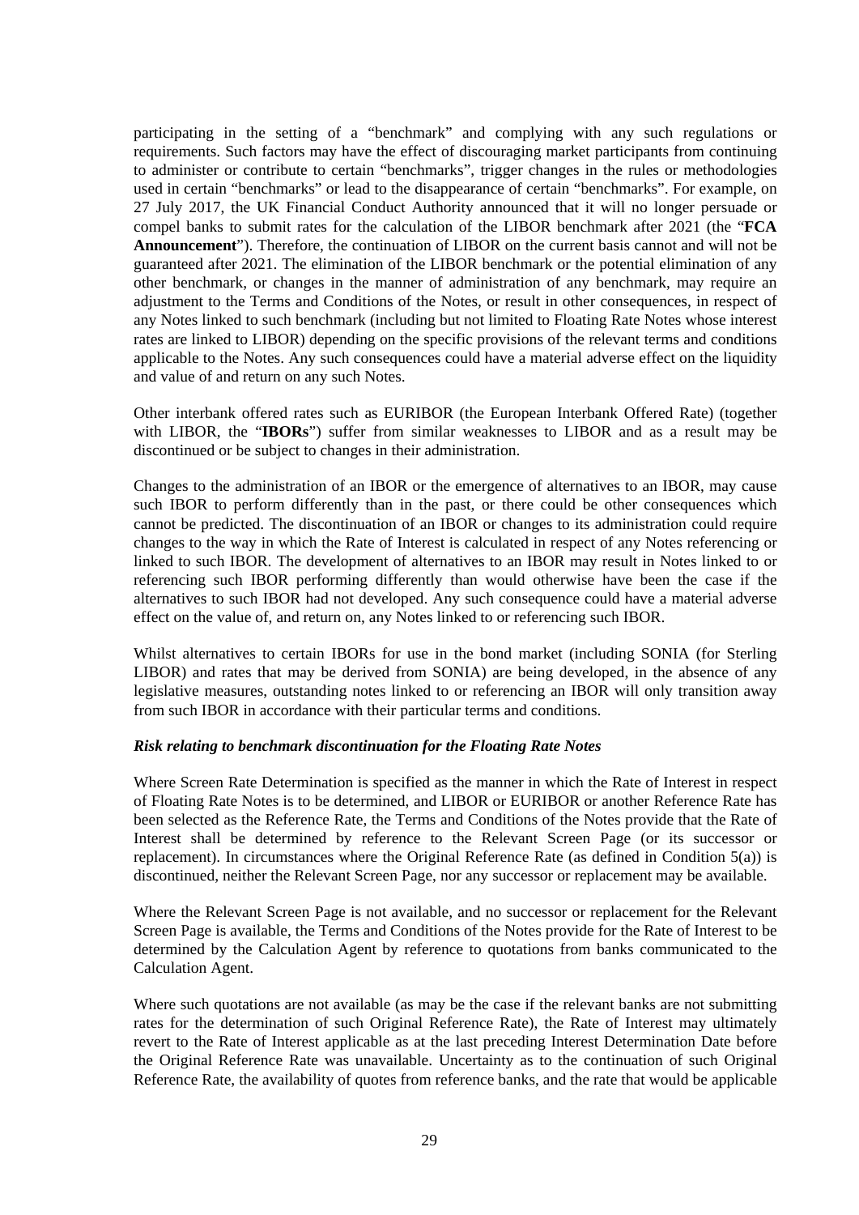participating in the setting of a "benchmark" and complying with any such regulations or requirements. Such factors may have the effect of discouraging market participants from continuing to administer or contribute to certain "benchmarks", trigger changes in the rules or methodologies used in certain "benchmarks" or lead to the disappearance of certain "benchmarks". For example, on 27 July 2017, the UK Financial Conduct Authority announced that it will no longer persuade or compel banks to submit rates for the calculation of the LIBOR benchmark after 2021 (the "**FCA Announcement**"). Therefore, the continuation of LIBOR on the current basis cannot and will not be guaranteed after 2021. The elimination of the LIBOR benchmark or the potential elimination of any other benchmark, or changes in the manner of administration of any benchmark, may require an adjustment to the Terms and Conditions of the Notes, or result in other consequences, in respect of any Notes linked to such benchmark (including but not limited to Floating Rate Notes whose interest rates are linked to LIBOR) depending on the specific provisions of the relevant terms and conditions applicable to the Notes. Any such consequences could have a material adverse effect on the liquidity and value of and return on any such Notes.

Other interbank offered rates such as EURIBOR (the European Interbank Offered Rate) (together with LIBOR, the "**IBORs**") suffer from similar weaknesses to LIBOR and as a result may be discontinued or be subject to changes in their administration.

Changes to the administration of an IBOR or the emergence of alternatives to an IBOR, may cause such IBOR to perform differently than in the past, or there could be other consequences which cannot be predicted. The discontinuation of an IBOR or changes to its administration could require changes to the way in which the Rate of Interest is calculated in respect of any Notes referencing or linked to such IBOR. The development of alternatives to an IBOR may result in Notes linked to or referencing such IBOR performing differently than would otherwise have been the case if the alternatives to such IBOR had not developed. Any such consequence could have a material adverse effect on the value of, and return on, any Notes linked to or referencing such IBOR.

Whilst alternatives to certain IBORs for use in the bond market (including SONIA (for Sterling LIBOR) and rates that may be derived from SONIA) are being developed, in the absence of any legislative measures, outstanding notes linked to or referencing an IBOR will only transition away from such IBOR in accordance with their particular terms and conditions.

***Risk relating to benchmark discontinuation for the Floating Rate Notes***

Where Screen Rate Determination is specified as the manner in which the Rate of Interest in respect of Floating Rate Notes is to be determined, and LIBOR or EURIBOR or another Reference Rate has been selected as the Reference Rate, the Terms and Conditions of the Notes provide that the Rate of Interest shall be determined by reference to the Relevant Screen Page (or its successor or replacement). In circumstances where the Original Reference Rate (as defined in Condition 5(a)) is discontinued, neither the Relevant Screen Page, nor any successor or replacement may be available.

Where the Relevant Screen Page is not available, and no successor or replacement for the Relevant Screen Page is available, the Terms and Conditions of the Notes provide for the Rate of Interest to be determined by the Calculation Agent by reference to quotations from banks communicated to the Calculation Agent.

Where such quotations are not available (as may be the case if the relevant banks are not submitting rates for the determination of such Original Reference Rate), the Rate of Interest may ultimately revert to the Rate of Interest applicable as at the last preceding Interest Determination Date before the Original Reference Rate was unavailable. Uncertainty as to the continuation of such Original Reference Rate, the availability of quotes from reference banks, and the rate that would be applicable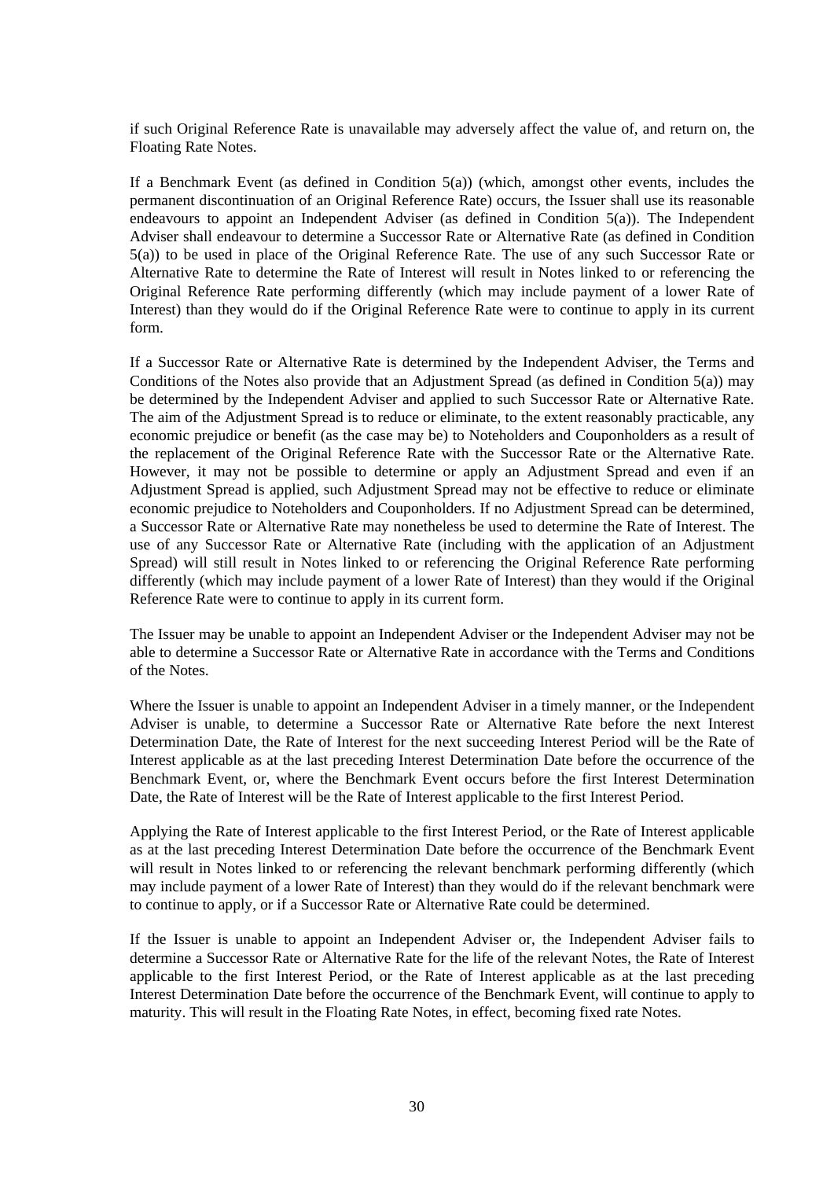if such Original Reference Rate is unavailable may adversely affect the value of, and return on, the Floating Rate Notes.

If a Benchmark Event (as defined in Condition 5(a)) (which, amongst other events, includes the permanent discontinuation of an Original Reference Rate) occurs, the Issuer shall use its reasonable endeavours to appoint an Independent Adviser (as defined in Condition 5(a)). The Independent Adviser shall endeavour to determine a Successor Rate or Alternative Rate (as defined in Condition 5(a)) to be used in place of the Original Reference Rate. The use of any such Successor Rate or Alternative Rate to determine the Rate of Interest will result in Notes linked to or referencing the Original Reference Rate performing differently (which may include payment of a lower Rate of Interest) than they would do if the Original Reference Rate were to continue to apply in its current form.

If a Successor Rate or Alternative Rate is determined by the Independent Adviser, the Terms and Conditions of the Notes also provide that an Adjustment Spread (as defined in Condition 5(a)) may be determined by the Independent Adviser and applied to such Successor Rate or Alternative Rate. The aim of the Adjustment Spread is to reduce or eliminate, to the extent reasonably practicable, any economic prejudice or benefit (as the case may be) to Noteholders and Couponholders as a result of the replacement of the Original Reference Rate with the Successor Rate or the Alternative Rate. However, it may not be possible to determine or apply an Adjustment Spread and even if an Adjustment Spread is applied, such Adjustment Spread may not be effective to reduce or eliminate economic prejudice to Noteholders and Couponholders. If no Adjustment Spread can be determined, a Successor Rate or Alternative Rate may nonetheless be used to determine the Rate of Interest. The use of any Successor Rate or Alternative Rate (including with the application of an Adjustment Spread) will still result in Notes linked to or referencing the Original Reference Rate performing differently (which may include payment of a lower Rate of Interest) than they would if the Original Reference Rate were to continue to apply in its current form.

The Issuer may be unable to appoint an Independent Adviser or the Independent Adviser may not be able to determine a Successor Rate or Alternative Rate in accordance with the Terms and Conditions of the Notes.

Where the Issuer is unable to appoint an Independent Adviser in a timely manner, or the Independent Adviser is unable, to determine a Successor Rate or Alternative Rate before the next Interest Determination Date, the Rate of Interest for the next succeeding Interest Period will be the Rate of Interest applicable as at the last preceding Interest Determination Date before the occurrence of the Benchmark Event, or, where the Benchmark Event occurs before the first Interest Determination Date, the Rate of Interest will be the Rate of Interest applicable to the first Interest Period.

Applying the Rate of Interest applicable to the first Interest Period, or the Rate of Interest applicable as at the last preceding Interest Determination Date before the occurrence of the Benchmark Event will result in Notes linked to or referencing the relevant benchmark performing differently (which may include payment of a lower Rate of Interest) than they would do if the relevant benchmark were to continue to apply, or if a Successor Rate or Alternative Rate could be determined.

If the Issuer is unable to appoint an Independent Adviser or, the Independent Adviser fails to determine a Successor Rate or Alternative Rate for the life of the relevant Notes, the Rate of Interest applicable to the first Interest Period, or the Rate of Interest applicable as at the last preceding Interest Determination Date before the occurrence of the Benchmark Event, will continue to apply to maturity. This will result in the Floating Rate Notes, in effect, becoming fixed rate Notes.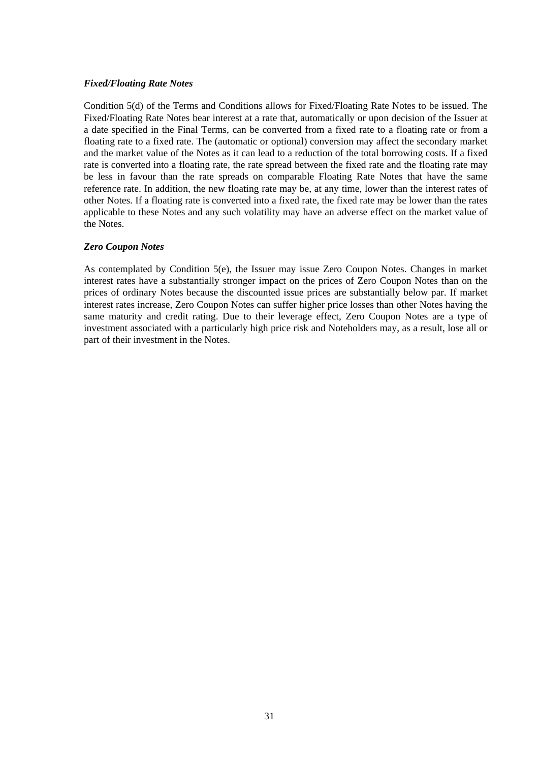***Fixed/Floating Rate Notes***

Condition 5(d) of the Terms and Conditions allows for Fixed/Floating Rate Notes to be issued. The Fixed/Floating Rate Notes bear interest at a rate that, automatically or upon decision of the Issuer at a date specified in the Final Terms, can be converted from a fixed rate to a floating rate or from a floating rate to a fixed rate. The (automatic or optional) conversion may affect the secondary market and the market value of the Notes as it can lead to a reduction of the total borrowing costs. If a fixed rate is converted into a floating rate, the rate spread between the fixed rate and the floating rate may be less in favour than the rate spreads on comparable Floating Rate Notes that have the same reference rate. In addition, the new floating rate may be, at any time, lower than the interest rates of other Notes. If a floating rate is converted into a fixed rate, the fixed rate may be lower than the rates applicable to these Notes and any such volatility may have an adverse effect on the market value of the Notes.

***Zero Coupon Notes***

As contemplated by Condition 5(e), the Issuer may issue Zero Coupon Notes. Changes in market interest rates have a substantially stronger impact on the prices of Zero Coupon Notes than on the prices of ordinary Notes because the discounted issue prices are substantially below par. If market interest rates increase, Zero Coupon Notes can suffer higher price losses than other Notes having the same maturity and credit rating. Due to their leverage effect, Zero Coupon Notes are a type of investment associated with a particularly high price risk and Noteholders may, as a result, lose all or part of their investment in the Notes.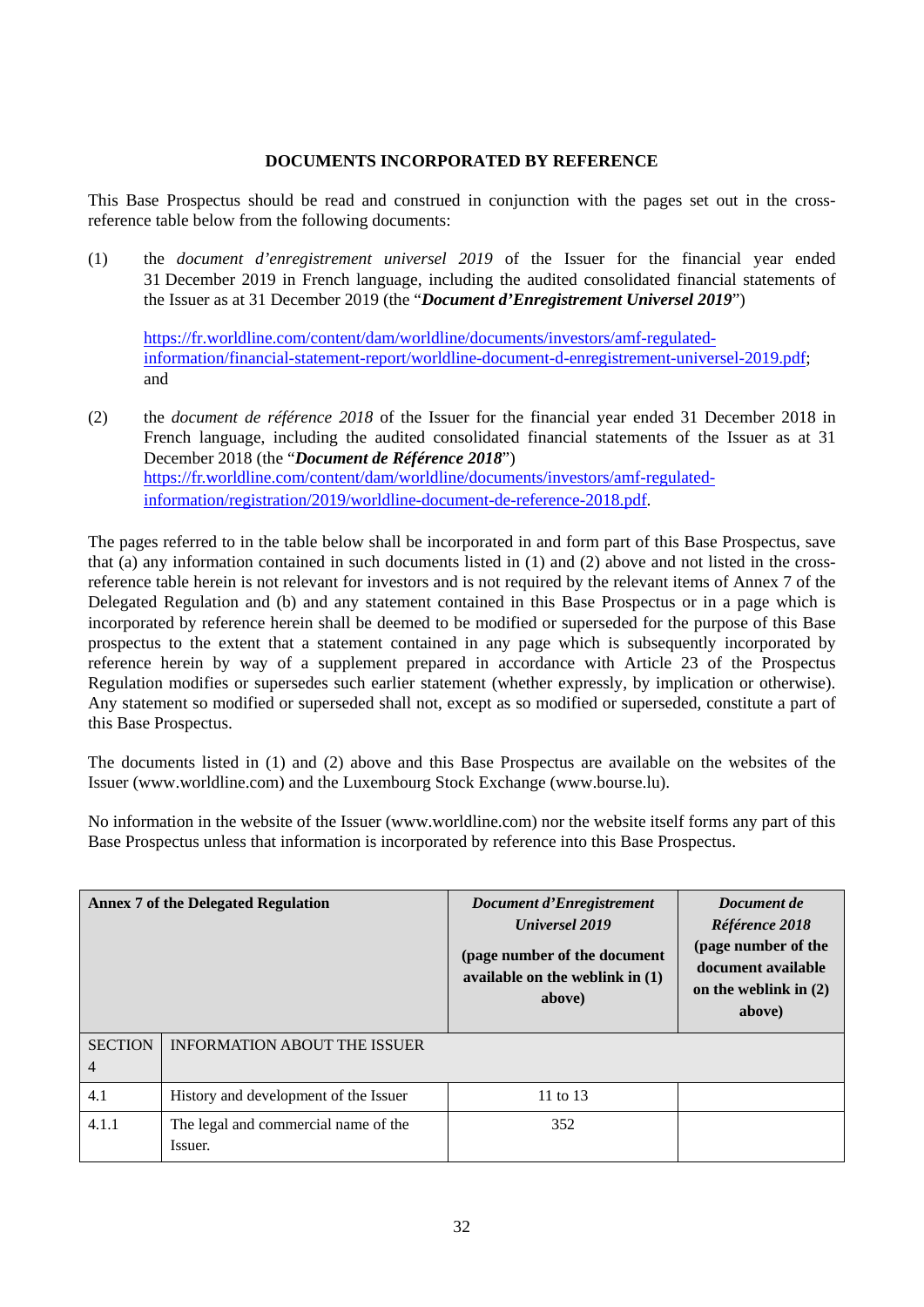## DOCUMENTS INCORPORATED BY REFERENCE

This Base Prospectus should be read and construed in conjunction with the pages set out in the cross-reference table below from the following documents:

(1) the *document d'enregistrement universel 2019* of the Issuer for the financial year ended 31 December 2019 in French language, including the audited consolidated financial statements of the Issuer as at 31 December 2019 (the "***Document d'Enregistrement Universel 2019***")

https://fr.worldline.com/content/dam/worldline/documents/investors/amf-regulated-information/financial-statement-report/worldline-document-d-enregistrement-universel-2019.pdf; and

(2) the *document de référence 2018* of the Issuer for the financial year ended 31 December 2018 in French language, including the audited consolidated financial statements of the Issuer as at 31 December 2018 (the "***Document de Référence 2018***") https://fr.worldline.com/content/dam/worldline/documents/investors/amf-regulated-information/registration/2019/worldline-document-de-reference-2018.pdf.

The pages referred to in the table below shall be incorporated in and form part of this Base Prospectus, save that (a) any information contained in such documents listed in (1) and (2) above and not listed in the cross-reference table herein is not relevant for investors and is not required by the relevant items of Annex 7 of the Delegated Regulation and (b) and any statement contained in this Base Prospectus or in a page which is incorporated by reference herein shall be deemed to be modified or superseded for the purpose of this Base prospectus to the extent that a statement contained in any page which is subsequently incorporated by reference herein by way of a supplement prepared in accordance with Article 23 of the Prospectus Regulation modifies or supersedes such earlier statement (whether expressly, by implication or otherwise). Any statement so modified or superseded shall not, except as so modified or superseded, constitute a part of this Base Prospectus.

The documents listed in (1) and (2) above and this Base Prospectus are available on the websites of the Issuer (www.worldline.com) and the Luxembourg Stock Exchange (www.bourse.lu).

No information in the website of the Issuer (www.worldline.com) nor the website itself forms any part of this Base Prospectus unless that information is incorporated by reference into this Base Prospectus.

| **Annex 7 of the Delegated Regulation** | | ***Document d'Enregistrement Universel 2019*** **(page number of the document available on the weblink in (1) above)** | ***Document de Référence 2018*** **(page number of the document available on the weblink in (2) above)** |
|---|---|---|---|
| SECTION 4 | INFORMATION ABOUT THE ISSUER | | |
| 4.1 | History and development of the Issuer | 11 to 13 | |
| 4.1.1 | The legal and commercial name of the Issuer. | 352 | |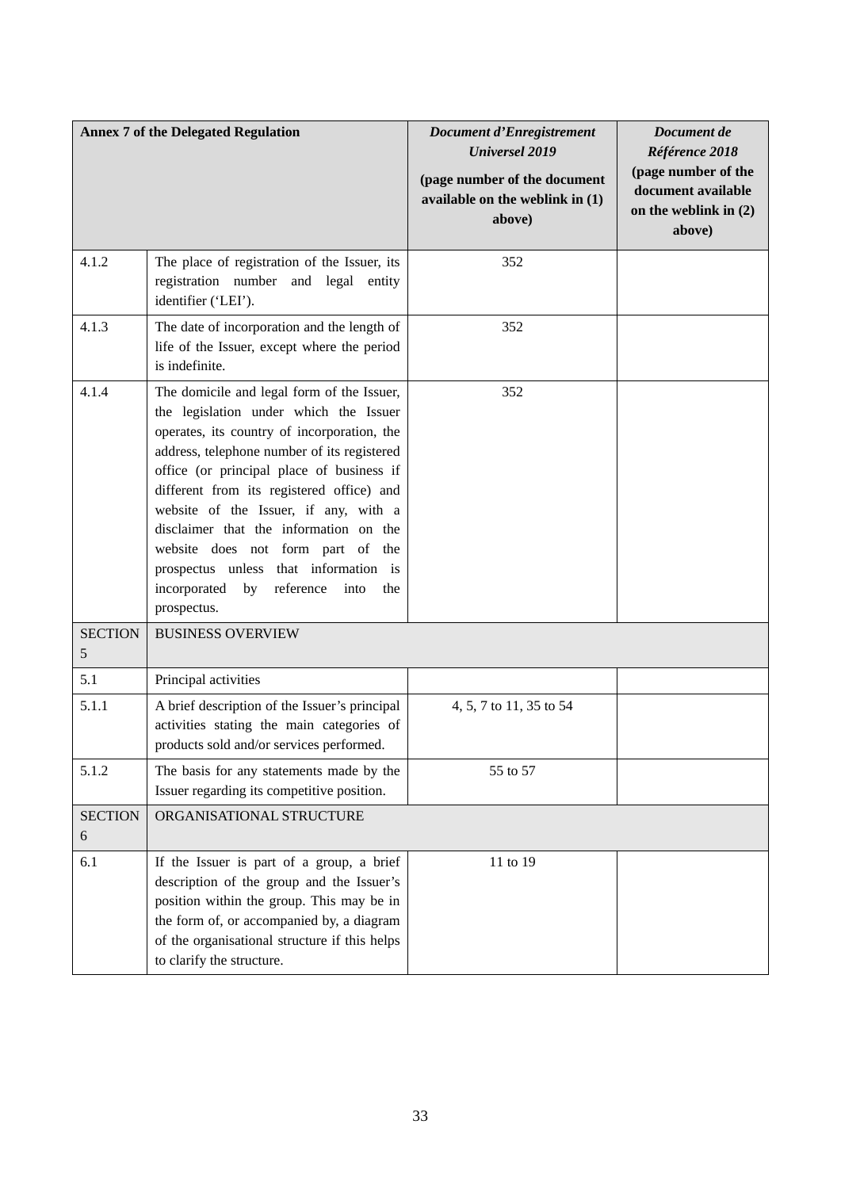| **Annex 7 of the Delegated Regulation** | | ***Document d'Enregistrement Universel 2019*** **(page number of the document available on the weblink in (1) above)** | ***Document de Référence 2018*** **(page number of the document available on the weblink in (2) above)** |
|---|---|---|---|
| 4.1.2 | The place of registration of the Issuer, its registration number and legal entity identifier ('LEI'). | 352 | |
| 4.1.3 | The date of incorporation and the length of life of the Issuer, except where the period is indefinite. | 352 | |
| 4.1.4 | The domicile and legal form of the Issuer, the legislation under which the Issuer operates, its country of incorporation, the address, telephone number of its registered office (or principal place of business if different from its registered office) and website of the Issuer, if any, with a disclaimer that the information on the website does not form part of the prospectus unless that information is incorporated by reference into the prospectus. | 352 | |
| SECTION 5 | BUSINESS OVERVIEW | | |
| 5.1 | Principal activities | | |
| 5.1.1 | A brief description of the Issuer's principal activities stating the main categories of products sold and/or services performed. | 4, 5, 7 to 11, 35 to 54 | |
| 5.1.2 | The basis for any statements made by the Issuer regarding its competitive position. | 55 to 57 | |
| SECTION 6 | ORGANISATIONAL STRUCTURE | | |
| 6.1 | If the Issuer is part of a group, a brief description of the group and the Issuer's position within the group. This may be in the form of, or accompanied by, a diagram of the organisational structure if this helps to clarify the structure. | 11 to 19 | |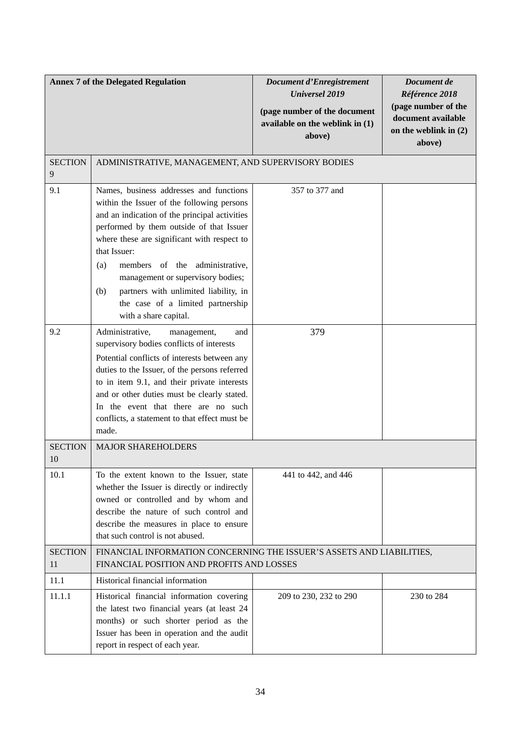| **Annex 7 of the Delegated Regulation** | | ***Document d'Enregistrement Universel 2019*** **(page number of the document available on the weblink in (1) above)** | ***Document de Référence 2018*** **(page number of the document available on the weblink in (2) above)** |
|---|---|---|---|
| SECTION 9 | ADMINISTRATIVE, MANAGEMENT, AND SUPERVISORY BODIES | | |
| 9.1 | Names, business addresses and functions within the Issuer of the following persons and an indication of the principal activities performed by them outside of that Issuer where these are significant with respect to that Issuer: (a) members of the administrative, management or supervisory bodies; (b) partners with unlimited liability, in the case of a limited partnership with a share capital. | 357 to 377 and | |
| 9.2 | Administrative, management, and supervisory bodies conflicts of interests Potential conflicts of interests between any duties to the Issuer, of the persons referred to in item 9.1, and their private interests and or other duties must be clearly stated. In the event that there are no such conflicts, a statement to that effect must be made. | 379 | |
| SECTION 10 | MAJOR SHAREHOLDERS | | |
| 10.1 | To the extent known to the Issuer, state whether the Issuer is directly or indirectly owned or controlled and by whom and describe the nature of such control and describe the measures in place to ensure that such control is not abused. | 441 to 442, and 446 | |
| SECTION 11 | FINANCIAL INFORMATION CONCERNING THE ISSUER'S ASSETS AND LIABILITIES, FINANCIAL POSITION AND PROFITS AND LOSSES | | |
| 11.1 | Historical financial information | | |
| 11.1.1 | Historical financial information covering the latest two financial years (at least 24 months) or such shorter period as the Issuer has been in operation and the audit report in respect of each year. | 209 to 230, 232 to 290 | 230 to 284 |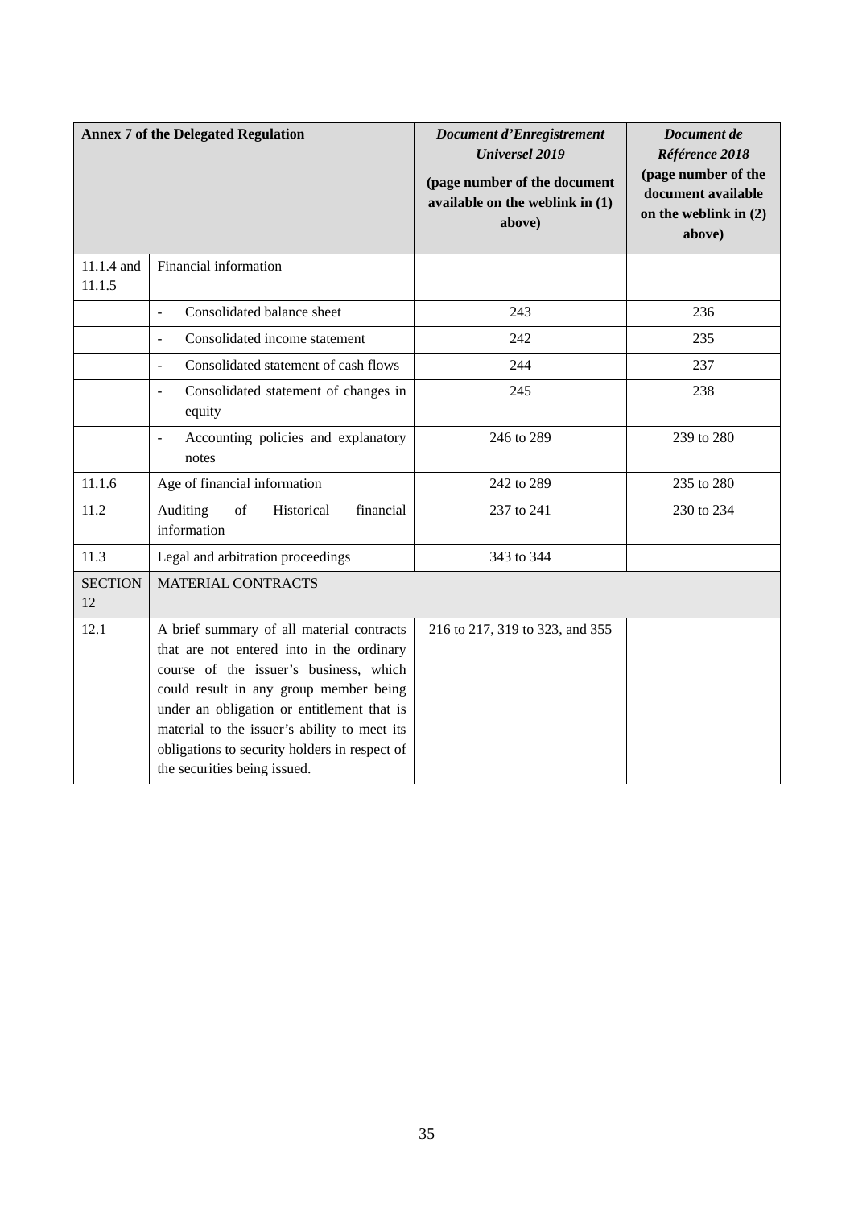| **Annex 7 of the Delegated Regulation** | | ***Document d'Enregistrement Universel 2019*** **(page number of the document available on the weblink in (1) above)** | ***Document de Référence 2018*** **(page number of the document available on the weblink in (2) above)** |
|---|---|---|---|
| 11.1.4 and 11.1.5 | Financial information | | |
| | - Consolidated balance sheet | 243 | 236 |
| | - Consolidated income statement | 242 | 235 |
| | - Consolidated statement of cash flows | 244 | 237 |
| | - Consolidated statement of changes in equity | 245 | 238 |
| | - Accounting policies and explanatory notes | 246 to 289 | 239 to 280 |
| 11.1.6 | Age of financial information | 242 to 289 | 235 to 280 |
| 11.2 | Auditing of Historical financial information | 237 to 241 | 230 to 234 |
| 11.3 | Legal and arbitration proceedings | 343 to 344 | |
| SECTION 12 | MATERIAL CONTRACTS | | |
| 12.1 | A brief summary of all material contracts that are not entered into in the ordinary course of the issuer's business, which could result in any group member being under an obligation or entitlement that is material to the issuer's ability to meet its obligations to security holders in respect of the securities being issued. | 216 to 217, 319 to 323, and 355 | |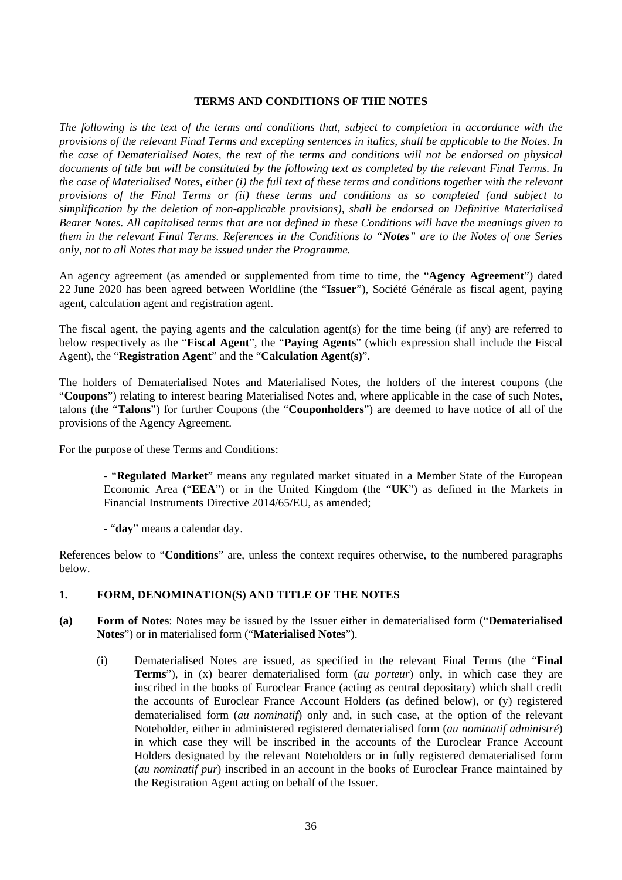# TERMS AND CONDITIONS OF THE NOTES

*The following is the text of the terms and conditions that, subject to completion in accordance with the provisions of the relevant Final Terms and excepting sentences in italics, shall be applicable to the Notes. In the case of Dematerialised Notes, the text of the terms and conditions will not be endorsed on physical documents of title but will be constituted by the following text as completed by the relevant Final Terms. In the case of Materialised Notes, either (i) the full text of these terms and conditions together with the relevant provisions of the Final Terms or (ii) these terms and conditions as so completed (and subject to simplification by the deletion of non-applicable provisions), shall be endorsed on Definitive Materialised Bearer Notes. All capitalised terms that are not defined in these Conditions will have the meanings given to them in the relevant Final Terms. References in the Conditions to "**Notes**" are to the Notes of one Series only, not to all Notes that may be issued under the Programme.*

An agency agreement (as amended or supplemented from time to time, the "**Agency Agreement**") dated 22 June 2020 has been agreed between Worldline (the "**Issuer**"), Société Générale as fiscal agent, paying agent, calculation agent and registration agent.

The fiscal agent, the paying agents and the calculation agent(s) for the time being (if any) are referred to below respectively as the "**Fiscal Agent**", the "**Paying Agents**" (which expression shall include the Fiscal Agent), the "**Registration Agent**" and the "**Calculation Agent(s)**".

The holders of Dematerialised Notes and Materialised Notes, the holders of the interest coupons (the "**Coupons**") relating to interest bearing Materialised Notes and, where applicable in the case of such Notes, talons (the "**Talons**") for further Coupons (the "**Couponholders**") are deemed to have notice of all of the provisions of the Agency Agreement.

For the purpose of these Terms and Conditions:

- "**Regulated Market**" means any regulated market situated in a Member State of the European Economic Area ("**EEA**") or in the United Kingdom (the "**UK**") as defined in the Markets in Financial Instruments Directive 2014/65/EU, as amended;

- "**day**" means a calendar day.

References below to "**Conditions**" are, unless the context requires otherwise, to the numbered paragraphs below.

## 1. FORM, DENOMINATION(S) AND TITLE OF THE NOTES

**(a) Form of Notes**: Notes may be issued by the Issuer either in dematerialised form ("**Dematerialised Notes**") or in materialised form ("**Materialised Notes**").

(i) Dematerialised Notes are issued, as specified in the relevant Final Terms (the "**Final Terms**"), in (x) bearer dematerialised form (*au porteur*) only, in which case they are inscribed in the books of Euroclear France (acting as central depositary) which shall credit the accounts of Euroclear France Account Holders (as defined below), or (y) registered dematerialised form (*au nominatif*) only and, in such case, at the option of the relevant Noteholder, either in administered registered dematerialised form (*au nominatif administré*) in which case they will be inscribed in the accounts of the Euroclear France Account Holders designated by the relevant Noteholders or in fully registered dematerialised form (*au nominatif pur*) inscribed in an account in the books of Euroclear France maintained by the Registration Agent acting on behalf of the Issuer.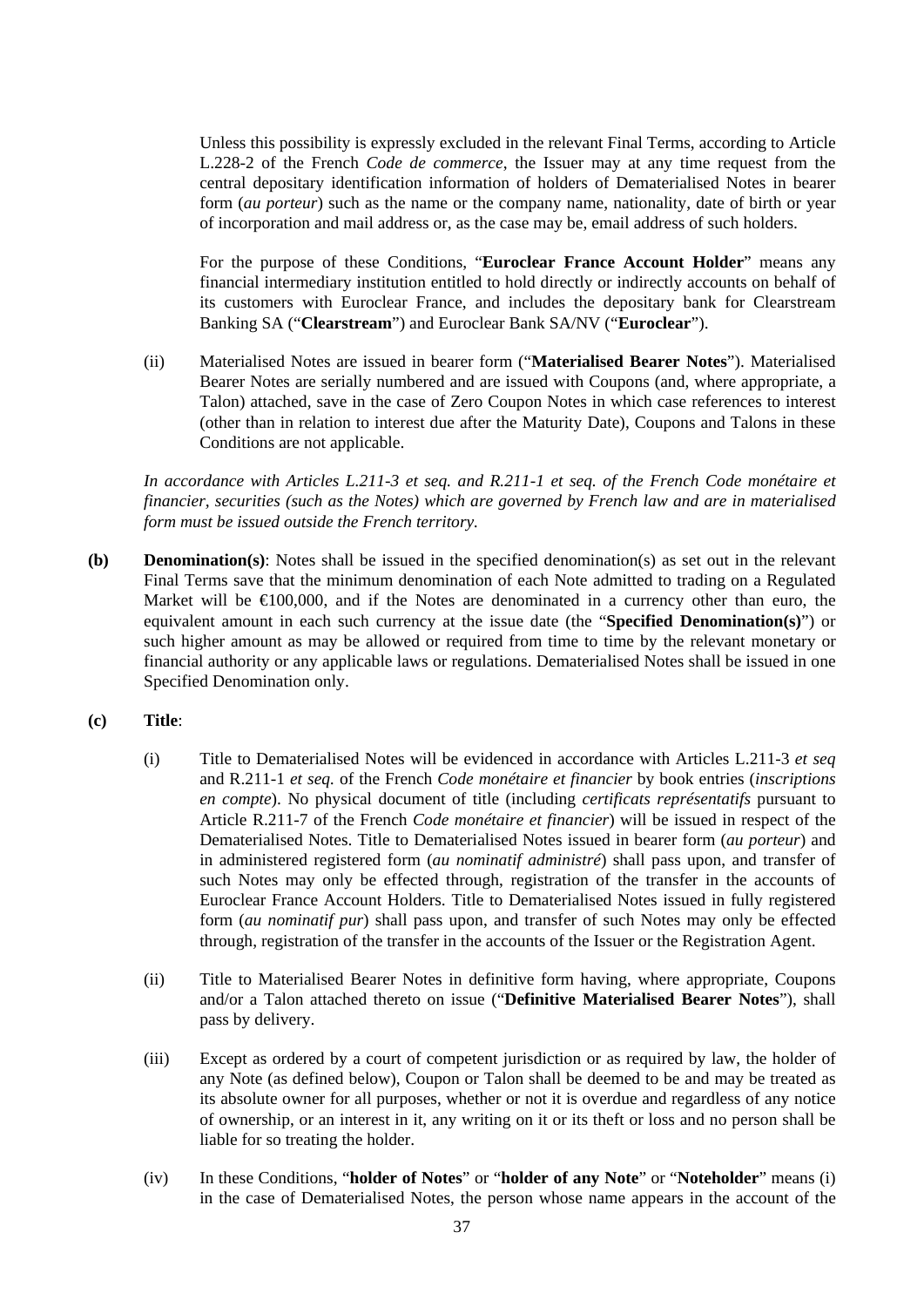Unless this possibility is expressly excluded in the relevant Final Terms, according to Article L.228-2 of the French *Code de commerce*, the Issuer may at any time request from the central depositary identification information of holders of Dematerialised Notes in bearer form (*au porteur*) such as the name or the company name, nationality, date of birth or year of incorporation and mail address or, as the case may be, email address of such holders.

For the purpose of these Conditions, "**Euroclear France Account Holder**" means any financial intermediary institution entitled to hold directly or indirectly accounts on behalf of its customers with Euroclear France, and includes the depositary bank for Clearstream Banking SA ("**Clearstream**") and Euroclear Bank SA/NV ("**Euroclear**").

(ii) Materialised Notes are issued in bearer form ("**Materialised Bearer Notes**"). Materialised Bearer Notes are serially numbered and are issued with Coupons (and, where appropriate, a Talon) attached, save in the case of Zero Coupon Notes in which case references to interest (other than in relation to interest due after the Maturity Date), Coupons and Talons in these Conditions are not applicable.

*In accordance with Articles L.211-3 et seq. and R.211-1 et seq. of the French Code monétaire et financier, securities (such as the Notes) which are governed by French law and are in materialised form must be issued outside the French territory.*

**(b) Denomination(s)**: Notes shall be issued in the specified denomination(s) as set out in the relevant Final Terms save that the minimum denomination of each Note admitted to trading on a Regulated Market will be €100,000, and if the Notes are denominated in a currency other than euro, the equivalent amount in each such currency at the issue date (the "**Specified Denomination(s)**") or such higher amount as may be allowed or required from time to time by the relevant monetary or financial authority or any applicable laws or regulations. Dematerialised Notes shall be issued in one Specified Denomination only.

**(c) Title**:

(i) Title to Dematerialised Notes will be evidenced in accordance with Articles L.211-3 *et seq* and R.211-1 *et seq.* of the French *Code monétaire et financier* by book entries (*inscriptions en compte*). No physical document of title (including *certificats représentatifs* pursuant to Article R.211-7 of the French *Code monétaire et financier*) will be issued in respect of the Dematerialised Notes. Title to Dematerialised Notes issued in bearer form (*au porteur*) and in administered registered form (*au nominatif administré*) shall pass upon, and transfer of such Notes may only be effected through, registration of the transfer in the accounts of Euroclear France Account Holders. Title to Dematerialised Notes issued in fully registered form (*au nominatif pur*) shall pass upon, and transfer of such Notes may only be effected through, registration of the transfer in the accounts of the Issuer or the Registration Agent.

(ii) Title to Materialised Bearer Notes in definitive form having, where appropriate, Coupons and/or a Talon attached thereto on issue ("**Definitive Materialised Bearer Notes**"), shall pass by delivery.

(iii) Except as ordered by a court of competent jurisdiction or as required by law, the holder of any Note (as defined below), Coupon or Talon shall be deemed to be and may be treated as its absolute owner for all purposes, whether or not it is overdue and regardless of any notice of ownership, or an interest in it, any writing on it or its theft or loss and no person shall be liable for so treating the holder.

(iv) In these Conditions, "**holder of Notes**" or "**holder of any Note**" or "**Noteholder**" means (i) in the case of Dematerialised Notes, the person whose name appears in the account of the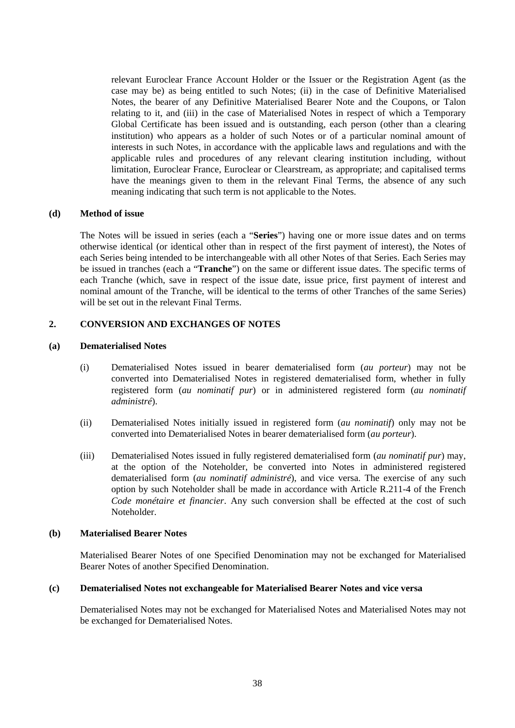relevant Euroclear France Account Holder or the Issuer or the Registration Agent (as the case may be) as being entitled to such Notes; (ii) in the case of Definitive Materialised Notes, the bearer of any Definitive Materialised Bearer Note and the Coupons, or Talon relating to it, and (iii) in the case of Materialised Notes in respect of which a Temporary Global Certificate has been issued and is outstanding, each person (other than a clearing institution) who appears as a holder of such Notes or of a particular nominal amount of interests in such Notes, in accordance with the applicable laws and regulations and with the applicable rules and procedures of any relevant clearing institution including, without limitation, Euroclear France, Euroclear or Clearstream, as appropriate; and capitalised terms have the meanings given to them in the relevant Final Terms, the absence of any such meaning indicating that such term is not applicable to the Notes.

**(d) Method of issue**

The Notes will be issued in series (each a "**Series**") having one or more issue dates and on terms otherwise identical (or identical other than in respect of the first payment of interest), the Notes of each Series being intended to be interchangeable with all other Notes of that Series. Each Series may be issued in tranches (each a "**Tranche**") on the same or different issue dates. The specific terms of each Tranche (which, save in respect of the issue date, issue price, first payment of interest and nominal amount of the Tranche, will be identical to the terms of other Tranches of the same Series) will be set out in the relevant Final Terms.

## 2. CONVERSION AND EXCHANGES OF NOTES

**(a) Dematerialised Notes**

(i) Dematerialised Notes issued in bearer dematerialised form (*au porteur*) may not be converted into Dematerialised Notes in registered dematerialised form, whether in fully registered form (*au nominatif pur*) or in administered registered form (*au nominatif administré*).

(ii) Dematerialised Notes initially issued in registered form (*au nominatif*) only may not be converted into Dematerialised Notes in bearer dematerialised form (*au porteur*).

(iii) Dematerialised Notes issued in fully registered dematerialised form (*au nominatif pur*) may, at the option of the Noteholder, be converted into Notes in administered registered dematerialised form (*au nominatif administré*), and vice versa. The exercise of any such option by such Noteholder shall be made in accordance with Article R.211-4 of the French *Code monétaire et financier*. Any such conversion shall be effected at the cost of such Noteholder.

**(b) Materialised Bearer Notes**

Materialised Bearer Notes of one Specified Denomination may not be exchanged for Materialised Bearer Notes of another Specified Denomination.

**(c) Dematerialised Notes not exchangeable for Materialised Bearer Notes and vice versa**

Dematerialised Notes may not be exchanged for Materialised Notes and Materialised Notes may not be exchanged for Dematerialised Notes.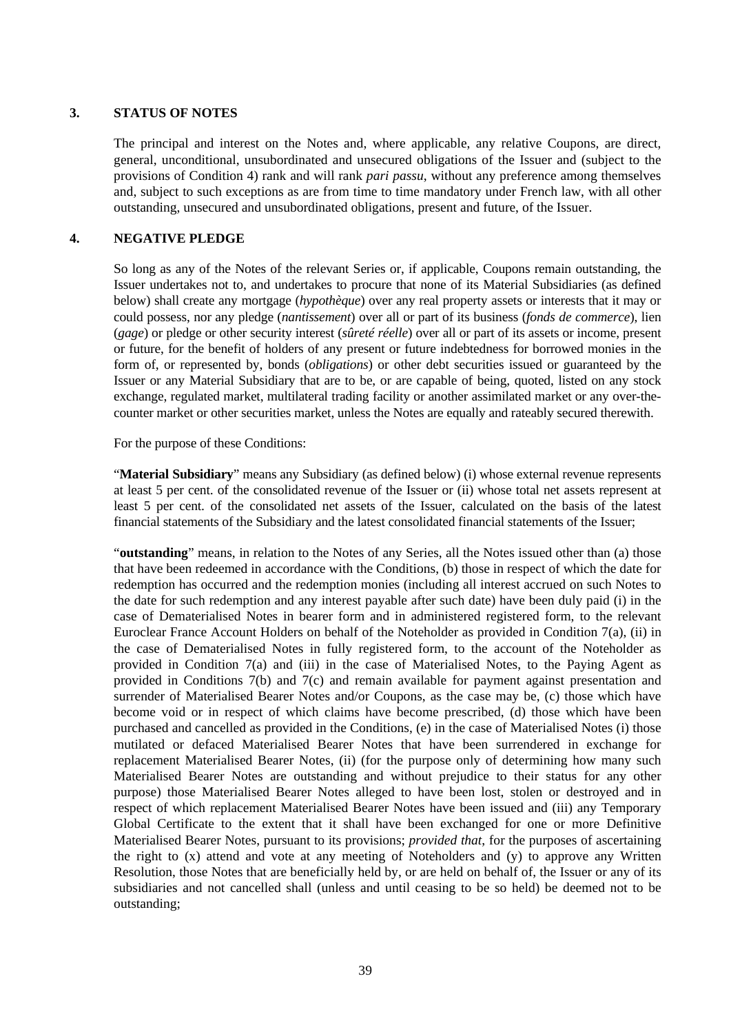## 3. STATUS OF NOTES

The principal and interest on the Notes and, where applicable, any relative Coupons, are direct, general, unconditional, unsubordinated and unsecured obligations of the Issuer and (subject to the provisions of Condition 4) rank and will rank *pari passu*, without any preference among themselves and, subject to such exceptions as are from time to time mandatory under French law, with all other outstanding, unsecured and unsubordinated obligations, present and future, of the Issuer.

## 4. NEGATIVE PLEDGE

So long as any of the Notes of the relevant Series or, if applicable, Coupons remain outstanding, the Issuer undertakes not to, and undertakes to procure that none of its Material Subsidiaries (as defined below) shall create any mortgage (*hypothèque*) over any real property assets or interests that it may or could possess, nor any pledge (*nantissement*) over all or part of its business (*fonds de commerce*), lien (*gage*) or pledge or other security interest (*sûreté réelle*) over all or part of its assets or income, present or future, for the benefit of holders of any present or future indebtedness for borrowed monies in the form of, or represented by, bonds (*obligations*) or other debt securities issued or guaranteed by the Issuer or any Material Subsidiary that are to be, or are capable of being, quoted, listed on any stock exchange, regulated market, multilateral trading facility or another assimilated market or any over-the-counter market or other securities market, unless the Notes are equally and rateably secured therewith.

For the purpose of these Conditions:

"**Material Subsidiary**" means any Subsidiary (as defined below) (i) whose external revenue represents at least 5 per cent. of the consolidated revenue of the Issuer or (ii) whose total net assets represent at least 5 per cent. of the consolidated net assets of the Issuer, calculated on the basis of the latest financial statements of the Subsidiary and the latest consolidated financial statements of the Issuer;

"**outstanding**" means, in relation to the Notes of any Series, all the Notes issued other than (a) those that have been redeemed in accordance with the Conditions, (b) those in respect of which the date for redemption has occurred and the redemption monies (including all interest accrued on such Notes to the date for such redemption and any interest payable after such date) have been duly paid (i) in the case of Dematerialised Notes in bearer form and in administered registered form, to the relevant Euroclear France Account Holders on behalf of the Noteholder as provided in Condition 7(a), (ii) in the case of Dematerialised Notes in fully registered form, to the account of the Noteholder as provided in Condition 7(a) and (iii) in the case of Materialised Notes, to the Paying Agent as provided in Conditions 7(b) and 7(c) and remain available for payment against presentation and surrender of Materialised Bearer Notes and/or Coupons, as the case may be, (c) those which have become void or in respect of which claims have become prescribed, (d) those which have been purchased and cancelled as provided in the Conditions, (e) in the case of Materialised Notes (i) those mutilated or defaced Materialised Bearer Notes that have been surrendered in exchange for replacement Materialised Bearer Notes, (ii) (for the purpose only of determining how many such Materialised Bearer Notes are outstanding and without prejudice to their status for any other purpose) those Materialised Bearer Notes alleged to have been lost, stolen or destroyed and in respect of which replacement Materialised Bearer Notes have been issued and (iii) any Temporary Global Certificate to the extent that it shall have been exchanged for one or more Definitive Materialised Bearer Notes, pursuant to its provisions; *provided that*, for the purposes of ascertaining the right to (x) attend and vote at any meeting of Noteholders and (y) to approve any Written Resolution, those Notes that are beneficially held by, or are held on behalf of, the Issuer or any of its subsidiaries and not cancelled shall (unless and until ceasing to be so held) be deemed not to be outstanding;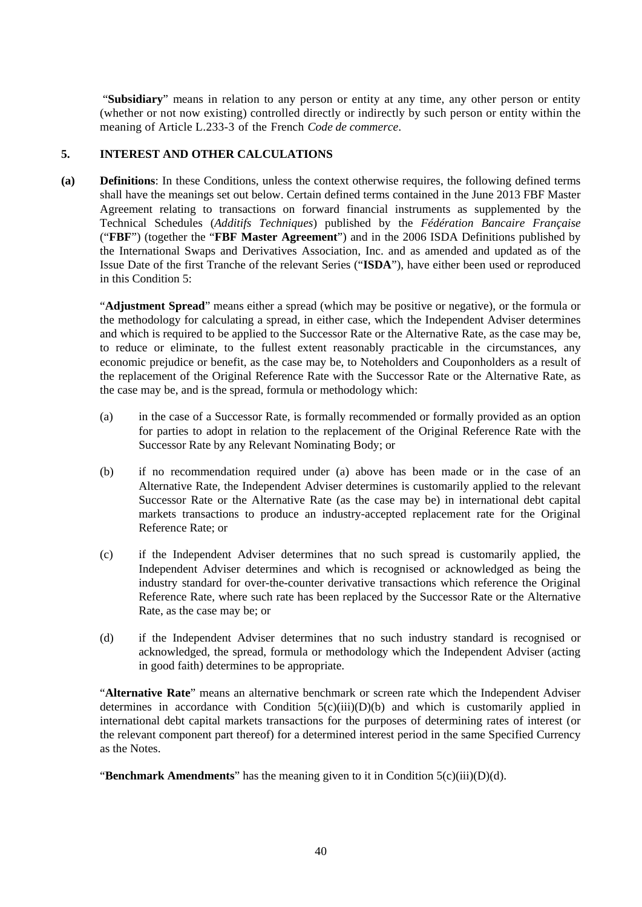"**Subsidiary**" means in relation to any person or entity at any time, any other person or entity (whether or not now existing) controlled directly or indirectly by such person or entity within the meaning of Article L.233-3 of the French *Code de commerce*.

## 5. INTEREST AND OTHER CALCULATIONS

**(a) Definitions**: In these Conditions, unless the context otherwise requires, the following defined terms shall have the meanings set out below. Certain defined terms contained in the June 2013 FBF Master Agreement relating to transactions on forward financial instruments as supplemented by the Technical Schedules (*Additifs Techniques*) published by the *Fédération Bancaire Française* ("**FBF**") (together the "**FBF Master Agreement**") and in the 2006 ISDA Definitions published by the International Swaps and Derivatives Association, Inc. and as amended and updated as of the Issue Date of the first Tranche of the relevant Series ("**ISDA**"), have either been used or reproduced in this Condition 5:

"**Adjustment Spread**" means either a spread (which may be positive or negative), or the formula or the methodology for calculating a spread, in either case, which the Independent Adviser determines and which is required to be applied to the Successor Rate or the Alternative Rate, as the case may be, to reduce or eliminate, to the fullest extent reasonably practicable in the circumstances, any economic prejudice or benefit, as the case may be, to Noteholders and Couponholders as a result of the replacement of the Original Reference Rate with the Successor Rate or the Alternative Rate, as the case may be, and is the spread, formula or methodology which:

(a) in the case of a Successor Rate, is formally recommended or formally provided as an option for parties to adopt in relation to the replacement of the Original Reference Rate with the Successor Rate by any Relevant Nominating Body; or

(b) if no recommendation required under (a) above has been made or in the case of an Alternative Rate, the Independent Adviser determines is customarily applied to the relevant Successor Rate or the Alternative Rate (as the case may be) in international debt capital markets transactions to produce an industry-accepted replacement rate for the Original Reference Rate; or

(c) if the Independent Adviser determines that no such spread is customarily applied, the Independent Adviser determines and which is recognised or acknowledged as being the industry standard for over-the-counter derivative transactions which reference the Original Reference Rate, where such rate has been replaced by the Successor Rate or the Alternative Rate, as the case may be; or

(d) if the Independent Adviser determines that no such industry standard is recognised or acknowledged, the spread, formula or methodology which the Independent Adviser (acting in good faith) determines to be appropriate.

"**Alternative Rate**" means an alternative benchmark or screen rate which the Independent Adviser determines in accordance with Condition 5(c)(iii)(D)(b) and which is customarily applied in international debt capital markets transactions for the purposes of determining rates of interest (or the relevant component part thereof) for a determined interest period in the same Specified Currency as the Notes.

"**Benchmark Amendments**" has the meaning given to it in Condition 5(c)(iii)(D)(d).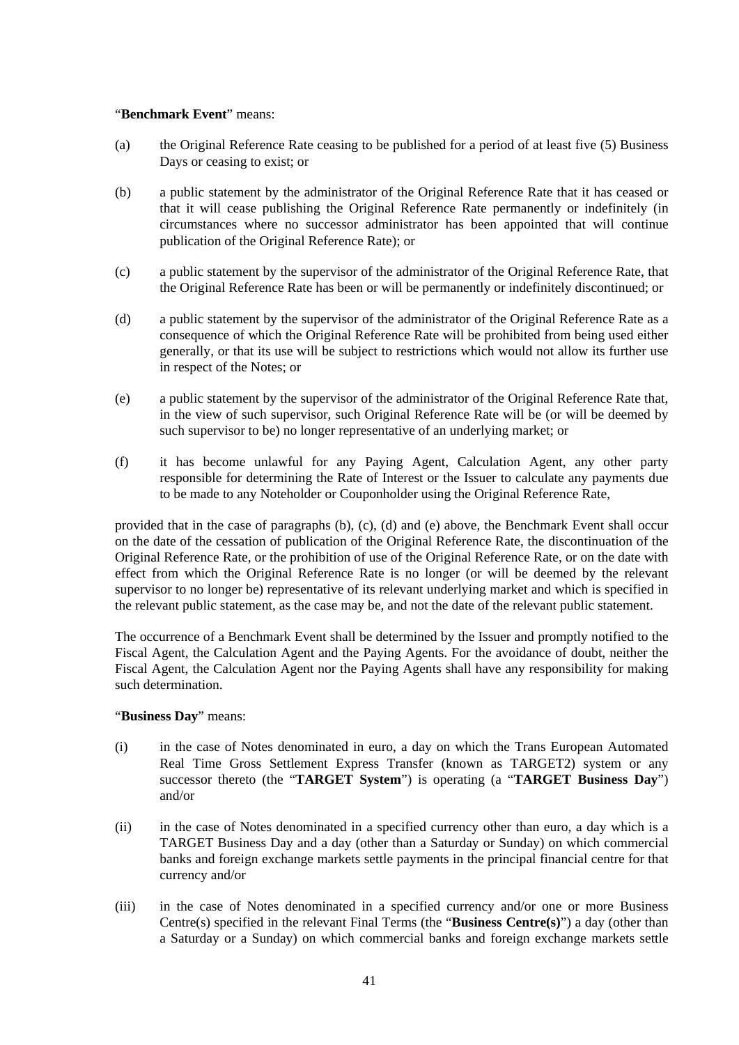"**Benchmark Event**" means:

(a) the Original Reference Rate ceasing to be published for a period of at least five (5) Business Days or ceasing to exist; or

(b) a public statement by the administrator of the Original Reference Rate that it has ceased or that it will cease publishing the Original Reference Rate permanently or indefinitely (in circumstances where no successor administrator has been appointed that will continue publication of the Original Reference Rate); or

(c) a public statement by the supervisor of the administrator of the Original Reference Rate, that the Original Reference Rate has been or will be permanently or indefinitely discontinued; or

(d) a public statement by the supervisor of the administrator of the Original Reference Rate as a consequence of which the Original Reference Rate will be prohibited from being used either generally, or that its use will be subject to restrictions which would not allow its further use in respect of the Notes; or

(e) a public statement by the supervisor of the administrator of the Original Reference Rate that, in the view of such supervisor, such Original Reference Rate will be (or will be deemed by such supervisor to be) no longer representative of an underlying market; or

(f) it has become unlawful for any Paying Agent, Calculation Agent, any other party responsible for determining the Rate of Interest or the Issuer to calculate any payments due to be made to any Noteholder or Couponholder using the Original Reference Rate,

provided that in the case of paragraphs (b), (c), (d) and (e) above, the Benchmark Event shall occur on the date of the cessation of publication of the Original Reference Rate, the discontinuation of the Original Reference Rate, or the prohibition of use of the Original Reference Rate, or on the date with effect from which the Original Reference Rate is no longer (or will be deemed by the relevant supervisor to no longer be) representative of its relevant underlying market and which is specified in the relevant public statement, as the case may be, and not the date of the relevant public statement.

The occurrence of a Benchmark Event shall be determined by the Issuer and promptly notified to the Fiscal Agent, the Calculation Agent and the Paying Agents. For the avoidance of doubt, neither the Fiscal Agent, the Calculation Agent nor the Paying Agents shall have any responsibility for making such determination.

"**Business Day**" means:

(i) in the case of Notes denominated in euro, a day on which the Trans European Automated Real Time Gross Settlement Express Transfer (known as TARGET2) system or any successor thereto (the "**TARGET System**") is operating (a "**TARGET Business Day**") and/or

(ii) in the case of Notes denominated in a specified currency other than euro, a day which is a TARGET Business Day and a day (other than a Saturday or Sunday) on which commercial banks and foreign exchange markets settle payments in the principal financial centre for that currency and/or

(iii) in the case of Notes denominated in a specified currency and/or one or more Business Centre(s) specified in the relevant Final Terms (the "**Business Centre(s)**") a day (other than a Saturday or a Sunday) on which commercial banks and foreign exchange markets settle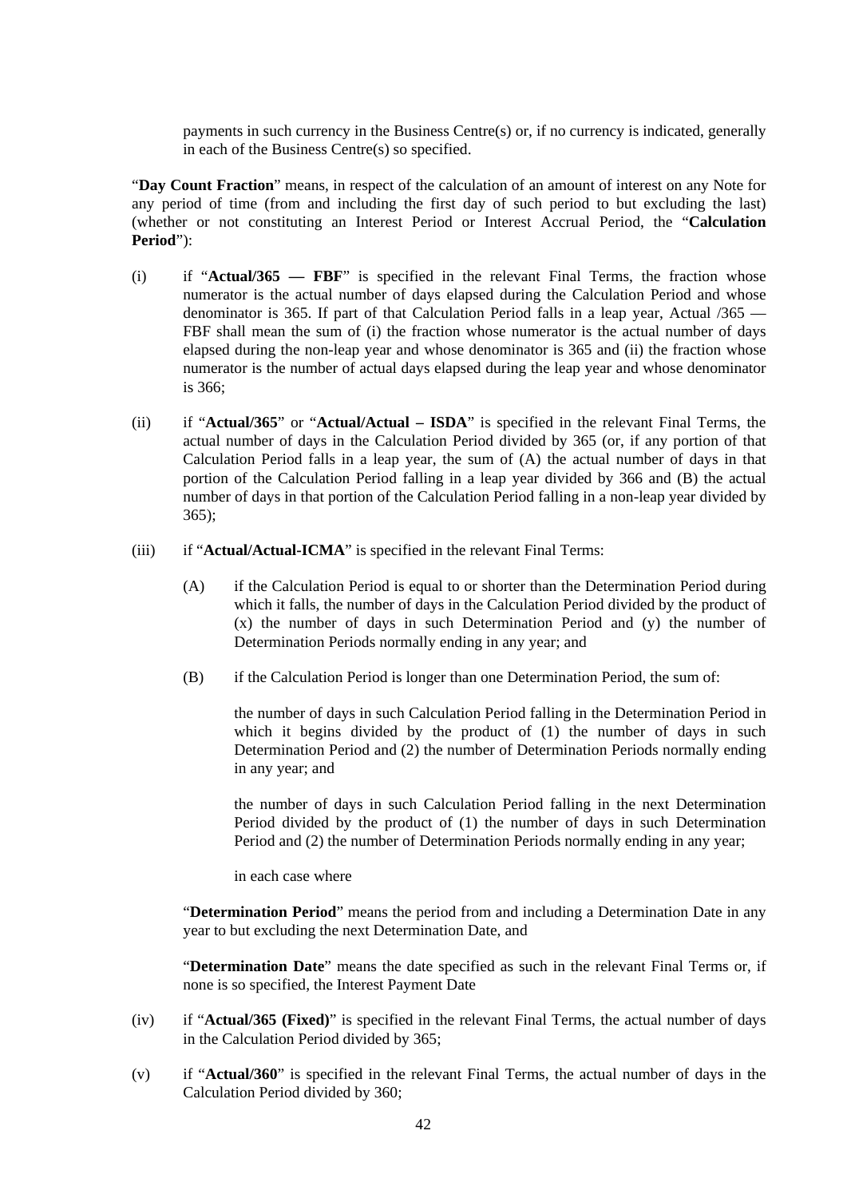payments in such currency in the Business Centre(s) or, if no currency is indicated, generally in each of the Business Centre(s) so specified.

"**Day Count Fraction**" means, in respect of the calculation of an amount of interest on any Note for any period of time (from and including the first day of such period to but excluding the last) (whether or not constituting an Interest Period or Interest Accrual Period, the "**Calculation Period**"):

(i) if "**Actual/365 — FBF**" is specified in the relevant Final Terms, the fraction whose numerator is the actual number of days elapsed during the Calculation Period and whose denominator is 365. If part of that Calculation Period falls in a leap year, Actual /365 — FBF shall mean the sum of (i) the fraction whose numerator is the actual number of days elapsed during the non-leap year and whose denominator is 365 and (ii) the fraction whose numerator is the number of actual days elapsed during the leap year and whose denominator is 366;

(ii) if "**Actual/365**" or "**Actual/Actual – ISDA**" is specified in the relevant Final Terms, the actual number of days in the Calculation Period divided by 365 (or, if any portion of that Calculation Period falls in a leap year, the sum of (A) the actual number of days in that portion of the Calculation Period falling in a leap year divided by 366 and (B) the actual number of days in that portion of the Calculation Period falling in a non-leap year divided by 365);

(iii) if "**Actual/Actual-ICMA**" is specified in the relevant Final Terms:

(A) if the Calculation Period is equal to or shorter than the Determination Period during which it falls, the number of days in the Calculation Period divided by the product of (x) the number of days in such Determination Period and (y) the number of Determination Periods normally ending in any year; and

(B) if the Calculation Period is longer than one Determination Period, the sum of:

the number of days in such Calculation Period falling in the Determination Period in which it begins divided by the product of (1) the number of days in such Determination Period and (2) the number of Determination Periods normally ending in any year; and

the number of days in such Calculation Period falling in the next Determination Period divided by the product of (1) the number of days in such Determination Period and (2) the number of Determination Periods normally ending in any year;

in each case where

"**Determination Period**" means the period from and including a Determination Date in any year to but excluding the next Determination Date, and

"**Determination Date**" means the date specified as such in the relevant Final Terms or, if none is so specified, the Interest Payment Date

(iv) if "**Actual/365 (Fixed)**" is specified in the relevant Final Terms, the actual number of days in the Calculation Period divided by 365;

(v) if "**Actual/360**" is specified in the relevant Final Terms, the actual number of days in the Calculation Period divided by 360;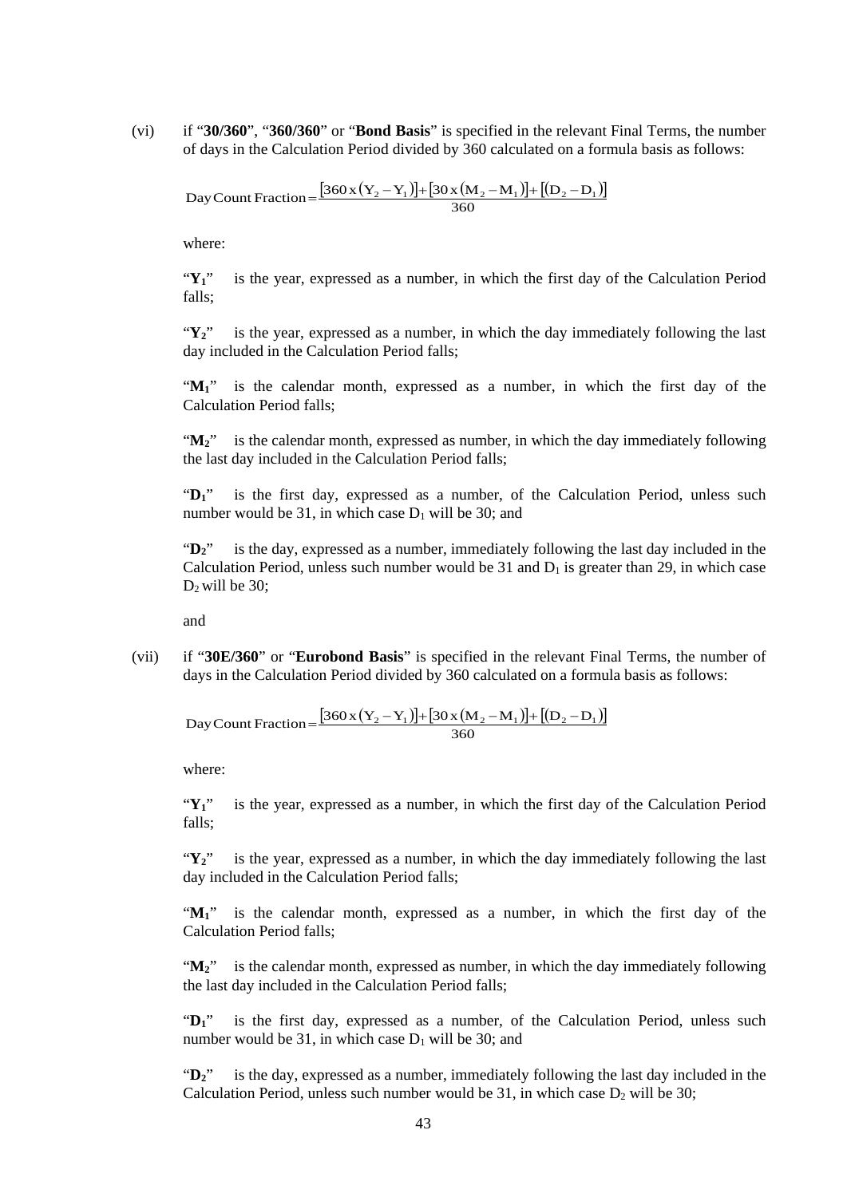(vi) if "**30/360**", "**360/360**" or "**Bond Basis**" is specified in the relevant Final Terms, the number of days in the Calculation Period divided by 360 calculated on a formula basis as follows:

$$\text{Day Count Fraction} = \frac{[360 \times (Y_2 - Y_1)] + [30 \times (M_2 - M_1)] + [(D_2 - D_1)]}{360}$$

where:

"$\mathbf{Y_1}$" is the year, expressed as a number, in which the first day of the Calculation Period falls;

"$\mathbf{Y_2}$" is the year, expressed as a number, in which the day immediately following the last day included in the Calculation Period falls;

"$\mathbf{M_1}$" is the calendar month, expressed as a number, in which the first day of the Calculation Period falls;

"$\mathbf{M_2}$" is the calendar month, expressed as number, in which the day immediately following the last day included in the Calculation Period falls;

"$\mathbf{D_1}$" is the first day, expressed as a number, of the Calculation Period, unless such number would be 31, in which case $D_1$ will be 30; and

"$\mathbf{D_2}$" is the day, expressed as a number, immediately following the last day included in the Calculation Period, unless such number would be 31 and $D_1$ is greater than 29, in which case $D_2$ will be 30;

and

(vii) if "**30E/360**" or "**Eurobond Basis**" is specified in the relevant Final Terms, the number of days in the Calculation Period divided by 360 calculated on a formula basis as follows:

$$\text{Day Count Fraction} = \frac{[360 \times (Y_2 - Y_1)] + [30 \times (M_2 - M_1)] + [(D_2 - D_1)]}{360}$$

where:

"$\mathbf{Y_1}$" is the year, expressed as a number, in which the first day of the Calculation Period falls;

"$\mathbf{Y_2}$" is the year, expressed as a number, in which the day immediately following the last day included in the Calculation Period falls;

"$\mathbf{M_1}$" is the calendar month, expressed as a number, in which the first day of the Calculation Period falls;

"$\mathbf{M_2}$" is the calendar month, expressed as number, in which the day immediately following the last day included in the Calculation Period falls;

"$\mathbf{D_1}$" is the first day, expressed as a number, of the Calculation Period, unless such number would be 31, in which case $D_1$ will be 30; and

"$\mathbf{D_2}$" is the day, expressed as a number, immediately following the last day included in the Calculation Period, unless such number would be 31, in which case $D_2$ will be 30;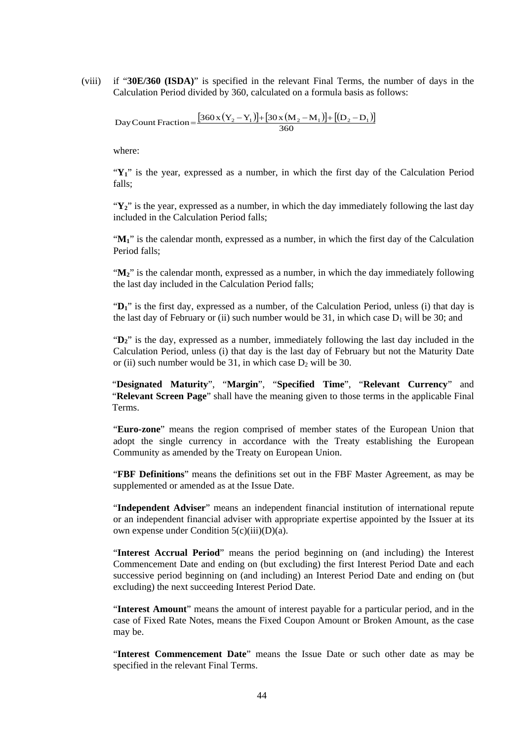(viii) if "**30E/360 (ISDA)**" is specified in the relevant Final Terms, the number of days in the Calculation Period divided by 360, calculated on a formula basis as follows:

$$\text{Day Count Fraction} = \frac{[360 \times (Y_2 - Y_1)] + [30 \times (M_2 - M_1)] + [(D_2 - D_1)]}{360}$$

where:

"$Y_1$" is the year, expressed as a number, in which the first day of the Calculation Period falls;

"$Y_2$" is the year, expressed as a number, in which the day immediately following the last day included in the Calculation Period falls;

"$M_1$" is the calendar month, expressed as a number, in which the first day of the Calculation Period falls;

"$M_2$" is the calendar month, expressed as a number, in which the day immediately following the last day included in the Calculation Period falls;

"$D_1$" is the first day, expressed as a number, of the Calculation Period, unless (i) that day is the last day of February or (ii) such number would be 31, in which case $D_1$ will be 30; and

"$D_2$" is the day, expressed as a number, immediately following the last day included in the Calculation Period, unless (i) that day is the last day of February but not the Maturity Date or (ii) such number would be 31, in which case $D_2$ will be 30.

"**Designated Maturity**", "**Margin**", "**Specified Time**", "**Relevant Currency**" and "**Relevant Screen Page**" shall have the meaning given to those terms in the applicable Final Terms.

"**Euro-zone**" means the region comprised of member states of the European Union that adopt the single currency in accordance with the Treaty establishing the European Community as amended by the Treaty on European Union.

"**FBF Definitions**" means the definitions set out in the FBF Master Agreement, as may be supplemented or amended as at the Issue Date.

"**Independent Adviser**" means an independent financial institution of international repute or an independent financial adviser with appropriate expertise appointed by the Issuer at its own expense under Condition 5(c)(iii)(D)(a).

"**Interest Accrual Period**" means the period beginning on (and including) the Interest Commencement Date and ending on (but excluding) the first Interest Period Date and each successive period beginning on (and including) an Interest Period Date and ending on (but excluding) the next succeeding Interest Period Date.

"**Interest Amount**" means the amount of interest payable for a particular period, and in the case of Fixed Rate Notes, means the Fixed Coupon Amount or Broken Amount, as the case may be.

"**Interest Commencement Date**" means the Issue Date or such other date as may be specified in the relevant Final Terms.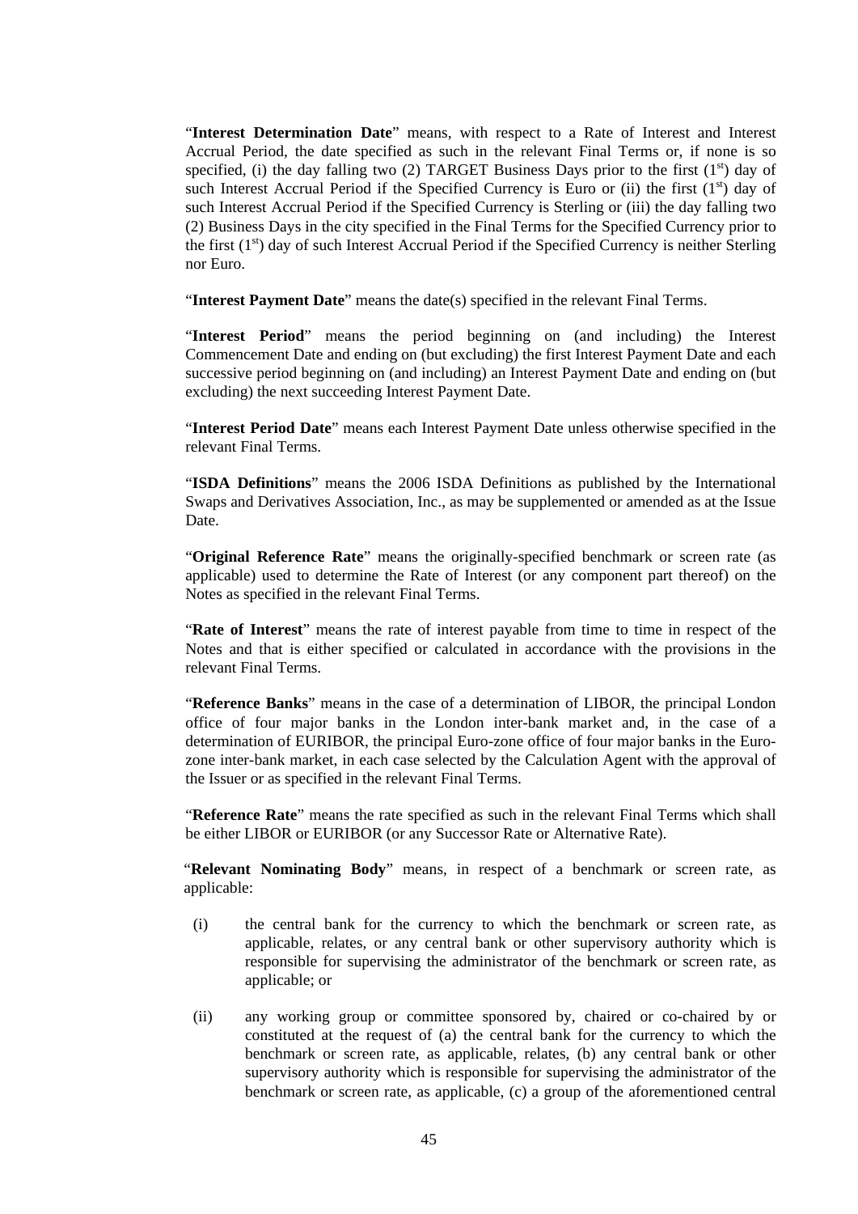"**Interest Determination Date**" means, with respect to a Rate of Interest and Interest Accrual Period, the date specified as such in the relevant Final Terms or, if none is so specified, (i) the day falling two (2) TARGET Business Days prior to the first (1st) day of such Interest Accrual Period if the Specified Currency is Euro or (ii) the first (1st) day of such Interest Accrual Period if the Specified Currency is Sterling or (iii) the day falling two (2) Business Days in the city specified in the Final Terms for the Specified Currency prior to the first (1st) day of such Interest Accrual Period if the Specified Currency is neither Sterling nor Euro.

"**Interest Payment Date**" means the date(s) specified in the relevant Final Terms.

"**Interest Period**" means the period beginning on (and including) the Interest Commencement Date and ending on (but excluding) the first Interest Payment Date and each successive period beginning on (and including) an Interest Payment Date and ending on (but excluding) the next succeeding Interest Payment Date.

"**Interest Period Date**" means each Interest Payment Date unless otherwise specified in the relevant Final Terms.

"**ISDA Definitions**" means the 2006 ISDA Definitions as published by the International Swaps and Derivatives Association, Inc., as may be supplemented or amended as at the Issue Date.

"**Original Reference Rate**" means the originally-specified benchmark or screen rate (as applicable) used to determine the Rate of Interest (or any component part thereof) on the Notes as specified in the relevant Final Terms.

"**Rate of Interest**" means the rate of interest payable from time to time in respect of the Notes and that is either specified or calculated in accordance with the provisions in the relevant Final Terms.

"**Reference Banks**" means in the case of a determination of LIBOR, the principal London office of four major banks in the London inter-bank market and, in the case of a determination of EURIBOR, the principal Euro-zone office of four major banks in the Euro-zone inter-bank market, in each case selected by the Calculation Agent with the approval of the Issuer or as specified in the relevant Final Terms.

"**Reference Rate**" means the rate specified as such in the relevant Final Terms which shall be either LIBOR or EURIBOR (or any Successor Rate or Alternative Rate).

"**Relevant Nominating Body**" means, in respect of a benchmark or screen rate, as applicable:

(i) the central bank for the currency to which the benchmark or screen rate, as applicable, relates, or any central bank or other supervisory authority which is responsible for supervising the administrator of the benchmark or screen rate, as applicable; or

(ii) any working group or committee sponsored by, chaired or co-chaired by or constituted at the request of (a) the central bank for the currency to which the benchmark or screen rate, as applicable, relates, (b) any central bank or other supervisory authority which is responsible for supervising the administrator of the benchmark or screen rate, as applicable, (c) a group of the aforementioned central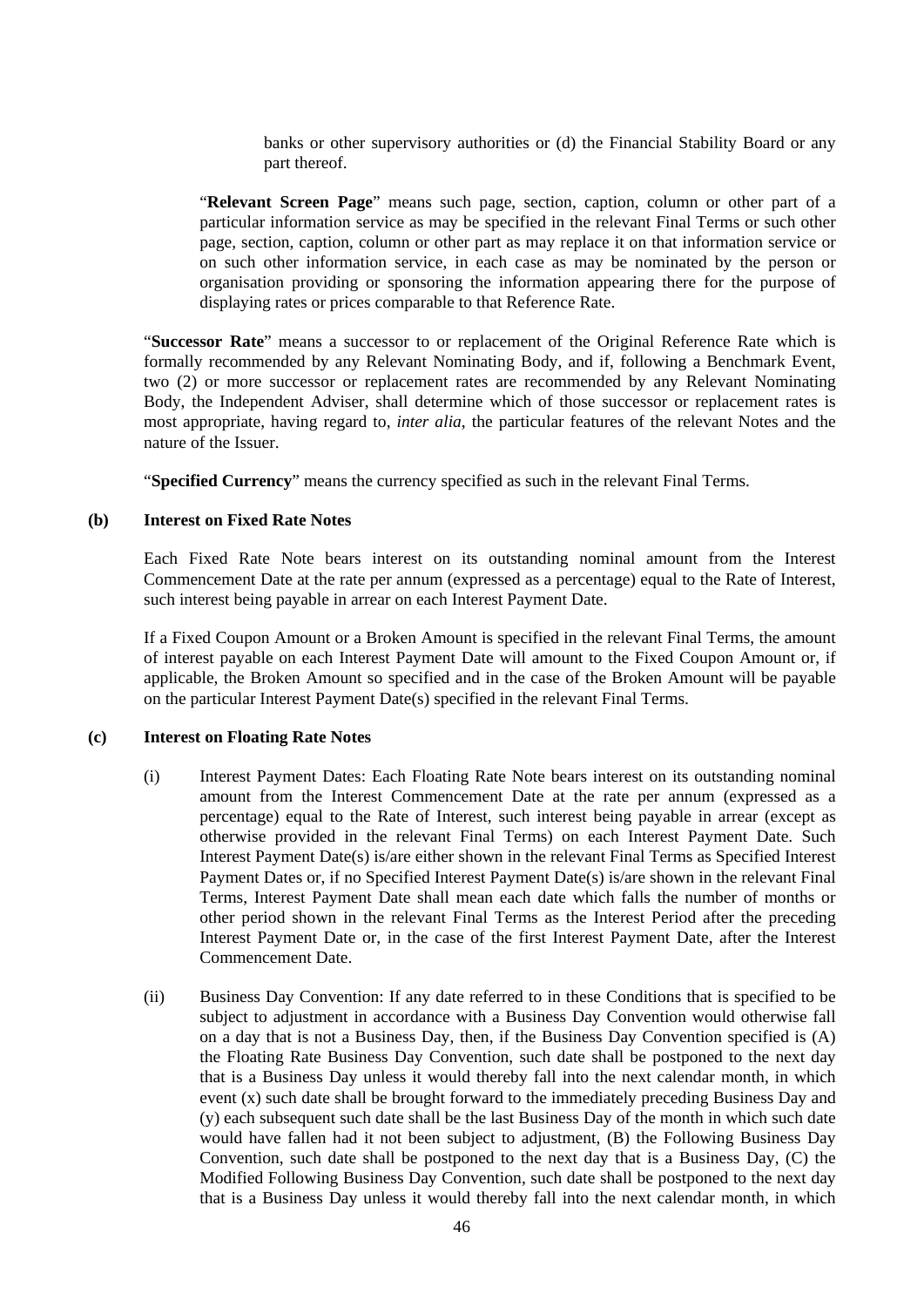banks or other supervisory authorities or (d) the Financial Stability Board or any part thereof.

"**Relevant Screen Page**" means such page, section, caption, column or other part of a particular information service as may be specified in the relevant Final Terms or such other page, section, caption, column or other part as may replace it on that information service or on such other information service, in each case as may be nominated by the person or organisation providing or sponsoring the information appearing there for the purpose of displaying rates or prices comparable to that Reference Rate.

"**Successor Rate**" means a successor to or replacement of the Original Reference Rate which is formally recommended by any Relevant Nominating Body, and if, following a Benchmark Event, two (2) or more successor or replacement rates are recommended by any Relevant Nominating Body, the Independent Adviser, shall determine which of those successor or replacement rates is most appropriate, having regard to, *inter alia*, the particular features of the relevant Notes and the nature of the Issuer.

"**Specified Currency**" means the currency specified as such in the relevant Final Terms.

**(b) Interest on Fixed Rate Notes**

Each Fixed Rate Note bears interest on its outstanding nominal amount from the Interest Commencement Date at the rate per annum (expressed as a percentage) equal to the Rate of Interest, such interest being payable in arrear on each Interest Payment Date.

If a Fixed Coupon Amount or a Broken Amount is specified in the relevant Final Terms, the amount of interest payable on each Interest Payment Date will amount to the Fixed Coupon Amount or, if applicable, the Broken Amount so specified and in the case of the Broken Amount will be payable on the particular Interest Payment Date(s) specified in the relevant Final Terms.

**(c) Interest on Floating Rate Notes**

(i) Interest Payment Dates: Each Floating Rate Note bears interest on its outstanding nominal amount from the Interest Commencement Date at the rate per annum (expressed as a percentage) equal to the Rate of Interest, such interest being payable in arrear (except as otherwise provided in the relevant Final Terms) on each Interest Payment Date. Such Interest Payment Date(s) is/are either shown in the relevant Final Terms as Specified Interest Payment Dates or, if no Specified Interest Payment Date(s) is/are shown in the relevant Final Terms, Interest Payment Date shall mean each date which falls the number of months or other period shown in the relevant Final Terms as the Interest Period after the preceding Interest Payment Date or, in the case of the first Interest Payment Date, after the Interest Commencement Date.

(ii) Business Day Convention: If any date referred to in these Conditions that is specified to be subject to adjustment in accordance with a Business Day Convention would otherwise fall on a day that is not a Business Day, then, if the Business Day Convention specified is (A) the Floating Rate Business Day Convention, such date shall be postponed to the next day that is a Business Day unless it would thereby fall into the next calendar month, in which event (x) such date shall be brought forward to the immediately preceding Business Day and (y) each subsequent such date shall be the last Business Day of the month in which such date would have fallen had it not been subject to adjustment, (B) the Following Business Day Convention, such date shall be postponed to the next day that is a Business Day, (C) the Modified Following Business Day Convention, such date shall be postponed to the next day that is a Business Day unless it would thereby fall into the next calendar month, in which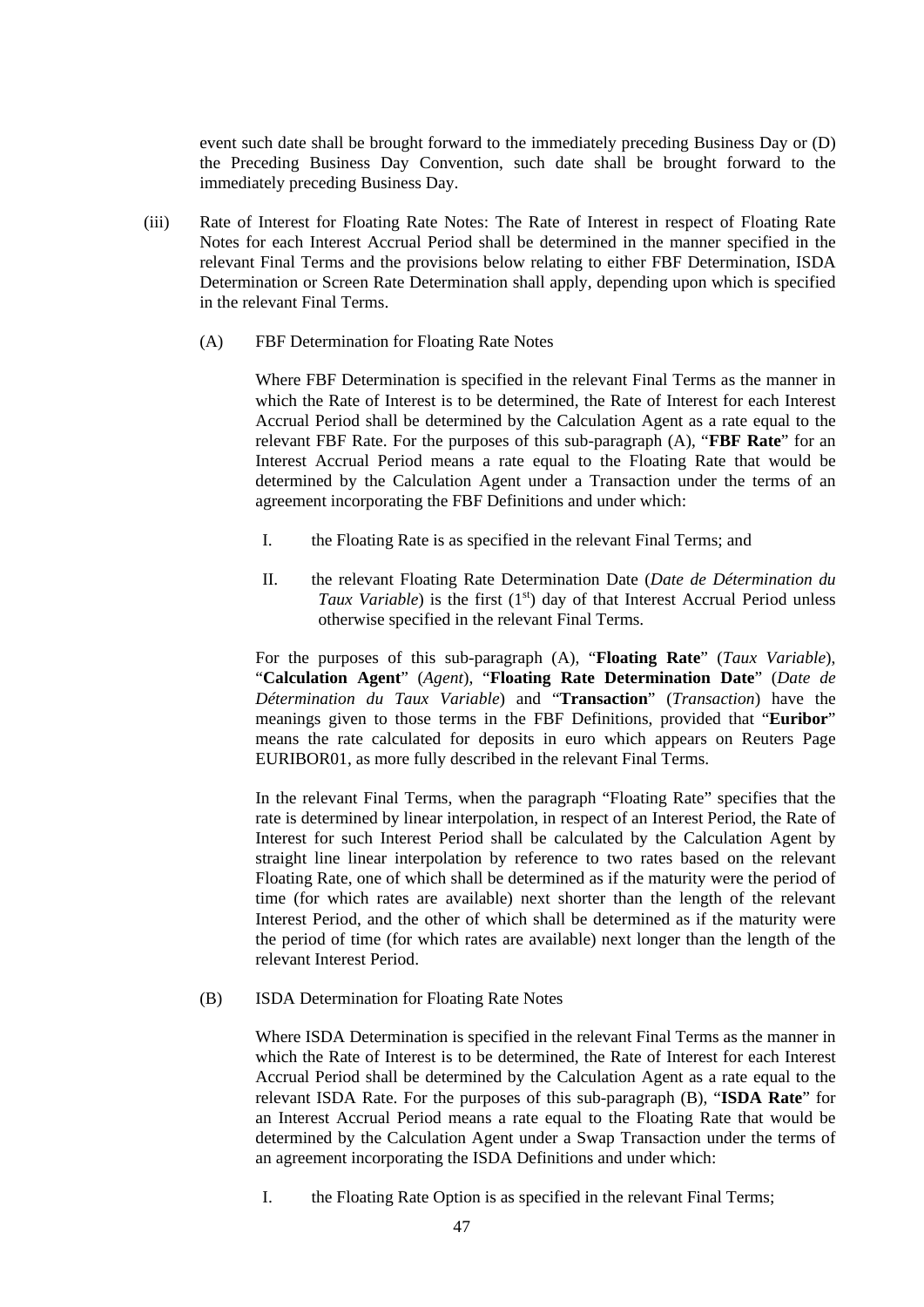event such date shall be brought forward to the immediately preceding Business Day or (D) the Preceding Business Day Convention, such date shall be brought forward to the immediately preceding Business Day.

(iii) Rate of Interest for Floating Rate Notes: The Rate of Interest in respect of Floating Rate Notes for each Interest Accrual Period shall be determined in the manner specified in the relevant Final Terms and the provisions below relating to either FBF Determination, ISDA Determination or Screen Rate Determination shall apply, depending upon which is specified in the relevant Final Terms.

(A) FBF Determination for Floating Rate Notes

Where FBF Determination is specified in the relevant Final Terms as the manner in which the Rate of Interest is to be determined, the Rate of Interest for each Interest Accrual Period shall be determined by the Calculation Agent as a rate equal to the relevant FBF Rate. For the purposes of this sub-paragraph (A), "**FBF Rate**" for an Interest Accrual Period means a rate equal to the Floating Rate that would be determined by the Calculation Agent under a Transaction under the terms of an agreement incorporating the FBF Definitions and under which:

I. the Floating Rate is as specified in the relevant Final Terms; and

II. the relevant Floating Rate Determination Date (*Date de Détermination du Taux Variable*) is the first (1st) day of that Interest Accrual Period unless otherwise specified in the relevant Final Terms.

For the purposes of this sub-paragraph (A), "**Floating Rate**" (*Taux Variable*), "**Calculation Agent**" (*Agent*), "**Floating Rate Determination Date**" (*Date de Détermination du Taux Variable*) and "**Transaction**" (*Transaction*) have the meanings given to those terms in the FBF Definitions, provided that "**Euribor**" means the rate calculated for deposits in euro which appears on Reuters Page EURIBOR01, as more fully described in the relevant Final Terms.

In the relevant Final Terms, when the paragraph "Floating Rate" specifies that the rate is determined by linear interpolation, in respect of an Interest Period, the Rate of Interest for such Interest Period shall be calculated by the Calculation Agent by straight line linear interpolation by reference to two rates based on the relevant Floating Rate, one of which shall be determined as if the maturity were the period of time (for which rates are available) next shorter than the length of the relevant Interest Period, and the other of which shall be determined as if the maturity were the period of time (for which rates are available) next longer than the length of the relevant Interest Period.

(B) ISDA Determination for Floating Rate Notes

Where ISDA Determination is specified in the relevant Final Terms as the manner in which the Rate of Interest is to be determined, the Rate of Interest for each Interest Accrual Period shall be determined by the Calculation Agent as a rate equal to the relevant ISDA Rate. For the purposes of this sub-paragraph (B), "**ISDA Rate**" for an Interest Accrual Period means a rate equal to the Floating Rate that would be determined by the Calculation Agent under a Swap Transaction under the terms of an agreement incorporating the ISDA Definitions and under which:

I. the Floating Rate Option is as specified in the relevant Final Terms;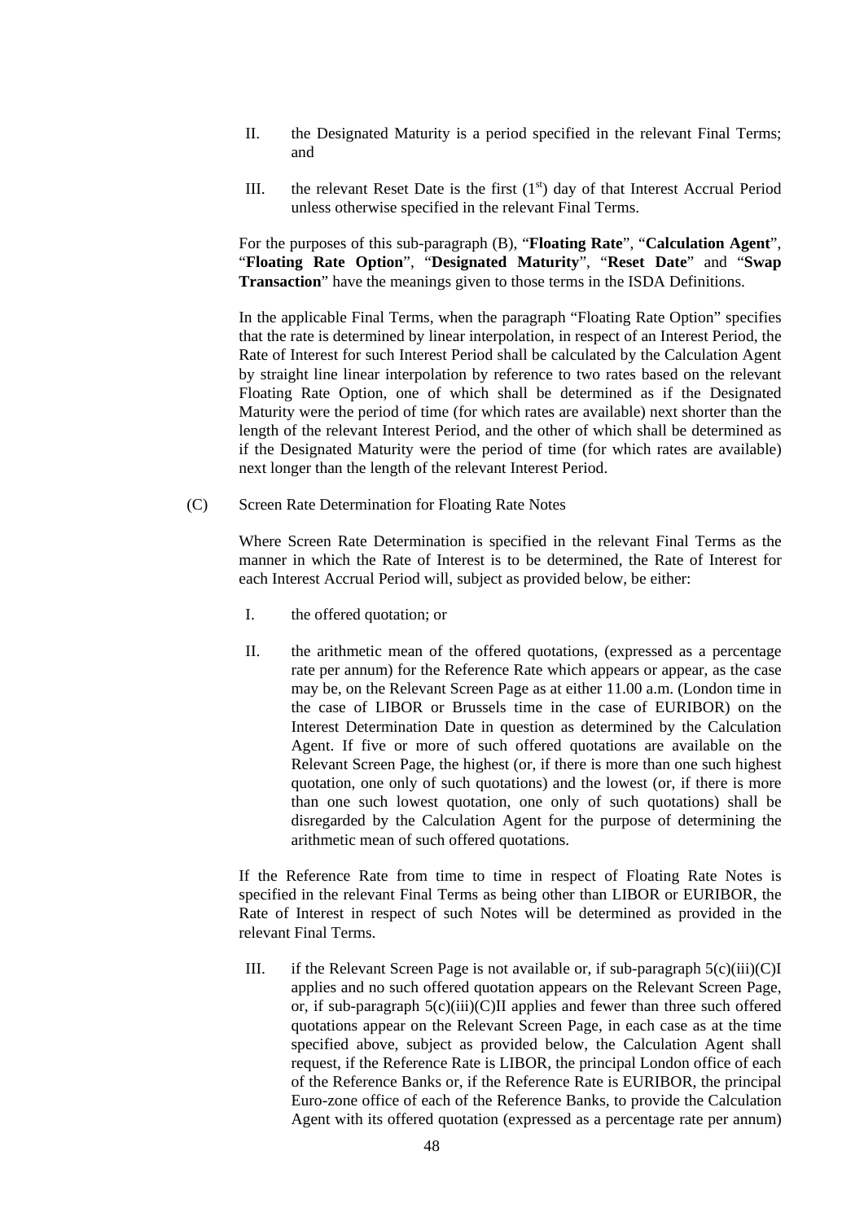II. the Designated Maturity is a period specified in the relevant Final Terms; and

III. the relevant Reset Date is the first (1st) day of that Interest Accrual Period unless otherwise specified in the relevant Final Terms.

For the purposes of this sub-paragraph (B), "**Floating Rate**", "**Calculation Agent**", "**Floating Rate Option**", "**Designated Maturity**", "**Reset Date**" and "**Swap Transaction**" have the meanings given to those terms in the ISDA Definitions.

In the applicable Final Terms, when the paragraph "Floating Rate Option" specifies that the rate is determined by linear interpolation, in respect of an Interest Period, the Rate of Interest for such Interest Period shall be calculated by the Calculation Agent by straight line linear interpolation by reference to two rates based on the relevant Floating Rate Option, one of which shall be determined as if the Designated Maturity were the period of time (for which rates are available) next shorter than the length of the relevant Interest Period, and the other of which shall be determined as if the Designated Maturity were the period of time (for which rates are available) next longer than the length of the relevant Interest Period.

(C) Screen Rate Determination for Floating Rate Notes

Where Screen Rate Determination is specified in the relevant Final Terms as the manner in which the Rate of Interest is to be determined, the Rate of Interest for each Interest Accrual Period will, subject as provided below, be either:

I. the offered quotation; or

II. the arithmetic mean of the offered quotations, (expressed as a percentage rate per annum) for the Reference Rate which appears or appear, as the case may be, on the Relevant Screen Page as at either 11.00 a.m. (London time in the case of LIBOR or Brussels time in the case of EURIBOR) on the Interest Determination Date in question as determined by the Calculation Agent. If five or more of such offered quotations are available on the Relevant Screen Page, the highest (or, if there is more than one such highest quotation, one only of such quotations) and the lowest (or, if there is more than one such lowest quotation, one only of such quotations) shall be disregarded by the Calculation Agent for the purpose of determining the arithmetic mean of such offered quotations.

If the Reference Rate from time to time in respect of Floating Rate Notes is specified in the relevant Final Terms as being other than LIBOR or EURIBOR, the Rate of Interest in respect of such Notes will be determined as provided in the relevant Final Terms.

III. if the Relevant Screen Page is not available or, if sub-paragraph 5(c)(iii)(C)I applies and no such offered quotation appears on the Relevant Screen Page, or, if sub-paragraph 5(c)(iii)(C)II applies and fewer than three such offered quotations appear on the Relevant Screen Page, in each case as at the time specified above, subject as provided below, the Calculation Agent shall request, if the Reference Rate is LIBOR, the principal London office of each of the Reference Banks or, if the Reference Rate is EURIBOR, the principal Euro-zone office of each of the Reference Banks, to provide the Calculation Agent with its offered quotation (expressed as a percentage rate per annum)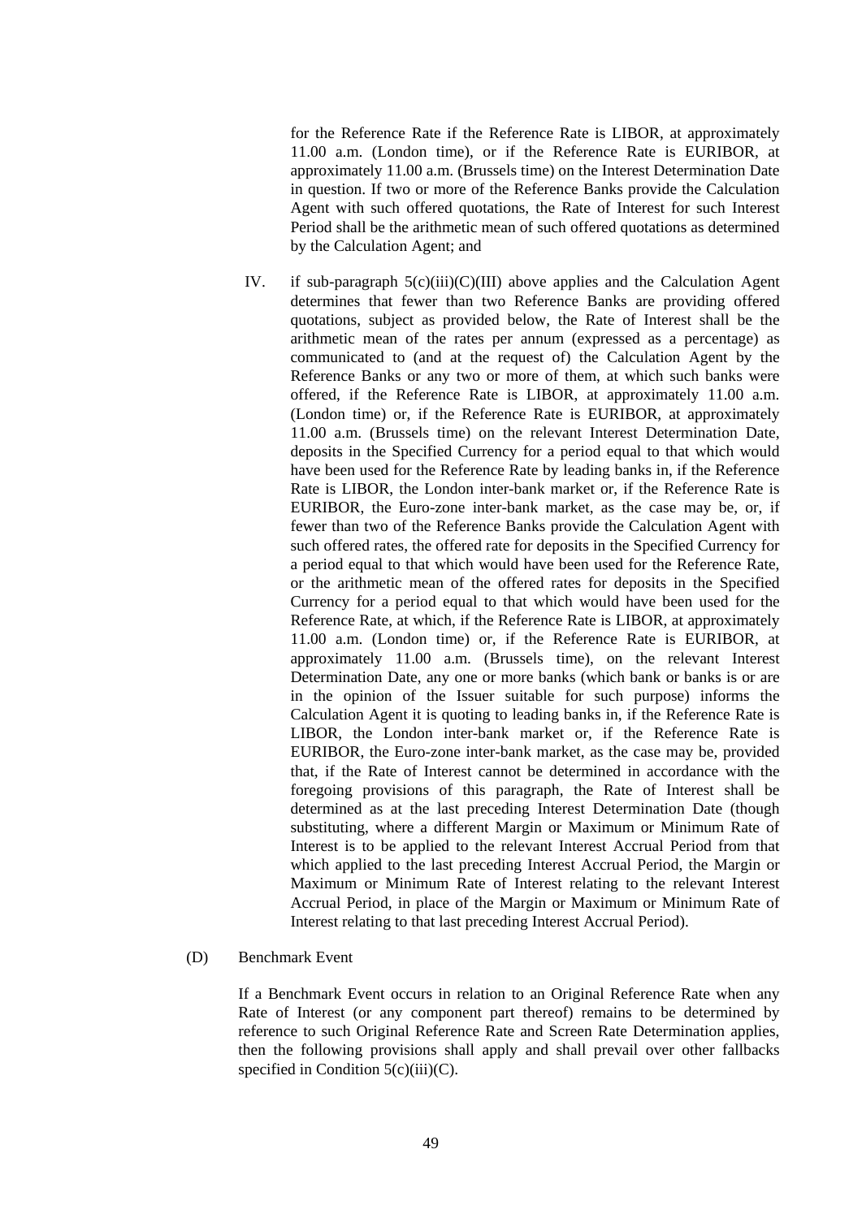for the Reference Rate if the Reference Rate is LIBOR, at approximately 11.00 a.m. (London time), or if the Reference Rate is EURIBOR, at approximately 11.00 a.m. (Brussels time) on the Interest Determination Date in question. If two or more of the Reference Banks provide the Calculation Agent with such offered quotations, the Rate of Interest for such Interest Period shall be the arithmetic mean of such offered quotations as determined by the Calculation Agent; and

IV. if sub-paragraph 5(c)(iii)(C)(III) above applies and the Calculation Agent determines that fewer than two Reference Banks are providing offered quotations, subject as provided below, the Rate of Interest shall be the arithmetic mean of the rates per annum (expressed as a percentage) as communicated to (and at the request of) the Calculation Agent by the Reference Banks or any two or more of them, at which such banks were offered, if the Reference Rate is LIBOR, at approximately 11.00 a.m. (London time) or, if the Reference Rate is EURIBOR, at approximately 11.00 a.m. (Brussels time) on the relevant Interest Determination Date, deposits in the Specified Currency for a period equal to that which would have been used for the Reference Rate by leading banks in, if the Reference Rate is LIBOR, the London inter-bank market or, if the Reference Rate is EURIBOR, the Euro-zone inter-bank market, as the case may be, or, if fewer than two of the Reference Banks provide the Calculation Agent with such offered rates, the offered rate for deposits in the Specified Currency for a period equal to that which would have been used for the Reference Rate, or the arithmetic mean of the offered rates for deposits in the Specified Currency for a period equal to that which would have been used for the Reference Rate, at which, if the Reference Rate is LIBOR, at approximately 11.00 a.m. (London time) or, if the Reference Rate is EURIBOR, at approximately 11.00 a.m. (Brussels time), on the relevant Interest Determination Date, any one or more banks (which bank or banks is or are in the opinion of the Issuer suitable for such purpose) informs the Calculation Agent it is quoting to leading banks in, if the Reference Rate is LIBOR, the London inter-bank market or, if the Reference Rate is EURIBOR, the Euro-zone inter-bank market, as the case may be, provided that, if the Rate of Interest cannot be determined in accordance with the foregoing provisions of this paragraph, the Rate of Interest shall be determined as at the last preceding Interest Determination Date (though substituting, where a different Margin or Maximum or Minimum Rate of Interest is to be applied to the relevant Interest Accrual Period from that which applied to the last preceding Interest Accrual Period, the Margin or Maximum or Minimum Rate of Interest relating to the relevant Interest Accrual Period, in place of the Margin or Maximum or Minimum Rate of Interest relating to that last preceding Interest Accrual Period).

(D) Benchmark Event

If a Benchmark Event occurs in relation to an Original Reference Rate when any Rate of Interest (or any component part thereof) remains to be determined by reference to such Original Reference Rate and Screen Rate Determination applies, then the following provisions shall apply and shall prevail over other fallbacks specified in Condition 5(c)(iii)(C).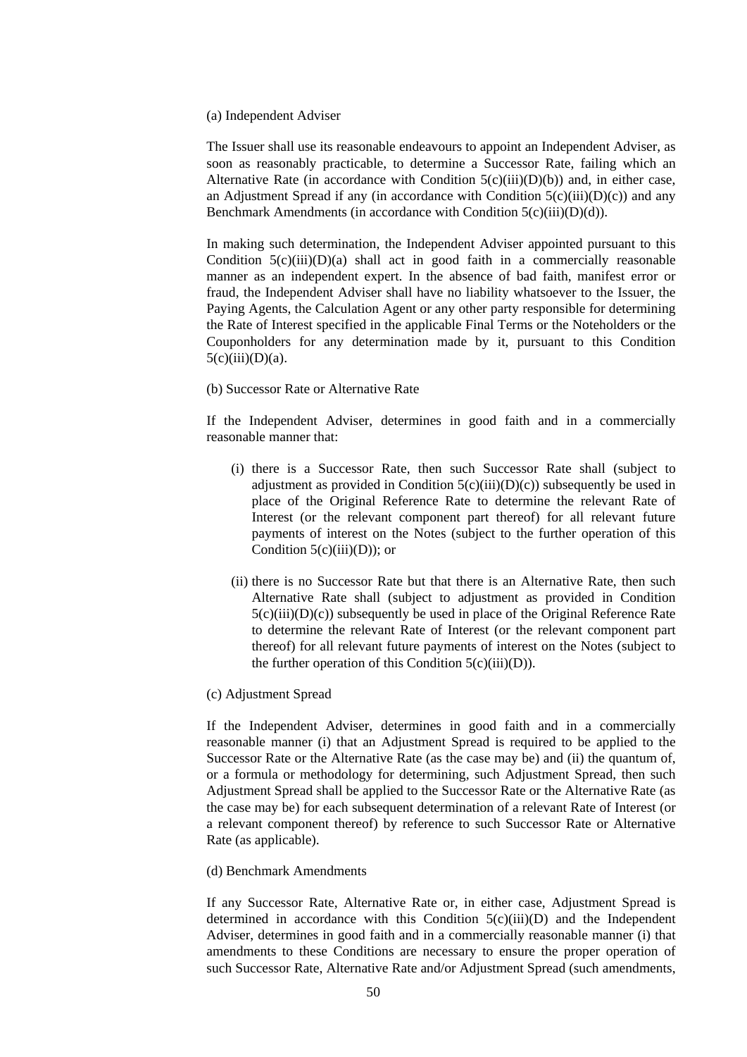(a) Independent Adviser

The Issuer shall use its reasonable endeavours to appoint an Independent Adviser, as soon as reasonably practicable, to determine a Successor Rate, failing which an Alternative Rate (in accordance with Condition 5(c)(iii)(D)(b)) and, in either case, an Adjustment Spread if any (in accordance with Condition 5(c)(iii)(D)(c)) and any Benchmark Amendments (in accordance with Condition 5(c)(iii)(D)(d)).

In making such determination, the Independent Adviser appointed pursuant to this Condition 5(c)(iii)(D)(a) shall act in good faith in a commercially reasonable manner as an independent expert. In the absence of bad faith, manifest error or fraud, the Independent Adviser shall have no liability whatsoever to the Issuer, the Paying Agents, the Calculation Agent or any other party responsible for determining the Rate of Interest specified in the applicable Final Terms or the Noteholders or the Couponholders for any determination made by it, pursuant to this Condition 5(c)(iii)(D)(a).

(b) Successor Rate or Alternative Rate

If the Independent Adviser, determines in good faith and in a commercially reasonable manner that:

(i) there is a Successor Rate, then such Successor Rate shall (subject to adjustment as provided in Condition 5(c)(iii)(D)(c)) subsequently be used in place of the Original Reference Rate to determine the relevant Rate of Interest (or the relevant component part thereof) for all relevant future payments of interest on the Notes (subject to the further operation of this Condition 5(c)(iii)(D)); or

(ii) there is no Successor Rate but that there is an Alternative Rate, then such Alternative Rate shall (subject to adjustment as provided in Condition 5(c)(iii)(D)(c)) subsequently be used in place of the Original Reference Rate to determine the relevant Rate of Interest (or the relevant component part thereof) for all relevant future payments of interest on the Notes (subject to the further operation of this Condition 5(c)(iii)(D)).

(c) Adjustment Spread

If the Independent Adviser, determines in good faith and in a commercially reasonable manner (i) that an Adjustment Spread is required to be applied to the Successor Rate or the Alternative Rate (as the case may be) and (ii) the quantum of, or a formula or methodology for determining, such Adjustment Spread, then such Adjustment Spread shall be applied to the Successor Rate or the Alternative Rate (as the case may be) for each subsequent determination of a relevant Rate of Interest (or a relevant component thereof) by reference to such Successor Rate or Alternative Rate (as applicable).

(d) Benchmark Amendments

If any Successor Rate, Alternative Rate or, in either case, Adjustment Spread is determined in accordance with this Condition 5(c)(iii)(D) and the Independent Adviser, determines in good faith and in a commercially reasonable manner (i) that amendments to these Conditions are necessary to ensure the proper operation of such Successor Rate, Alternative Rate and/or Adjustment Spread (such amendments,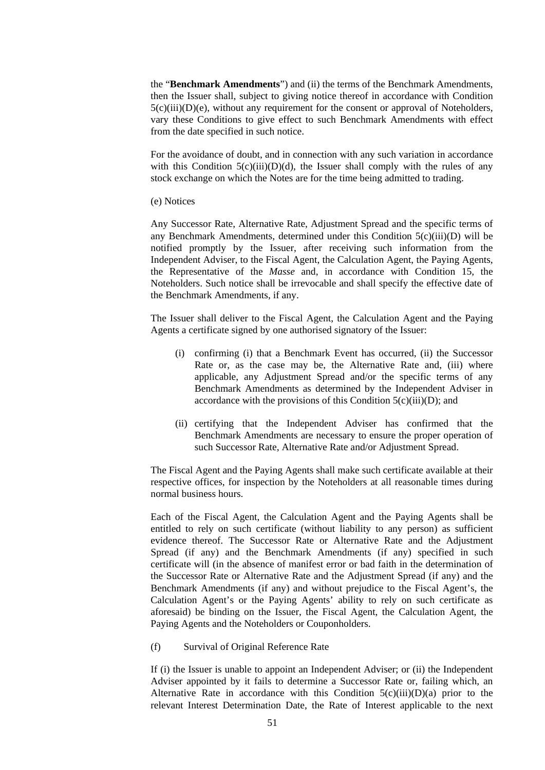the "**Benchmark Amendments**") and (ii) the terms of the Benchmark Amendments, then the Issuer shall, subject to giving notice thereof in accordance with Condition 5(c)(iii)(D)(e), without any requirement for the consent or approval of Noteholders, vary these Conditions to give effect to such Benchmark Amendments with effect from the date specified in such notice.

For the avoidance of doubt, and in connection with any such variation in accordance with this Condition 5(c)(iii)(D)(d), the Issuer shall comply with the rules of any stock exchange on which the Notes are for the time being admitted to trading.

(e) Notices

Any Successor Rate, Alternative Rate, Adjustment Spread and the specific terms of any Benchmark Amendments, determined under this Condition 5(c)(iii)(D) will be notified promptly by the Issuer, after receiving such information from the Independent Adviser, to the Fiscal Agent, the Calculation Agent, the Paying Agents, the Representative of the *Masse* and, in accordance with Condition 15, the Noteholders. Such notice shall be irrevocable and shall specify the effective date of the Benchmark Amendments, if any.

The Issuer shall deliver to the Fiscal Agent, the Calculation Agent and the Paying Agents a certificate signed by one authorised signatory of the Issuer:

(i) confirming (i) that a Benchmark Event has occurred, (ii) the Successor Rate or, as the case may be, the Alternative Rate and, (iii) where applicable, any Adjustment Spread and/or the specific terms of any Benchmark Amendments as determined by the Independent Adviser in accordance with the provisions of this Condition 5(c)(iii)(D); and

(ii) certifying that the Independent Adviser has confirmed that the Benchmark Amendments are necessary to ensure the proper operation of such Successor Rate, Alternative Rate and/or Adjustment Spread.

The Fiscal Agent and the Paying Agents shall make such certificate available at their respective offices, for inspection by the Noteholders at all reasonable times during normal business hours.

Each of the Fiscal Agent, the Calculation Agent and the Paying Agents shall be entitled to rely on such certificate (without liability to any person) as sufficient evidence thereof. The Successor Rate or Alternative Rate and the Adjustment Spread (if any) and the Benchmark Amendments (if any) specified in such certificate will (in the absence of manifest error or bad faith in the determination of the Successor Rate or Alternative Rate and the Adjustment Spread (if any) and the Benchmark Amendments (if any) and without prejudice to the Fiscal Agent's, the Calculation Agent's or the Paying Agents' ability to rely on such certificate as aforesaid) be binding on the Issuer, the Fiscal Agent, the Calculation Agent, the Paying Agents and the Noteholders or Couponholders.

(f) Survival of Original Reference Rate

If (i) the Issuer is unable to appoint an Independent Adviser; or (ii) the Independent Adviser appointed by it fails to determine a Successor Rate or, failing which, an Alternative Rate in accordance with this Condition 5(c)(iii)(D)(a) prior to the relevant Interest Determination Date, the Rate of Interest applicable to the next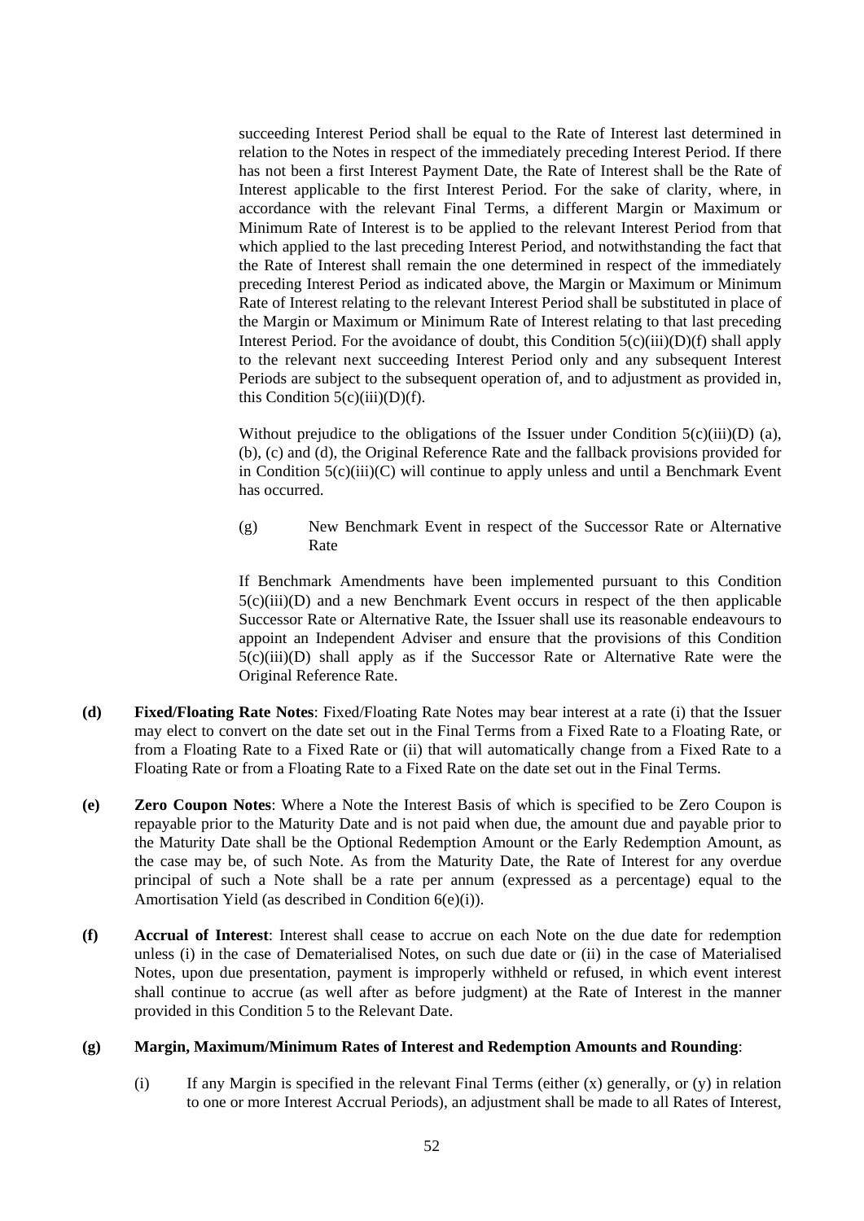succeeding Interest Period shall be equal to the Rate of Interest last determined in relation to the Notes in respect of the immediately preceding Interest Period. If there has not been a first Interest Payment Date, the Rate of Interest shall be the Rate of Interest applicable to the first Interest Period. For the sake of clarity, where, in accordance with the relevant Final Terms, a different Margin or Maximum or Minimum Rate of Interest is to be applied to the relevant Interest Period from that which applied to the last preceding Interest Period, and notwithstanding the fact that the Rate of Interest shall remain the one determined in respect of the immediately preceding Interest Period as indicated above, the Margin or Maximum or Minimum Rate of Interest relating to the relevant Interest Period shall be substituted in place of the Margin or Maximum or Minimum Rate of Interest relating to that last preceding Interest Period. For the avoidance of doubt, this Condition 5(c)(iii)(D)(f) shall apply to the relevant next succeeding Interest Period only and any subsequent Interest Periods are subject to the subsequent operation of, and to adjustment as provided in, this Condition 5(c)(iii)(D)(f).

Without prejudice to the obligations of the Issuer under Condition 5(c)(iii)(D) (a), (b), (c) and (d), the Original Reference Rate and the fallback provisions provided for in Condition 5(c)(iii)(C) will continue to apply unless and until a Benchmark Event has occurred.

(g) New Benchmark Event in respect of the Successor Rate or Alternative Rate

If Benchmark Amendments have been implemented pursuant to this Condition 5(c)(iii)(D) and a new Benchmark Event occurs in respect of the then applicable Successor Rate or Alternative Rate, the Issuer shall use its reasonable endeavours to appoint an Independent Adviser and ensure that the provisions of this Condition 5(c)(iii)(D) shall apply as if the Successor Rate or Alternative Rate were the Original Reference Rate.

**(d) Fixed/Floating Rate Notes**: Fixed/Floating Rate Notes may bear interest at a rate (i) that the Issuer may elect to convert on the date set out in the Final Terms from a Fixed Rate to a Floating Rate, or from a Floating Rate to a Fixed Rate or (ii) that will automatically change from a Fixed Rate to a Floating Rate or from a Floating Rate to a Fixed Rate on the date set out in the Final Terms.

**(e) Zero Coupon Notes**: Where a Note the Interest Basis of which is specified to be Zero Coupon is repayable prior to the Maturity Date and is not paid when due, the amount due and payable prior to the Maturity Date shall be the Optional Redemption Amount or the Early Redemption Amount, as the case may be, of such Note. As from the Maturity Date, the Rate of Interest for any overdue principal of such a Note shall be a rate per annum (expressed as a percentage) equal to the Amortisation Yield (as described in Condition 6(e)(i)).

**(f) Accrual of Interest**: Interest shall cease to accrue on each Note on the due date for redemption unless (i) in the case of Dematerialised Notes, on such due date or (ii) in the case of Materialised Notes, upon due presentation, payment is improperly withheld or refused, in which event interest shall continue to accrue (as well after as before judgment) at the Rate of Interest in the manner provided in this Condition 5 to the Relevant Date.

**(g) Margin, Maximum/Minimum Rates of Interest and Redemption Amounts and Rounding**:

(i) If any Margin is specified in the relevant Final Terms (either (x) generally, or (y) in relation to one or more Interest Accrual Periods), an adjustment shall be made to all Rates of Interest,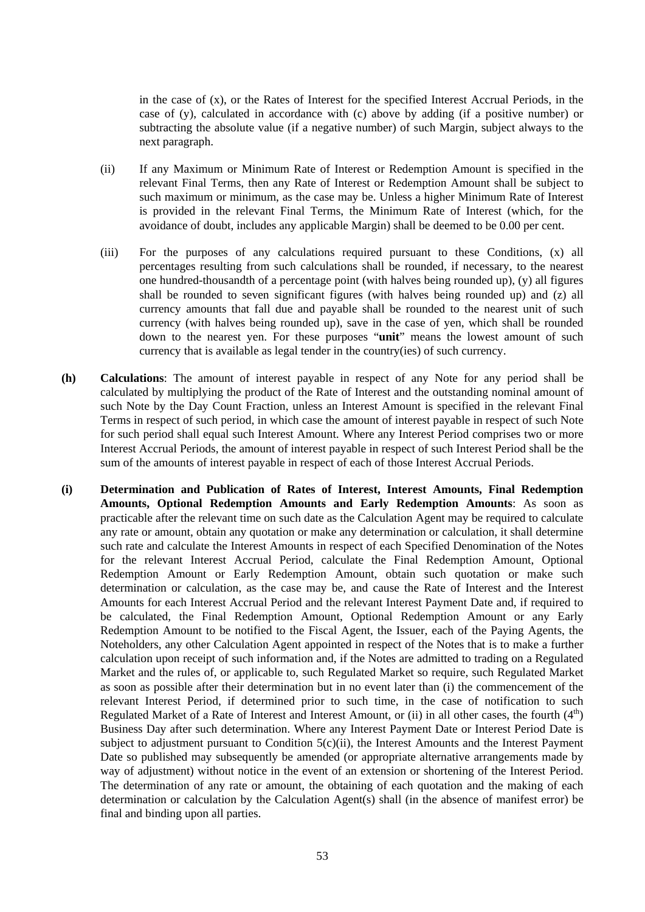in the case of (x), or the Rates of Interest for the specified Interest Accrual Periods, in the case of (y), calculated in accordance with (c) above by adding (if a positive number) or subtracting the absolute value (if a negative number) of such Margin, subject always to the next paragraph.

(ii) If any Maximum or Minimum Rate of Interest or Redemption Amount is specified in the relevant Final Terms, then any Rate of Interest or Redemption Amount shall be subject to such maximum or minimum, as the case may be. Unless a higher Minimum Rate of Interest is provided in the relevant Final Terms, the Minimum Rate of Interest (which, for the avoidance of doubt, includes any applicable Margin) shall be deemed to be 0.00 per cent.

(iii) For the purposes of any calculations required pursuant to these Conditions, (x) all percentages resulting from such calculations shall be rounded, if necessary, to the nearest one hundred-thousandth of a percentage point (with halves being rounded up), (y) all figures shall be rounded to seven significant figures (with halves being rounded up) and (z) all currency amounts that fall due and payable shall be rounded to the nearest unit of such currency (with halves being rounded up), save in the case of yen, which shall be rounded down to the nearest yen. For these purposes "**unit**" means the lowest amount of such currency that is available as legal tender in the country(ies) of such currency.

**(h) Calculations**: The amount of interest payable in respect of any Note for any period shall be calculated by multiplying the product of the Rate of Interest and the outstanding nominal amount of such Note by the Day Count Fraction, unless an Interest Amount is specified in the relevant Final Terms in respect of such period, in which case the amount of interest payable in respect of such Note for such period shall equal such Interest Amount. Where any Interest Period comprises two or more Interest Accrual Periods, the amount of interest payable in respect of such Interest Period shall be the sum of the amounts of interest payable in respect of each of those Interest Accrual Periods.

**(i) Determination and Publication of Rates of Interest, Interest Amounts, Final Redemption Amounts, Optional Redemption Amounts and Early Redemption Amounts**: As soon as practicable after the relevant time on such date as the Calculation Agent may be required to calculate any rate or amount, obtain any quotation or make any determination or calculation, it shall determine such rate and calculate the Interest Amounts in respect of each Specified Denomination of the Notes for the relevant Interest Accrual Period, calculate the Final Redemption Amount, Optional Redemption Amount or Early Redemption Amount, obtain such quotation or make such determination or calculation, as the case may be, and cause the Rate of Interest and the Interest Amounts for each Interest Accrual Period and the relevant Interest Payment Date and, if required to be calculated, the Final Redemption Amount, Optional Redemption Amount or any Early Redemption Amount to be notified to the Fiscal Agent, the Issuer, each of the Paying Agents, the Noteholders, any other Calculation Agent appointed in respect of the Notes that is to make a further calculation upon receipt of such information and, if the Notes are admitted to trading on a Regulated Market and the rules of, or applicable to, such Regulated Market so require, such Regulated Market as soon as possible after their determination but in no event later than (i) the commencement of the relevant Interest Period, if determined prior to such time, in the case of notification to such Regulated Market of a Rate of Interest and Interest Amount, or (ii) in all other cases, the fourth (4th) Business Day after such determination. Where any Interest Payment Date or Interest Period Date is subject to adjustment pursuant to Condition 5(c)(ii), the Interest Amounts and the Interest Payment Date so published may subsequently be amended (or appropriate alternative arrangements made by way of adjustment) without notice in the event of an extension or shortening of the Interest Period. The determination of any rate or amount, the obtaining of each quotation and the making of each determination or calculation by the Calculation Agent(s) shall (in the absence of manifest error) be final and binding upon all parties.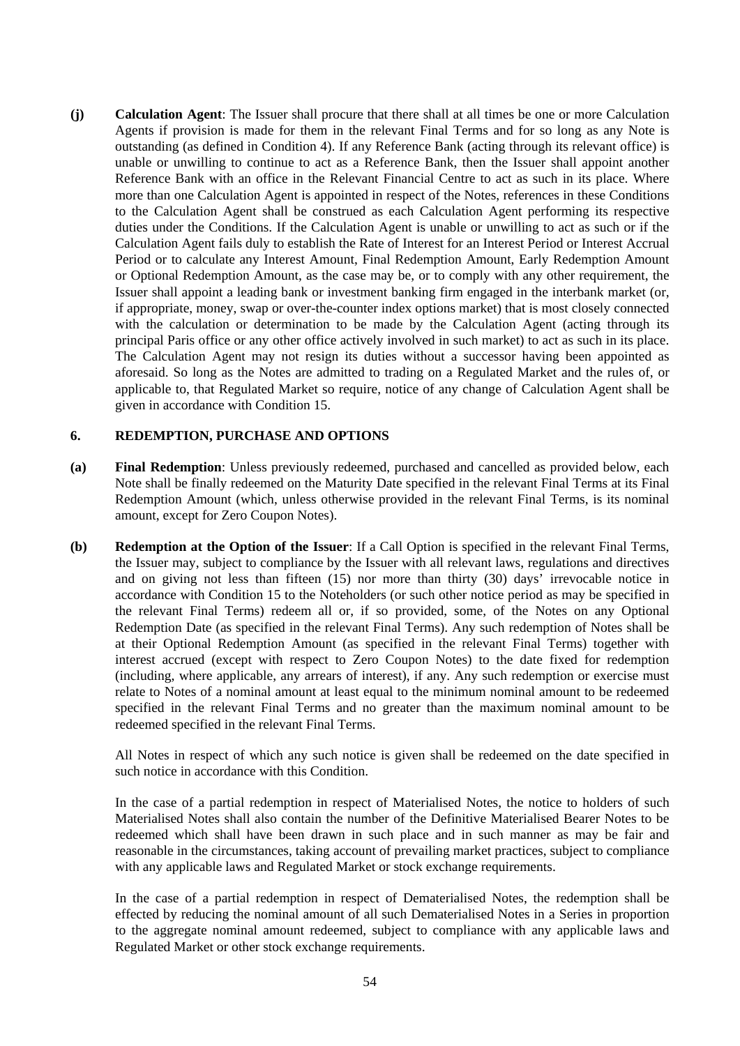**(j) Calculation Agent**: The Issuer shall procure that there shall at all times be one or more Calculation Agents if provision is made for them in the relevant Final Terms and for so long as any Note is outstanding (as defined in Condition 4). If any Reference Bank (acting through its relevant office) is unable or unwilling to continue to act as a Reference Bank, then the Issuer shall appoint another Reference Bank with an office in the Relevant Financial Centre to act as such in its place. Where more than one Calculation Agent is appointed in respect of the Notes, references in these Conditions to the Calculation Agent shall be construed as each Calculation Agent performing its respective duties under the Conditions. If the Calculation Agent is unable or unwilling to act as such or if the Calculation Agent fails duly to establish the Rate of Interest for an Interest Period or Interest Accrual Period or to calculate any Interest Amount, Final Redemption Amount, Early Redemption Amount or Optional Redemption Amount, as the case may be, or to comply with any other requirement, the Issuer shall appoint a leading bank or investment banking firm engaged in the interbank market (or, if appropriate, money, swap or over-the-counter index options market) that is most closely connected with the calculation or determination to be made by the Calculation Agent (acting through its principal Paris office or any other office actively involved in such market) to act as such in its place. The Calculation Agent may not resign its duties without a successor having been appointed as aforesaid. So long as the Notes are admitted to trading on a Regulated Market and the rules of, or applicable to, that Regulated Market so require, notice of any change of Calculation Agent shall be given in accordance with Condition 15.

## 6. REDEMPTION, PURCHASE AND OPTIONS

**(a) Final Redemption**: Unless previously redeemed, purchased and cancelled as provided below, each Note shall be finally redeemed on the Maturity Date specified in the relevant Final Terms at its Final Redemption Amount (which, unless otherwise provided in the relevant Final Terms, is its nominal amount, except for Zero Coupon Notes).

**(b) Redemption at the Option of the Issuer**: If a Call Option is specified in the relevant Final Terms, the Issuer may, subject to compliance by the Issuer with all relevant laws, regulations and directives and on giving not less than fifteen (15) nor more than thirty (30) days' irrevocable notice in accordance with Condition 15 to the Noteholders (or such other notice period as may be specified in the relevant Final Terms) redeem all or, if so provided, some, of the Notes on any Optional Redemption Date (as specified in the relevant Final Terms). Any such redemption of Notes shall be at their Optional Redemption Amount (as specified in the relevant Final Terms) together with interest accrued (except with respect to Zero Coupon Notes) to the date fixed for redemption (including, where applicable, any arrears of interest), if any. Any such redemption or exercise must relate to Notes of a nominal amount at least equal to the minimum nominal amount to be redeemed specified in the relevant Final Terms and no greater than the maximum nominal amount to be redeemed specified in the relevant Final Terms.

All Notes in respect of which any such notice is given shall be redeemed on the date specified in such notice in accordance with this Condition.

In the case of a partial redemption in respect of Materialised Notes, the notice to holders of such Materialised Notes shall also contain the number of the Definitive Materialised Bearer Notes to be redeemed which shall have been drawn in such place and in such manner as may be fair and reasonable in the circumstances, taking account of prevailing market practices, subject to compliance with any applicable laws and Regulated Market or stock exchange requirements.

In the case of a partial redemption in respect of Dematerialised Notes, the redemption shall be effected by reducing the nominal amount of all such Dematerialised Notes in a Series in proportion to the aggregate nominal amount redeemed, subject to compliance with any applicable laws and Regulated Market or other stock exchange requirements.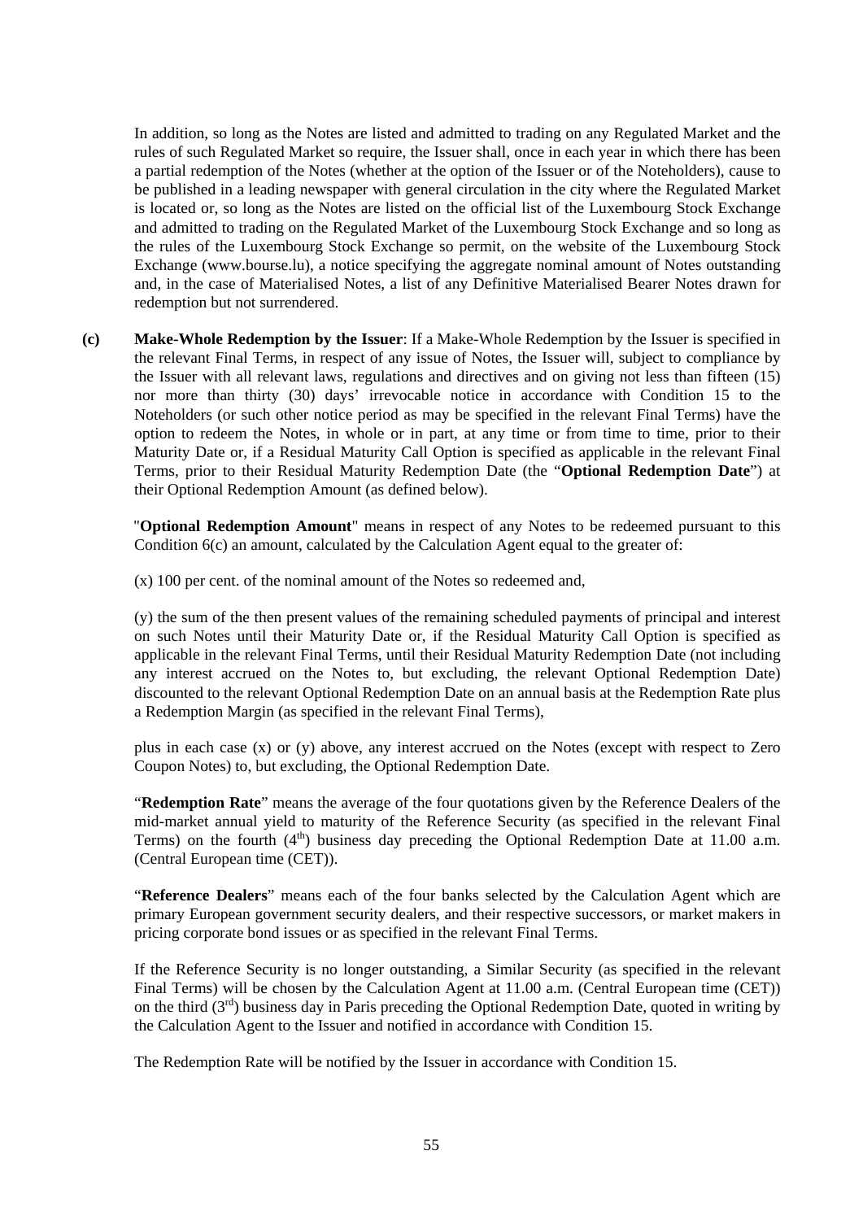In addition, so long as the Notes are listed and admitted to trading on any Regulated Market and the rules of such Regulated Market so require, the Issuer shall, once in each year in which there has been a partial redemption of the Notes (whether at the option of the Issuer or of the Noteholders), cause to be published in a leading newspaper with general circulation in the city where the Regulated Market is located or, so long as the Notes are listed on the official list of the Luxembourg Stock Exchange and admitted to trading on the Regulated Market of the Luxembourg Stock Exchange and so long as the rules of the Luxembourg Stock Exchange so permit, on the website of the Luxembourg Stock Exchange (www.bourse.lu), a notice specifying the aggregate nominal amount of Notes outstanding and, in the case of Materialised Notes, a list of any Definitive Materialised Bearer Notes drawn for redemption but not surrendered.

**(c) Make-Whole Redemption by the Issuer**: If a Make-Whole Redemption by the Issuer is specified in the relevant Final Terms, in respect of any issue of Notes, the Issuer will, subject to compliance by the Issuer with all relevant laws, regulations and directives and on giving not less than fifteen (15) nor more than thirty (30) days' irrevocable notice in accordance with Condition 15 to the Noteholders (or such other notice period as may be specified in the relevant Final Terms) have the option to redeem the Notes, in whole or in part, at any time or from time to time, prior to their Maturity Date or, if a Residual Maturity Call Option is specified as applicable in the relevant Final Terms, prior to their Residual Maturity Redemption Date (the "**Optional Redemption Date**") at their Optional Redemption Amount (as defined below).

"**Optional Redemption Amount**" means in respect of any Notes to be redeemed pursuant to this Condition 6(c) an amount, calculated by the Calculation Agent equal to the greater of:

(x) 100 per cent. of the nominal amount of the Notes so redeemed and,

(y) the sum of the then present values of the remaining scheduled payments of principal and interest on such Notes until their Maturity Date or, if the Residual Maturity Call Option is specified as applicable in the relevant Final Terms, until their Residual Maturity Redemption Date (not including any interest accrued on the Notes to, but excluding, the relevant Optional Redemption Date) discounted to the relevant Optional Redemption Date on an annual basis at the Redemption Rate plus a Redemption Margin (as specified in the relevant Final Terms),

plus in each case (x) or (y) above, any interest accrued on the Notes (except with respect to Zero Coupon Notes) to, but excluding, the Optional Redemption Date.

"**Redemption Rate**" means the average of the four quotations given by the Reference Dealers of the mid-market annual yield to maturity of the Reference Security (as specified in the relevant Final Terms) on the fourth (4th) business day preceding the Optional Redemption Date at 11.00 a.m. (Central European time (CET)).

"**Reference Dealers**" means each of the four banks selected by the Calculation Agent which are primary European government security dealers, and their respective successors, or market makers in pricing corporate bond issues or as specified in the relevant Final Terms.

If the Reference Security is no longer outstanding, a Similar Security (as specified in the relevant Final Terms) will be chosen by the Calculation Agent at 11.00 a.m. (Central European time (CET)) on the third (3rd) business day in Paris preceding the Optional Redemption Date, quoted in writing by the Calculation Agent to the Issuer and notified in accordance with Condition 15.

The Redemption Rate will be notified by the Issuer in accordance with Condition 15.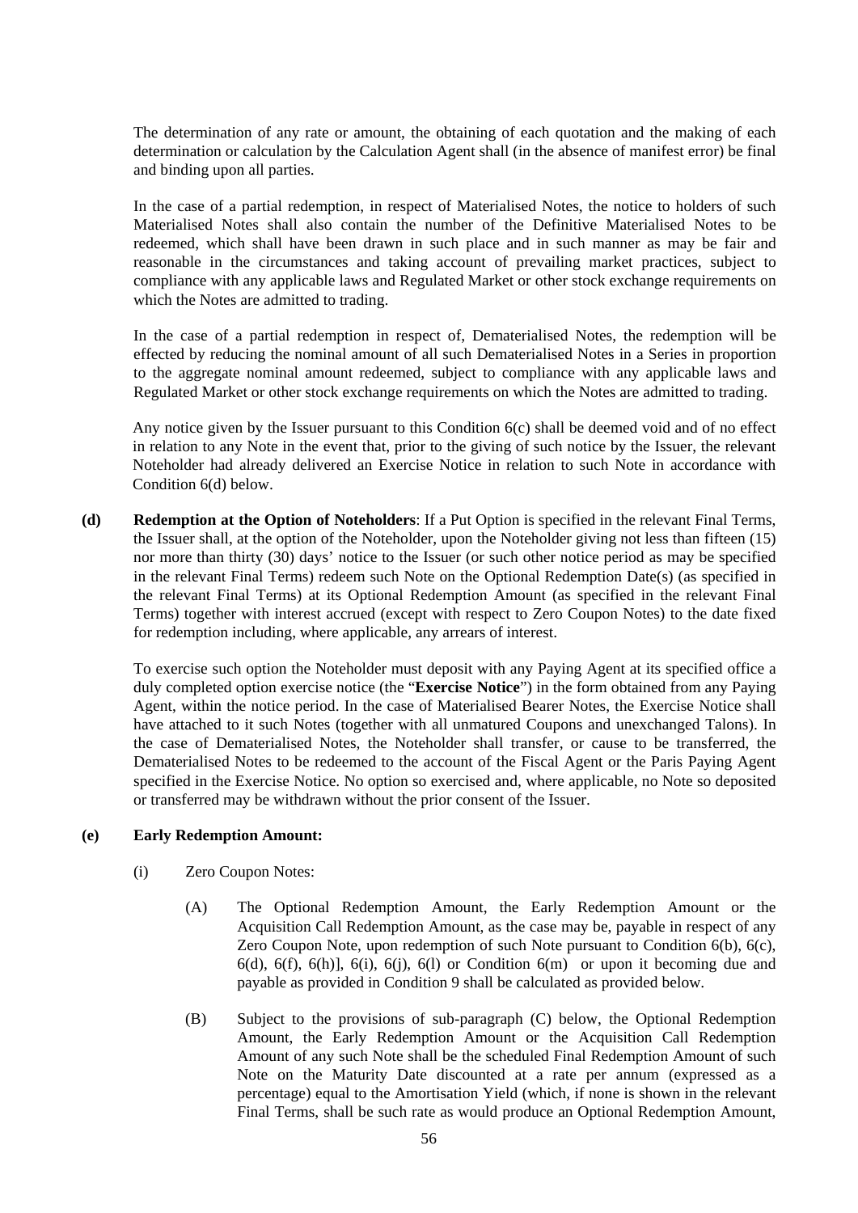The determination of any rate or amount, the obtaining of each quotation and the making of each determination or calculation by the Calculation Agent shall (in the absence of manifest error) be final and binding upon all parties.

In the case of a partial redemption, in respect of Materialised Notes, the notice to holders of such Materialised Notes shall also contain the number of the Definitive Materialised Notes to be redeemed, which shall have been drawn in such place and in such manner as may be fair and reasonable in the circumstances and taking account of prevailing market practices, subject to compliance with any applicable laws and Regulated Market or other stock exchange requirements on which the Notes are admitted to trading.

In the case of a partial redemption in respect of, Dematerialised Notes, the redemption will be effected by reducing the nominal amount of all such Dematerialised Notes in a Series in proportion to the aggregate nominal amount redeemed, subject to compliance with any applicable laws and Regulated Market or other stock exchange requirements on which the Notes are admitted to trading.

Any notice given by the Issuer pursuant to this Condition 6(c) shall be deemed void and of no effect in relation to any Note in the event that, prior to the giving of such notice by the Issuer, the relevant Noteholder had already delivered an Exercise Notice in relation to such Note in accordance with Condition 6(d) below.

**(d) Redemption at the Option of Noteholders**: If a Put Option is specified in the relevant Final Terms, the Issuer shall, at the option of the Noteholder, upon the Noteholder giving not less than fifteen (15) nor more than thirty (30) days' notice to the Issuer (or such other notice period as may be specified in the relevant Final Terms) redeem such Note on the Optional Redemption Date(s) (as specified in the relevant Final Terms) at its Optional Redemption Amount (as specified in the relevant Final Terms) together with interest accrued (except with respect to Zero Coupon Notes) to the date fixed for redemption including, where applicable, any arrears of interest.

To exercise such option the Noteholder must deposit with any Paying Agent at its specified office a duly completed option exercise notice (the "**Exercise Notice**") in the form obtained from any Paying Agent, within the notice period. In the case of Materialised Bearer Notes, the Exercise Notice shall have attached to it such Notes (together with all unmatured Coupons and unexchanged Talons). In the case of Dematerialised Notes, the Noteholder shall transfer, or cause to be transferred, the Dematerialised Notes to be redeemed to the account of the Fiscal Agent or the Paris Paying Agent specified in the Exercise Notice. No option so exercised and, where applicable, no Note so deposited or transferred may be withdrawn without the prior consent of the Issuer.

**(e) Early Redemption Amount:**

(i) Zero Coupon Notes:

(A) The Optional Redemption Amount, the Early Redemption Amount or the Acquisition Call Redemption Amount, as the case may be, payable in respect of any Zero Coupon Note, upon redemption of such Note pursuant to Condition 6(b), 6(c), 6(d), 6(f), 6(h)], 6(i), 6(j), 6(l) or Condition 6(m) or upon it becoming due and payable as provided in Condition 9 shall be calculated as provided below.

(B) Subject to the provisions of sub-paragraph (C) below, the Optional Redemption Amount, the Early Redemption Amount or the Acquisition Call Redemption Amount of any such Note shall be the scheduled Final Redemption Amount of such Note on the Maturity Date discounted at a rate per annum (expressed as a percentage) equal to the Amortisation Yield (which, if none is shown in the relevant Final Terms, shall be such rate as would produce an Optional Redemption Amount,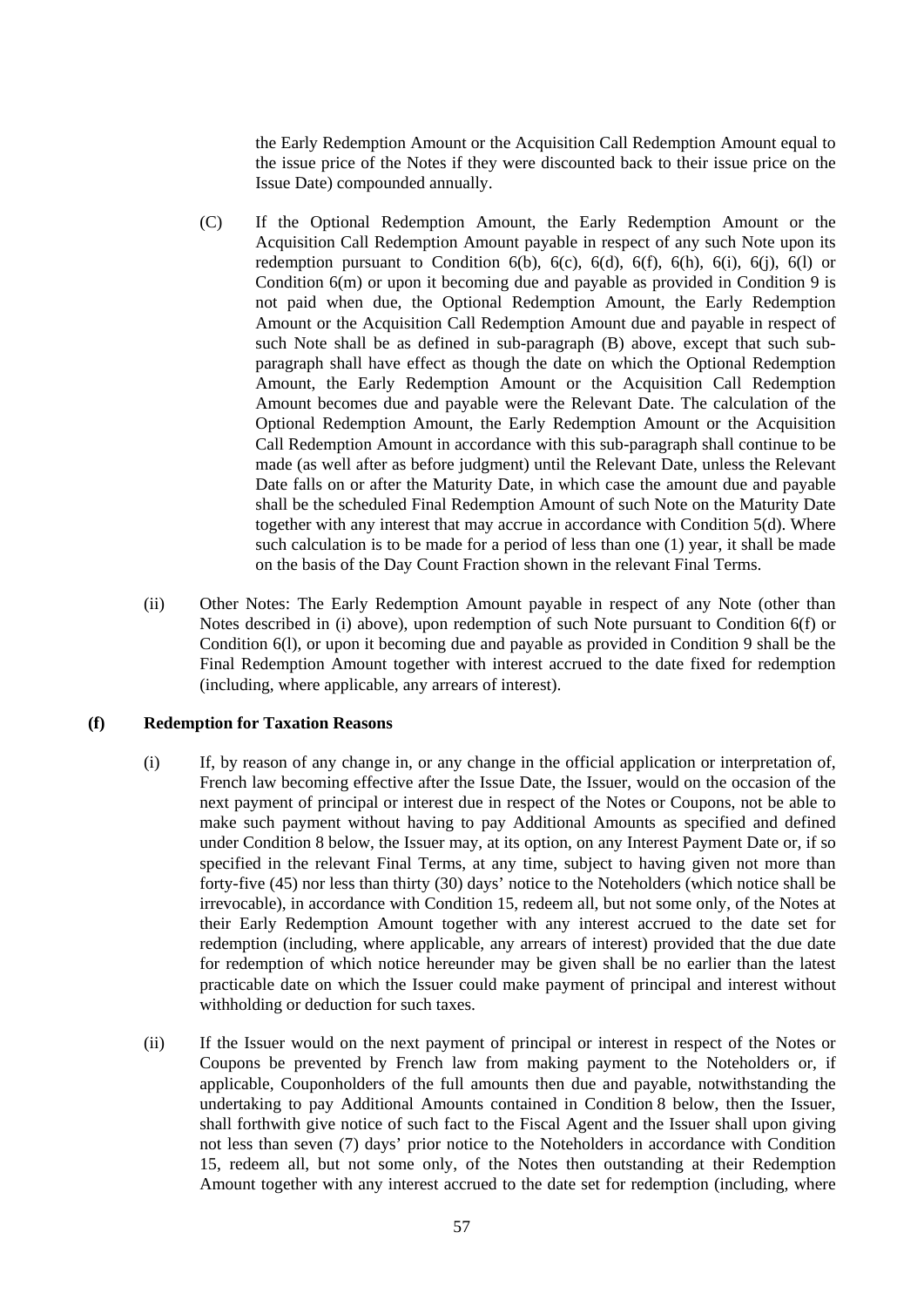the Early Redemption Amount or the Acquisition Call Redemption Amount equal to the issue price of the Notes if they were discounted back to their issue price on the Issue Date) compounded annually.

(C) If the Optional Redemption Amount, the Early Redemption Amount or the Acquisition Call Redemption Amount payable in respect of any such Note upon its redemption pursuant to Condition 6(b), 6(c), 6(d), 6(f), 6(h), 6(i), 6(j), 6(l) or Condition 6(m) or upon it becoming due and payable as provided in Condition 9 is not paid when due, the Optional Redemption Amount, the Early Redemption Amount or the Acquisition Call Redemption Amount due and payable in respect of such Note shall be as defined in sub-paragraph (B) above, except that such sub-paragraph shall have effect as though the date on which the Optional Redemption Amount, the Early Redemption Amount or the Acquisition Call Redemption Amount becomes due and payable were the Relevant Date. The calculation of the Optional Redemption Amount, the Early Redemption Amount or the Acquisition Call Redemption Amount in accordance with this sub-paragraph shall continue to be made (as well after as before judgment) until the Relevant Date, unless the Relevant Date falls on or after the Maturity Date, in which case the amount due and payable shall be the scheduled Final Redemption Amount of such Note on the Maturity Date together with any interest that may accrue in accordance with Condition 5(d). Where such calculation is to be made for a period of less than one (1) year, it shall be made on the basis of the Day Count Fraction shown in the relevant Final Terms.

(ii) Other Notes: The Early Redemption Amount payable in respect of any Note (other than Notes described in (i) above), upon redemption of such Note pursuant to Condition 6(f) or Condition 6(l), or upon it becoming due and payable as provided in Condition 9 shall be the Final Redemption Amount together with interest accrued to the date fixed for redemption (including, where applicable, any arrears of interest).

**(f) Redemption for Taxation Reasons**

(i) If, by reason of any change in, or any change in the official application or interpretation of, French law becoming effective after the Issue Date, the Issuer, would on the occasion of the next payment of principal or interest due in respect of the Notes or Coupons, not be able to make such payment without having to pay Additional Amounts as specified and defined under Condition 8 below, the Issuer may, at its option, on any Interest Payment Date or, if so specified in the relevant Final Terms, at any time, subject to having given not more than forty-five (45) nor less than thirty (30) days' notice to the Noteholders (which notice shall be irrevocable), in accordance with Condition 15, redeem all, but not some only, of the Notes at their Early Redemption Amount together with any interest accrued to the date set for redemption (including, where applicable, any arrears of interest) provided that the due date for redemption of which notice hereunder may be given shall be no earlier than the latest practicable date on which the Issuer could make payment of principal and interest without withholding or deduction for such taxes.

(ii) If the Issuer would on the next payment of principal or interest in respect of the Notes or Coupons be prevented by French law from making payment to the Noteholders or, if applicable, Couponholders of the full amounts then due and payable, notwithstanding the undertaking to pay Additional Amounts contained in Condition 8 below, then the Issuer, shall forthwith give notice of such fact to the Fiscal Agent and the Issuer shall upon giving not less than seven (7) days' prior notice to the Noteholders in accordance with Condition 15, redeem all, but not some only, of the Notes then outstanding at their Redemption Amount together with any interest accrued to the date set for redemption (including, where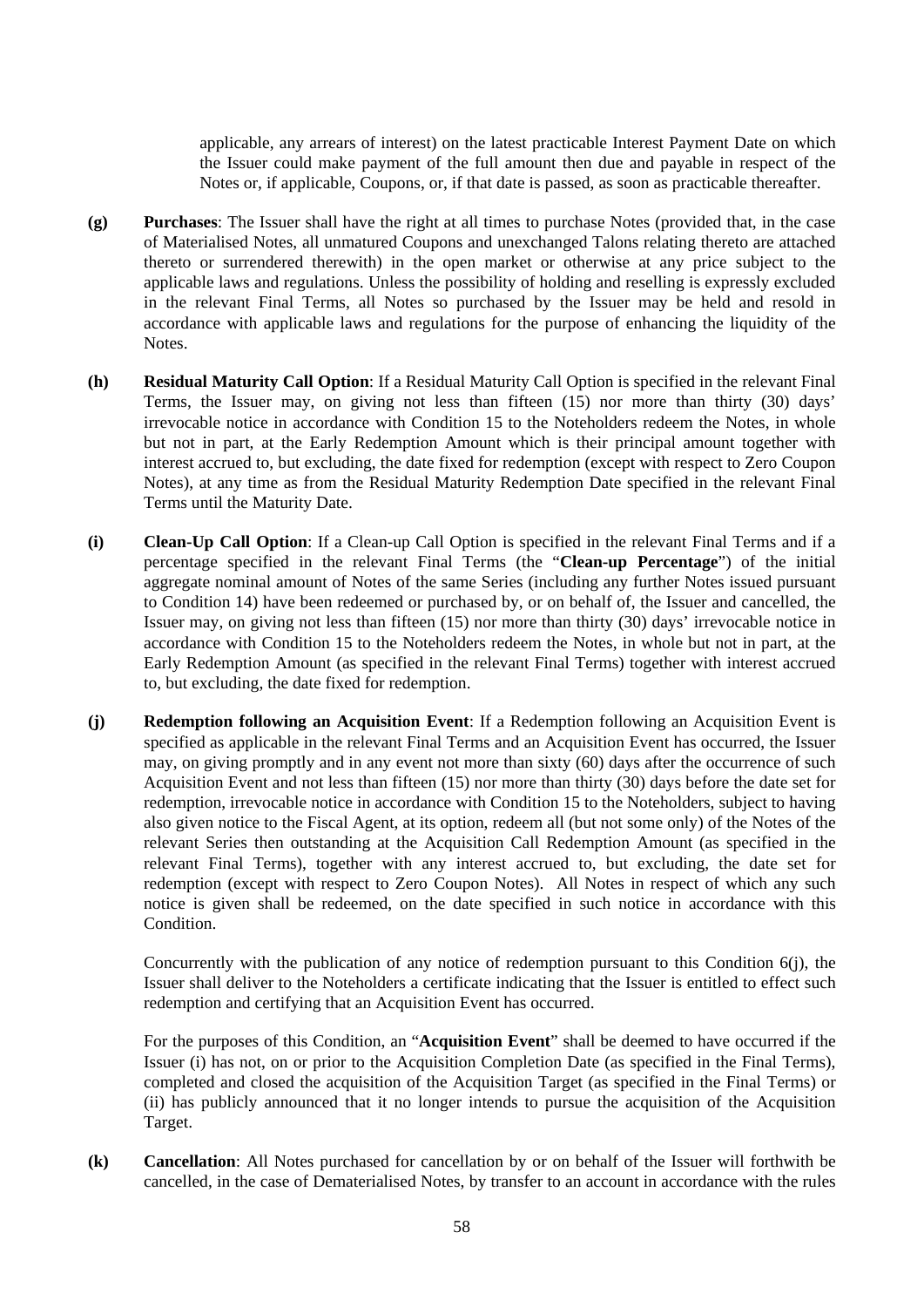applicable, any arrears of interest) on the latest practicable Interest Payment Date on which the Issuer could make payment of the full amount then due and payable in respect of the Notes or, if applicable, Coupons, or, if that date is passed, as soon as practicable thereafter.

**(g)** **Purchases**: The Issuer shall have the right at all times to purchase Notes (provided that, in the case of Materialised Notes, all unmatured Coupons and unexchanged Talons relating thereto are attached thereto or surrendered therewith) in the open market or otherwise at any price subject to the applicable laws and regulations. Unless the possibility of holding and reselling is expressly excluded in the relevant Final Terms, all Notes so purchased by the Issuer may be held and resold in accordance with applicable laws and regulations for the purpose of enhancing the liquidity of the Notes.

**(h)** **Residual Maturity Call Option**: If a Residual Maturity Call Option is specified in the relevant Final Terms, the Issuer may, on giving not less than fifteen (15) nor more than thirty (30) days' irrevocable notice in accordance with Condition 15 to the Noteholders redeem the Notes, in whole but not in part, at the Early Redemption Amount which is their principal amount together with interest accrued to, but excluding, the date fixed for redemption (except with respect to Zero Coupon Notes), at any time as from the Residual Maturity Redemption Date specified in the relevant Final Terms until the Maturity Date.

**(i)** **Clean-Up Call Option**: If a Clean-up Call Option is specified in the relevant Final Terms and if a percentage specified in the relevant Final Terms (the "**Clean-up Percentage**") of the initial aggregate nominal amount of Notes of the same Series (including any further Notes issued pursuant to Condition 14) have been redeemed or purchased by, or on behalf of, the Issuer and cancelled, the Issuer may, on giving not less than fifteen (15) nor more than thirty (30) days' irrevocable notice in accordance with Condition 15 to the Noteholders redeem the Notes, in whole but not in part, at the Early Redemption Amount (as specified in the relevant Final Terms) together with interest accrued to, but excluding, the date fixed for redemption.

**(j)** **Redemption following an Acquisition Event**: If a Redemption following an Acquisition Event is specified as applicable in the relevant Final Terms and an Acquisition Event has occurred, the Issuer may, on giving promptly and in any event not more than sixty (60) days after the occurrence of such Acquisition Event and not less than fifteen (15) nor more than thirty (30) days before the date set for redemption, irrevocable notice in accordance with Condition 15 to the Noteholders, subject to having also given notice to the Fiscal Agent, at its option, redeem all (but not some only) of the Notes of the relevant Series then outstanding at the Acquisition Call Redemption Amount (as specified in the relevant Final Terms), together with any interest accrued to, but excluding, the date set for redemption (except with respect to Zero Coupon Notes). All Notes in respect of which any such notice is given shall be redeemed, on the date specified in such notice in accordance with this Condition.

Concurrently with the publication of any notice of redemption pursuant to this Condition 6(j), the Issuer shall deliver to the Noteholders a certificate indicating that the Issuer is entitled to effect such redemption and certifying that an Acquisition Event has occurred.

For the purposes of this Condition, an "**Acquisition Event**" shall be deemed to have occurred if the Issuer (i) has not, on or prior to the Acquisition Completion Date (as specified in the Final Terms), completed and closed the acquisition of the Acquisition Target (as specified in the Final Terms) or (ii) has publicly announced that it no longer intends to pursue the acquisition of the Acquisition Target.

**(k)** **Cancellation**: All Notes purchased for cancellation by or on behalf of the Issuer will forthwith be cancelled, in the case of Dematerialised Notes, by transfer to an account in accordance with the rules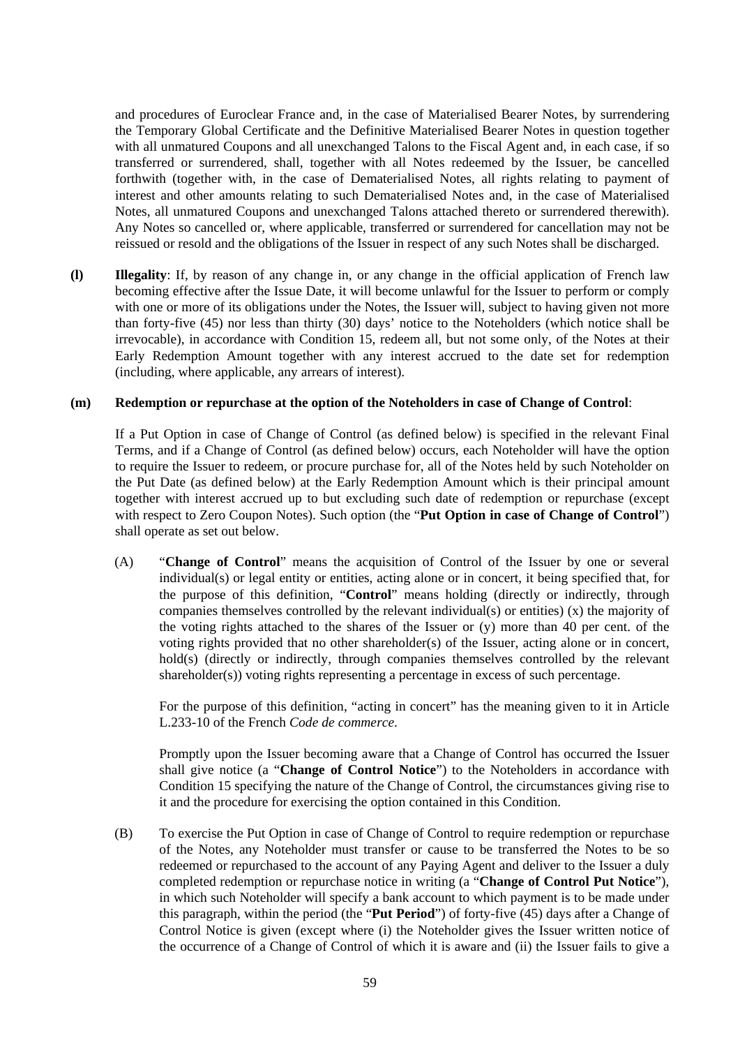and procedures of Euroclear France and, in the case of Materialised Bearer Notes, by surrendering the Temporary Global Certificate and the Definitive Materialised Bearer Notes in question together with all unmatured Coupons and all unexchanged Talons to the Fiscal Agent and, in each case, if so transferred or surrendered, shall, together with all Notes redeemed by the Issuer, be cancelled forthwith (together with, in the case of Dematerialised Notes, all rights relating to payment of interest and other amounts relating to such Dematerialised Notes and, in the case of Materialised Notes, all unmatured Coupons and unexchanged Talons attached thereto or surrendered therewith). Any Notes so cancelled or, where applicable, transferred or surrendered for cancellation may not be reissued or resold and the obligations of the Issuer in respect of any such Notes shall be discharged.

**(l)** **Illegality**: If, by reason of any change in, or any change in the official application of French law becoming effective after the Issue Date, it will become unlawful for the Issuer to perform or comply with one or more of its obligations under the Notes, the Issuer will, subject to having given not more than forty-five (45) nor less than thirty (30) days' notice to the Noteholders (which notice shall be irrevocable), in accordance with Condition 15, redeem all, but not some only, of the Notes at their Early Redemption Amount together with any interest accrued to the date set for redemption (including, where applicable, any arrears of interest).

**(m)** **Redemption or repurchase at the option of the Noteholders in case of Change of Control**:

If a Put Option in case of Change of Control (as defined below) is specified in the relevant Final Terms, and if a Change of Control (as defined below) occurs, each Noteholder will have the option to require the Issuer to redeem, or procure purchase for, all of the Notes held by such Noteholder on the Put Date (as defined below) at the Early Redemption Amount which is their principal amount together with interest accrued up to but excluding such date of redemption or repurchase (except with respect to Zero Coupon Notes). Such option (the "**Put Option in case of Change of Control**") shall operate as set out below.

(A) "**Change of Control**" means the acquisition of Control of the Issuer by one or several individual(s) or legal entity or entities, acting alone or in concert, it being specified that, for the purpose of this definition, "**Control**" means holding (directly or indirectly, through companies themselves controlled by the relevant individual(s) or entities) (x) the majority of the voting rights attached to the shares of the Issuer or (y) more than 40 per cent. of the voting rights provided that no other shareholder(s) of the Issuer, acting alone or in concert, hold(s) (directly or indirectly, through companies themselves controlled by the relevant shareholder(s)) voting rights representing a percentage in excess of such percentage.

For the purpose of this definition, "acting in concert" has the meaning given to it in Article L.233-10 of the French *Code de commerce*.

Promptly upon the Issuer becoming aware that a Change of Control has occurred the Issuer shall give notice (a "**Change of Control Notice**") to the Noteholders in accordance with Condition 15 specifying the nature of the Change of Control, the circumstances giving rise to it and the procedure for exercising the option contained in this Condition.

(B) To exercise the Put Option in case of Change of Control to require redemption or repurchase of the Notes, any Noteholder must transfer or cause to be transferred the Notes to be so redeemed or repurchased to the account of any Paying Agent and deliver to the Issuer a duly completed redemption or repurchase notice in writing (a "**Change of Control Put Notice**"), in which such Noteholder will specify a bank account to which payment is to be made under this paragraph, within the period (the "**Put Period**") of forty-five (45) days after a Change of Control Notice is given (except where (i) the Noteholder gives the Issuer written notice of the occurrence of a Change of Control of which it is aware and (ii) the Issuer fails to give a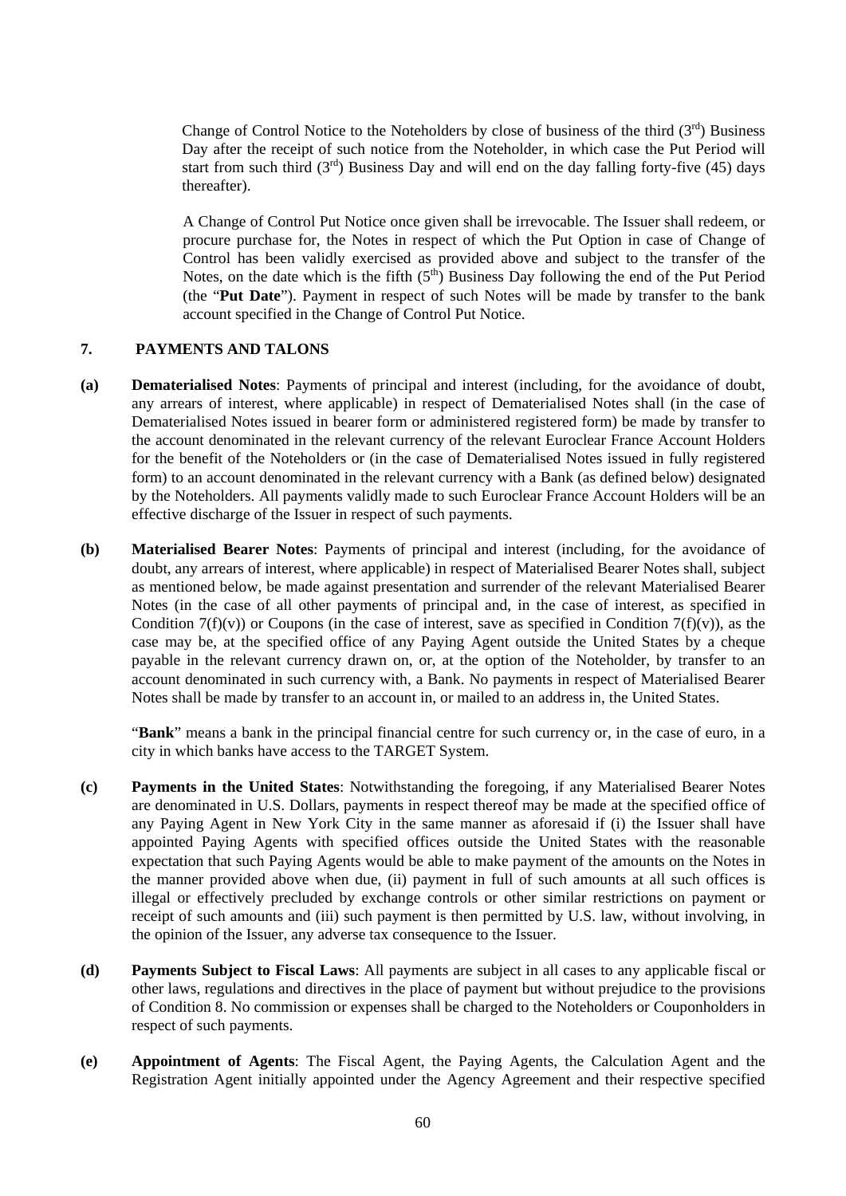Change of Control Notice to the Noteholders by close of business of the third (3rd) Business Day after the receipt of such notice from the Noteholder, in which case the Put Period will start from such third (3rd) Business Day and will end on the day falling forty-five (45) days thereafter).

A Change of Control Put Notice once given shall be irrevocable. The Issuer shall redeem, or procure purchase for, the Notes in respect of which the Put Option in case of Change of Control has been validly exercised as provided above and subject to the transfer of the Notes, on the date which is the fifth (5th) Business Day following the end of the Put Period (the "**Put Date**"). Payment in respect of such Notes will be made by transfer to the bank account specified in the Change of Control Put Notice.

## 7. PAYMENTS AND TALONS

**(a) Dematerialised Notes**: Payments of principal and interest (including, for the avoidance of doubt, any arrears of interest, where applicable) in respect of Dematerialised Notes shall (in the case of Dematerialised Notes issued in bearer form or administered registered form) be made by transfer to the account denominated in the relevant currency of the relevant Euroclear France Account Holders for the benefit of the Noteholders or (in the case of Dematerialised Notes issued in fully registered form) to an account denominated in the relevant currency with a Bank (as defined below) designated by the Noteholders. All payments validly made to such Euroclear France Account Holders will be an effective discharge of the Issuer in respect of such payments.

**(b) Materialised Bearer Notes**: Payments of principal and interest (including, for the avoidance of doubt, any arrears of interest, where applicable) in respect of Materialised Bearer Notes shall, subject as mentioned below, be made against presentation and surrender of the relevant Materialised Bearer Notes (in the case of all other payments of principal and, in the case of interest, as specified in Condition 7(f)(v)) or Coupons (in the case of interest, save as specified in Condition 7(f)(v)), as the case may be, at the specified office of any Paying Agent outside the United States by a cheque payable in the relevant currency drawn on, or, at the option of the Noteholder, by transfer to an account denominated in such currency with, a Bank. No payments in respect of Materialised Bearer Notes shall be made by transfer to an account in, or mailed to an address in, the United States.

"**Bank**" means a bank in the principal financial centre for such currency or, in the case of euro, in a city in which banks have access to the TARGET System.

**(c) Payments in the United States**: Notwithstanding the foregoing, if any Materialised Bearer Notes are denominated in U.S. Dollars, payments in respect thereof may be made at the specified office of any Paying Agent in New York City in the same manner as aforesaid if (i) the Issuer shall have appointed Paying Agents with specified offices outside the United States with the reasonable expectation that such Paying Agents would be able to make payment of the amounts on the Notes in the manner provided above when due, (ii) payment in full of such amounts at all such offices is illegal or effectively precluded by exchange controls or other similar restrictions on payment or receipt of such amounts and (iii) such payment is then permitted by U.S. law, without involving, in the opinion of the Issuer, any adverse tax consequence to the Issuer.

**(d) Payments Subject to Fiscal Laws**: All payments are subject in all cases to any applicable fiscal or other laws, regulations and directives in the place of payment but without prejudice to the provisions of Condition 8. No commission or expenses shall be charged to the Noteholders or Couponholders in respect of such payments.

**(e) Appointment of Agents**: The Fiscal Agent, the Paying Agents, the Calculation Agent and the Registration Agent initially appointed under the Agency Agreement and their respective specified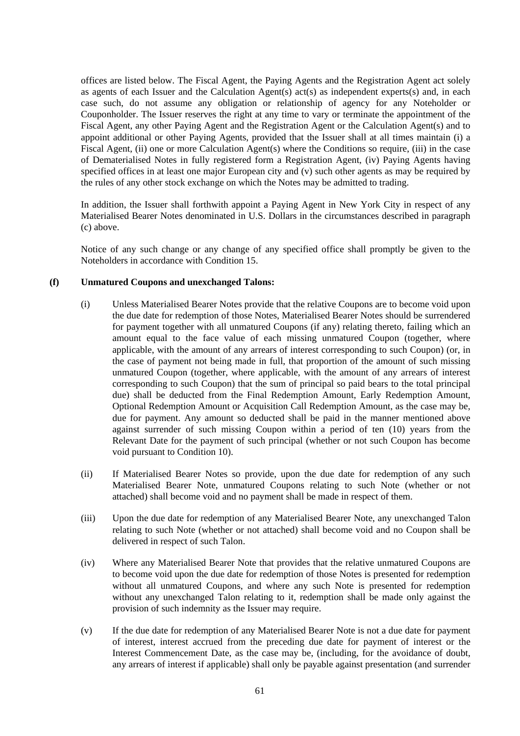offices are listed below. The Fiscal Agent, the Paying Agents and the Registration Agent act solely as agents of each Issuer and the Calculation Agent(s) act(s) as independent experts(s) and, in each case such, do not assume any obligation or relationship of agency for any Noteholder or Couponholder. The Issuer reserves the right at any time to vary or terminate the appointment of the Fiscal Agent, any other Paying Agent and the Registration Agent or the Calculation Agent(s) and to appoint additional or other Paying Agents, provided that the Issuer shall at all times maintain (i) a Fiscal Agent, (ii) one or more Calculation Agent(s) where the Conditions so require, (iii) in the case of Dematerialised Notes in fully registered form a Registration Agent, (iv) Paying Agents having specified offices in at least one major European city and (v) such other agents as may be required by the rules of any other stock exchange on which the Notes may be admitted to trading.

In addition, the Issuer shall forthwith appoint a Paying Agent in New York City in respect of any Materialised Bearer Notes denominated in U.S. Dollars in the circumstances described in paragraph (c) above.

Notice of any such change or any change of any specified office shall promptly be given to the Noteholders in accordance with Condition 15.

**(f) Unmatured Coupons and unexchanged Talons:**

(i) Unless Materialised Bearer Notes provide that the relative Coupons are to become void upon the due date for redemption of those Notes, Materialised Bearer Notes should be surrendered for payment together with all unmatured Coupons (if any) relating thereto, failing which an amount equal to the face value of each missing unmatured Coupon (together, where applicable, with the amount of any arrears of interest corresponding to such Coupon) (or, in the case of payment not being made in full, that proportion of the amount of such missing unmatured Coupon (together, where applicable, with the amount of any arrears of interest corresponding to such Coupon) that the sum of principal so paid bears to the total principal due) shall be deducted from the Final Redemption Amount, Early Redemption Amount, Optional Redemption Amount or Acquisition Call Redemption Amount, as the case may be, due for payment. Any amount so deducted shall be paid in the manner mentioned above against surrender of such missing Coupon within a period of ten (10) years from the Relevant Date for the payment of such principal (whether or not such Coupon has become void pursuant to Condition 10).

(ii) If Materialised Bearer Notes so provide, upon the due date for redemption of any such Materialised Bearer Note, unmatured Coupons relating to such Note (whether or not attached) shall become void and no payment shall be made in respect of them.

(iii) Upon the due date for redemption of any Materialised Bearer Note, any unexchanged Talon relating to such Note (whether or not attached) shall become void and no Coupon shall be delivered in respect of such Talon.

(iv) Where any Materialised Bearer Note that provides that the relative unmatured Coupons are to become void upon the due date for redemption of those Notes is presented for redemption without all unmatured Coupons, and where any such Note is presented for redemption without any unexchanged Talon relating to it, redemption shall be made only against the provision of such indemnity as the Issuer may require.

(v) If the due date for redemption of any Materialised Bearer Note is not a due date for payment of interest, interest accrued from the preceding due date for payment of interest or the Interest Commencement Date, as the case may be, (including, for the avoidance of doubt, any arrears of interest if applicable) shall only be payable against presentation (and surrender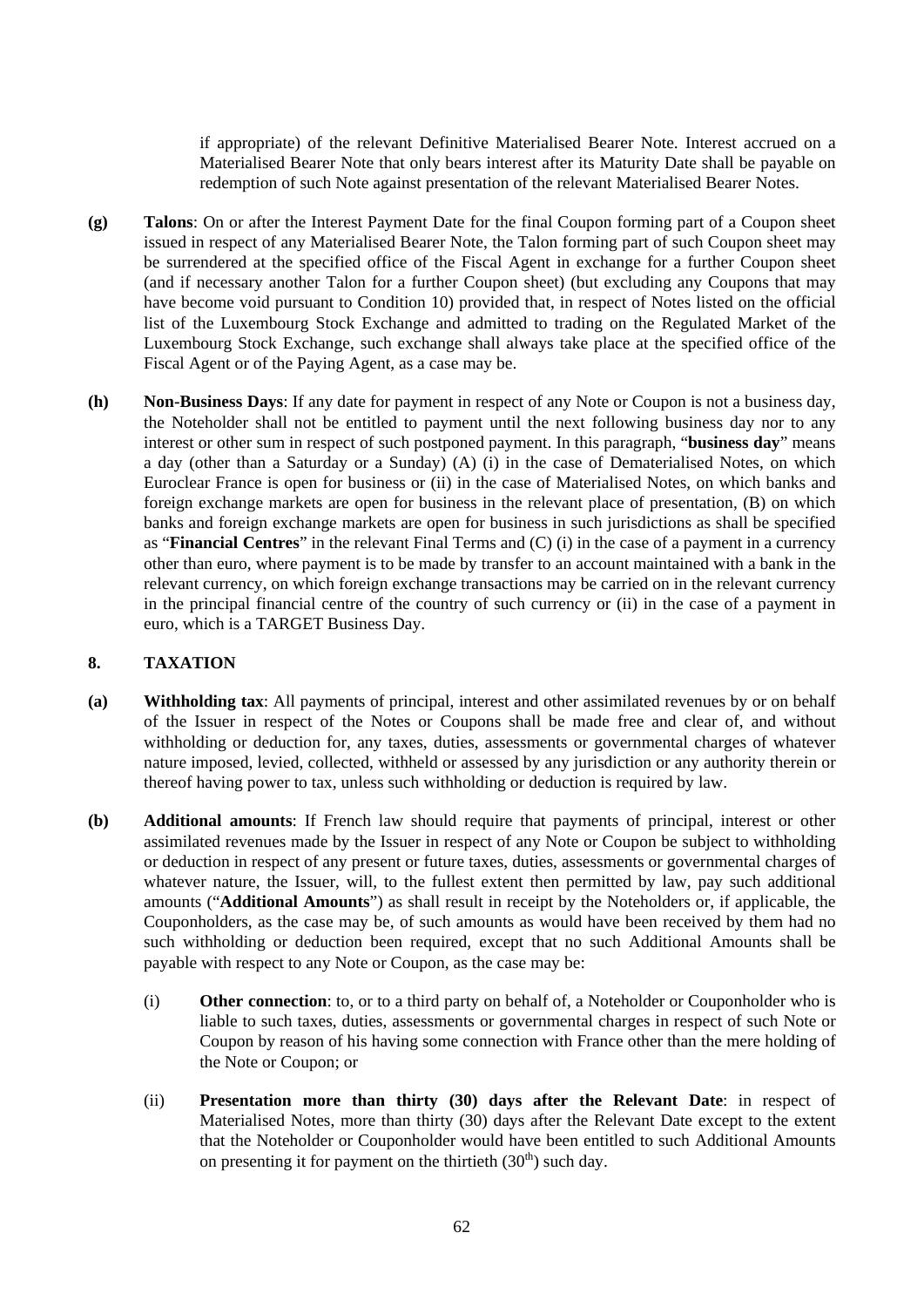if appropriate) of the relevant Definitive Materialised Bearer Note. Interest accrued on a Materialised Bearer Note that only bears interest after its Maturity Date shall be payable on redemption of such Note against presentation of the relevant Materialised Bearer Notes.

**(g) Talons**: On or after the Interest Payment Date for the final Coupon forming part of a Coupon sheet issued in respect of any Materialised Bearer Note, the Talon forming part of such Coupon sheet may be surrendered at the specified office of the Fiscal Agent in exchange for a further Coupon sheet (and if necessary another Talon for a further Coupon sheet) (but excluding any Coupons that may have become void pursuant to Condition 10) provided that, in respect of Notes listed on the official list of the Luxembourg Stock Exchange and admitted to trading on the Regulated Market of the Luxembourg Stock Exchange, such exchange shall always take place at the specified office of the Fiscal Agent or of the Paying Agent, as a case may be.

**(h) Non-Business Days**: If any date for payment in respect of any Note or Coupon is not a business day, the Noteholder shall not be entitled to payment until the next following business day nor to any interest or other sum in respect of such postponed payment. In this paragraph, "**business day**" means a day (other than a Saturday or a Sunday) (A) (i) in the case of Dematerialised Notes, on which Euroclear France is open for business or (ii) in the case of Materialised Notes, on which banks and foreign exchange markets are open for business in the relevant place of presentation, (B) on which banks and foreign exchange markets are open for business in such jurisdictions as shall be specified as "**Financial Centres**" in the relevant Final Terms and (C) (i) in the case of a payment in a currency other than euro, where payment is to be made by transfer to an account maintained with a bank in the relevant currency, on which foreign exchange transactions may be carried on in the relevant currency in the principal financial centre of the country of such currency or (ii) in the case of a payment in euro, which is a TARGET Business Day.

## 8. TAXATION

**(a) Withholding tax**: All payments of principal, interest and other assimilated revenues by or on behalf of the Issuer in respect of the Notes or Coupons shall be made free and clear of, and without withholding or deduction for, any taxes, duties, assessments or governmental charges of whatever nature imposed, levied, collected, withheld or assessed by any jurisdiction or any authority therein or thereof having power to tax, unless such withholding or deduction is required by law.

**(b) Additional amounts**: If French law should require that payments of principal, interest or other assimilated revenues made by the Issuer in respect of any Note or Coupon be subject to withholding or deduction in respect of any present or future taxes, duties, assessments or governmental charges of whatever nature, the Issuer, will, to the fullest extent then permitted by law, pay such additional amounts ("**Additional Amounts**") as shall result in receipt by the Noteholders or, if applicable, the Couponholders, as the case may be, of such amounts as would have been received by them had no such withholding or deduction been required, except that no such Additional Amounts shall be payable with respect to any Note or Coupon, as the case may be:

(i) **Other connection**: to, or to a third party on behalf of, a Noteholder or Couponholder who is liable to such taxes, duties, assessments or governmental charges in respect of such Note or Coupon by reason of his having some connection with France other than the mere holding of the Note or Coupon; or

(ii) **Presentation more than thirty (30) days after the Relevant Date**: in respect of Materialised Notes, more than thirty (30) days after the Relevant Date except to the extent that the Noteholder or Couponholder would have been entitled to such Additional Amounts on presenting it for payment on the thirtieth (30th) such day.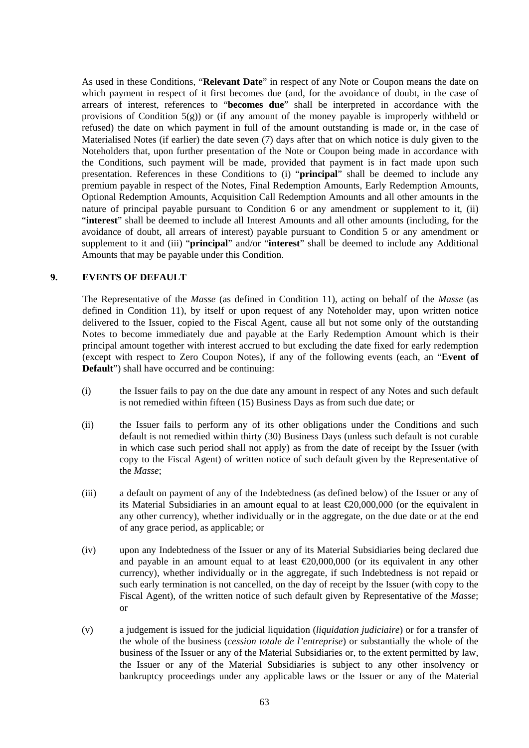As used in these Conditions, "**Relevant Date**" in respect of any Note or Coupon means the date on which payment in respect of it first becomes due (and, for the avoidance of doubt, in the case of arrears of interest, references to "**becomes due**" shall be interpreted in accordance with the provisions of Condition 5(g)) or (if any amount of the money payable is improperly withheld or refused) the date on which payment in full of the amount outstanding is made or, in the case of Materialised Notes (if earlier) the date seven (7) days after that on which notice is duly given to the Noteholders that, upon further presentation of the Note or Coupon being made in accordance with the Conditions, such payment will be made, provided that payment is in fact made upon such presentation. References in these Conditions to (i) "**principal**" shall be deemed to include any premium payable in respect of the Notes, Final Redemption Amounts, Early Redemption Amounts, Optional Redemption Amounts, Acquisition Call Redemption Amounts and all other amounts in the nature of principal payable pursuant to Condition 6 or any amendment or supplement to it, (ii) "**interest**" shall be deemed to include all Interest Amounts and all other amounts (including, for the avoidance of doubt, all arrears of interest) payable pursuant to Condition 5 or any amendment or supplement to it and (iii) "**principal**" and/or "**interest**" shall be deemed to include any Additional Amounts that may be payable under this Condition.

## 9. EVENTS OF DEFAULT

The Representative of the *Masse* (as defined in Condition 11), acting on behalf of the *Masse* (as defined in Condition 11), by itself or upon request of any Noteholder may, upon written notice delivered to the Issuer, copied to the Fiscal Agent, cause all but not some only of the outstanding Notes to become immediately due and payable at the Early Redemption Amount which is their principal amount together with interest accrued to but excluding the date fixed for early redemption (except with respect to Zero Coupon Notes), if any of the following events (each, an "**Event of Default**") shall have occurred and be continuing:

(i) the Issuer fails to pay on the due date any amount in respect of any Notes and such default is not remedied within fifteen (15) Business Days as from such due date; or

(ii) the Issuer fails to perform any of its other obligations under the Conditions and such default is not remedied within thirty (30) Business Days (unless such default is not curable in which case such period shall not apply) as from the date of receipt by the Issuer (with copy to the Fiscal Agent) of written notice of such default given by the Representative of the *Masse*;

(iii) a default on payment of any of the Indebtedness (as defined below) of the Issuer or any of its Material Subsidiaries in an amount equal to at least €20,000,000 (or the equivalent in any other currency), whether individually or in the aggregate, on the due date or at the end of any grace period, as applicable; or

(iv) upon any Indebtedness of the Issuer or any of its Material Subsidiaries being declared due and payable in an amount equal to at least €20,000,000 (or its equivalent in any other currency), whether individually or in the aggregate, if such Indebtedness is not repaid or such early termination is not cancelled, on the day of receipt by the Issuer (with copy to the Fiscal Agent), of the written notice of such default given by Representative of the *Masse*; or

(v) a judgement is issued for the judicial liquidation (*liquidation judiciaire*) or for a transfer of the whole of the business (*cession totale de l'entreprise*) or substantially the whole of the business of the Issuer or any of the Material Subsidiaries or, to the extent permitted by law, the Issuer or any of the Material Subsidiaries is subject to any other insolvency or bankruptcy proceedings under any applicable laws or the Issuer or any of the Material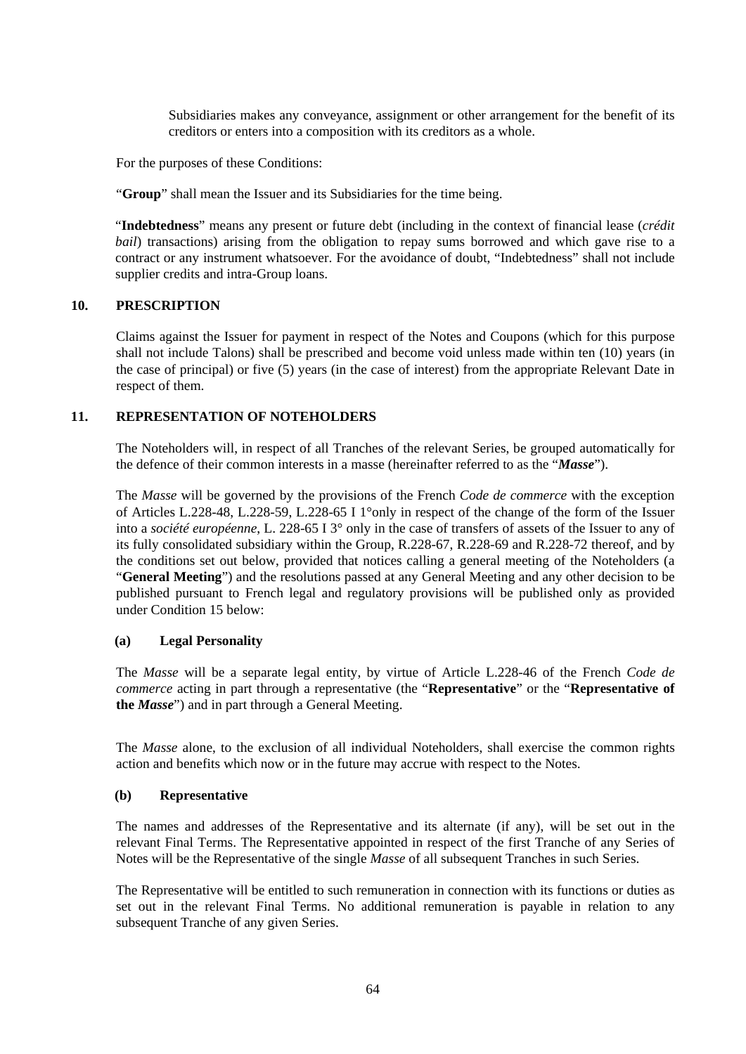Subsidiaries makes any conveyance, assignment or other arrangement for the benefit of its creditors or enters into a composition with its creditors as a whole.

For the purposes of these Conditions:

"**Group**" shall mean the Issuer and its Subsidiaries for the time being.

"**Indebtedness**" means any present or future debt (including in the context of financial lease (*crédit bail*) transactions) arising from the obligation to repay sums borrowed and which gave rise to a contract or any instrument whatsoever. For the avoidance of doubt, "Indebtedness" shall not include supplier credits and intra-Group loans.

## 10. PRESCRIPTION

Claims against the Issuer for payment in respect of the Notes and Coupons (which for this purpose shall not include Talons) shall be prescribed and become void unless made within ten (10) years (in the case of principal) or five (5) years (in the case of interest) from the appropriate Relevant Date in respect of them.

## 11. REPRESENTATION OF NOTEHOLDERS

The Noteholders will, in respect of all Tranches of the relevant Series, be grouped automatically for the defence of their common interests in a masse (hereinafter referred to as the "***Masse***").

The *Masse* will be governed by the provisions of the French *Code de commerce* with the exception of Articles L.228-48, L.228-59, L.228-65 I 1°only in respect of the change of the form of the Issuer into a *société européenne*, L. 228-65 I 3° only in the case of transfers of assets of the Issuer to any of its fully consolidated subsidiary within the Group, R.228-67, R.228-69 and R.228-72 thereof, and by the conditions set out below, provided that notices calling a general meeting of the Noteholders (a "**General Meeting**") and the resolutions passed at any General Meeting and any other decision to be published pursuant to French legal and regulatory provisions will be published only as provided under Condition 15 below:

### (a) Legal Personality

The *Masse* will be a separate legal entity, by virtue of Article L.228-46 of the French *Code de commerce* acting in part through a representative (the "**Representative**" or the "**Representative of the *Masse***") and in part through a General Meeting.

The *Masse* alone, to the exclusion of all individual Noteholders, shall exercise the common rights action and benefits which now or in the future may accrue with respect to the Notes.

### (b) Representative

The names and addresses of the Representative and its alternate (if any), will be set out in the relevant Final Terms. The Representative appointed in respect of the first Tranche of any Series of Notes will be the Representative of the single *Masse* of all subsequent Tranches in such Series.

The Representative will be entitled to such remuneration in connection with its functions or duties as set out in the relevant Final Terms. No additional remuneration is payable in relation to any subsequent Tranche of any given Series.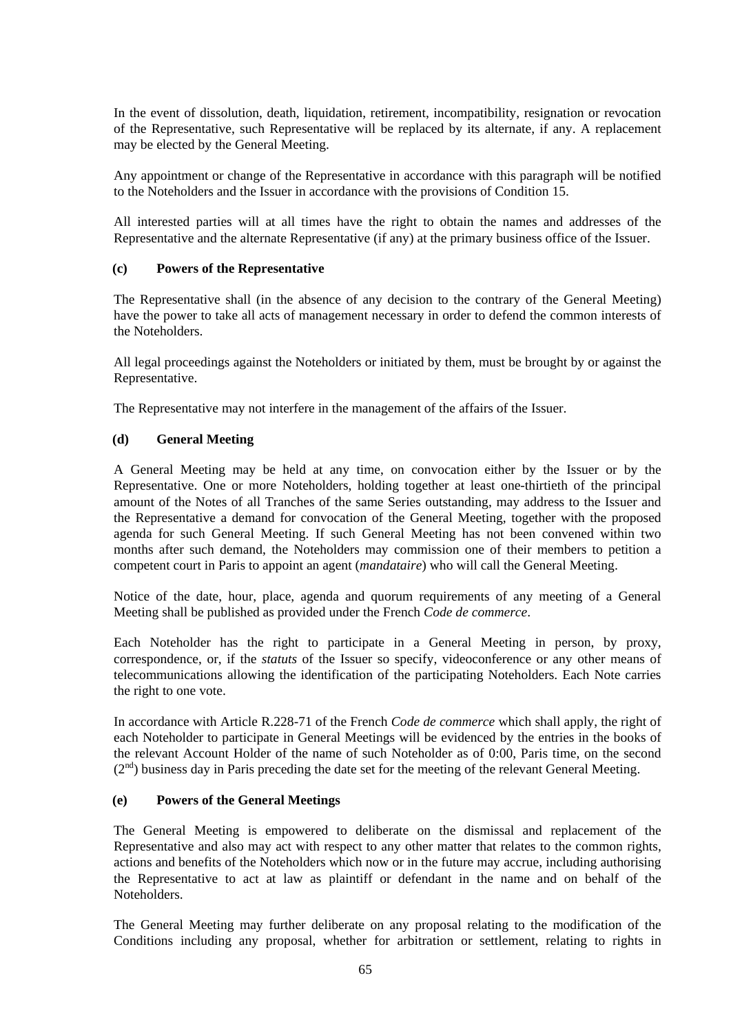In the event of dissolution, death, liquidation, retirement, incompatibility, resignation or revocation of the Representative, such Representative will be replaced by its alternate, if any. A replacement may be elected by the General Meeting.

Any appointment or change of the Representative in accordance with this paragraph will be notified to the Noteholders and the Issuer in accordance with the provisions of Condition 15.

All interested parties will at all times have the right to obtain the names and addresses of the Representative and the alternate Representative (if any) at the primary business office of the Issuer.

**(c) Powers of the Representative**

The Representative shall (in the absence of any decision to the contrary of the General Meeting) have the power to take all acts of management necessary in order to defend the common interests of the Noteholders.

All legal proceedings against the Noteholders or initiated by them, must be brought by or against the Representative.

The Representative may not interfere in the management of the affairs of the Issuer.

**(d) General Meeting**

A General Meeting may be held at any time, on convocation either by the Issuer or by the Representative. One or more Noteholders, holding together at least one-thirtieth of the principal amount of the Notes of all Tranches of the same Series outstanding, may address to the Issuer and the Representative a demand for convocation of the General Meeting, together with the proposed agenda for such General Meeting. If such General Meeting has not been convened within two months after such demand, the Noteholders may commission one of their members to petition a competent court in Paris to appoint an agent (*mandataire*) who will call the General Meeting.

Notice of the date, hour, place, agenda and quorum requirements of any meeting of a General Meeting shall be published as provided under the French *Code de commerce*.

Each Noteholder has the right to participate in a General Meeting in person, by proxy, correspondence, or, if the *statuts* of the Issuer so specify, videoconference or any other means of telecommunications allowing the identification of the participating Noteholders. Each Note carries the right to one vote.

In accordance with Article R.228-71 of the French *Code de commerce* which shall apply, the right of each Noteholder to participate in General Meetings will be evidenced by the entries in the books of the relevant Account Holder of the name of such Noteholder as of 0:00, Paris time, on the second ($2^{nd}$) business day in Paris preceding the date set for the meeting of the relevant General Meeting.

**(e) Powers of the General Meetings**

The General Meeting is empowered to deliberate on the dismissal and replacement of the Representative and also may act with respect to any other matter that relates to the common rights, actions and benefits of the Noteholders which now or in the future may accrue, including authorising the Representative to act at law as plaintiff or defendant in the name and on behalf of the Noteholders.

The General Meeting may further deliberate on any proposal relating to the modification of the Conditions including any proposal, whether for arbitration or settlement, relating to rights in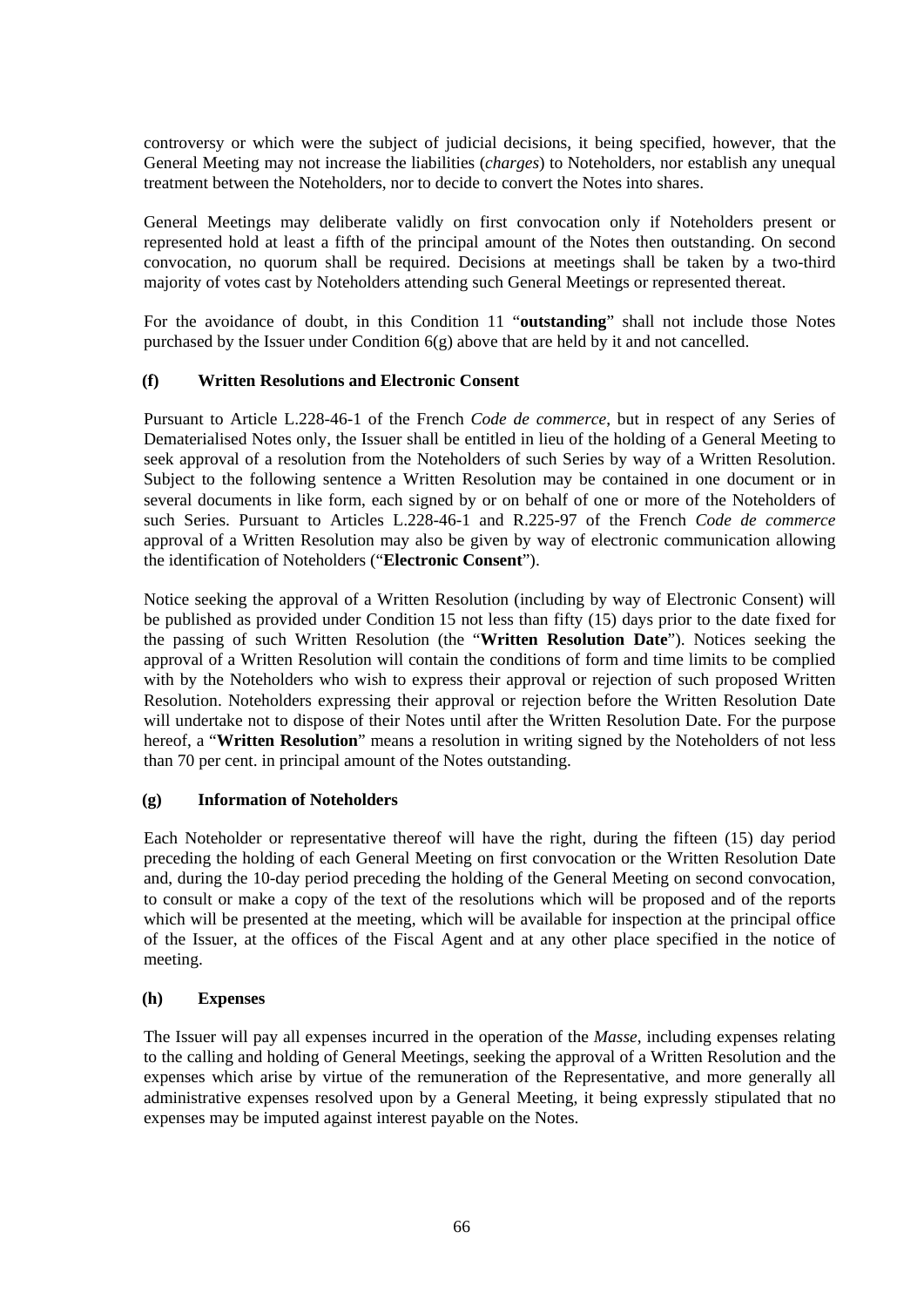controversy or which were the subject of judicial decisions, it being specified, however, that the General Meeting may not increase the liabilities (*charges*) to Noteholders, nor establish any unequal treatment between the Noteholders, nor to decide to convert the Notes into shares.

General Meetings may deliberate validly on first convocation only if Noteholders present or represented hold at least a fifth of the principal amount of the Notes then outstanding. On second convocation, no quorum shall be required. Decisions at meetings shall be taken by a two-third majority of votes cast by Noteholders attending such General Meetings or represented thereat.

For the avoidance of doubt, in this Condition 11 "**outstanding**" shall not include those Notes purchased by the Issuer under Condition 6(g) above that are held by it and not cancelled.

**(f) Written Resolutions and Electronic Consent**

Pursuant to Article L.228-46-1 of the French *Code de commerce*, but in respect of any Series of Dematerialised Notes only, the Issuer shall be entitled in lieu of the holding of a General Meeting to seek approval of a resolution from the Noteholders of such Series by way of a Written Resolution. Subject to the following sentence a Written Resolution may be contained in one document or in several documents in like form, each signed by or on behalf of one or more of the Noteholders of such Series. Pursuant to Articles L.228-46-1 and R.225-97 of the French *Code de commerce* approval of a Written Resolution may also be given by way of electronic communication allowing the identification of Noteholders ("**Electronic Consent**").

Notice seeking the approval of a Written Resolution (including by way of Electronic Consent) will be published as provided under Condition 15 not less than fifty (15) days prior to the date fixed for the passing of such Written Resolution (the "**Written Resolution Date**"). Notices seeking the approval of a Written Resolution will contain the conditions of form and time limits to be complied with by the Noteholders who wish to express their approval or rejection of such proposed Written Resolution. Noteholders expressing their approval or rejection before the Written Resolution Date will undertake not to dispose of their Notes until after the Written Resolution Date. For the purpose hereof, a "**Written Resolution**" means a resolution in writing signed by the Noteholders of not less than 70 per cent. in principal amount of the Notes outstanding.

**(g) Information of Noteholders**

Each Noteholder or representative thereof will have the right, during the fifteen (15) day period preceding the holding of each General Meeting on first convocation or the Written Resolution Date and, during the 10-day period preceding the holding of the General Meeting on second convocation, to consult or make a copy of the text of the resolutions which will be proposed and of the reports which will be presented at the meeting, which will be available for inspection at the principal office of the Issuer, at the offices of the Fiscal Agent and at any other place specified in the notice of meeting.

**(h) Expenses**

The Issuer will pay all expenses incurred in the operation of the *Masse*, including expenses relating to the calling and holding of General Meetings, seeking the approval of a Written Resolution and the expenses which arise by virtue of the remuneration of the Representative, and more generally all administrative expenses resolved upon by a General Meeting, it being expressly stipulated that no expenses may be imputed against interest payable on the Notes.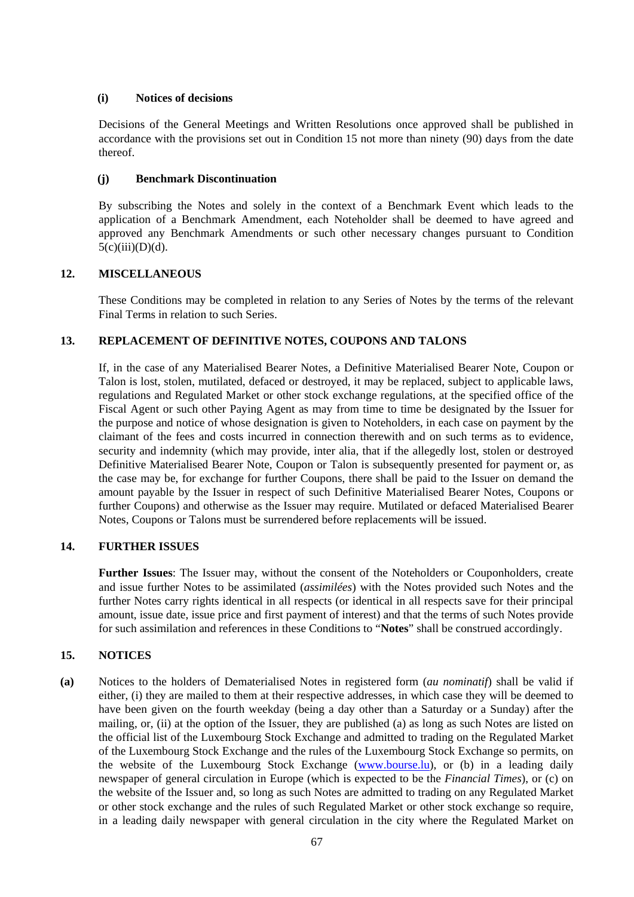**(i) Notices of decisions**

Decisions of the General Meetings and Written Resolutions once approved shall be published in accordance with the provisions set out in Condition 15 not more than ninety (90) days from the date thereof.

**(j) Benchmark Discontinuation**

By subscribing the Notes and solely in the context of a Benchmark Event which leads to the application of a Benchmark Amendment, each Noteholder shall be deemed to have agreed and approved any Benchmark Amendments or such other necessary changes pursuant to Condition 5(c)(iii)(D)(d).

## 12. MISCELLANEOUS

These Conditions may be completed in relation to any Series of Notes by the terms of the relevant Final Terms in relation to such Series.

## 13. REPLACEMENT OF DEFINITIVE NOTES, COUPONS AND TALONS

If, in the case of any Materialised Bearer Notes, a Definitive Materialised Bearer Note, Coupon or Talon is lost, stolen, mutilated, defaced or destroyed, it may be replaced, subject to applicable laws, regulations and Regulated Market or other stock exchange regulations, at the specified office of the Fiscal Agent or such other Paying Agent as may from time to time be designated by the Issuer for the purpose and notice of whose designation is given to Noteholders, in each case on payment by the claimant of the fees and costs incurred in connection therewith and on such terms as to evidence, security and indemnity (which may provide, inter alia, that if the allegedly lost, stolen or destroyed Definitive Materialised Bearer Note, Coupon or Talon is subsequently presented for payment or, as the case may be, for exchange for further Coupons, there shall be paid to the Issuer on demand the amount payable by the Issuer in respect of such Definitive Materialised Bearer Notes, Coupons or further Coupons) and otherwise as the Issuer may require. Mutilated or defaced Materialised Bearer Notes, Coupons or Talons must be surrendered before replacements will be issued.

## 14. FURTHER ISSUES

**Further Issues**: The Issuer may, without the consent of the Noteholders or Couponholders, create and issue further Notes to be assimilated (*assimilées*) with the Notes provided such Notes and the further Notes carry rights identical in all respects (or identical in all respects save for their principal amount, issue date, issue price and first payment of interest) and that the terms of such Notes provide for such assimilation and references in these Conditions to "**Notes**" shall be construed accordingly.

## 15. NOTICES

**(a)** Notices to the holders of Dematerialised Notes in registered form (*au nominatif*) shall be valid if either, (i) they are mailed to them at their respective addresses, in which case they will be deemed to have been given on the fourth weekday (being a day other than a Saturday or a Sunday) after the mailing, or, (ii) at the option of the Issuer, they are published (a) as long as such Notes are listed on the official list of the Luxembourg Stock Exchange and admitted to trading on the Regulated Market of the Luxembourg Stock Exchange and the rules of the Luxembourg Stock Exchange so permits, on the website of the Luxembourg Stock Exchange (www.bourse.lu), or (b) in a leading daily newspaper of general circulation in Europe (which is expected to be the *Financial Times*), or (c) on the website of the Issuer and, so long as such Notes are admitted to trading on any Regulated Market or other stock exchange and the rules of such Regulated Market or other stock exchange so require, in a leading daily newspaper with general circulation in the city where the Regulated Market on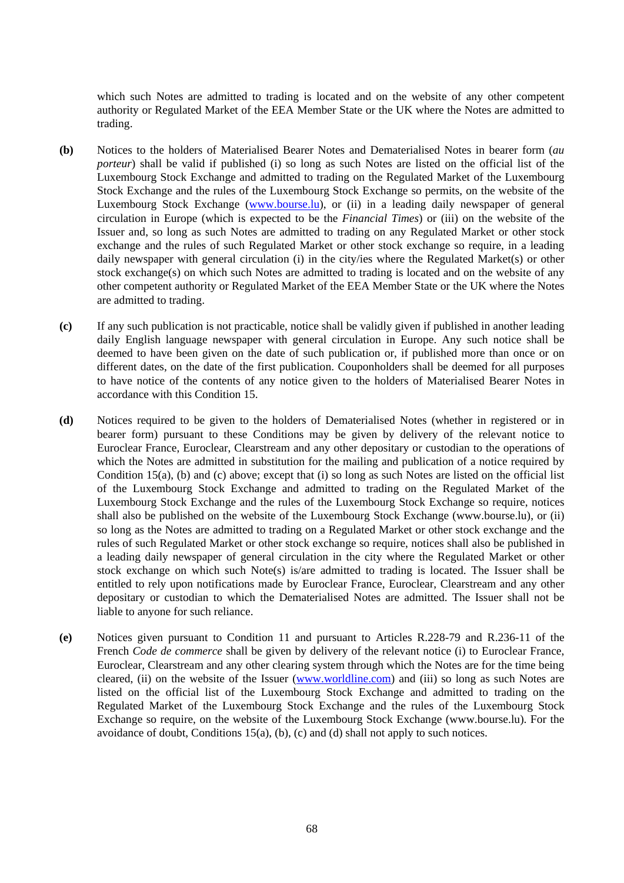which such Notes are admitted to trading is located and on the website of any other competent authority or Regulated Market of the EEA Member State or the UK where the Notes are admitted to trading.

**(b)** Notices to the holders of Materialised Bearer Notes and Dematerialised Notes in bearer form (*au porteur*) shall be valid if published (i) so long as such Notes are listed on the official list of the Luxembourg Stock Exchange and admitted to trading on the Regulated Market of the Luxembourg Stock Exchange and the rules of the Luxembourg Stock Exchange so permits, on the website of the Luxembourg Stock Exchange (www.bourse.lu), or (ii) in a leading daily newspaper of general circulation in Europe (which is expected to be the *Financial Times*) or (iii) on the website of the Issuer and, so long as such Notes are admitted to trading on any Regulated Market or other stock exchange and the rules of such Regulated Market or other stock exchange so require, in a leading daily newspaper with general circulation (i) in the city/ies where the Regulated Market(s) or other stock exchange(s) on which such Notes are admitted to trading is located and on the website of any other competent authority or Regulated Market of the EEA Member State or the UK where the Notes are admitted to trading.

**(c)** If any such publication is not practicable, notice shall be validly given if published in another leading daily English language newspaper with general circulation in Europe. Any such notice shall be deemed to have been given on the date of such publication or, if published more than once or on different dates, on the date of the first publication. Couponholders shall be deemed for all purposes to have notice of the contents of any notice given to the holders of Materialised Bearer Notes in accordance with this Condition 15.

**(d)** Notices required to be given to the holders of Dematerialised Notes (whether in registered or in bearer form) pursuant to these Conditions may be given by delivery of the relevant notice to Euroclear France, Euroclear, Clearstream and any other depositary or custodian to the operations of which the Notes are admitted in substitution for the mailing and publication of a notice required by Condition 15(a), (b) and (c) above; except that (i) so long as such Notes are listed on the official list of the Luxembourg Stock Exchange and admitted to trading on the Regulated Market of the Luxembourg Stock Exchange and the rules of the Luxembourg Stock Exchange so require, notices shall also be published on the website of the Luxembourg Stock Exchange (www.bourse.lu), or (ii) so long as the Notes are admitted to trading on a Regulated Market or other stock exchange and the rules of such Regulated Market or other stock exchange so require, notices shall also be published in a leading daily newspaper of general circulation in the city where the Regulated Market or other stock exchange on which such Note(s) is/are admitted to trading is located. The Issuer shall be entitled to rely upon notifications made by Euroclear France, Euroclear, Clearstream and any other depositary or custodian to which the Dematerialised Notes are admitted. The Issuer shall not be liable to anyone for such reliance.

**(e)** Notices given pursuant to Condition 11 and pursuant to Articles R.228-79 and R.236-11 of the French *Code de commerce* shall be given by delivery of the relevant notice (i) to Euroclear France, Euroclear, Clearstream and any other clearing system through which the Notes are for the time being cleared, (ii) on the website of the Issuer (www.worldline.com) and (iii) so long as such Notes are listed on the official list of the Luxembourg Stock Exchange and admitted to trading on the Regulated Market of the Luxembourg Stock Exchange and the rules of the Luxembourg Stock Exchange so require, on the website of the Luxembourg Stock Exchange (www.bourse.lu). For the avoidance of doubt, Conditions 15(a), (b), (c) and (d) shall not apply to such notices.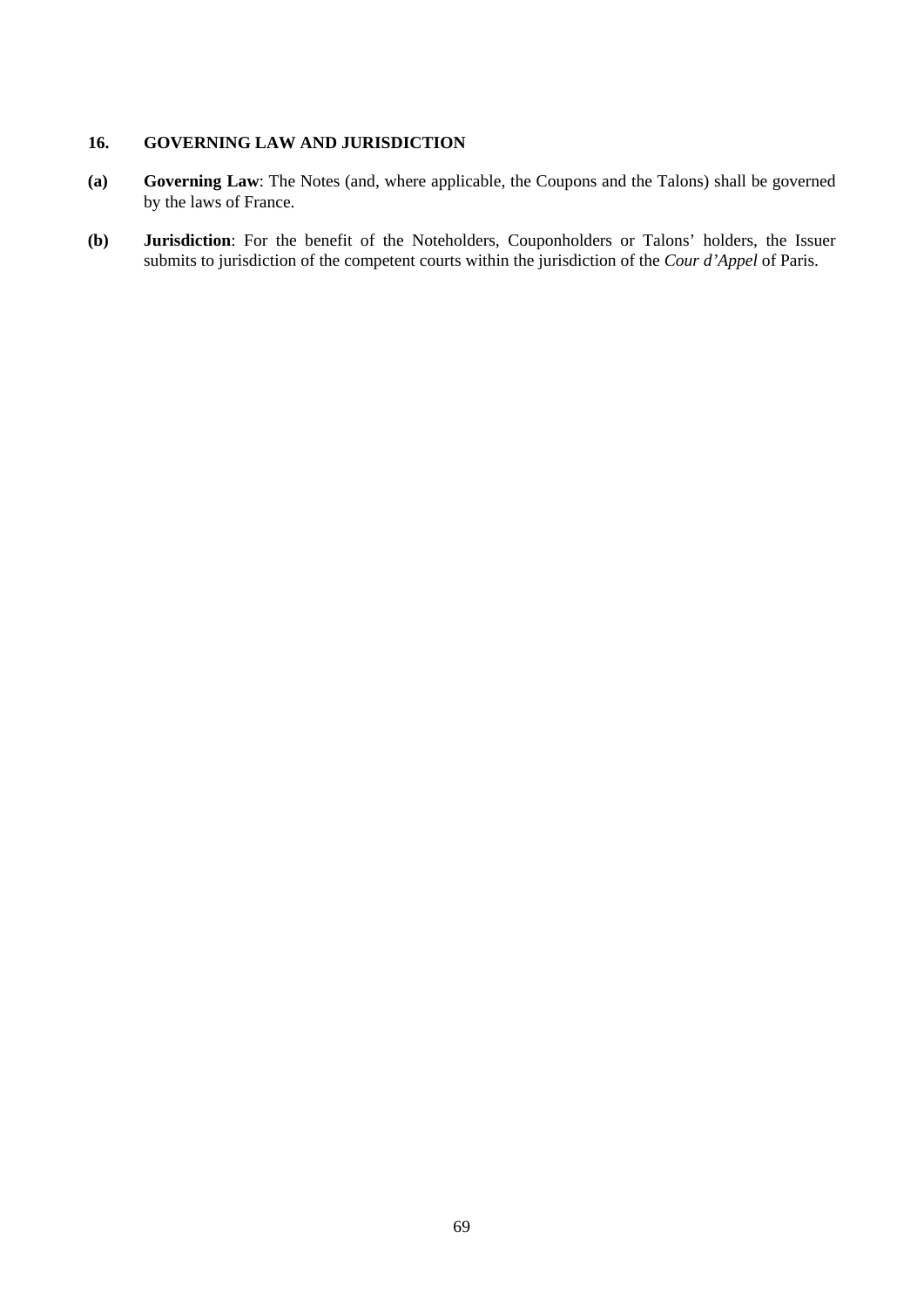## 16. GOVERNING LAW AND JURISDICTION

**(a) Governing Law**: The Notes (and, where applicable, the Coupons and the Talons) shall be governed by the laws of France.

**(b) Jurisdiction**: For the benefit of the Noteholders, Couponholders or Talons' holders, the Issuer submits to jurisdiction of the competent courts within the jurisdiction of the *Cour d'Appel* of Paris.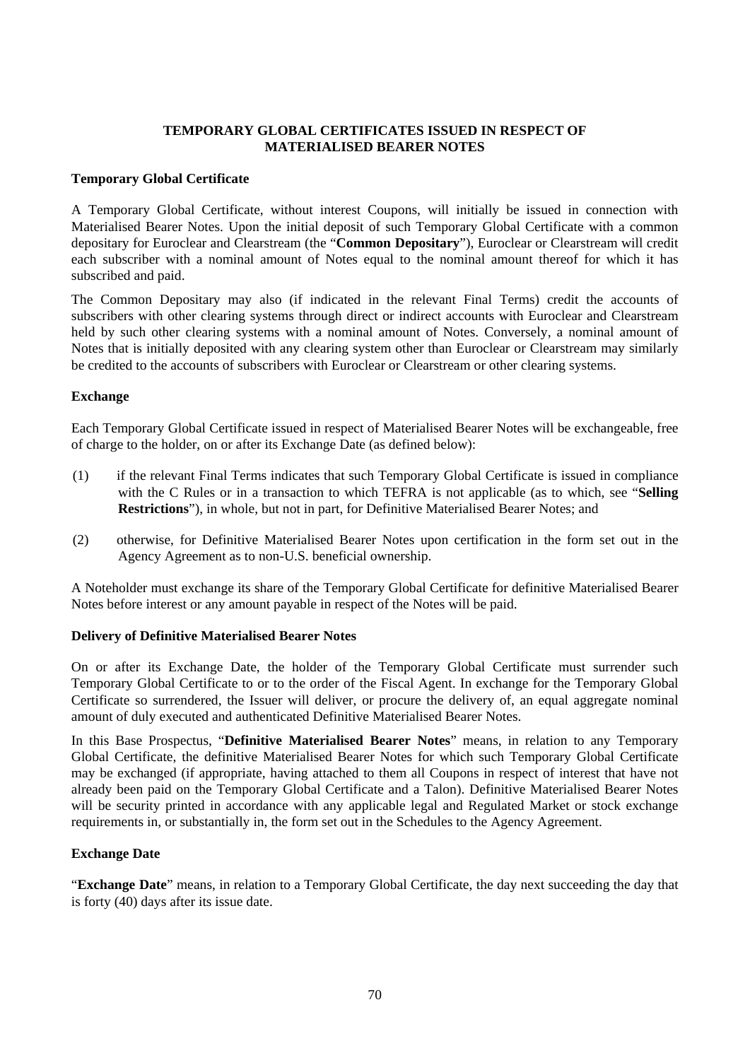## TEMPORARY GLOBAL CERTIFICATES ISSUED IN RESPECT OF MATERIALISED BEARER NOTES

### Temporary Global Certificate

A Temporary Global Certificate, without interest Coupons, will initially be issued in connection with Materialised Bearer Notes. Upon the initial deposit of such Temporary Global Certificate with a common depositary for Euroclear and Clearstream (the "**Common Depositary**"), Euroclear or Clearstream will credit each subscriber with a nominal amount of Notes equal to the nominal amount thereof for which it has subscribed and paid.

The Common Depositary may also (if indicated in the relevant Final Terms) credit the accounts of subscribers with other clearing systems through direct or indirect accounts with Euroclear and Clearstream held by such other clearing systems with a nominal amount of Notes. Conversely, a nominal amount of Notes that is initially deposited with any clearing system other than Euroclear or Clearstream may similarly be credited to the accounts of subscribers with Euroclear or Clearstream or other clearing systems.

### Exchange

Each Temporary Global Certificate issued in respect of Materialised Bearer Notes will be exchangeable, free of charge to the holder, on or after its Exchange Date (as defined below):

(1) if the relevant Final Terms indicates that such Temporary Global Certificate is issued in compliance with the C Rules or in a transaction to which TEFRA is not applicable (as to which, see "**Selling Restrictions**"), in whole, but not in part, for Definitive Materialised Bearer Notes; and

(2) otherwise, for Definitive Materialised Bearer Notes upon certification in the form set out in the Agency Agreement as to non-U.S. beneficial ownership.

A Noteholder must exchange its share of the Temporary Global Certificate for definitive Materialised Bearer Notes before interest or any amount payable in respect of the Notes will be paid.

### Delivery of Definitive Materialised Bearer Notes

On or after its Exchange Date, the holder of the Temporary Global Certificate must surrender such Temporary Global Certificate to or to the order of the Fiscal Agent. In exchange for the Temporary Global Certificate so surrendered, the Issuer will deliver, or procure the delivery of, an equal aggregate nominal amount of duly executed and authenticated Definitive Materialised Bearer Notes.

In this Base Prospectus, "**Definitive Materialised Bearer Notes**" means, in relation to any Temporary Global Certificate, the definitive Materialised Bearer Notes for which such Temporary Global Certificate may be exchanged (if appropriate, having attached to them all Coupons in respect of interest that have not already been paid on the Temporary Global Certificate and a Talon). Definitive Materialised Bearer Notes will be security printed in accordance with any applicable legal and Regulated Market or stock exchange requirements in, or substantially in, the form set out in the Schedules to the Agency Agreement.

### Exchange Date

"**Exchange Date**" means, in relation to a Temporary Global Certificate, the day next succeeding the day that is forty (40) days after its issue date.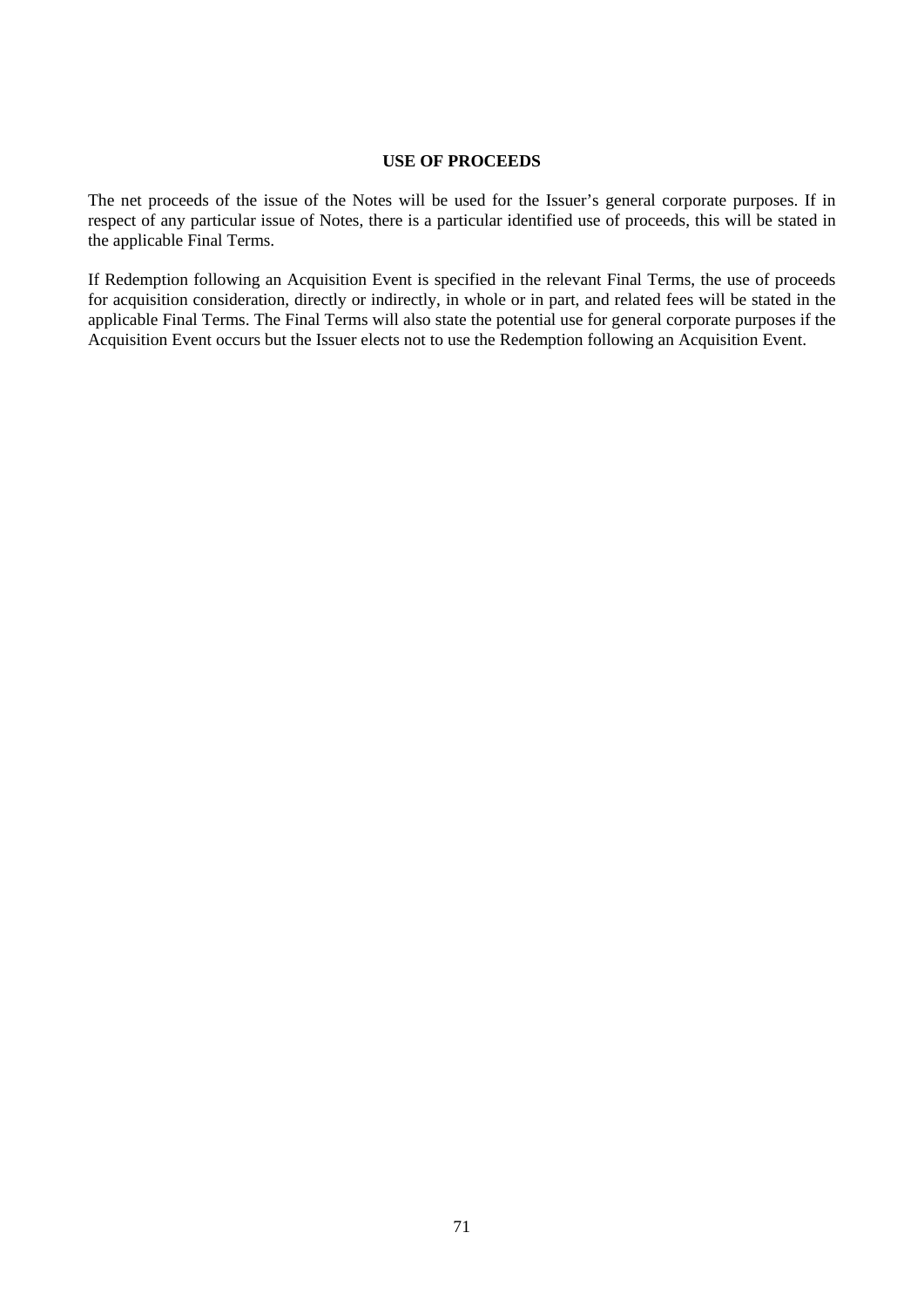## USE OF PROCEEDS

The net proceeds of the issue of the Notes will be used for the Issuer's general corporate purposes. If in respect of any particular issue of Notes, there is a particular identified use of proceeds, this will be stated in the applicable Final Terms.

If Redemption following an Acquisition Event is specified in the relevant Final Terms, the use of proceeds for acquisition consideration, directly or indirectly, in whole or in part, and related fees will be stated in the applicable Final Terms. The Final Terms will also state the potential use for general corporate purposes if the Acquisition Event occurs but the Issuer elects not to use the Redemption following an Acquisition Event.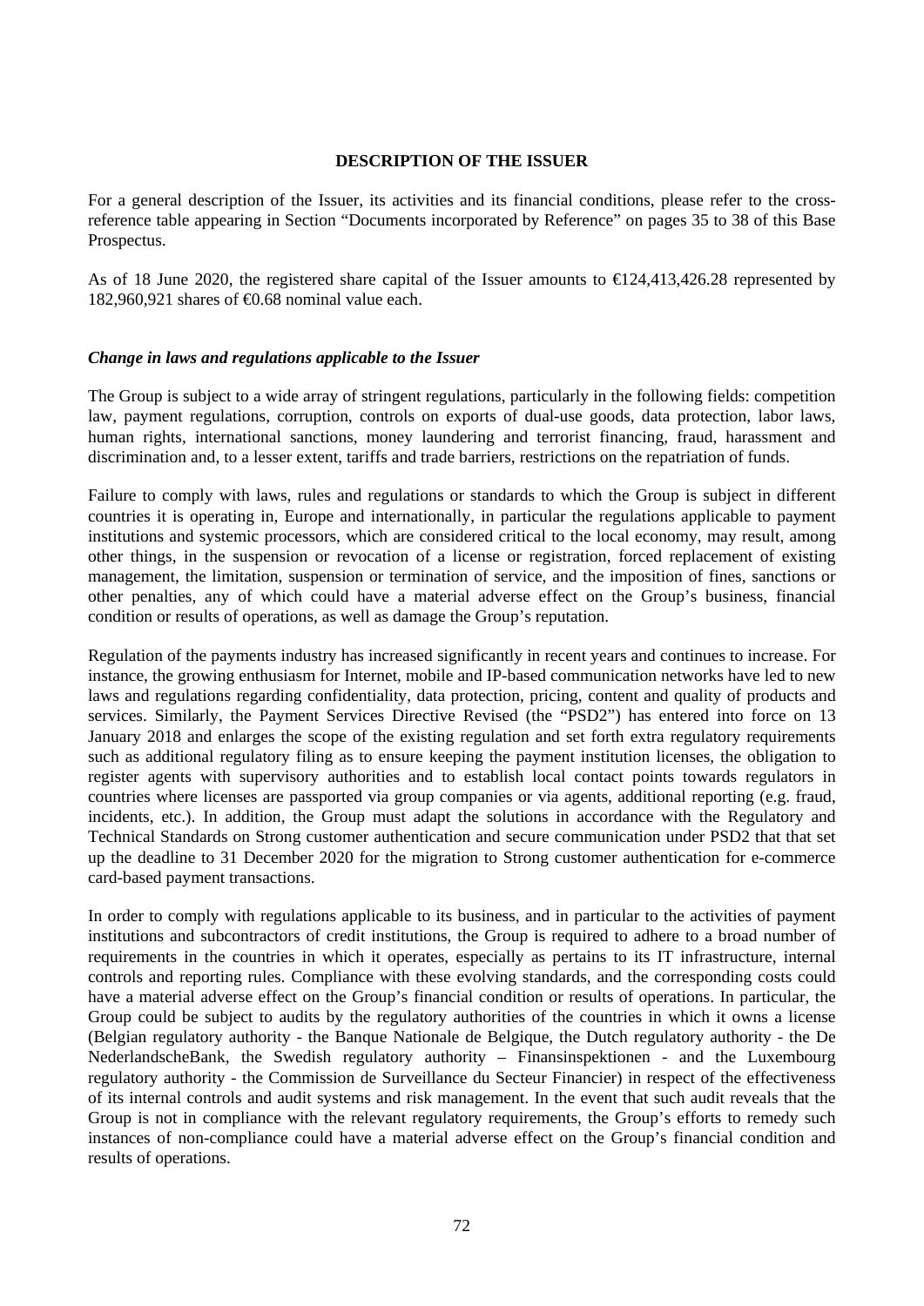# DESCRIPTION OF THE ISSUER

For a general description of the Issuer, its activities and its financial conditions, please refer to the cross-reference table appearing in Section "Documents incorporated by Reference" on pages 35 to 38 of this Base Prospectus.

As of 18 June 2020, the registered share capital of the Issuer amounts to €124,413,426.28 represented by 182,960,921 shares of €0.68 nominal value each.

***Change in laws and regulations applicable to the Issuer***

The Group is subject to a wide array of stringent regulations, particularly in the following fields: competition law, payment regulations, corruption, controls on exports of dual-use goods, data protection, labor laws, human rights, international sanctions, money laundering and terrorist financing, fraud, harassment and discrimination and, to a lesser extent, tariffs and trade barriers, restrictions on the repatriation of funds.

Failure to comply with laws, rules and regulations or standards to which the Group is subject in different countries it is operating in, Europe and internationally, in particular the regulations applicable to payment institutions and systemic processors, which are considered critical to the local economy, may result, among other things, in the suspension or revocation of a license or registration, forced replacement of existing management, the limitation, suspension or termination of service, and the imposition of fines, sanctions or other penalties, any of which could have a material adverse effect on the Group's business, financial condition or results of operations, as well as damage the Group's reputation.

Regulation of the payments industry has increased significantly in recent years and continues to increase. For instance, the growing enthusiasm for Internet, mobile and IP-based communication networks have led to new laws and regulations regarding confidentiality, data protection, pricing, content and quality of products and services. Similarly, the Payment Services Directive Revised (the "PSD2") has entered into force on 13 January 2018 and enlarges the scope of the existing regulation and set forth extra regulatory requirements such as additional regulatory filing as to ensure keeping the payment institution licenses, the obligation to register agents with supervisory authorities and to establish local contact points towards regulators in countries where licenses are passported via group companies or via agents, additional reporting (e.g. fraud, incidents, etc.). In addition, the Group must adapt the solutions in accordance with the Regulatory and Technical Standards on Strong customer authentication and secure communication under PSD2 that that set up the deadline to 31 December 2020 for the migration to Strong customer authentication for e-commerce card-based payment transactions.

In order to comply with regulations applicable to its business, and in particular to the activities of payment institutions and subcontractors of credit institutions, the Group is required to adhere to a broad number of requirements in the countries in which it operates, especially as pertains to its IT infrastructure, internal controls and reporting rules. Compliance with these evolving standards, and the corresponding costs could have a material adverse effect on the Group's financial condition or results of operations. In particular, the Group could be subject to audits by the regulatory authorities of the countries in which it owns a license (Belgian regulatory authority - the Banque Nationale de Belgique, the Dutch regulatory authority - the De NederlandscheBank, the Swedish regulatory authority – Finansinspektionen - and the Luxembourg regulatory authority - the Commission de Surveillance du Secteur Financier) in respect of the effectiveness of its internal controls and audit systems and risk management. In the event that such audit reveals that the Group is not in compliance with the relevant regulatory requirements, the Group's efforts to remedy such instances of non-compliance could have a material adverse effect on the Group's financial condition and results of operations.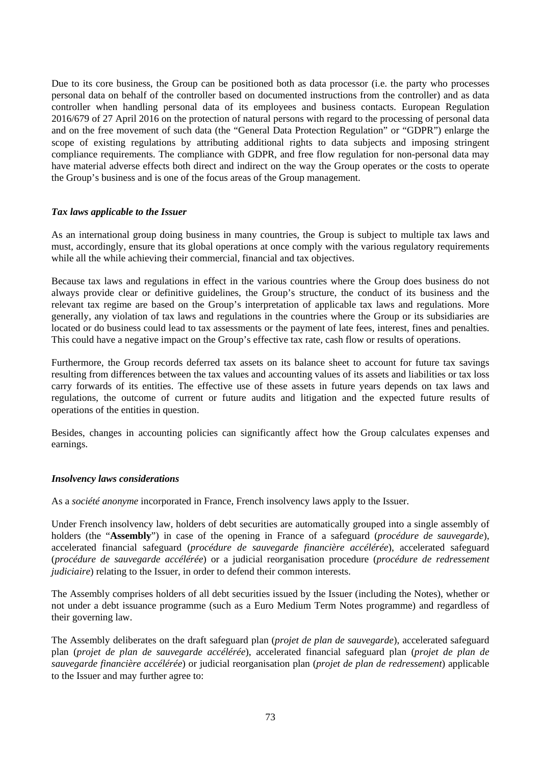Due to its core business, the Group can be positioned both as data processor (i.e. the party who processes personal data on behalf of the controller based on documented instructions from the controller) and as data controller when handling personal data of its employees and business contacts. European Regulation 2016/679 of 27 April 2016 on the protection of natural persons with regard to the processing of personal data and on the free movement of such data (the "General Data Protection Regulation" or "GDPR") enlarge the scope of existing regulations by attributing additional rights to data subjects and imposing stringent compliance requirements. The compliance with GDPR, and free flow regulation for non-personal data may have material adverse effects both direct and indirect on the way the Group operates or the costs to operate the Group's business and is one of the focus areas of the Group management.

***Tax laws applicable to the Issuer***

As an international group doing business in many countries, the Group is subject to multiple tax laws and must, accordingly, ensure that its global operations at once comply with the various regulatory requirements while all the while achieving their commercial, financial and tax objectives.

Because tax laws and regulations in effect in the various countries where the Group does business do not always provide clear or definitive guidelines, the Group's structure, the conduct of its business and the relevant tax regime are based on the Group's interpretation of applicable tax laws and regulations. More generally, any violation of tax laws and regulations in the countries where the Group or its subsidiaries are located or do business could lead to tax assessments or the payment of late fees, interest, fines and penalties. This could have a negative impact on the Group's effective tax rate, cash flow or results of operations.

Furthermore, the Group records deferred tax assets on its balance sheet to account for future tax savings resulting from differences between the tax values and accounting values of its assets and liabilities or tax loss carry forwards of its entities. The effective use of these assets in future years depends on tax laws and regulations, the outcome of current or future audits and litigation and the expected future results of operations of the entities in question.

Besides, changes in accounting policies can significantly affect how the Group calculates expenses and earnings.

***Insolvency laws considerations***

As a *société anonyme* incorporated in France, French insolvency laws apply to the Issuer.

Under French insolvency law, holders of debt securities are automatically grouped into a single assembly of holders (the "**Assembly**") in case of the opening in France of a safeguard (*procédure de sauvegarde*), accelerated financial safeguard (*procédure de sauvegarde financière accélérée*), accelerated safeguard (*procédure de sauvegarde accélérée*) or a judicial reorganisation procedure (*procédure de redressement judiciaire*) relating to the Issuer, in order to defend their common interests.

The Assembly comprises holders of all debt securities issued by the Issuer (including the Notes), whether or not under a debt issuance programme (such as a Euro Medium Term Notes programme) and regardless of their governing law.

The Assembly deliberates on the draft safeguard plan (*projet de plan de sauvegarde*), accelerated safeguard plan (*projet de plan de sauvegarde accélérée*), accelerated financial safeguard plan (*projet de plan de sauvegarde financière accélérée*) or judicial reorganisation plan (*projet de plan de redressement*) applicable to the Issuer and may further agree to: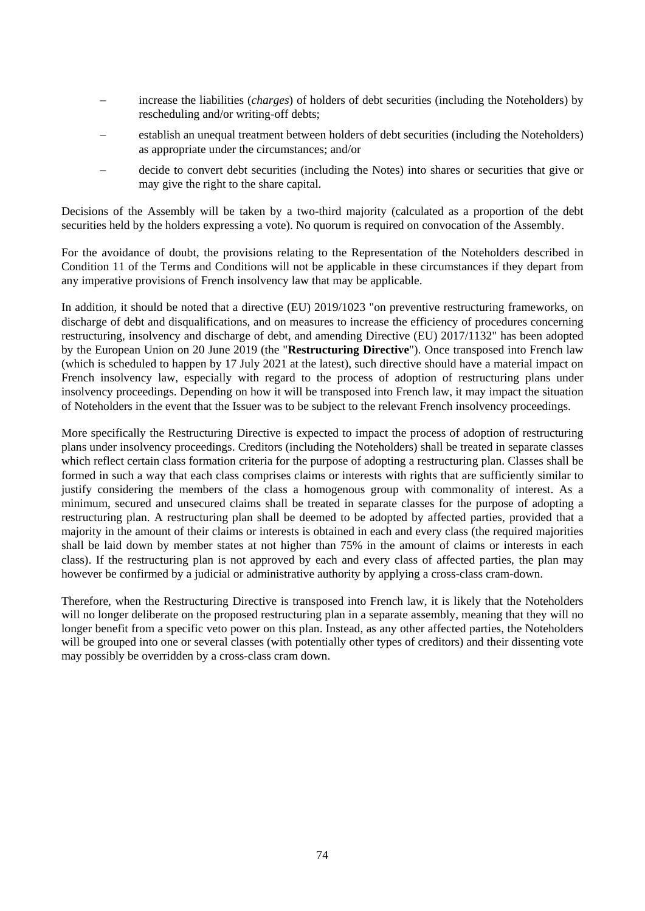- increase the liabilities (*charges*) of holders of debt securities (including the Noteholders) by rescheduling and/or writing-off debts;
- establish an unequal treatment between holders of debt securities (including the Noteholders) as appropriate under the circumstances; and/or
- decide to convert debt securities (including the Notes) into shares or securities that give or may give the right to the share capital.

Decisions of the Assembly will be taken by a two-third majority (calculated as a proportion of the debt securities held by the holders expressing a vote). No quorum is required on convocation of the Assembly.

For the avoidance of doubt, the provisions relating to the Representation of the Noteholders described in Condition 11 of the Terms and Conditions will not be applicable in these circumstances if they depart from any imperative provisions of French insolvency law that may be applicable.

In addition, it should be noted that a directive (EU) 2019/1023 "on preventive restructuring frameworks, on discharge of debt and disqualifications, and on measures to increase the efficiency of procedures concerning restructuring, insolvency and discharge of debt, and amending Directive (EU) 2017/1132" has been adopted by the European Union on 20 June 2019 (the "**Restructuring Directive**"). Once transposed into French law (which is scheduled to happen by 17 July 2021 at the latest), such directive should have a material impact on French insolvency law, especially with regard to the process of adoption of restructuring plans under insolvency proceedings. Depending on how it will be transposed into French law, it may impact the situation of Noteholders in the event that the Issuer was to be subject to the relevant French insolvency proceedings.

More specifically the Restructuring Directive is expected to impact the process of adoption of restructuring plans under insolvency proceedings. Creditors (including the Noteholders) shall be treated in separate classes which reflect certain class formation criteria for the purpose of adopting a restructuring plan. Classes shall be formed in such a way that each class comprises claims or interests with rights that are sufficiently similar to justify considering the members of the class a homogenous group with commonality of interest. As a minimum, secured and unsecured claims shall be treated in separate classes for the purpose of adopting a restructuring plan. A restructuring plan shall be deemed to be adopted by affected parties, provided that a majority in the amount of their claims or interests is obtained in each and every class (the required majorities shall be laid down by member states at not higher than 75% in the amount of claims or interests in each class). If the restructuring plan is not approved by each and every class of affected parties, the plan may however be confirmed by a judicial or administrative authority by applying a cross-class cram-down.

Therefore, when the Restructuring Directive is transposed into French law, it is likely that the Noteholders will no longer deliberate on the proposed restructuring plan in a separate assembly, meaning that they will no longer benefit from a specific veto power on this plan. Instead, as any other affected parties, the Noteholders will be grouped into one or several classes (with potentially other types of creditors) and their dissenting vote may possibly be overridden by a cross-class cram down.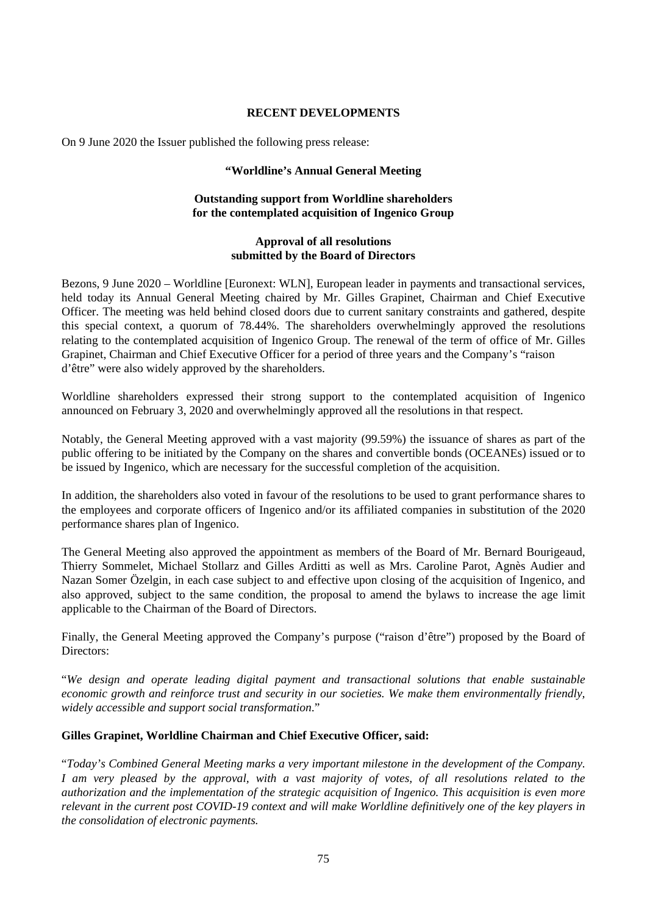## RECENT DEVELOPMENTS

On 9 June 2020 the Issuer published the following press release:

**"Worldline's Annual General Meeting**

**Outstanding support from Worldline shareholders for the contemplated acquisition of Ingenico Group**

**Approval of all resolutions submitted by the Board of Directors**

Bezons, 9 June 2020 – Worldline [Euronext: WLN], European leader in payments and transactional services, held today its Annual General Meeting chaired by Mr. Gilles Grapinet, Chairman and Chief Executive Officer. The meeting was held behind closed doors due to current sanitary constraints and gathered, despite this special context, a quorum of 78.44%. The shareholders overwhelmingly approved the resolutions relating to the contemplated acquisition of Ingenico Group. The renewal of the term of office of Mr. Gilles Grapinet, Chairman and Chief Executive Officer for a period of three years and the Company's "raison d'être" were also widely approved by the shareholders.

Worldline shareholders expressed their strong support to the contemplated acquisition of Ingenico announced on February 3, 2020 and overwhelmingly approved all the resolutions in that respect.

Notably, the General Meeting approved with a vast majority (99.59%) the issuance of shares as part of the public offering to be initiated by the Company on the shares and convertible bonds (OCEANEs) issued or to be issued by Ingenico, which are necessary for the successful completion of the acquisition.

In addition, the shareholders also voted in favour of the resolutions to be used to grant performance shares to the employees and corporate officers of Ingenico and/or its affiliated companies in substitution of the 2020 performance shares plan of Ingenico.

The General Meeting also approved the appointment as members of the Board of Mr. Bernard Bourigeaud, Thierry Sommelet, Michael Stollarz and Gilles Arditti as well as Mrs. Caroline Parot, Agnès Audier and Nazan Somer Özelgin, in each case subject to and effective upon closing of the acquisition of Ingenico, and also approved, subject to the same condition, the proposal to amend the bylaws to increase the age limit applicable to the Chairman of the Board of Directors.

Finally, the General Meeting approved the Company's purpose ("raison d'être") proposed by the Board of Directors:

"*We design and operate leading digital payment and transactional solutions that enable sustainable economic growth and reinforce trust and security in our societies. We make them environmentally friendly, widely accessible and support social transformation*."

**Gilles Grapinet, Worldline Chairman and Chief Executive Officer, said:**

"*Today's Combined General Meeting marks a very important milestone in the development of the Company. I am very pleased by the approval, with a vast majority of votes, of all resolutions related to the authorization and the implementation of the strategic acquisition of Ingenico. This acquisition is even more relevant in the current post COVID-19 context and will make Worldline definitively one of the key players in the consolidation of electronic payments.*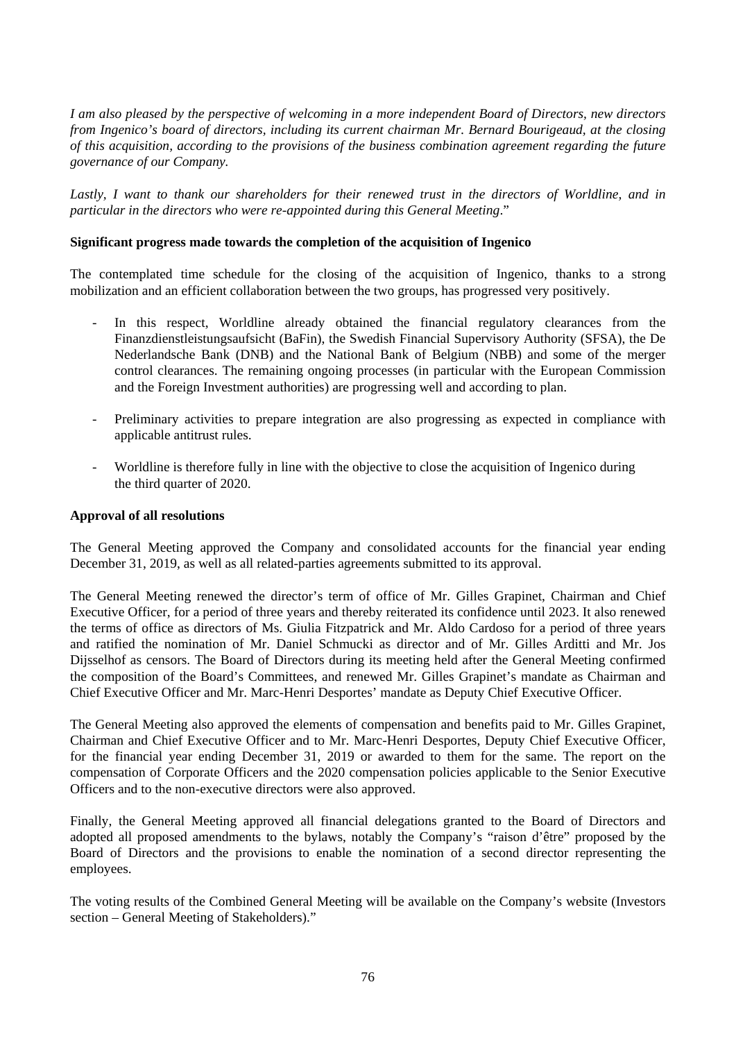*I am also pleased by the perspective of welcoming in a more independent Board of Directors, new directors from Ingenico's board of directors, including its current chairman Mr. Bernard Bourigeaud, at the closing of this acquisition, according to the provisions of the business combination agreement regarding the future governance of our Company.*

*Lastly, I want to thank our shareholders for their renewed trust in the directors of Worldline, and in particular in the directors who were re-appointed during this General Meeting*."

**Significant progress made towards the completion of the acquisition of Ingenico**

The contemplated time schedule for the closing of the acquisition of Ingenico, thanks to a strong mobilization and an efficient collaboration between the two groups, has progressed very positively.

- In this respect, Worldline already obtained the financial regulatory clearances from the Finanzdienstleistungsaufsicht (BaFin), the Swedish Financial Supervisory Authority (SFSA), the De Nederlandsche Bank (DNB) and the National Bank of Belgium (NBB) and some of the merger control clearances. The remaining ongoing processes (in particular with the European Commission and the Foreign Investment authorities) are progressing well and according to plan.
- Preliminary activities to prepare integration are also progressing as expected in compliance with applicable antitrust rules.
- Worldline is therefore fully in line with the objective to close the acquisition of Ingenico during the third quarter of 2020.

**Approval of all resolutions**

The General Meeting approved the Company and consolidated accounts for the financial year ending December 31, 2019, as well as all related-parties agreements submitted to its approval.

The General Meeting renewed the director's term of office of Mr. Gilles Grapinet, Chairman and Chief Executive Officer, for a period of three years and thereby reiterated its confidence until 2023. It also renewed the terms of office as directors of Ms. Giulia Fitzpatrick and Mr. Aldo Cardoso for a period of three years and ratified the nomination of Mr. Daniel Schmucki as director and of Mr. Gilles Arditti and Mr. Jos Dijsselhof as censors. The Board of Directors during its meeting held after the General Meeting confirmed the composition of the Board's Committees, and renewed Mr. Gilles Grapinet's mandate as Chairman and Chief Executive Officer and Mr. Marc-Henri Desportes' mandate as Deputy Chief Executive Officer.

The General Meeting also approved the elements of compensation and benefits paid to Mr. Gilles Grapinet, Chairman and Chief Executive Officer and to Mr. Marc-Henri Desportes, Deputy Chief Executive Officer, for the financial year ending December 31, 2019 or awarded to them for the same. The report on the compensation of Corporate Officers and the 2020 compensation policies applicable to the Senior Executive Officers and to the non-executive directors were also approved.

Finally, the General Meeting approved all financial delegations granted to the Board of Directors and adopted all proposed amendments to the bylaws, notably the Company's "raison d'être" proposed by the Board of Directors and the provisions to enable the nomination of a second director representing the employees.

The voting results of the Combined General Meeting will be available on the Company's website (Investors section – General Meeting of Stakeholders)."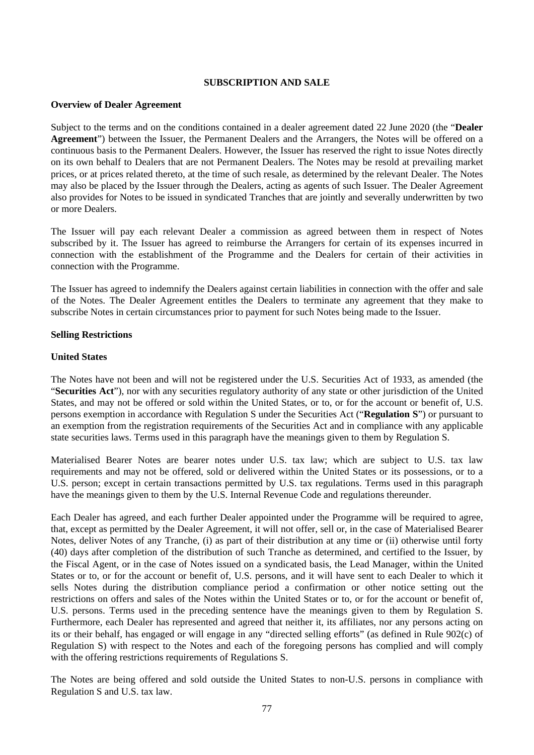## SUBSCRIPTION AND SALE

### Overview of Dealer Agreement

Subject to the terms and on the conditions contained in a dealer agreement dated 22 June 2020 (the "**Dealer Agreement**") between the Issuer, the Permanent Dealers and the Arrangers, the Notes will be offered on a continuous basis to the Permanent Dealers. However, the Issuer has reserved the right to issue Notes directly on its own behalf to Dealers that are not Permanent Dealers. The Notes may be resold at prevailing market prices, or at prices related thereto, at the time of such resale, as determined by the relevant Dealer. The Notes may also be placed by the Issuer through the Dealers, acting as agents of such Issuer. The Dealer Agreement also provides for Notes to be issued in syndicated Tranches that are jointly and severally underwritten by two or more Dealers.

The Issuer will pay each relevant Dealer a commission as agreed between them in respect of Notes subscribed by it. The Issuer has agreed to reimburse the Arrangers for certain of its expenses incurred in connection with the establishment of the Programme and the Dealers for certain of their activities in connection with the Programme.

The Issuer has agreed to indemnify the Dealers against certain liabilities in connection with the offer and sale of the Notes. The Dealer Agreement entitles the Dealers to terminate any agreement that they make to subscribe Notes in certain circumstances prior to payment for such Notes being made to the Issuer.

### Selling Restrictions

#### United States

The Notes have not been and will not be registered under the U.S. Securities Act of 1933, as amended (the "**Securities Act**"), nor with any securities regulatory authority of any state or other jurisdiction of the United States, and may not be offered or sold within the United States, or to, or for the account or benefit of, U.S. persons exemption in accordance with Regulation S under the Securities Act ("**Regulation S**") or pursuant to an exemption from the registration requirements of the Securities Act and in compliance with any applicable state securities laws. Terms used in this paragraph have the meanings given to them by Regulation S.

Materialised Bearer Notes are bearer notes under U.S. tax law; which are subject to U.S. tax law requirements and may not be offered, sold or delivered within the United States or its possessions, or to a U.S. person; except in certain transactions permitted by U.S. tax regulations. Terms used in this paragraph have the meanings given to them by the U.S. Internal Revenue Code and regulations thereunder.

Each Dealer has agreed, and each further Dealer appointed under the Programme will be required to agree, that, except as permitted by the Dealer Agreement, it will not offer, sell or, in the case of Materialised Bearer Notes, deliver Notes of any Tranche, (i) as part of their distribution at any time or (ii) otherwise until forty (40) days after completion of the distribution of such Tranche as determined, and certified to the Issuer, by the Fiscal Agent, or in the case of Notes issued on a syndicated basis, the Lead Manager, within the United States or to, or for the account or benefit of, U.S. persons, and it will have sent to each Dealer to which it sells Notes during the distribution compliance period a confirmation or other notice setting out the restrictions on offers and sales of the Notes within the United States or to, or for the account or benefit of, U.S. persons. Terms used in the preceding sentence have the meanings given to them by Regulation S. Furthermore, each Dealer has represented and agreed that neither it, its affiliates, nor any persons acting on its or their behalf, has engaged or will engage in any "directed selling efforts" (as defined in Rule 902(c) of Regulation S) with respect to the Notes and each of the foregoing persons has complied and will comply with the offering restrictions requirements of Regulations S.

The Notes are being offered and sold outside the United States to non-U.S. persons in compliance with Regulation S and U.S. tax law.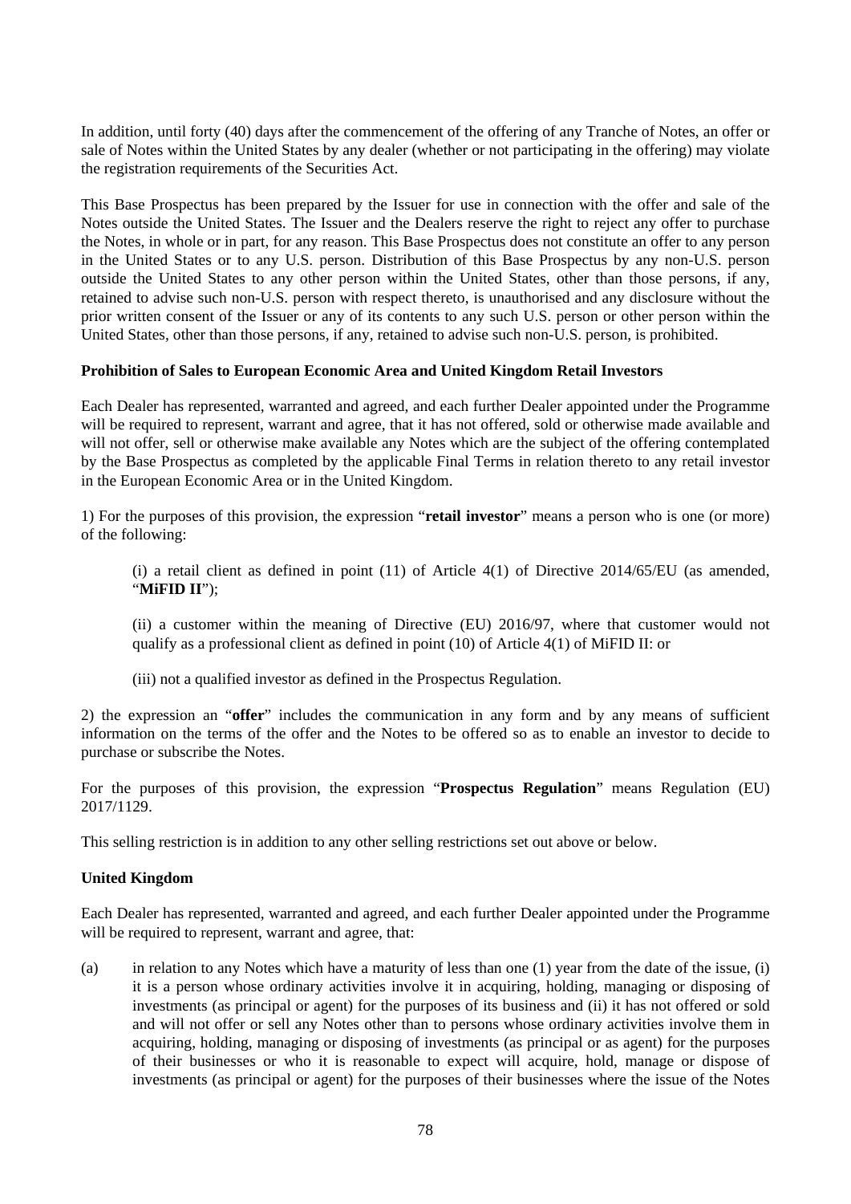In addition, until forty (40) days after the commencement of the offering of any Tranche of Notes, an offer or sale of Notes within the United States by any dealer (whether or not participating in the offering) may violate the registration requirements of the Securities Act.

This Base Prospectus has been prepared by the Issuer for use in connection with the offer and sale of the Notes outside the United States. The Issuer and the Dealers reserve the right to reject any offer to purchase the Notes, in whole or in part, for any reason. This Base Prospectus does not constitute an offer to any person in the United States or to any U.S. person. Distribution of this Base Prospectus by any non-U.S. person outside the United States to any other person within the United States, other than those persons, if any, retained to advise such non-U.S. person with respect thereto, is unauthorised and any disclosure without the prior written consent of the Issuer or any of its contents to any such U.S. person or other person within the United States, other than those persons, if any, retained to advise such non-U.S. person, is prohibited.

**Prohibition of Sales to European Economic Area and United Kingdom Retail Investors**

Each Dealer has represented, warranted and agreed, and each further Dealer appointed under the Programme will be required to represent, warrant and agree, that it has not offered, sold or otherwise made available and will not offer, sell or otherwise make available any Notes which are the subject of the offering contemplated by the Base Prospectus as completed by the applicable Final Terms in relation thereto to any retail investor in the European Economic Area or in the United Kingdom.

1) For the purposes of this provision, the expression "**retail investor**" means a person who is one (or more) of the following:

(i) a retail client as defined in point (11) of Article 4(1) of Directive 2014/65/EU (as amended, "**MiFID II**");

(ii) a customer within the meaning of Directive (EU) 2016/97, where that customer would not qualify as a professional client as defined in point (10) of Article 4(1) of MiFID II: or

(iii) not a qualified investor as defined in the Prospectus Regulation.

2) the expression an "**offer**" includes the communication in any form and by any means of sufficient information on the terms of the offer and the Notes to be offered so as to enable an investor to decide to purchase or subscribe the Notes.

For the purposes of this provision, the expression "**Prospectus Regulation**" means Regulation (EU) 2017/1129.

This selling restriction is in addition to any other selling restrictions set out above or below.

**United Kingdom**

Each Dealer has represented, warranted and agreed, and each further Dealer appointed under the Programme will be required to represent, warrant and agree, that:

(a) in relation to any Notes which have a maturity of less than one (1) year from the date of the issue, (i) it is a person whose ordinary activities involve it in acquiring, holding, managing or disposing of investments (as principal or agent) for the purposes of its business and (ii) it has not offered or sold and will not offer or sell any Notes other than to persons whose ordinary activities involve them in acquiring, holding, managing or disposing of investments (as principal or as agent) for the purposes of their businesses or who it is reasonable to expect will acquire, hold, manage or dispose of investments (as principal or agent) for the purposes of their businesses where the issue of the Notes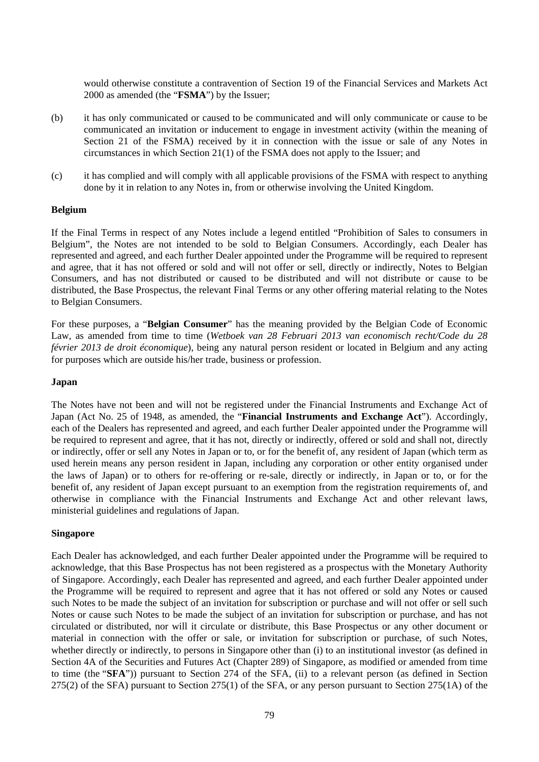would otherwise constitute a contravention of Section 19 of the Financial Services and Markets Act 2000 as amended (the "**FSMA**") by the Issuer;

(b) it has only communicated or caused to be communicated and will only communicate or cause to be communicated an invitation or inducement to engage in investment activity (within the meaning of Section 21 of the FSMA) received by it in connection with the issue or sale of any Notes in circumstances in which Section 21(1) of the FSMA does not apply to the Issuer; and

(c) it has complied and will comply with all applicable provisions of the FSMA with respect to anything done by it in relation to any Notes in, from or otherwise involving the United Kingdom.

**Belgium**

If the Final Terms in respect of any Notes include a legend entitled "Prohibition of Sales to consumers in Belgium", the Notes are not intended to be sold to Belgian Consumers. Accordingly, each Dealer has represented and agreed, and each further Dealer appointed under the Programme will be required to represent and agree, that it has not offered or sold and will not offer or sell, directly or indirectly, Notes to Belgian Consumers, and has not distributed or caused to be distributed and will not distribute or cause to be distributed, the Base Prospectus, the relevant Final Terms or any other offering material relating to the Notes to Belgian Consumers.

For these purposes, a "**Belgian Consumer**" has the meaning provided by the Belgian Code of Economic Law, as amended from time to time (*Wetboek van 28 Februari 2013 van economisch recht/Code du 28 février 2013 de droit économique*), being any natural person resident or located in Belgium and any acting for purposes which are outside his/her trade, business or profession.

**Japan**

The Notes have not been and will not be registered under the Financial Instruments and Exchange Act of Japan (Act No. 25 of 1948, as amended, the "**Financial Instruments and Exchange Act**"). Accordingly, each of the Dealers has represented and agreed, and each further Dealer appointed under the Programme will be required to represent and agree, that it has not, directly or indirectly, offered or sold and shall not, directly or indirectly, offer or sell any Notes in Japan or to, or for the benefit of, any resident of Japan (which term as used herein means any person resident in Japan, including any corporation or other entity organised under the laws of Japan) or to others for re-offering or re-sale, directly or indirectly, in Japan or to, or for the benefit of, any resident of Japan except pursuant to an exemption from the registration requirements of, and otherwise in compliance with the Financial Instruments and Exchange Act and other relevant laws, ministerial guidelines and regulations of Japan.

**Singapore**

Each Dealer has acknowledged, and each further Dealer appointed under the Programme will be required to acknowledge, that this Base Prospectus has not been registered as a prospectus with the Monetary Authority of Singapore. Accordingly, each Dealer has represented and agreed, and each further Dealer appointed under the Programme will be required to represent and agree that it has not offered or sold any Notes or caused such Notes to be made the subject of an invitation for subscription or purchase and will not offer or sell such Notes or cause such Notes to be made the subject of an invitation for subscription or purchase, and has not circulated or distributed, nor will it circulate or distribute, this Base Prospectus or any other document or material in connection with the offer or sale, or invitation for subscription or purchase, of such Notes, whether directly or indirectly, to persons in Singapore other than (i) to an institutional investor (as defined in Section 4A of the Securities and Futures Act (Chapter 289) of Singapore, as modified or amended from time to time (the "**SFA**")) pursuant to Section 274 of the SFA, (ii) to a relevant person (as defined in Section 275(2) of the SFA) pursuant to Section 275(1) of the SFA, or any person pursuant to Section 275(1A) of the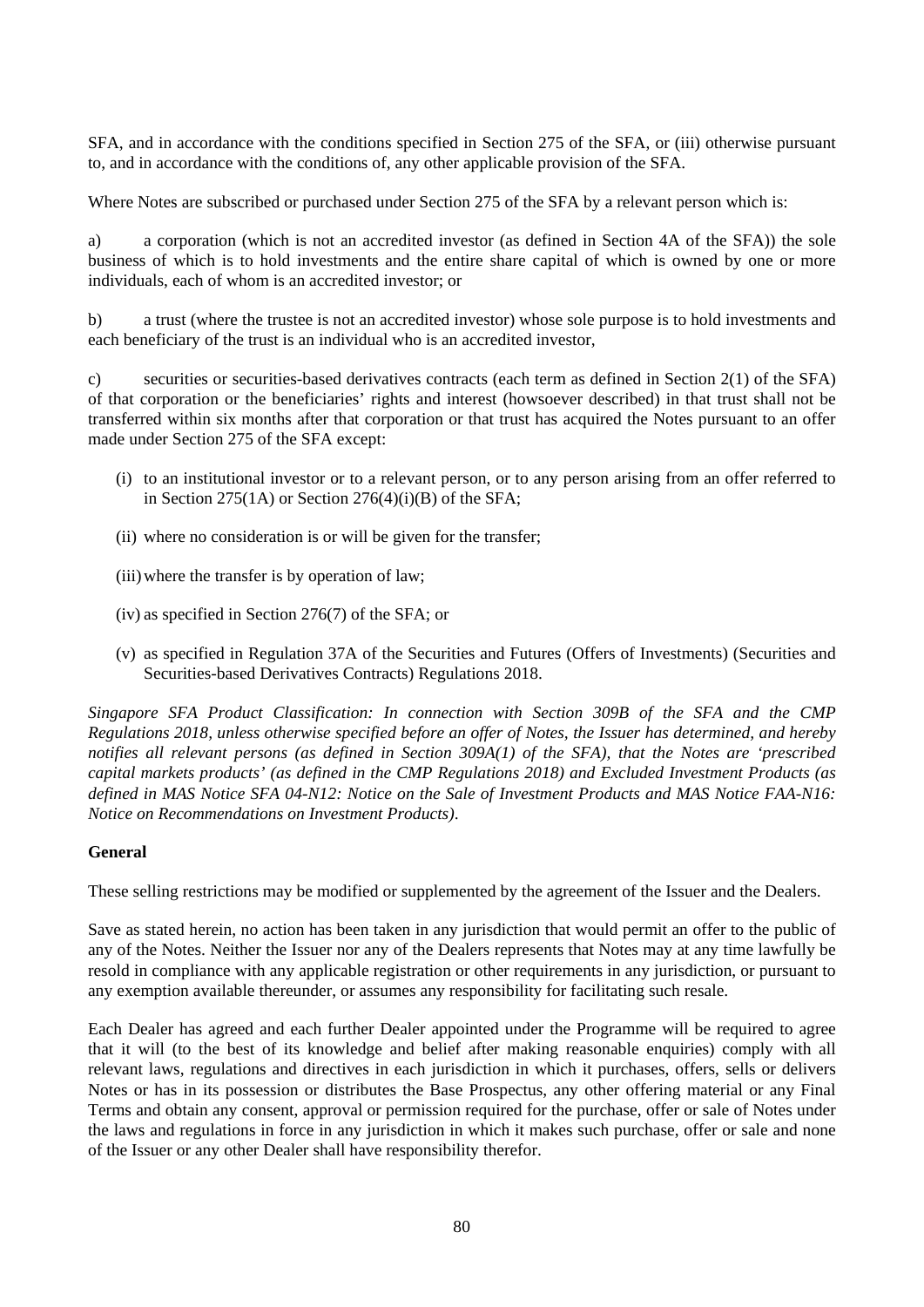SFA, and in accordance with the conditions specified in Section 275 of the SFA, or (iii) otherwise pursuant to, and in accordance with the conditions of, any other applicable provision of the SFA.

Where Notes are subscribed or purchased under Section 275 of the SFA by a relevant person which is:

a) a corporation (which is not an accredited investor (as defined in Section 4A of the SFA)) the sole business of which is to hold investments and the entire share capital of which is owned by one or more individuals, each of whom is an accredited investor; or

b) a trust (where the trustee is not an accredited investor) whose sole purpose is to hold investments and each beneficiary of the trust is an individual who is an accredited investor,

c) securities or securities-based derivatives contracts (each term as defined in Section 2(1) of the SFA) of that corporation or the beneficiaries' rights and interest (howsoever described) in that trust shall not be transferred within six months after that corporation or that trust has acquired the Notes pursuant to an offer made under Section 275 of the SFA except:

(i) to an institutional investor or to a relevant person, or to any person arising from an offer referred to in Section 275(1A) or Section 276(4)(i)(B) of the SFA;

(ii) where no consideration is or will be given for the transfer;

(iii) where the transfer is by operation of law;

(iv) as specified in Section 276(7) of the SFA; or

(v) as specified in Regulation 37A of the Securities and Futures (Offers of Investments) (Securities and Securities-based Derivatives Contracts) Regulations 2018.

*Singapore SFA Product Classification: In connection with Section 309B of the SFA and the CMP Regulations 2018, unless otherwise specified before an offer of Notes, the Issuer has determined, and hereby notifies all relevant persons (as defined in Section 309A(1) of the SFA), that the Notes are 'prescribed capital markets products' (as defined in the CMP Regulations 2018) and Excluded Investment Products (as defined in MAS Notice SFA 04-N12: Notice on the Sale of Investment Products and MAS Notice FAA-N16: Notice on Recommendations on Investment Products).*

**General**

These selling restrictions may be modified or supplemented by the agreement of the Issuer and the Dealers.

Save as stated herein, no action has been taken in any jurisdiction that would permit an offer to the public of any of the Notes. Neither the Issuer nor any of the Dealers represents that Notes may at any time lawfully be resold in compliance with any applicable registration or other requirements in any jurisdiction, or pursuant to any exemption available thereunder, or assumes any responsibility for facilitating such resale.

Each Dealer has agreed and each further Dealer appointed under the Programme will be required to agree that it will (to the best of its knowledge and belief after making reasonable enquiries) comply with all relevant laws, regulations and directives in each jurisdiction in which it purchases, offers, sells or delivers Notes or has in its possession or distributes the Base Prospectus, any other offering material or any Final Terms and obtain any consent, approval or permission required for the purchase, offer or sale of Notes under the laws and regulations in force in any jurisdiction in which it makes such purchase, offer or sale and none of the Issuer or any other Dealer shall have responsibility therefor.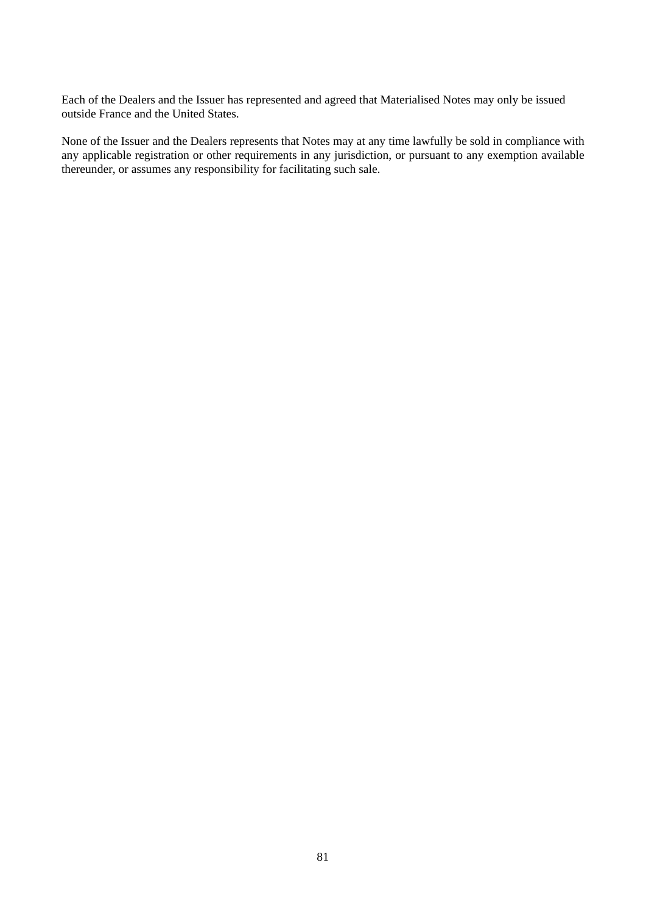Each of the Dealers and the Issuer has represented and agreed that Materialised Notes may only be issued outside France and the United States.

None of the Issuer and the Dealers represents that Notes may at any time lawfully be sold in compliance with any applicable registration or other requirements in any jurisdiction, or pursuant to any exemption available thereunder, or assumes any responsibility for facilitating such sale.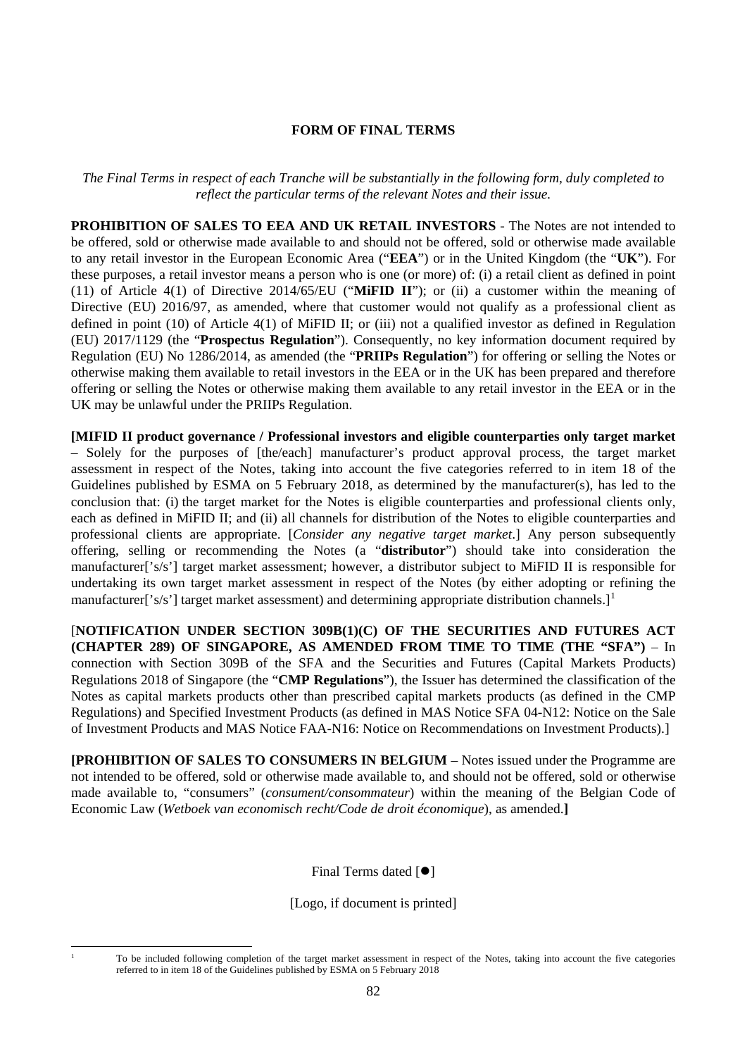# FORM OF FINAL TERMS

*The Final Terms in respect of each Tranche will be substantially in the following form, duly completed to reflect the particular terms of the relevant Notes and their issue.*

**PROHIBITION OF SALES TO EEA AND UK RETAIL INVESTORS** - The Notes are not intended to be offered, sold or otherwise made available to and should not be offered, sold or otherwise made available to any retail investor in the European Economic Area ("**EEA**") or in the United Kingdom (the "**UK**"). For these purposes, a retail investor means a person who is one (or more) of: (i) a retail client as defined in point (11) of Article 4(1) of Directive 2014/65/EU ("**MiFID II**"); or (ii) a customer within the meaning of Directive (EU) 2016/97, as amended, where that customer would not qualify as a professional client as defined in point (10) of Article 4(1) of MiFID II; or (iii) not a qualified investor as defined in Regulation (EU) 2017/1129 (the "**Prospectus Regulation**"). Consequently, no key information document required by Regulation (EU) No 1286/2014, as amended (the "**PRIIPs Regulation**") for offering or selling the Notes or otherwise making them available to retail investors in the EEA or in the UK has been prepared and therefore offering or selling the Notes or otherwise making them available to any retail investor in the EEA or in the UK may be unlawful under the PRIIPs Regulation.

**[MIFID II product governance / Professional investors and eligible counterparties only target market** – Solely for the purposes of [the/each] manufacturer's product approval process, the target market assessment in respect of the Notes, taking into account the five categories referred to in item 18 of the Guidelines published by ESMA on 5 February 2018, as determined by the manufacturer(s), has led to the conclusion that: (i) the target market for the Notes is eligible counterparties and professional clients only, each as defined in MiFID II; and (ii) all channels for distribution of the Notes to eligible counterparties and professional clients are appropriate. [*Consider any negative target market*.] Any person subsequently offering, selling or recommending the Notes (a "**distributor**") should take into consideration the manufacturer['s/s'] target market assessment; however, a distributor subject to MiFID II is responsible for undertaking its own target market assessment in respect of the Notes (by either adopting or refining the manufacturer['s/s'] target market assessment) and determining appropriate distribution channels.][1]

[**NOTIFICATION UNDER SECTION 309B(1)(C) OF THE SECURITIES AND FUTURES ACT (CHAPTER 289) OF SINGAPORE, AS AMENDED FROM TIME TO TIME (THE "SFA")** – In connection with Section 309B of the SFA and the Securities and Futures (Capital Markets Products) Regulations 2018 of Singapore (the "**CMP Regulations**"), the Issuer has determined the classification of the Notes as capital markets products other than prescribed capital markets products (as defined in the CMP Regulations) and Specified Investment Products (as defined in MAS Notice SFA 04-N12: Notice on the Sale of Investment Products and MAS Notice FAA-N16: Notice on Recommendations on Investment Products).]

**[PROHIBITION OF SALES TO CONSUMERS IN BELGIUM** – Notes issued under the Programme are not intended to be offered, sold or otherwise made available to, and should not be offered, sold or otherwise made available to, "consumers" (*consument/consommateur*) within the meaning of the Belgian Code of Economic Law (*Wetboek van economisch recht/Code de droit économique*), as amended.**]**

Final Terms dated [●]

[Logo, if document is printed]

[1] To be included following completion of the target market assessment in respect of the Notes, taking into account the five categories referred to in item 18 of the Guidelines published by ESMA on 5 February 2018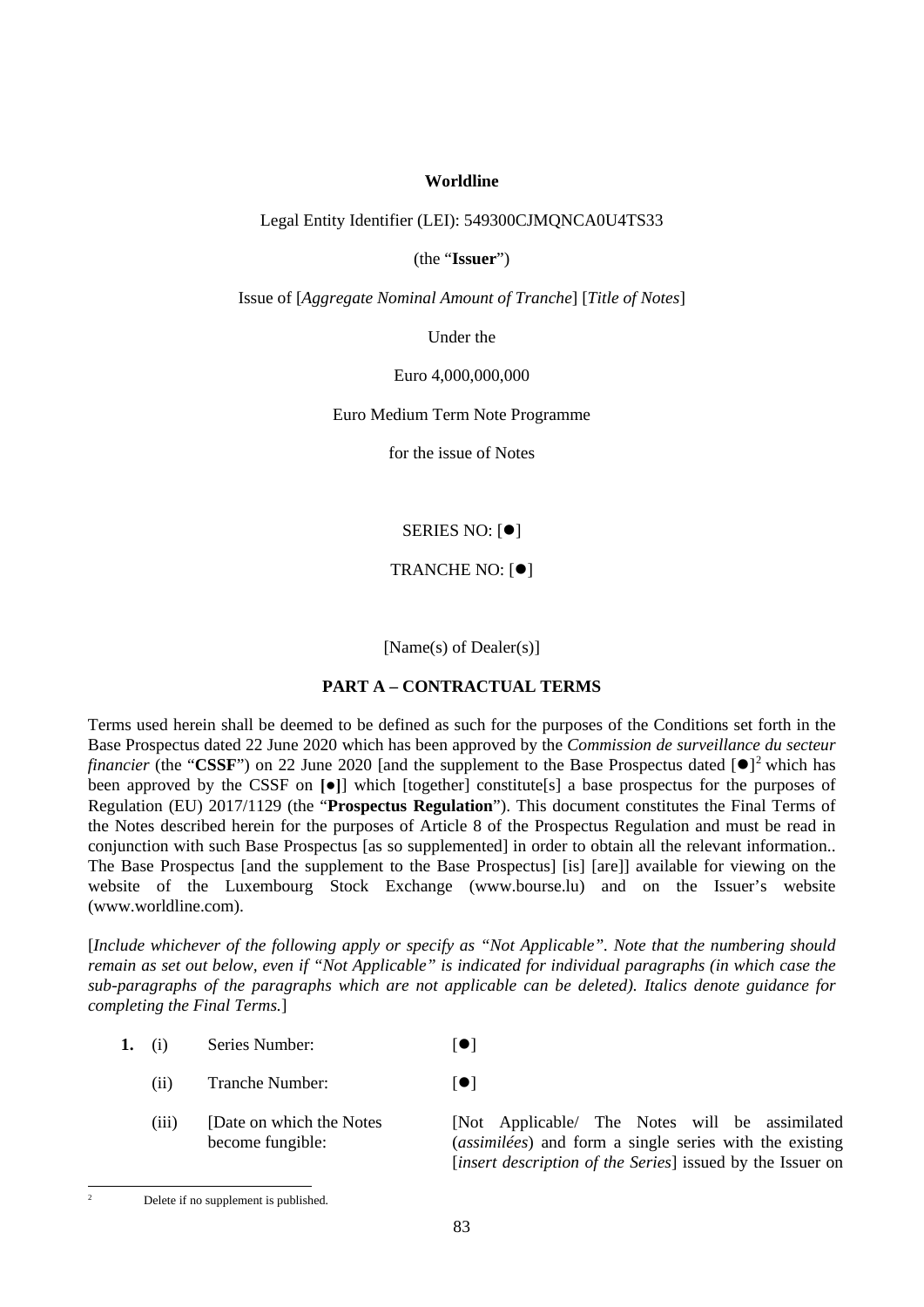**Worldline**

Legal Entity Identifier (LEI): 549300CJMQNCA0U4TS33

(the "**Issuer**")

Issue of [*Aggregate Nominal Amount of Tranche*] [*Title of Notes*]

Under the

Euro 4,000,000,000

Euro Medium Term Note Programme

for the issue of Notes

SERIES NO: [●]

TRANCHE NO: [●]

[Name(s) of Dealer(s)]

**PART A – CONTRACTUAL TERMS**

Terms used herein shall be deemed to be defined as such for the purposes of the Conditions set forth in the Base Prospectus dated 22 June 2020 which has been approved by the *Commission de surveillance du secteur financier* (the "**CSSF**") on 22 June 2020 [and the supplement to the Base Prospectus dated [●][2] which has been approved by the CSSF on **[●]**] which [together] constitute[s] a base prospectus for the purposes of Regulation (EU) 2017/1129 (the "**Prospectus Regulation**"). This document constitutes the Final Terms of the Notes described herein for the purposes of Article 8 of the Prospectus Regulation and must be read in conjunction with such Base Prospectus [as so supplemented] in order to obtain all the relevant information.. The Base Prospectus [and the supplement to the Base Prospectus] [is] [are]] available for viewing on the website of the Luxembourg Stock Exchange (www.bourse.lu) and on the Issuer's website (www.worldline.com).

[*Include whichever of the following apply or specify as "Not Applicable". Note that the numbering should remain as set out below, even if "Not Applicable" is indicated for individual paragraphs (in which case the sub-paragraphs of the paragraphs which are not applicable can be deleted). Italics denote guidance for completing the Final Terms.*]

| | | | |
|---|---|---|---|
| **1.** | (i) | Series Number: | [●] |
| | (ii) | Tranche Number: | [●] |
| | (iii) | [Date on which the Notes become fungible: | [Not Applicable/ The Notes will be assimilated (*assimilées*) and form a single series with the existing [*insert description of the Series*] issued by the Issuer on |

[2] Delete if no supplement is published.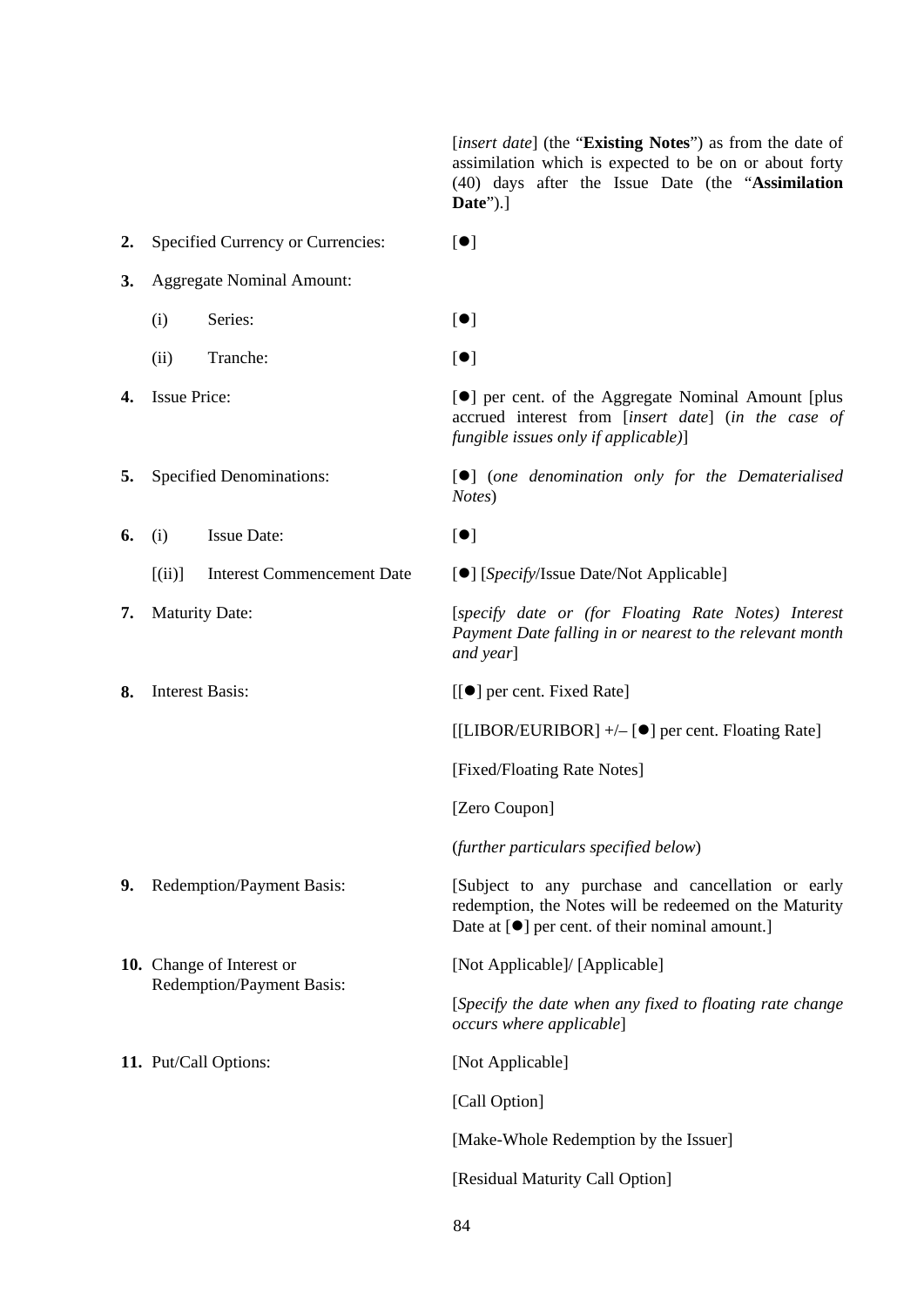| | | |
|---|---|---|
| | | [*insert date*] (the "**Existing Notes**") as from the date of assimilation which is expected to be on or about forty (40) days after the Issue Date (the "**Assimilation Date**").] |
| **2.** | Specified Currency or Currencies: | [●] |
| **3.** | Aggregate Nominal Amount: | |
| | (i) Series: | [●] |
| | (ii) Tranche: | [●] |
| **4.** | Issue Price: | [●] per cent. of the Aggregate Nominal Amount [plus accrued interest from [*insert date*] (*in the case of fungible issues only if applicable)*] |
| **5.** | Specified Denominations: | [●] (*one denomination only for the Dematerialised Notes*) |
| **6.** | (i) Issue Date: | [●] |
| | [(ii)] Interest Commencement Date | [●] [*Specify*/Issue Date/Not Applicable] |
| **7.** | Maturity Date: | [*specify date or (for Floating Rate Notes) Interest Payment Date falling in or nearest to the relevant month and year*] |
| **8.** | Interest Basis: | [[●] per cent. Fixed Rate] |
| | | [[LIBOR/EURIBOR] +/– [●] per cent. Floating Rate] |
| | | [Fixed/Floating Rate Notes] |
| | | [Zero Coupon] |
| | | (*further particulars specified below*) |
| **9.** | Redemption/Payment Basis: | [Subject to any purchase and cancellation or early redemption, the Notes will be redeemed on the Maturity Date at [●] per cent. of their nominal amount.] |
| **10.** | Change of Interest or Redemption/Payment Basis: | [Not Applicable]/ [Applicable] |
| | | [*Specify the date when any fixed to floating rate change occurs where applicable*] |
| **11.** | Put/Call Options: | [Not Applicable] |
| | | [Call Option] |
| | | [Make-Whole Redemption by the Issuer] |
| | | [Residual Maturity Call Option] |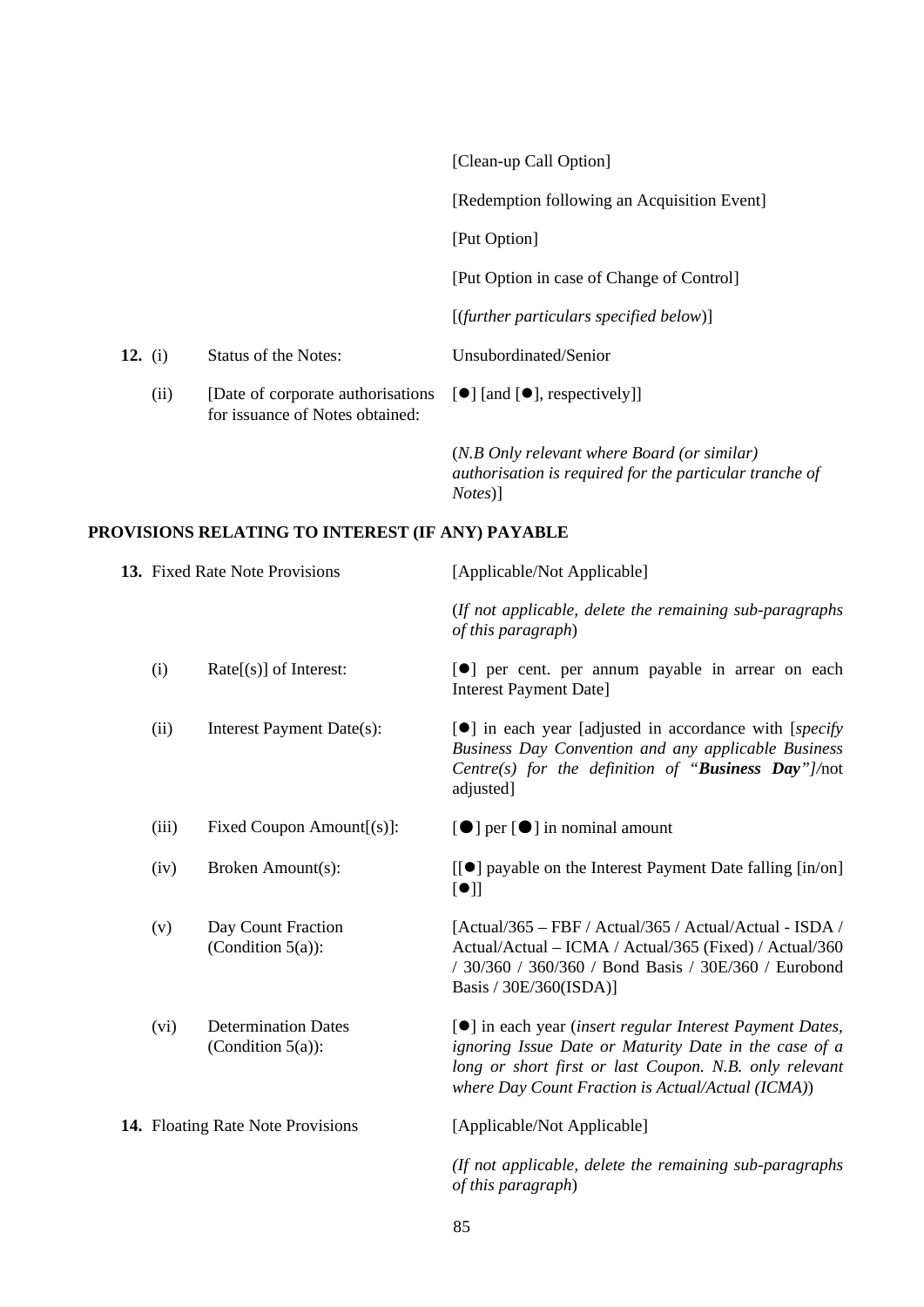| | | |
|---|---|---|
| | | [Clean-up Call Option] |
| | | [Redemption following an Acquisition Event] |
| | | [Put Option] |
| | | [Put Option in case of Change of Control] |
| | | [(*further particulars specified below*)] |
| **12.** (i) | Status of the Notes: | Unsubordinated/Senior |
| (ii) | [Date of corporate authorisations for issuance of Notes obtained: | [●] [and [●], respectively]] |
| | | (*N.B Only relevant where Board (or similar) authorisation is required for the particular tranche of Notes*)] |

**PROVISIONS RELATING TO INTEREST (IF ANY) PAYABLE**

| | | |
|---|---|---|
| **13.** | Fixed Rate Note Provisions | [Applicable/Not Applicable] |
| | | (*If not applicable, delete the remaining sub-paragraphs of this paragraph*) |
| (i) | Rate[(s)] of Interest: | [●] per cent. per annum payable in arrear on each Interest Payment Date] |
| (ii) | Interest Payment Date(s): | [●] in each year [adjusted in accordance with [*specify Business Day Convention and any applicable Business Centre(s) for the definition of "**Business Day**"]*/not adjusted] |
| (iii) | Fixed Coupon Amount[(s)]: | [●] per [●] in nominal amount |
| (iv) | Broken Amount(s): | [[●] payable on the Interest Payment Date falling [in/on] [●]] |
| (v) | Day Count Fraction (Condition 5(a)): | [Actual/365 – FBF / Actual/365 / Actual/Actual - ISDA / Actual/Actual – ICMA / Actual/365 (Fixed) / Actual/360 / 30/360 / 360/360 / Bond Basis / 30E/360 / Eurobond Basis / 30E/360(ISDA)] |
| (vi) | Determination Dates (Condition 5(a)): | [●] in each year (*insert regular Interest Payment Dates, ignoring Issue Date or Maturity Date in the case of a long or short first or last Coupon. N.B. only relevant where Day Count Fraction is Actual/Actual (ICMA)*) |
| **14.** | Floating Rate Note Provisions | [Applicable/Not Applicable] |
| | | *(If not applicable, delete the remaining sub-paragraphs of this paragraph*) |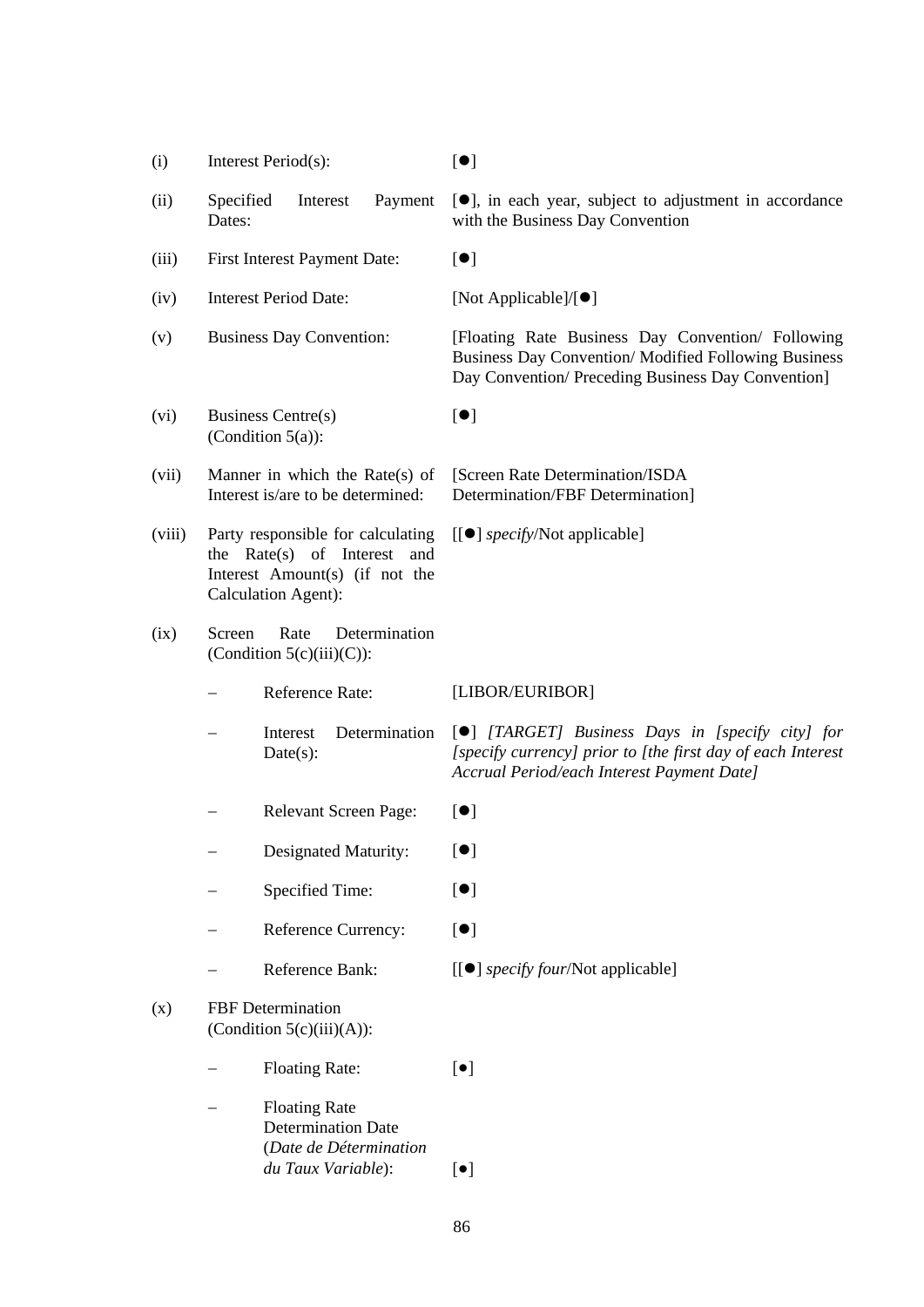| | | |
|---|---|---|
| (i) | Interest Period(s): | [●] |
| (ii) | Specified Interest Payment Dates: | [●], in each year, subject to adjustment in accordance with the Business Day Convention |
| (iii) | First Interest Payment Date: | [●] |
| (iv) | Interest Period Date: | [Not Applicable]/[●] |
| (v) | Business Day Convention: | [Floating Rate Business Day Convention/ Following Business Day Convention/ Modified Following Business Day Convention/ Preceding Business Day Convention] |
| (vi) | Business Centre(s) (Condition 5(a)): | [●] |
| (vii) | Manner in which the Rate(s) of Interest is/are to be determined: | [Screen Rate Determination/ISDA Determination/FBF Determination] |
| (viii) | Party responsible for calculating the Rate(s) of Interest and Interest Amount(s) (if not the Calculation Agent): | [[●] *specify*/Not applicable] |
| (ix) | Screen Rate Determination (Condition 5(c)(iii)(C)): | |
| | – Reference Rate: | [LIBOR/EURIBOR] |
| | – Interest Determination Date(s): | [●] *[TARGET] Business Days in [specify city] for [specify currency] prior to [the first day of each Interest Accrual Period/each Interest Payment Date]* |
| | – Relevant Screen Page: | [●] |
| | – Designated Maturity: | [●] |
| | – Specified Time: | [●] |
| | – Reference Currency: | [●] |
| | – Reference Bank: | [[●] *specify four*/Not applicable] |
| (x) | FBF Determination (Condition 5(c)(iii)(A)): | |
| | – Floating Rate: | [•] |
| | – Floating Rate Determination Date (*Date de Détermination du Taux Variable*): | [•] |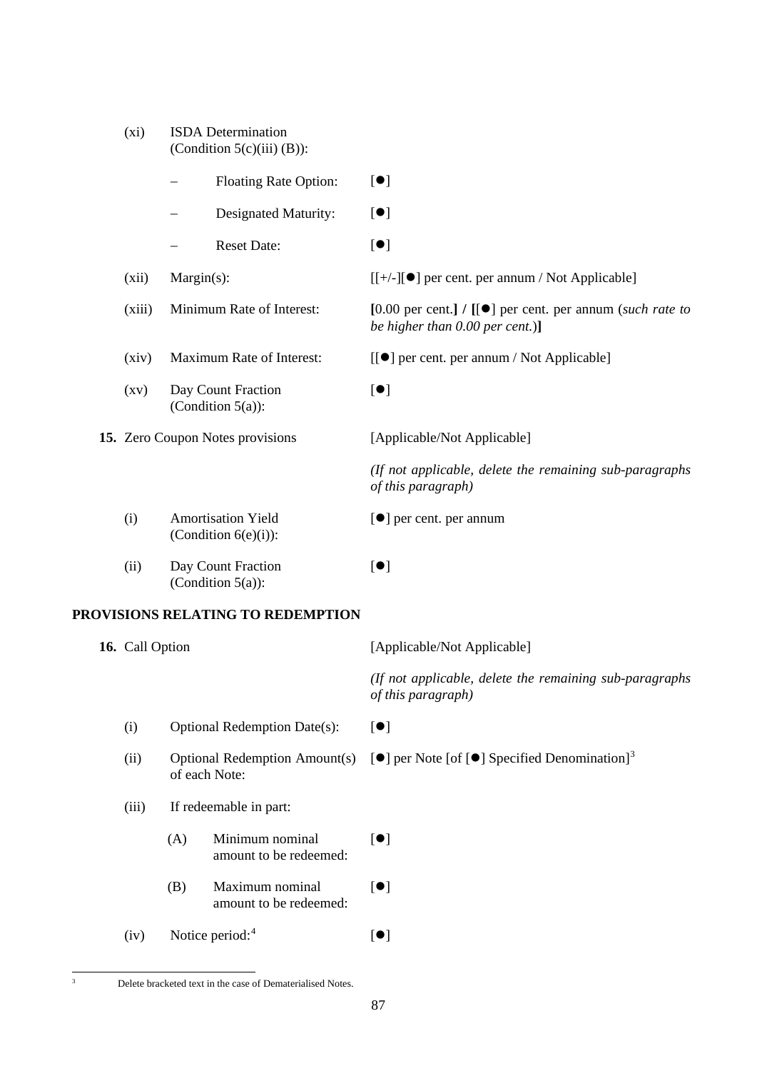| | | |
|---|---|---|
| (xi) | ISDA Determination (Condition 5(c)(iii) (B)): | |
| | – Floating Rate Option: | [●] |
| | – Designated Maturity: | [●] |
| | – Reset Date: | [●] |
| (xii) | Margin(s): | [[+/-][●] per cent. per annum / Not Applicable] |
| (xiii) | Minimum Rate of Interest: | **[**0.00 per cent.**]** / **[**[●] per cent. per annum (*such rate to be higher than 0.00 per cent.*)**]** |
| (xiv) | Maximum Rate of Interest: | [[●] per cent. per annum / Not Applicable] |
| (xv) | Day Count Fraction (Condition 5(a)): | [●] |

**15.** Zero Coupon Notes provisions — [Applicable/Not Applicable]

*(If not applicable, delete the remaining sub-paragraphs of this paragraph)*

| | | |
|---|---|---|
| (i) | Amortisation Yield (Condition 6(e)(i)): | [●] per cent. per annum |
| (ii) | Day Count Fraction (Condition 5(a)): | [●] |

## PROVISIONS RELATING TO REDEMPTION

**16.** Call Option — [Applicable/Not Applicable]

*(If not applicable, delete the remaining sub-paragraphs of this paragraph)*

| | | |
|---|---|---|
| (i) | Optional Redemption Date(s): | [●] |
| (ii) | Optional Redemption Amount(s) of each Note: | [●] per Note [of [●] Specified Denomination][3] |
| (iii) | If redeemable in part: | |
| | (A) Minimum nominal amount to be redeemed: | [●] |
| | (B) Maximum nominal amount to be redeemed: | [●] |
| (iv) | Notice period:[4] | [●] |

[3] Delete bracketed text in the case of Dematerialised Notes.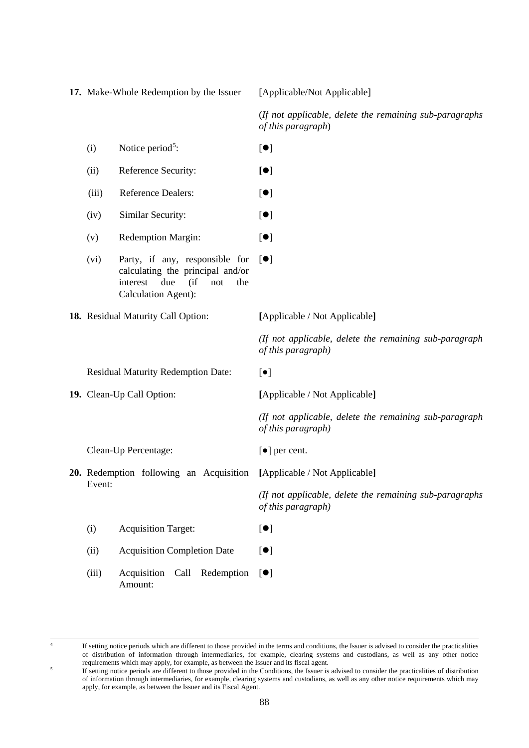| | | |
|---|---|---|
| **17.** Make-Whole Redemption by the Issuer | | [Applicable/Not Applicable] |
| | | (*If not applicable, delete the remaining sub-paragraphs of this paragraph*) |
| (i) | Notice period[5]: | [●] |
| (ii) | Reference Security: | **[●]** |
| (iii) | Reference Dealers: | [●] |
| (iv) | Similar Security: | [●] |
| (v) | Redemption Margin: | [●] |
| (vi) | Party, if any, responsible for calculating the principal and/or interest due (if not the Calculation Agent): | [●] |
| **18.** Residual Maturity Call Option: | | **[**Applicable / Not Applicable**]** |
| | | *(If not applicable, delete the remaining sub-paragraph of this paragraph)* |
| Residual Maturity Redemption Date: | | [●] |
| **19.** Clean-Up Call Option: | | **[**Applicable / Not Applicable**]** |
| | | *(If not applicable, delete the remaining sub-paragraph of this paragraph)* |
| Clean-Up Percentage: | | [●] per cent. |
| **20.** Redemption following an Acquisition Event: | | **[**Applicable / Not Applicable**]** |
| | | *(If not applicable, delete the remaining sub-paragraphs of this paragraph)* |
| (i) | Acquisition Target: | [●] |
| (ii) | Acquisition Completion Date | [●] |
| (iii) | Acquisition Call Redemption Amount: | [●] |

---

4 If setting notice periods which are different to those provided in the terms and conditions, the Issuer is advised to consider the practicalities of distribution of information through intermediaries, for example, clearing systems and custodians, as well as any other notice requirements which may apply, for example, as between the Issuer and its fiscal agent.

5 If setting notice periods are different to those provided in the Conditions, the Issuer is advised to consider the practicalities of distribution of information through intermediaries, for example, clearing systems and custodians, as well as any other notice requirements which may apply, for example, as between the Issuer and its Fiscal Agent.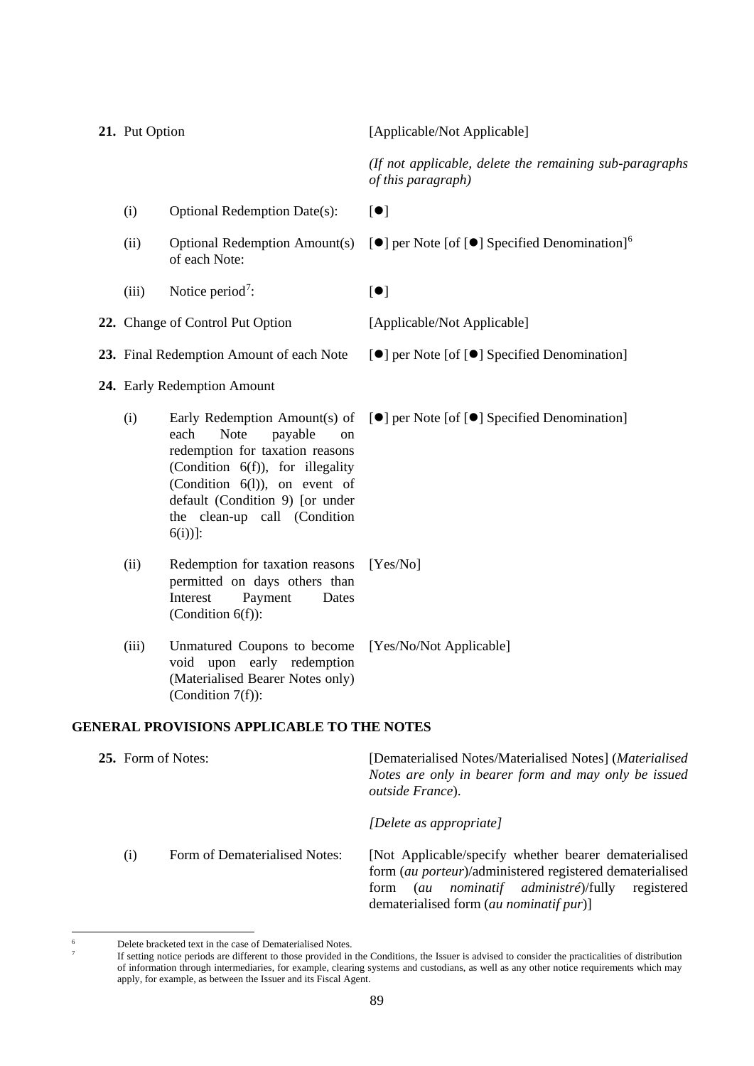| | | |
|---|---|---|
| **21.** Put Option | | [Applicable/Not Applicable] |
| | | *(If not applicable, delete the remaining sub-paragraphs of this paragraph)* |
| (i) | Optional Redemption Date(s): | [●] |
| (ii) | Optional Redemption Amount(s) of each Note: | [●] per Note [of [●] Specified Denomination][6] |
| (iii) | Notice period[7]: | [●] |
| **22.** Change of Control Put Option | | [Applicable/Not Applicable] |
| **23.** Final Redemption Amount of each Note | | [●] per Note [of [●] Specified Denomination] |
| **24.** Early Redemption Amount | | |
| (i) | Early Redemption Amount(s) of each Note payable on redemption for taxation reasons (Condition 6(f)), for illegality (Condition 6(l)), on event of default (Condition 9) [or under the clean-up call (Condition 6(i))]: | [●] per Note [of [●] Specified Denomination] |
| (ii) | Redemption for taxation reasons permitted on days others than Interest Payment Dates (Condition 6(f)): | [Yes/No] |
| (iii) | Unmatured Coupons to become void upon early redemption (Materialised Bearer Notes only) (Condition 7(f)): | [Yes/No/Not Applicable] |

## GENERAL PROVISIONS APPLICABLE TO THE NOTES

| | | |
|---|---|---|
| **25.** Form of Notes: | | [Dematerialised Notes/Materialised Notes] (*Materialised Notes are only in bearer form and may only be issued outside France*). |
| | | *[Delete as appropriate]* |
| (i) | Form of Dematerialised Notes: | [Not Applicable/specify whether bearer dematerialised form (*au porteur*)/administered registered dematerialised form (*au nominatif administré*)/fully registered dematerialised form (*au nominatif pur*)] |

---

[6] Delete bracketed text in the case of Dematerialised Notes.

[7] If setting notice periods are different to those provided in the Conditions, the Issuer is advised to consider the practicalities of distribution of information through intermediaries, for example, clearing systems and custodians, as well as any other notice requirements which may apply, for example, as between the Issuer and its Fiscal Agent.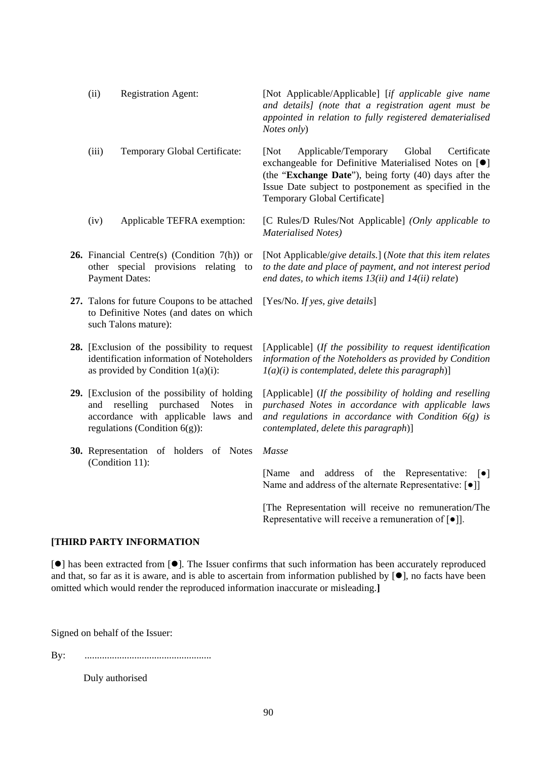| | |
|---|---|
| (ii) Registration Agent: | [Not Applicable/Applicable] [*if applicable give name and details] (note that a registration agent must be appointed in relation to fully registered dematerialised Notes only*) |
| (iii) Temporary Global Certificate: | [Not Applicable/Temporary Global Certificate exchangeable for Definitive Materialised Notes on [●] (the "**Exchange Date**"), being forty (40) days after the Issue Date subject to postponement as specified in the Temporary Global Certificate] |
| (iv) Applicable TEFRA exemption: | [C Rules/D Rules/Not Applicable] *(Only applicable to Materialised Notes)* |
| **26.** Financial Centre(s) (Condition 7(h)) or other special provisions relating to Payment Dates: | [Not Applicable/*give details.*] (*Note that this item relates to the date and place of payment, and not interest period end dates, to which items 13(ii) and 14(ii) relate*) |
| **27.** Talons for future Coupons to be attached to Definitive Notes (and dates on which such Talons mature): | [Yes/No. *If yes, give details*] |
| **28.** [Exclusion of the possibility to request identification information of Noteholders as provided by Condition 1(a)(i): | [Applicable] (*If the possibility to request identification information of the Noteholders as provided by Condition 1(a)(i) is contemplated, delete this paragraph*)] |
| **29.** [Exclusion of the possibility of holding and reselling purchased Notes in accordance with applicable laws and regulations (Condition 6(g)): | [Applicable] (*If the possibility of holding and reselling purchased Notes in accordance with applicable laws and regulations in accordance with Condition 6(g) is contemplated, delete this paragraph*)] |
| **30.** Representation of holders of Notes (Condition 11): | *Masse*<br><br>[Name and address of the Representative: [●] Name and address of the alternate Representative: [●]]<br><br>[The Representation will receive no remuneration/The Representative will receive a remuneration of [●]]. |

**[THIRD PARTY INFORMATION**

[●] has been extracted from [●]. The Issuer confirms that such information has been accurately reproduced and that, so far as it is aware, and is able to ascertain from information published by [●], no facts have been omitted which would render the reproduced information inaccurate or misleading.**]**

Signed on behalf of the Issuer:

By: ..................................................

Duly authorised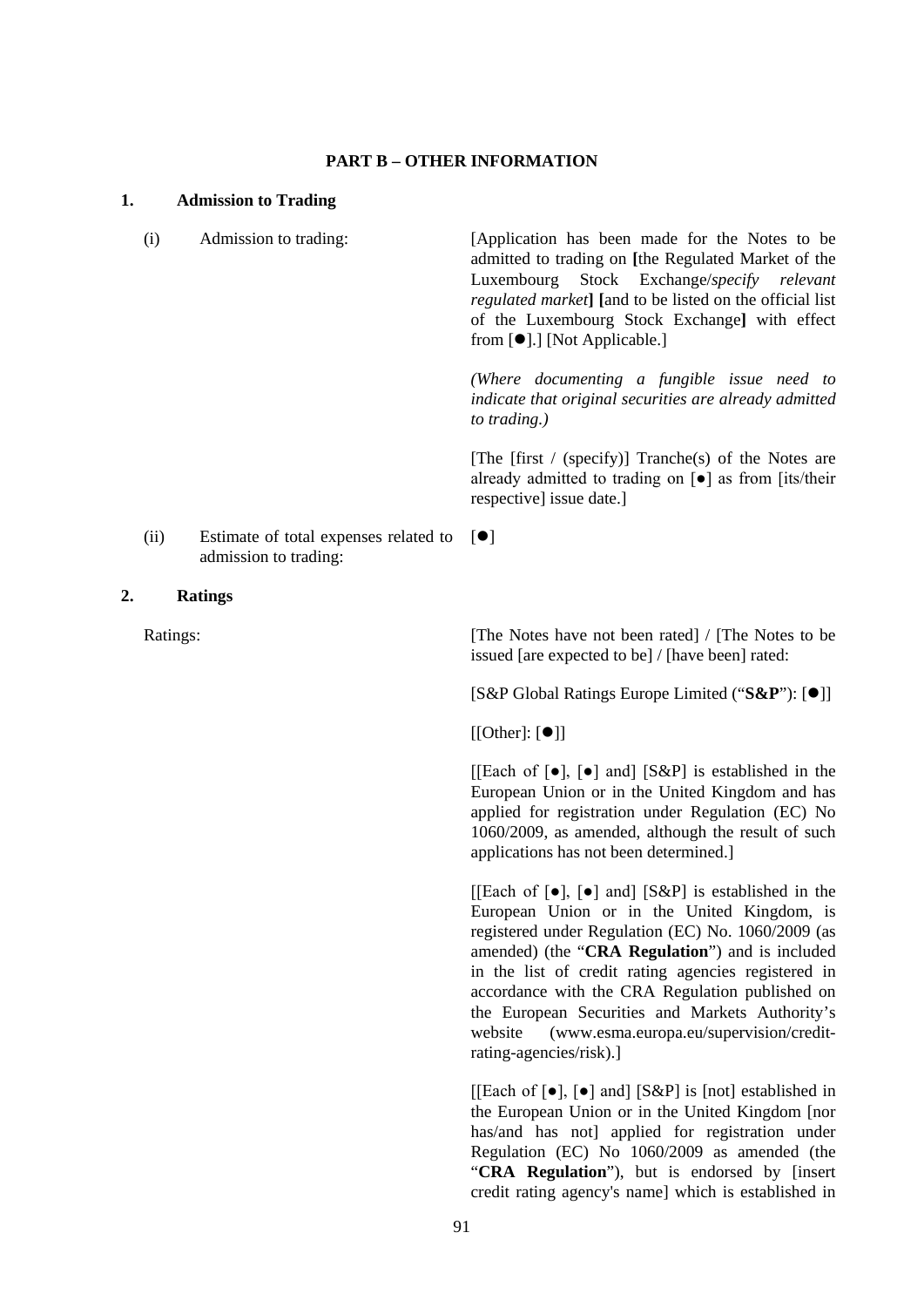**PART B – OTHER INFORMATION**

**1. Admission to Trading**

| | | |
|---|---|---|
| (i) | Admission to trading: | [Application has been made for the Notes to be admitted to trading on **[**the Regulated Market of the Luxembourg Stock Exchange/*specify relevant regulated market***] [**and to be listed on the official list of the Luxembourg Stock Exchange**]** with effect from [●].] [Not Applicable.]<br><br>*(Where documenting a fungible issue need to indicate that original securities are already admitted to trading.)*<br><br>[The [first / (specify)] Tranche(s) of the Notes are already admitted to trading on [●] as from [its/their respective] issue date.] |
| (ii) | Estimate of total expenses related to admission to trading: | [●] |

**2. Ratings**

| | |
|---|---|
| Ratings: | [The Notes have not been rated] / [The Notes to be issued [are expected to be] / [have been] rated:<br><br>[S&P Global Ratings Europe Limited ("**S&P**"): [●]]<br><br>[[Other]: [●]]<br><br>[[Each of [●], [●] and] [S&P] is established in the European Union or in the United Kingdom and has applied for registration under Regulation (EC) No 1060/2009, as amended, although the result of such applications has not been determined.]<br><br>[[Each of [●], [●] and] [S&P] is established in the European Union or in the United Kingdom, is registered under Regulation (EC) No. 1060/2009 (as amended) (the "**CRA Regulation**") and is included in the list of credit rating agencies registered in accordance with the CRA Regulation published on the European Securities and Markets Authority's website (www.esma.europa.eu/supervision/credit-rating-agencies/risk).]<br><br>[[Each of [●], [●] and] [S&P] is [not] established in the European Union or in the United Kingdom [nor has/and has not] applied for registration under Regulation (EC) No 1060/2009 (the "**CRA Regulation**"), but is endorsed by [insert credit rating agency's name] which is established in |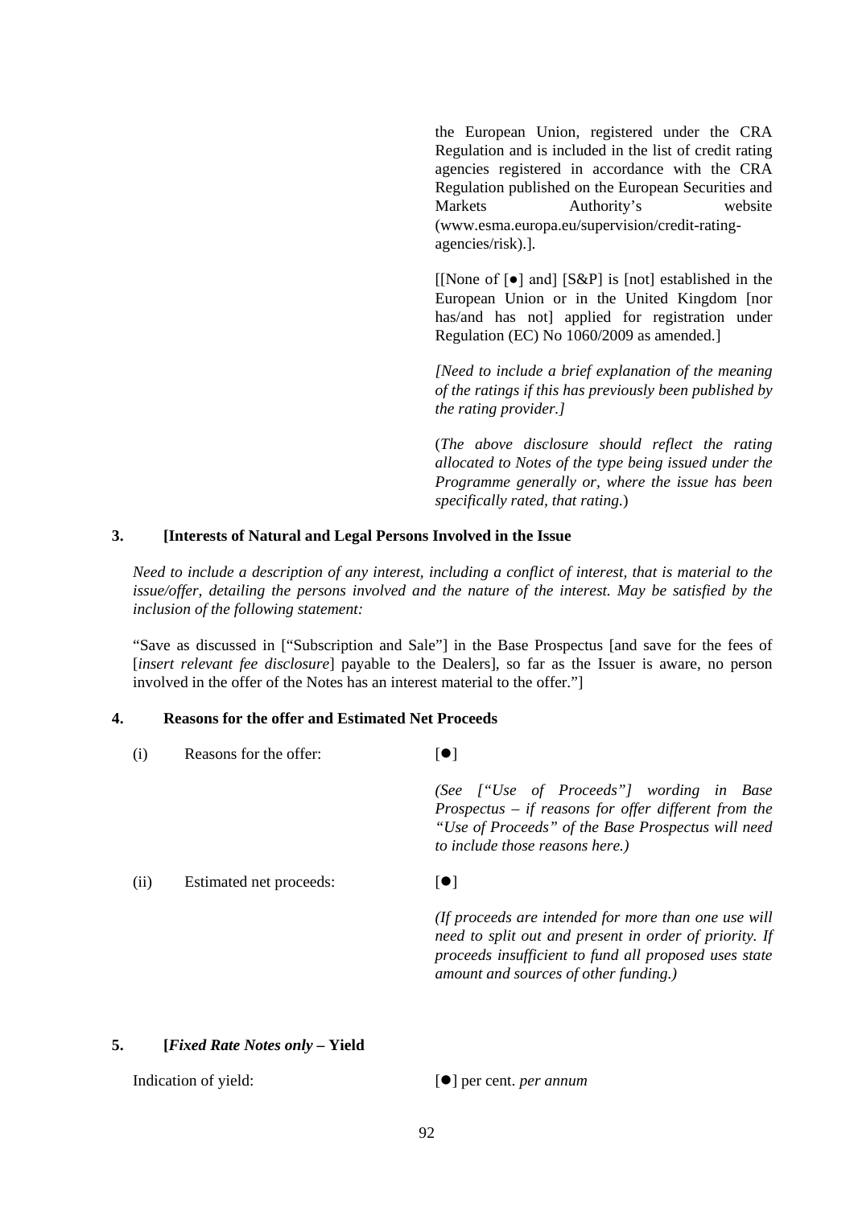the European Union, registered under the CRA Regulation and is included in the list of credit rating agencies registered in accordance with the CRA Regulation published on the European Securities and Markets Authority's website (www.esma.europa.eu/supervision/credit-rating-agencies/risk).].

[[None of [●] and] [S&P] is [not] established in the European Union or in the United Kingdom [nor has/and has not] applied for registration under Regulation (EC) No 1060/2009 as amended.]

*[Need to include a brief explanation of the meaning of the ratings if this has previously been published by the rating provider.]*

(*The above disclosure should reflect the rating allocated to Notes of the type being issued under the Programme generally or, where the issue has been specifically rated, that rating.*)

**3. [Interests of Natural and Legal Persons Involved in the Issue**

*Need to include a description of any interest, including a conflict of interest, that is material to the issue/offer, detailing the persons involved and the nature of the interest. May be satisfied by the inclusion of the following statement:*

"Save as discussed in ["Subscription and Sale"] in the Base Prospectus [and save for the fees of [*insert relevant fee disclosure*] payable to the Dealers], so far as the Issuer is aware, no person involved in the offer of the Notes has an interest material to the offer."]

**4. Reasons for the offer and Estimated Net Proceeds**

(i) Reasons for the offer: [●]

*(See ["Use of Proceeds"] wording in Base Prospectus – if reasons for offer different from the "Use of Proceeds" of the Base Prospectus will need to include those reasons here.)*

(ii) Estimated net proceeds: [●]

*(If proceeds are intended for more than one use will need to split out and present in order of priority. If proceeds insufficient to fund all proposed uses state amount and sources of other funding.)*

**5. [*Fixed Rate Notes only* – Yield**

Indication of yield: [●] per cent. *per annum*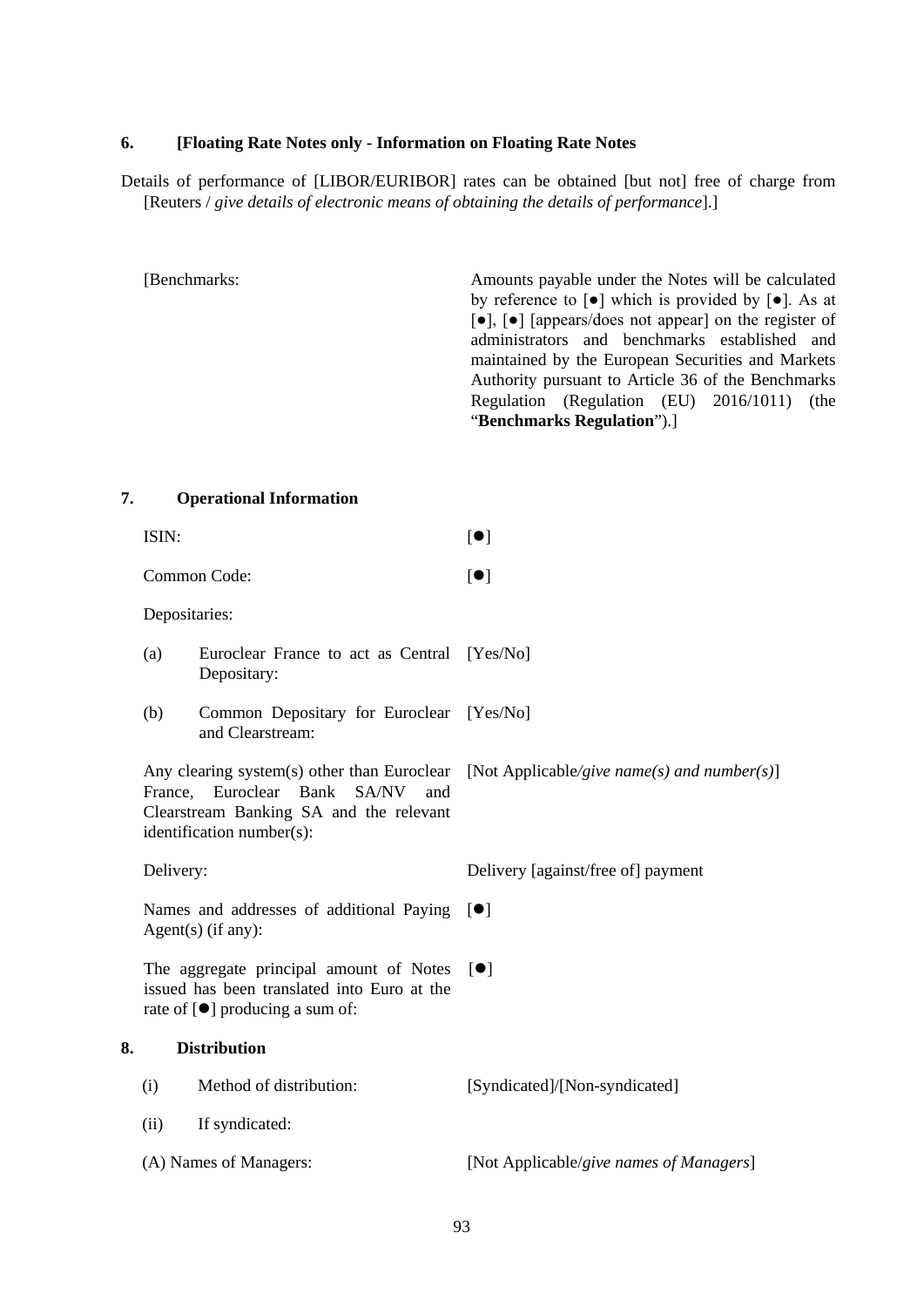## 6. [Floating Rate Notes only - Information on Floating Rate Notes

Details of performance of [LIBOR/EURIBOR] rates can be obtained [but not] free of charge from [Reuters / *give details of electronic means of obtaining the details of performance*].]

| | |
|---|---|
| [Benchmarks: | Amounts payable under the Notes will be calculated by reference to [●] which is provided by [●]. As at [●], [●] [appears/does not appear] on the register of administrators and benchmarks established and maintained by the European Securities and Markets Authority pursuant to Article 36 of the Benchmarks Regulation (Regulation (EU) 2016/1011) (the "**Benchmarks Regulation**").] |

## 7. Operational Information

| | |
|---|---|
| ISIN: | [●] |
| Common Code: | [●] |
| Depositaries: | |
| (a) Euroclear France to act as Central Depositary: | [Yes/No] |
| (b) Common Depositary for Euroclear and Clearstream: | [Yes/No] |
| Any clearing system(s) other than Euroclear France, Euroclear Bank SA/NV and Clearstream Banking SA and the relevant identification number(s): | [Not Applicable/*give name(s) and number(s)*] |
| Delivery: | Delivery [against/free of] payment |
| Names and addresses of additional Paying Agent(s) (if any): | [●] |
| The aggregate principal amount of Notes issued has been translated into Euro at the rate of [●] producing a sum of: | [●] |

## 8. Distribution

| | |
|---|---|
| (i) Method of distribution: | [Syndicated]/[Non-syndicated] |
| (ii) If syndicated: | |
| (A) Names of Managers: | [Not Applicable/*give names of Managers*] |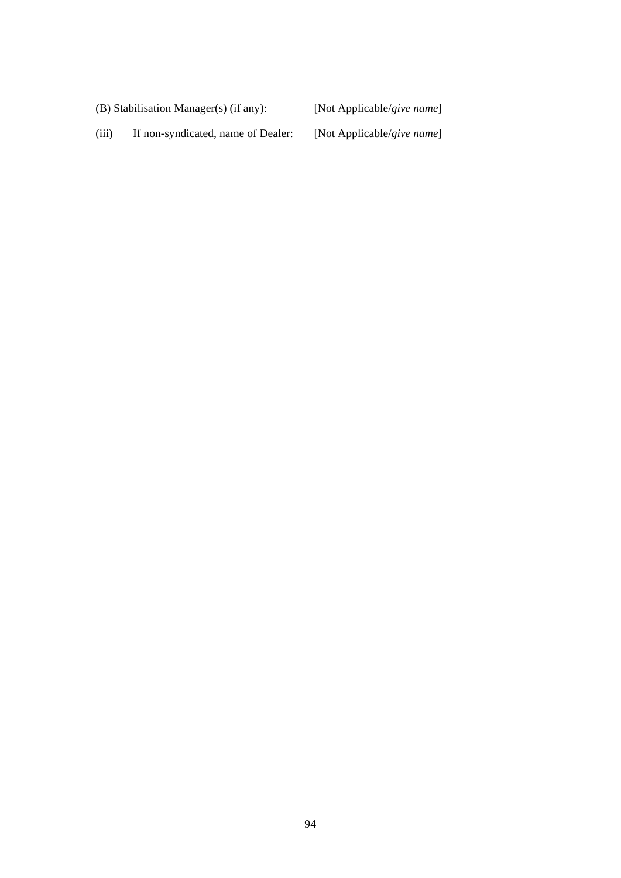(B) Stabilisation Manager(s) (if any): [Not Applicable/*give name*]

(iii) If non-syndicated, name of Dealer: [Not Applicable/*give name*]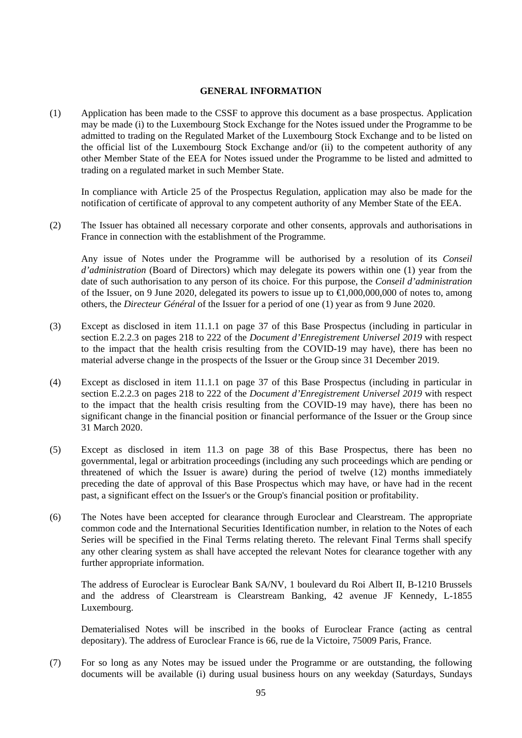## GENERAL INFORMATION

(1) Application has been made to the CSSF to approve this document as a base prospectus. Application may be made (i) to the Luxembourg Stock Exchange for the Notes issued under the Programme to be admitted to trading on the Regulated Market of the Luxembourg Stock Exchange and to be listed on the official list of the Luxembourg Stock Exchange and/or (ii) to the competent authority of any other Member State of the EEA for Notes issued under the Programme to be listed and admitted to trading on a regulated market in such Member State.

In compliance with Article 25 of the Prospectus Regulation, application may also be made for the notification of certificate of approval to any competent authority of any Member State of the EEA.

(2) The Issuer has obtained all necessary corporate and other consents, approvals and authorisations in France in connection with the establishment of the Programme.

Any issue of Notes under the Programme will be authorised by a resolution of its *Conseil d'administration* (Board of Directors) which may delegate its powers within one (1) year from the date of such authorisation to any person of its choice. For this purpose, the *Conseil d'administration* of the Issuer, on 9 June 2020, delegated its powers to issue up to €1,000,000,000 of notes to, among others, the *Directeur Général* of the Issuer for a period of one (1) year as from 9 June 2020.

(3) Except as disclosed in item 11.1.1 on page 37 of this Base Prospectus (including in particular in section E.2.2.3 on pages 218 to 222 of the *Document d'Enregistrement Universel 2019* with respect to the impact that the health crisis resulting from the COVID-19 may have), there has been no material adverse change in the prospects of the Issuer or the Group since 31 December 2019.

(4) Except as disclosed in item 11.1.1 on page 37 of this Base Prospectus (including in particular in section E.2.2.3 on pages 218 to 222 of the *Document d'Enregistrement Universel 2019* with respect to the impact that the health crisis resulting from the COVID-19 may have), there has been no significant change in the financial position or financial performance of the Issuer or the Group since 31 March 2020.

(5) Except as disclosed in item 11.3 on page 38 of this Base Prospectus, there has been no governmental, legal or arbitration proceedings (including any such proceedings which are pending or threatened of which the Issuer is aware) during the period of twelve (12) months immediately preceding the date of approval of this Base Prospectus which may have, or have had in the recent past, a significant effect on the Issuer's or the Group's financial position or profitability.

(6) The Notes have been accepted for clearance through Euroclear and Clearstream. The appropriate common code and the International Securities Identification number, in relation to the Notes of each Series will be specified in the Final Terms relating thereto. The relevant Final Terms shall specify any other clearing system as shall have accepted the relevant Notes for clearance together with any further appropriate information.

The address of Euroclear is Euroclear Bank SA/NV, 1 boulevard du Roi Albert II, B-1210 Brussels and the address of Clearstream is Clearstream Banking, 42 avenue JF Kennedy, L-1855 Luxembourg.

Dematerialised Notes will be inscribed in the books of Euroclear France (acting as central depositary). The address of Euroclear France is 66, rue de la Victoire, 75009 Paris, France.

(7) For so long as any Notes may be issued under the Programme or are outstanding, the following documents will be available (i) during usual business hours on any weekday (Saturdays, Sundays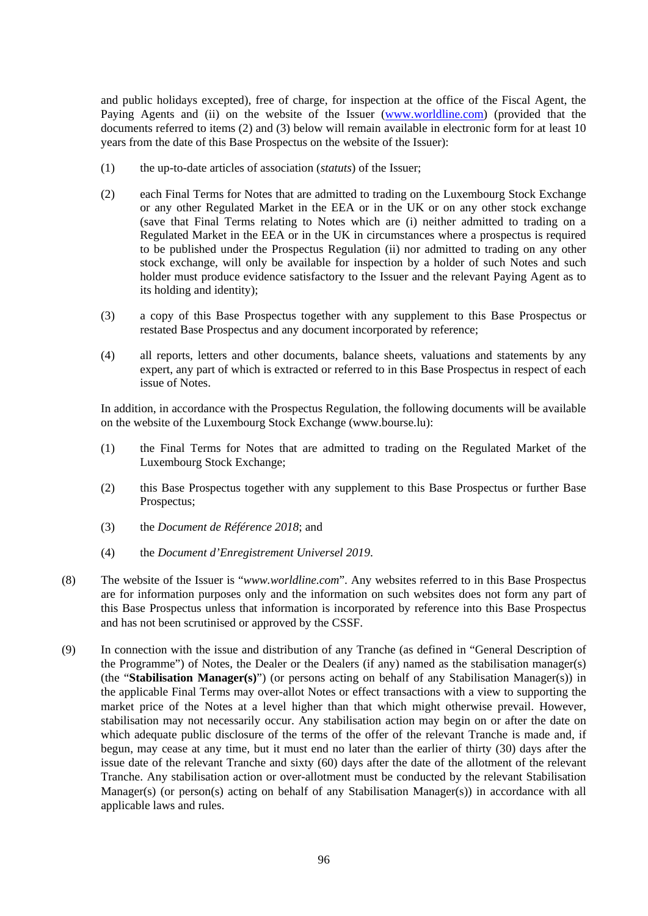and public holidays excepted), free of charge, for inspection at the office of the Fiscal Agent, the Paying Agents and (ii) on the website of the Issuer ([www.worldline.com](www.worldline.com)) (provided that the documents referred to items (2) and (3) below will remain available in electronic form for at least 10 years from the date of this Base Prospectus on the website of the Issuer):

(1) the up-to-date articles of association (*statuts*) of the Issuer;

(2) each Final Terms for Notes that are admitted to trading on the Luxembourg Stock Exchange or any other Regulated Market in the EEA or in the UK or on any other stock exchange (save that Final Terms relating to Notes which are (i) neither admitted to trading on a Regulated Market in the EEA or in the UK in circumstances where a prospectus is required to be published under the Prospectus Regulation (ii) nor admitted to trading on any other stock exchange, will only be available for inspection by a holder of such Notes and such holder must produce evidence satisfactory to the Issuer and the relevant Paying Agent as to its holding and identity);

(3) a copy of this Base Prospectus together with any supplement to this Base Prospectus or restated Base Prospectus and any document incorporated by reference;

(4) all reports, letters and other documents, balance sheets, valuations and statements by any expert, any part of which is extracted or referred to in this Base Prospectus in respect of each issue of Notes.

In addition, in accordance with the Prospectus Regulation, the following documents will be available on the website of the Luxembourg Stock Exchange (www.bourse.lu):

(1) the Final Terms for Notes that are admitted to trading on the Regulated Market of the Luxembourg Stock Exchange;

(2) this Base Prospectus together with any supplement to this Base Prospectus or further Base Prospectus;

(3) the *Document de Référence 2018*; and

(4) the *Document d'Enregistrement Universel 2019*.

(8) The website of the Issuer is "*www.worldline.com*". Any websites referred to in this Base Prospectus are for information purposes only and the information on such websites does not form any part of this Base Prospectus unless that information is incorporated by reference into this Base Prospectus and has not been scrutinised or approved by the CSSF.

(9) In connection with the issue and distribution of any Tranche (as defined in "General Description of the Programme") of Notes, the Dealer or the Dealers (if any) named as the stabilisation manager(s) (the "**Stabilisation Manager(s)**") (or persons acting on behalf of any Stabilisation Manager(s)) in the applicable Final Terms may over-allot Notes or effect transactions with a view to supporting the market price of the Notes at a level higher than that which might otherwise prevail. However, stabilisation may not necessarily occur. Any stabilisation action may begin on or after the date on which adequate public disclosure of the terms of the offer of the relevant Tranche is made and, if begun, may cease at any time, but it must end no later than the earlier of thirty (30) days after the issue date of the relevant Tranche and sixty (60) days after the date of the allotment of the relevant Tranche. Any stabilisation action or over-allotment must be conducted by the relevant Stabilisation Manager(s) (or person(s) acting on behalf of any Stabilisation Manager(s)) in accordance with all applicable laws and rules.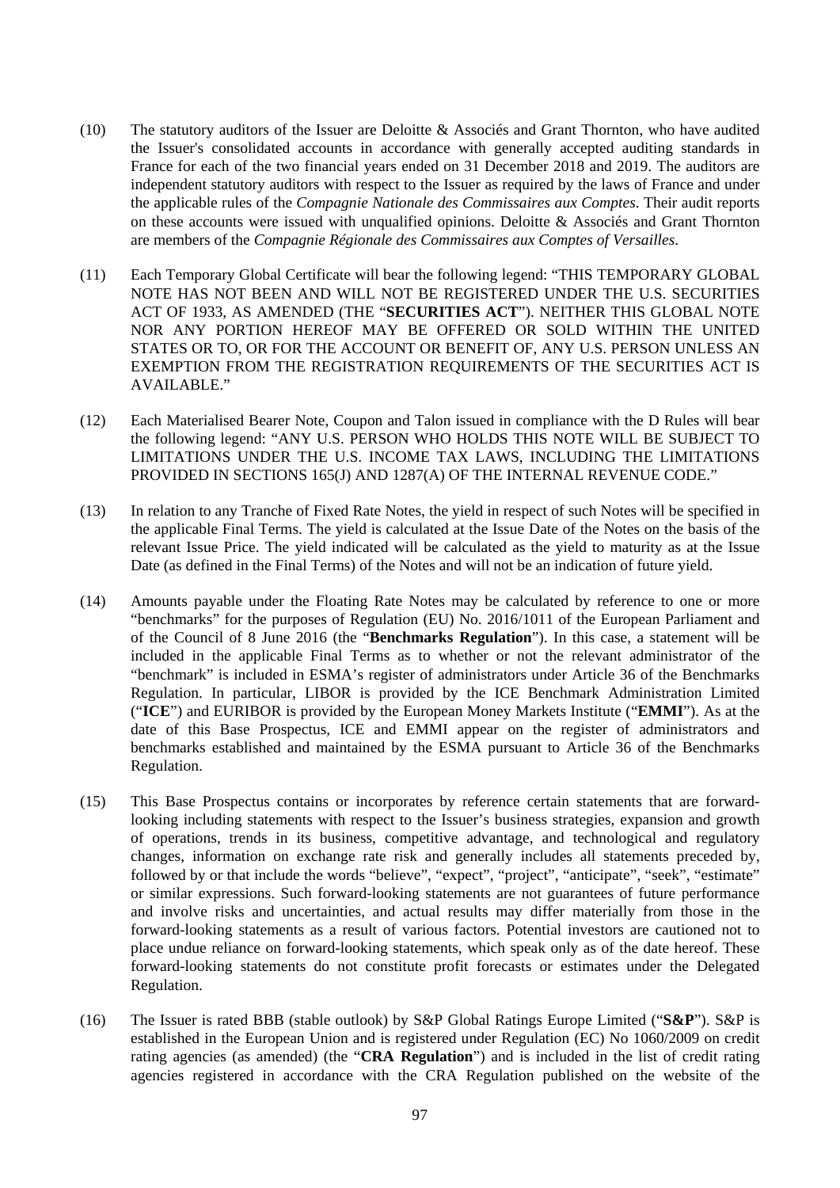(10) The statutory auditors of the Issuer are Deloitte & Associés and Grant Thornton, who have audited the Issuer's consolidated accounts in accordance with generally accepted auditing standards in France for each of the two financial years ended on 31 December 2018 and 2019. The auditors are independent statutory auditors with respect to the Issuer as required by the laws of France and under the applicable rules of the *Compagnie Nationale des Commissaires aux Comptes*. Their audit reports on these accounts were issued with unqualified opinions. Deloitte & Associés and Grant Thornton are members of the *Compagnie Régionale des Commissaires aux Comptes of Versailles*.

(11) Each Temporary Global Certificate will bear the following legend: "THIS TEMPORARY GLOBAL NOTE HAS NOT BEEN AND WILL NOT BE REGISTERED UNDER THE U.S. SECURITIES ACT OF 1933, AS AMENDED (THE "**SECURITIES ACT**"). NEITHER THIS GLOBAL NOTE NOR ANY PORTION HEREOF MAY BE OFFERED OR SOLD WITHIN THE UNITED STATES OR TO, OR FOR THE ACCOUNT OR BENEFIT OF, ANY U.S. PERSON UNLESS AN EXEMPTION FROM THE REGISTRATION REQUIREMENTS OF THE SECURITIES ACT IS AVAILABLE."

(12) Each Materialised Bearer Note, Coupon and Talon issued in compliance with the D Rules will bear the following legend: "ANY U.S. PERSON WHO HOLDS THIS NOTE WILL BE SUBJECT TO LIMITATIONS UNDER THE U.S. INCOME TAX LAWS, INCLUDING THE LIMITATIONS PROVIDED IN SECTIONS 165(J) AND 1287(A) OF THE INTERNAL REVENUE CODE."

(13) In relation to any Tranche of Fixed Rate Notes, the yield in respect of such Notes will be specified in the applicable Final Terms. The yield is calculated at the Issue Date of the Notes on the basis of the relevant Issue Price. The yield indicated will be calculated as the yield to maturity as at the Issue Date (as defined in the Final Terms) of the Notes and will not be an indication of future yield.

(14) Amounts payable under the Floating Rate Notes may be calculated by reference to one or more "benchmarks" for the purposes of Regulation (EU) No. 2016/1011 of the European Parliament and of the Council of 8 June 2016 (the "**Benchmarks Regulation**"). In this case, a statement will be included in the applicable Final Terms as to whether or not the relevant administrator of the "benchmark" is included in ESMA's register of administrators under Article 36 of the Benchmarks Regulation. In particular, LIBOR is provided by the ICE Benchmark Administration Limited ("**ICE**") and EURIBOR is provided by the European Money Markets Institute ("**EMMI**"). As at the date of this Base Prospectus, ICE and EMMI appear on the register of administrators and benchmarks established and maintained by the ESMA pursuant to Article 36 of the Benchmarks Regulation.

(15) This Base Prospectus contains or incorporates by reference certain statements that are forward-looking including statements with respect to the Issuer's business strategies, expansion and growth of operations, trends in its business, competitive advantage, and technological and regulatory changes, information on exchange rate risk and generally includes all statements preceded by, followed by or that include the words "believe", "expect", "project", "anticipate", "seek", "estimate" or similar expressions. Such forward-looking statements are not guarantees of future performance and involve risks and uncertainties, and actual results may differ materially from those in the forward-looking statements as a result of various factors. Potential investors are cautioned not to place undue reliance on forward-looking statements, which speak only as of the date hereof. These forward-looking statements do not constitute profit forecasts or estimates under the Delegated Regulation.

(16) The Issuer is rated BBB (stable outlook) by S&P Global Ratings Europe Limited ("**S&P**"). S&P is established in the European Union and is registered under Regulation (EC) No 1060/2009 on credit rating agencies (as amended) (the "**CRA Regulation**") and is included in the list of credit rating agencies registered in accordance with the CRA Regulation published on the website of the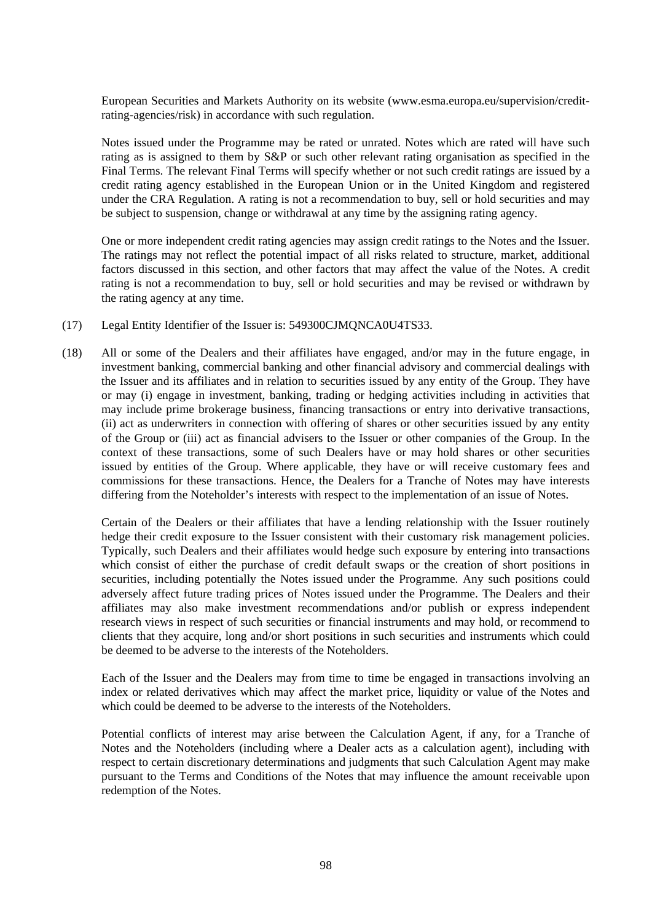European Securities and Markets Authority on its website (www.esma.europa.eu/supervision/credit-rating-agencies/risk) in accordance with such regulation.

Notes issued under the Programme may be rated or unrated. Notes which are rated will have such rating as is assigned to them by S&P or such other relevant rating organisation as specified in the Final Terms. The relevant Final Terms will specify whether or not such credit ratings are issued by a credit rating agency established in the European Union or in the United Kingdom and registered under the CRA Regulation. A rating is not a recommendation to buy, sell or hold securities and may be subject to suspension, change or withdrawal at any time by the assigning rating agency.

One or more independent credit rating agencies may assign credit ratings to the Notes and the Issuer. The ratings may not reflect the potential impact of all risks related to structure, market, additional factors discussed in this section, and other factors that may affect the value of the Notes. A credit rating is not a recommendation to buy, sell or hold securities and may be revised or withdrawn by the rating agency at any time.

(17) Legal Entity Identifier of the Issuer is: 549300CJMQNCA0U4TS33.

(18) All or some of the Dealers and their affiliates have engaged, and/or may in the future engage, in investment banking, commercial banking and other financial advisory and commercial dealings with the Issuer and its affiliates and in relation to securities issued by any entity of the Group. They have or may (i) engage in investment, banking, trading or hedging activities including in activities that may include prime brokerage business, financing transactions or entry into derivative transactions, (ii) act as underwriters in connection with offering of shares or other securities issued by any entity of the Group or (iii) act as financial advisers to the Issuer or other companies of the Group. In the context of these transactions, some of such Dealers have or may hold shares or other securities issued by entities of the Group. Where applicable, they have or will receive customary fees and commissions for these transactions. Hence, the Dealers for a Tranche of Notes may have interests differing from the Noteholder's interests with respect to the implementation of an issue of Notes.

Certain of the Dealers or their affiliates that have a lending relationship with the Issuer routinely hedge their credit exposure to the Issuer consistent with their customary risk management policies. Typically, such Dealers and their affiliates would hedge such exposure by entering into transactions which consist of either the purchase of credit default swaps or the creation of short positions in securities, including potentially the Notes issued under the Programme. Any such positions could adversely affect future trading prices of Notes issued under the Programme. The Dealers and their affiliates may also make investment recommendations and/or publish or express independent research views in respect of such securities or financial instruments and may hold, or recommend to clients that they acquire, long and/or short positions in such securities and instruments which could be deemed to be adverse to the interests of the Noteholders.

Each of the Issuer and the Dealers may from time to time be engaged in transactions involving an index or related derivatives which may affect the market price, liquidity or value of the Notes and which could be deemed to be adverse to the interests of the Noteholders.

Potential conflicts of interest may arise between the Calculation Agent, if any, for a Tranche of Notes and the Noteholders (including where a Dealer acts as a calculation agent), including with respect to certain discretionary determinations and judgments that such Calculation Agent may make pursuant to the Terms and Conditions of the Notes that may influence the amount receivable upon redemption of the Notes.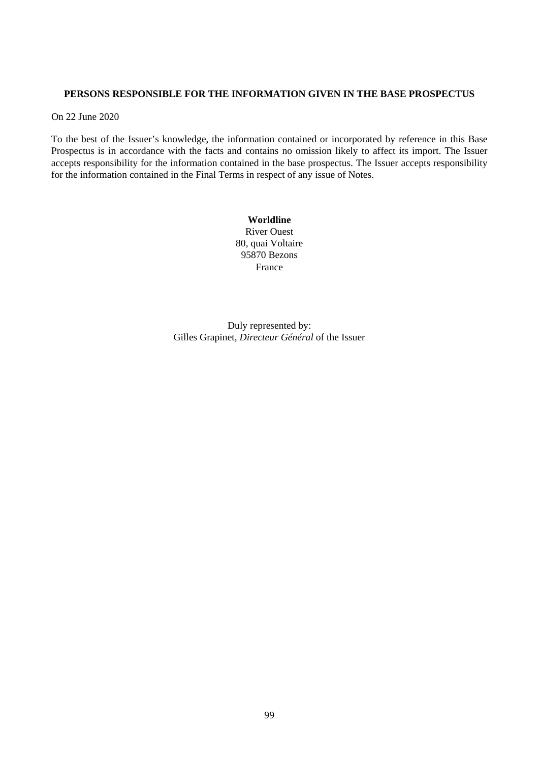## PERSONS RESPONSIBLE FOR THE INFORMATION GIVEN IN THE BASE PROSPECTUS

On 22 June 2020

To the best of the Issuer's knowledge, the information contained or incorporated by reference in this Base Prospectus is in accordance with the facts and contains no omission likely to affect its import. The Issuer accepts responsibility for the information contained in the base prospectus. The Issuer accepts responsibility for the information contained in the Final Terms in respect of any issue of Notes.

**Worldline**
River Ouest
80, quai Voltaire
95870 Bezons
France

Duly represented by:
Gilles Grapinet, *Directeur Général* of the Issuer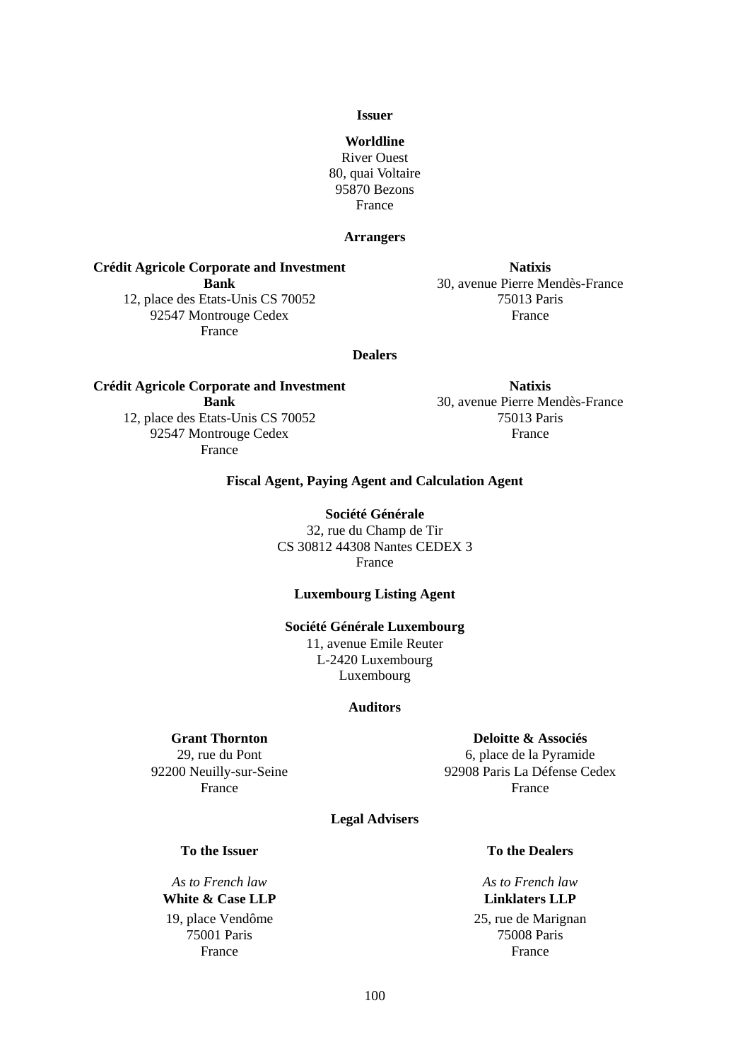**Issuer**

**Worldline**
River Ouest
80, quai Voltaire
95870 Bezons
France

**Arrangers**

**Crédit Agricole Corporate and Investment Bank**
12, place des Etats-Unis CS 70052
92547 Montrouge Cedex
France

**Natixis**
30, avenue Pierre Mendès-France
75013 Paris
France

**Dealers**

**Crédit Agricole Corporate and Investment Bank**
12, place des Etats-Unis CS 70052
92547 Montrouge Cedex
France

**Natixis**
30, avenue Pierre Mendès-France
75013 Paris
France

**Fiscal Agent, Paying Agent and Calculation Agent**

**Société Générale**
32, rue du Champ de Tir
CS 30812 44308 Nantes CEDEX 3
France

**Luxembourg Listing Agent**

**Société Générale Luxembourg**
11, avenue Emile Reuter
L-2420 Luxembourg
Luxembourg

**Auditors**

**Grant Thornton**
29, rue du Pont
92200 Neuilly-sur-Seine
France

**Deloitte & Associés**
6, place de la Pyramide
92908 Paris La Défense Cedex
France

**Legal Advisers**

**To the Issuer**

*As to French law*
**White & Case LLP**
19, place Vendôme
75001 Paris
France

**To the Dealers**

*As to French law*
**Linklaters LLP**
25, rue de Marignan
75008 Paris
France